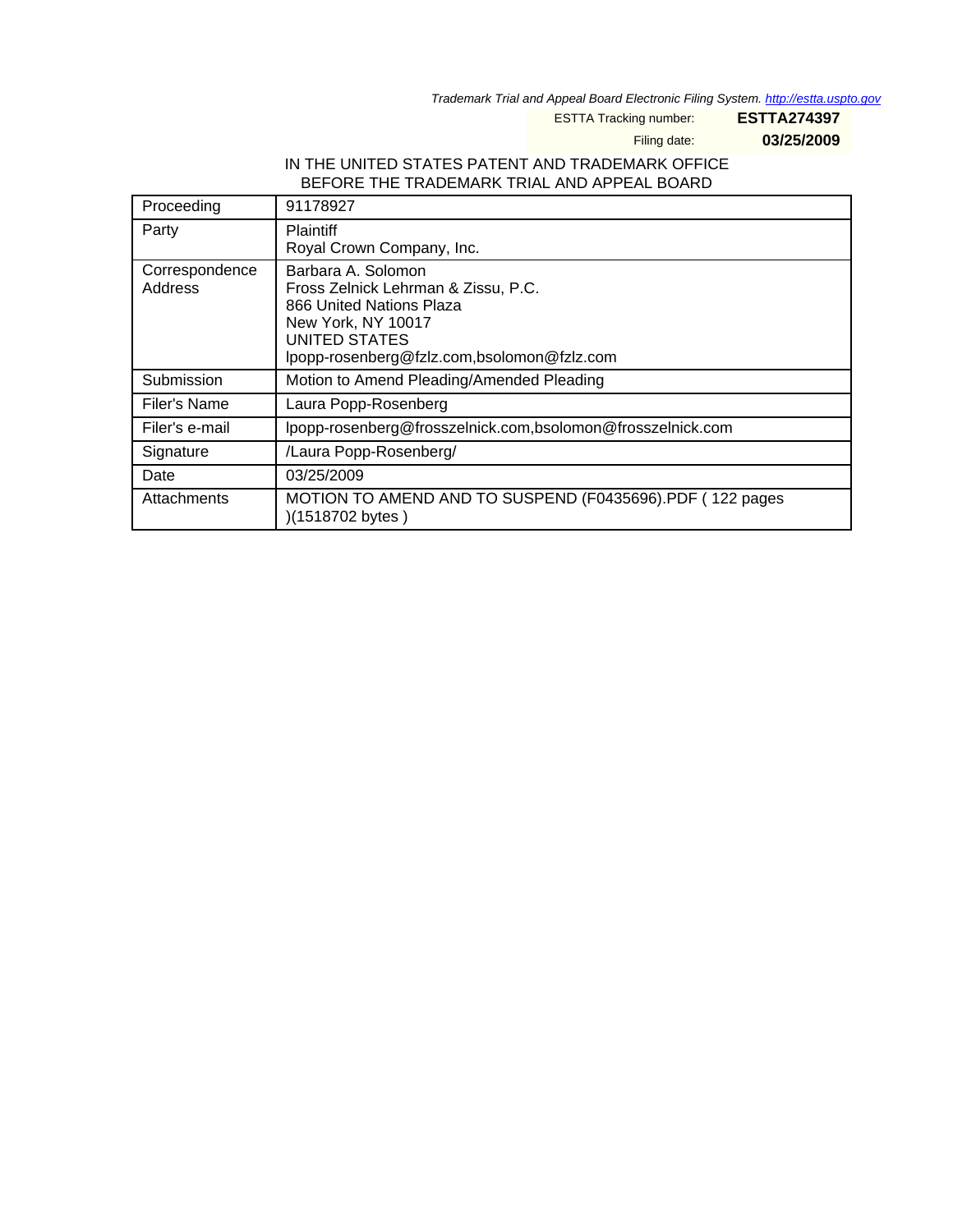*Trademark Trial and Appeal Board Electronic Filing System. http://estta.uspto.gov*

ESTTA Tracking number: **ESTTA274397**

Filing date: **03/25/2009**

IN THE UNITED STATES PATENT AND TRADEMARK OFFICE
BEFORE THE TRADEMARK TRIAL AND APPEAL BOARD

| | |
|---|---|
| Proceeding | 91178927 |
| Party | Plaintiff<br>Royal Crown Company, Inc. |
| Correspondence Address | Barbara A. Solomon<br>Fross Zelnick Lehrman & Zissu, P.C.<br>866 United Nations Plaza<br>New York, NY 10017<br>UNITED STATES<br>lpopp-rosenberg@fzlz.com,bsolomon@fzlz.com |
| Submission | Motion to Amend Pleading/Amended Pleading |
| Filer's Name | Laura Popp-Rosenberg |
| Filer's e-mail | lpopp-rosenberg@frosszelnick.com,bsolomon@frosszelnick.com |
| Signature | /Laura Popp-Rosenberg/ |
| Date | 03/25/2009 |
| Attachments | MOTION TO AMEND AND TO SUSPEND (F0435696).PDF ( 122 pages )(1518702 bytes ) |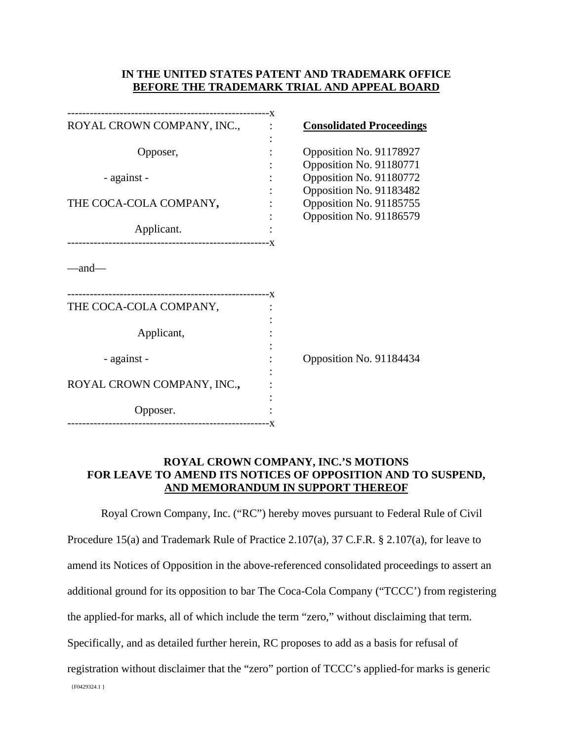**IN THE UNITED STATES PATENT AND TRADEMARK OFFICE**
**BEFORE THE TRADEMARK TRIAL AND APPEAL BOARD**

| | | |
|---|---|---|
| ROYAL CROWN COMPANY, INC., | : | **Consolidated Proceedings** |
| | : | |
| Opposer, | : | Opposition No. 91178927 |
| | : | Opposition No. 91180771 |
| - against - | : | Opposition No. 91180772 |
| | : | Opposition No. 91183482 |
| THE COCA-COLA COMPANY, | : | Opposition No. 91185755 |
| | : | Opposition No. 91186579 |
| Applicant. | : | |

—and—

| | | |
|---|---|---|
| THE COCA-COLA COMPANY, | : | |
| | : | |
| Applicant, | : | |
| | : | |
| - against - | : | Opposition No. 91184434 |
| | : | |
| ROYAL CROWN COMPANY, INC., | : | |
| | : | |
| Opposer. | : | |

**ROYAL CROWN COMPANY, INC.'S MOTIONS FOR LEAVE TO AMEND ITS NOTICES OF OPPOSITION AND TO SUSPEND, AND MEMORANDUM IN SUPPORT THEREOF**

Royal Crown Company, Inc. ("RC") hereby moves pursuant to Federal Rule of Civil Procedure 15(a) and Trademark Rule of Practice 2.107(a), 37 C.F.R. § 2.107(a), for leave to amend its Notices of Opposition in the above-referenced consolidated proceedings to assert an additional ground for its opposition to bar The Coca-Cola Company ("TCCC') from registering the applied-for marks, all of which include the term "zero," without disclaiming that term. Specifically, and as detailed further herein, RC proposes to add as a basis for refusal of registration without disclaimer that the "zero" portion of TCCC's applied-for marks is generic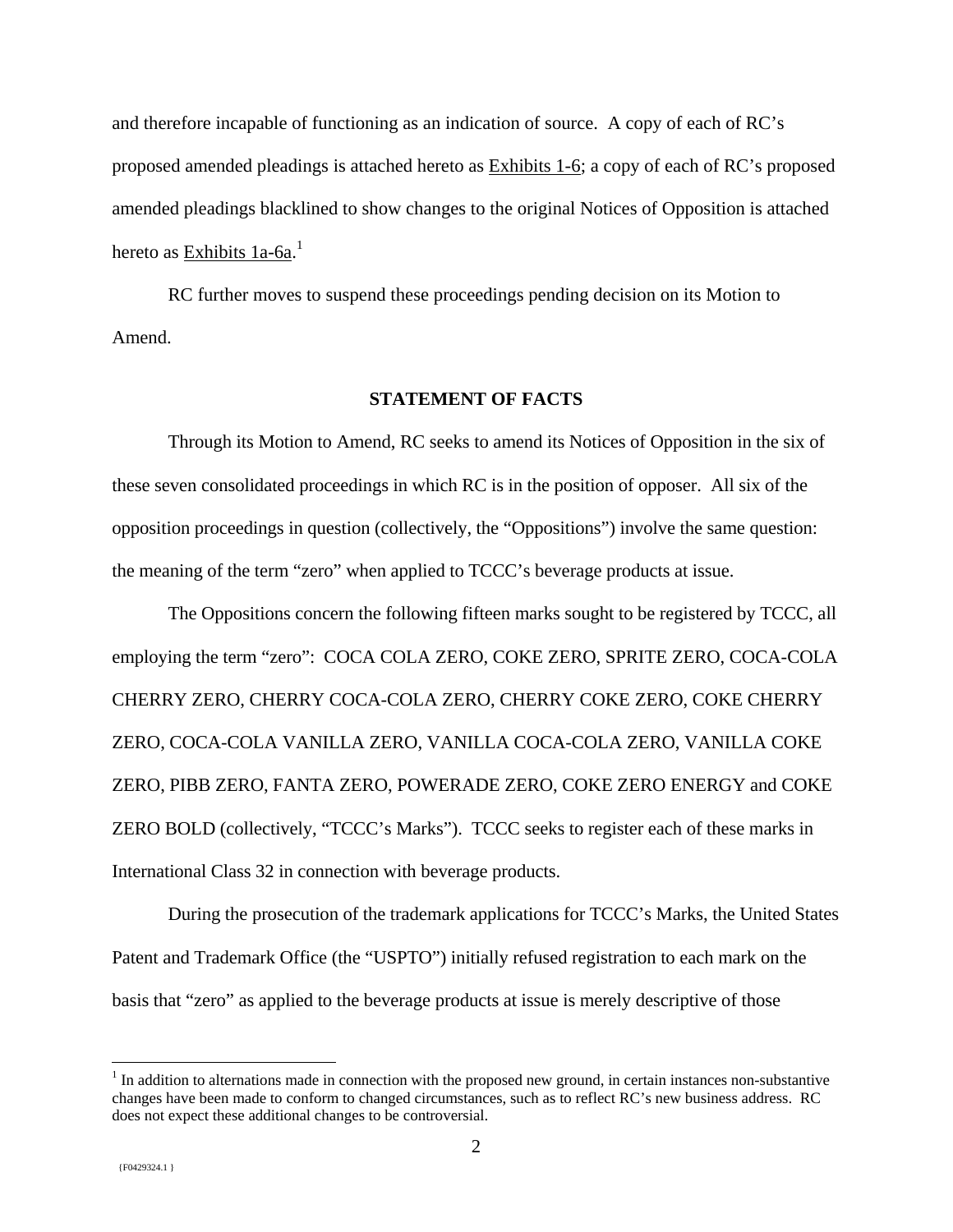and therefore incapable of functioning as an indication of source. A copy of each of RC's proposed amended pleadings is attached hereto as Exhibits 1-6; a copy of each of RC's proposed amended pleadings blacklined to show changes to the original Notices of Opposition is attached hereto as Exhibits 1a-6a.[1]

RC further moves to suspend these proceedings pending decision on its Motion to Amend.

## STATEMENT OF FACTS

Through its Motion to Amend, RC seeks to amend its Notices of Opposition in the six of these seven consolidated proceedings in which RC is in the position of opposer. All six of the opposition proceedings in question (collectively, the "Oppositions") involve the same question: the meaning of the term "zero" when applied to TCCC's beverage products at issue.

The Oppositions concern the following fifteen marks sought to be registered by TCCC, all employing the term "zero": COCA COLA ZERO, COKE ZERO, SPRITE ZERO, COCA-COLA CHERRY ZERO, CHERRY COCA-COLA ZERO, CHERRY COKE ZERO, COKE CHERRY ZERO, COCA-COLA VANILLA ZERO, VANILLA COCA-COLA ZERO, VANILLA COKE ZERO, PIBB ZERO, FANTA ZERO, POWERADE ZERO, COKE ZERO ENERGY and COKE ZERO BOLD (collectively, "TCCC's Marks"). TCCC seeks to register each of these marks in International Class 32 in connection with beverage products.

During the prosecution of the trademark applications for TCCC's Marks, the United States Patent and Trademark Office (the "USPTO") initially refused registration to each mark on the basis that "zero" as applied to the beverage products at issue is merely descriptive of those

[1] In addition to alternations made in connection with the proposed new ground, in certain instances non-substantive changes have been made to conform to changed circumstances, such as to reflect RC's new business address. RC does not expect these additional changes to be controversial.

{F0429324.1 }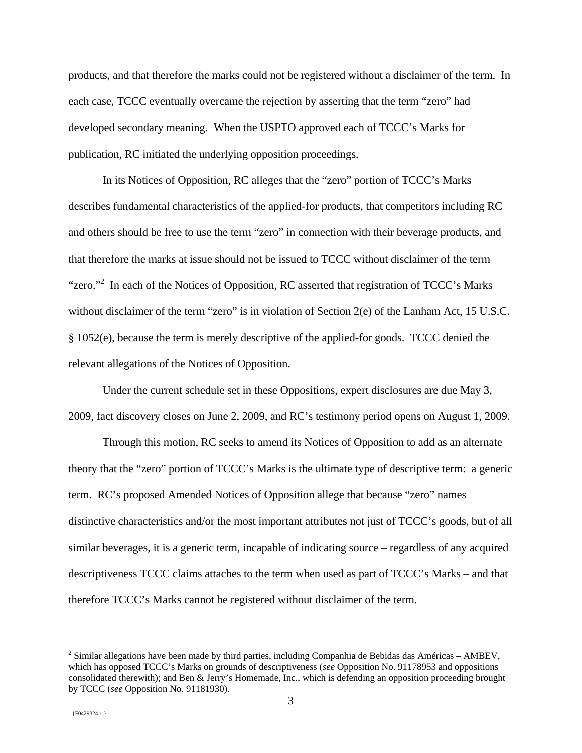products, and that therefore the marks could not be registered without a disclaimer of the term. In each case, TCCC eventually overcame the rejection by asserting that the term "zero" had developed secondary meaning. When the USPTO approved each of TCCC's Marks for publication, RC initiated the underlying opposition proceedings.

In its Notices of Opposition, RC alleges that the "zero" portion of TCCC's Marks describes fundamental characteristics of the applied-for products, that competitors including RC and others should be free to use the term "zero" in connection with their beverage products, and that therefore the marks at issue should not be issued to TCCC without disclaimer of the term "zero."[2] In each of the Notices of Opposition, RC asserted that registration of TCCC's Marks without disclaimer of the term "zero" is in violation of Section 2(e) of the Lanham Act, 15 U.S.C. § 1052(e), because the term is merely descriptive of the applied-for goods. TCCC denied the relevant allegations of the Notices of Opposition.

Under the current schedule set in these Oppositions, expert disclosures are due May 3, 2009, fact discovery closes on June 2, 2009, and RC's testimony period opens on August 1, 2009.

Through this motion, RC seeks to amend its Notices of Opposition to add as an alternate theory that the "zero" portion of TCCC's Marks is the ultimate type of descriptive term: a generic term. RC's proposed Amended Notices of Opposition allege that because "zero" names distinctive characteristics and/or the most important attributes not just of TCCC's goods, but of all similar beverages, it is a generic term, incapable of indicating source – regardless of any acquired descriptiveness TCCC claims attaches to the term when used as part of TCCC's Marks – and that therefore TCCC's Marks cannot be registered without disclaimer of the term.

---

[2] Similar allegations have been made by third parties, including Companhia de Bebidas das Américas – AMBEV, which has opposed TCCC's Marks on grounds of descriptiveness (*see* Opposition No. 91178953 and oppositions consolidated therewith); and Ben & Jerry's Homemade, Inc., which is defending an opposition proceeding brought by TCCC (*see* Opposition No. 91181930).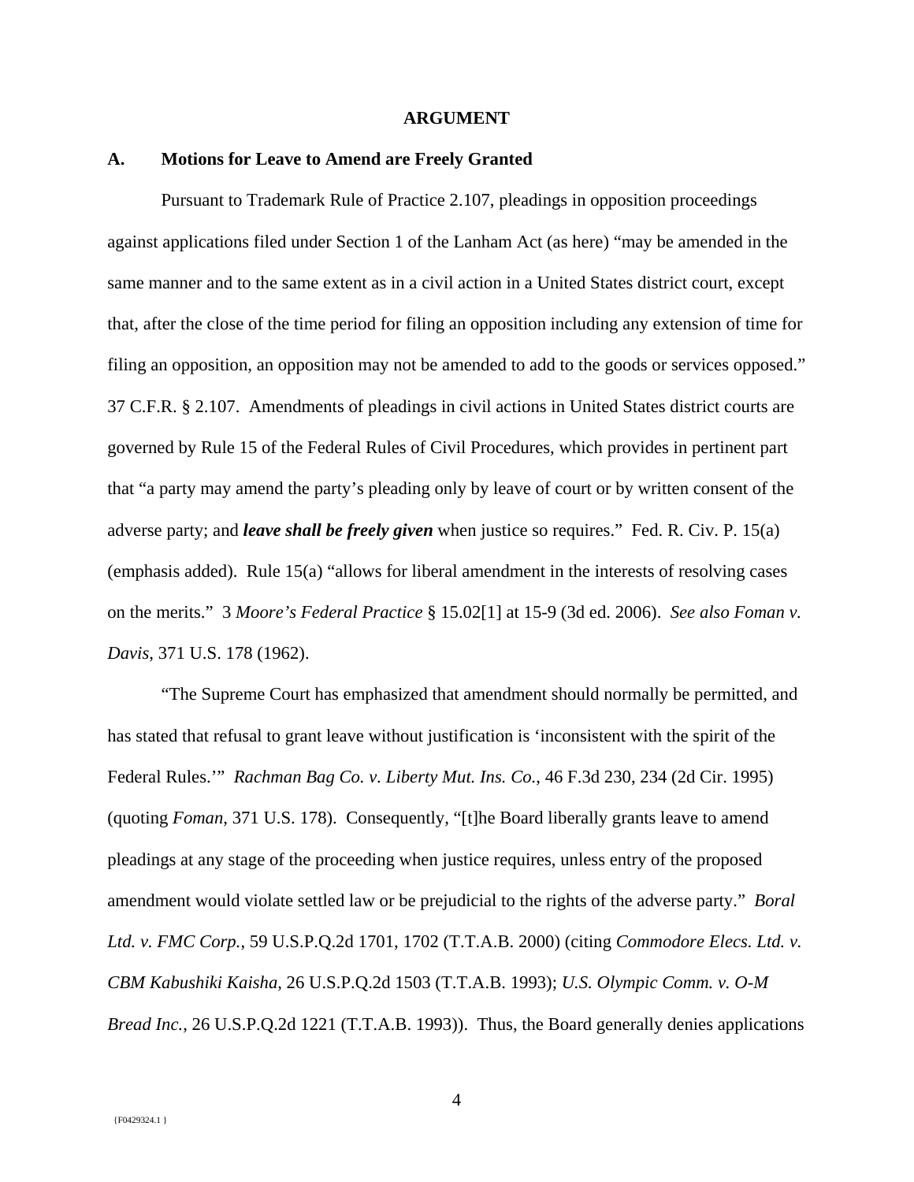## ARGUMENT

### A. Motions for Leave to Amend are Freely Granted

Pursuant to Trademark Rule of Practice 2.107, pleadings in opposition proceedings against applications filed under Section 1 of the Lanham Act (as here) "may be amended in the same manner and to the same extent as in a civil action in a United States district court, except that, after the close of the time period for filing an opposition including any extension of time for filing an opposition, an opposition may not be amended to add to the goods or services opposed." 37 C.F.R. § 2.107. Amendments of pleadings in civil actions in United States district courts are governed by Rule 15 of the Federal Rules of Civil Procedures, which provides in pertinent part that "a party may amend the party's pleading only by leave of court or by written consent of the adverse party; and ***leave shall be freely given*** when justice so requires." Fed. R. Civ. P. 15(a) (emphasis added). Rule 15(a) "allows for liberal amendment in the interests of resolving cases on the merits." 3 *Moore's Federal Practice* § 15.02[1] at 15-9 (3d ed. 2006). *See also Foman v. Davis*, 371 U.S. 178 (1962).

"The Supreme Court has emphasized that amendment should normally be permitted, and has stated that refusal to grant leave without justification is 'inconsistent with the spirit of the Federal Rules.'" *Rachman Bag Co. v. Liberty Mut. Ins. Co.*, 46 F.3d 230, 234 (2d Cir. 1995) (quoting *Foman*, 371 U.S. 178). Consequently, "[t]he Board liberally grants leave to amend pleadings at any stage of the proceeding when justice requires, unless entry of the proposed amendment would violate settled law or be prejudicial to the rights of the adverse party." *Boral Ltd. v. FMC Corp.*, 59 U.S.P.Q.2d 1701, 1702 (T.T.A.B. 2000) (citing *Commodore Elecs. Ltd. v. CBM Kabushiki Kaisha*, 26 U.S.P.Q.2d 1503 (T.T.A.B. 1993); *U.S. Olympic Comm. v. O-M Bread Inc.*, 26 U.S.P.Q.2d 1221 (T.T.A.B. 1993)). Thus, the Board generally denies applications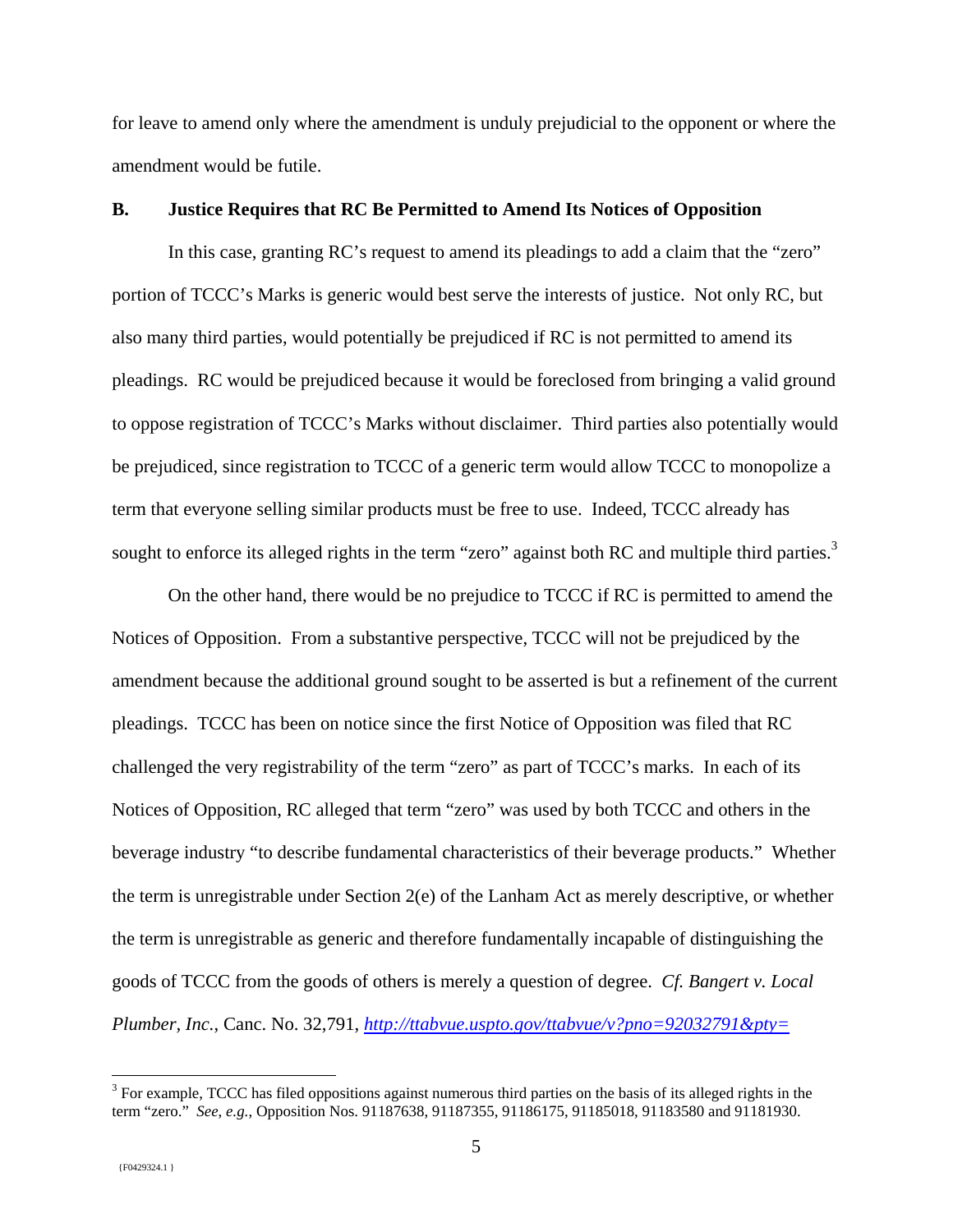for leave to amend only where the amendment is unduly prejudicial to the opponent or where the amendment would be futile.

**B. Justice Requires that RC Be Permitted to Amend Its Notices of Opposition**

In this case, granting RC's request to amend its pleadings to add a claim that the "zero" portion of TCCC's Marks is generic would best serve the interests of justice. Not only RC, but also many third parties, would potentially be prejudiced if RC is not permitted to amend its pleadings. RC would be prejudiced because it would be foreclosed from bringing a valid ground to oppose registration of TCCC's Marks without disclaimer. Third parties also potentially would be prejudiced, since registration to TCCC of a generic term would allow TCCC to monopolize a term that everyone selling similar products must be free to use. Indeed, TCCC already has sought to enforce its alleged rights in the term "zero" against both RC and multiple third parties.[3]

On the other hand, there would be no prejudice to TCCC if RC is permitted to amend the Notices of Opposition. From a substantive perspective, TCCC will not be prejudiced by the amendment because the additional ground sought to be asserted is but a refinement of the current pleadings. TCCC has been on notice since the first Notice of Opposition was filed that RC challenged the very registrability of the term "zero" as part of TCCC's marks. In each of its Notices of Opposition, RC alleged that term "zero" was used by both TCCC and others in the beverage industry "to describe fundamental characteristics of their beverage products." Whether the term is unregistrable under Section 2(e) of the Lanham Act as merely descriptive, or whether the term is unregistrable as generic and therefore fundamentally incapable of distinguishing the goods of TCCC from the goods of others is merely a question of degree. *Cf. Bangert v. Local Plumber, Inc.*, Canc. No. 32,791, http://ttabvue.uspto.gov/ttabvue/v?pno=92032791&pty=

[3] For example, TCCC has filed oppositions against numerous third parties on the basis of its alleged rights in the term "zero." *See, e.g.*, Opposition Nos. 91187638, 91187355, 91186175, 91185018, 91183580 and 91181930.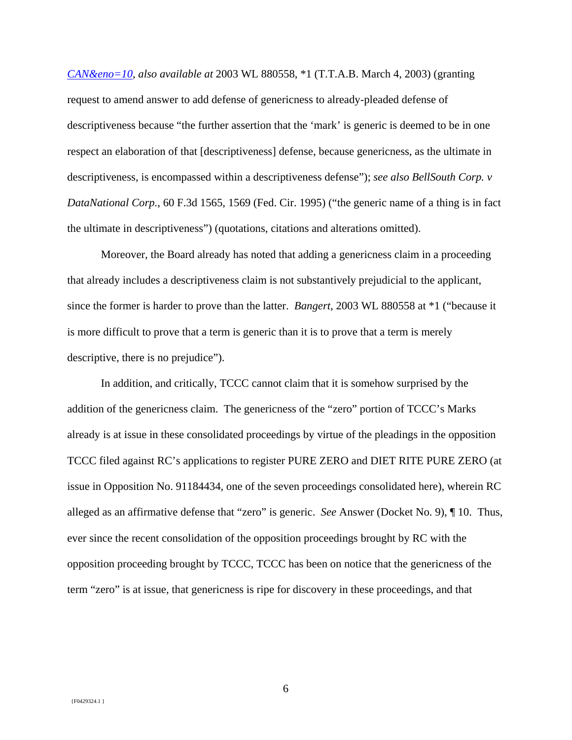*CAN&eno=10*, *also available at* 2003 WL 880558, *1 (T.T.A.B. March 4, 2003) (granting request to amend answer to add defense of genericness to already-pleaded defense of descriptiveness because "the further assertion that the 'mark' is generic is deemed to be in one respect an elaboration of that [descriptiveness] defense, because genericness, as the ultimate in descriptiveness, is encompassed within a descriptiveness defense"); *see also BellSouth Corp. v DataNational Corp.*, 60 F.3d 1565, 1569 (Fed. Cir. 1995) ("the generic name of a thing is in fact the ultimate in descriptiveness") (quotations, citations and alterations omitted).

Moreover, the Board already has noted that adding a genericness claim in a proceeding that already includes a descriptiveness claim is not substantively prejudicial to the applicant, since the former is harder to prove than the latter. *Bangert*, 2003 WL 880558 at *1 ("because it is more difficult to prove that a term is generic than it is to prove that a term is merely descriptive, there is no prejudice").

In addition, and critically, TCCC cannot claim that it is somehow surprised by the addition of the genericness claim. The genericness of the "zero" portion of TCCC's Marks already is at issue in these consolidated proceedings by virtue of the pleadings in the opposition TCCC filed against RC's applications to register PURE ZERO and DIET RITE PURE ZERO (at issue in Opposition No. 91184434, one of the seven proceedings consolidated here), wherein RC alleged as an affirmative defense that "zero" is generic. *See* Answer (Docket No. 9), ¶ 10. Thus, ever since the recent consolidation of the opposition proceedings brought by RC with the opposition proceeding brought by TCCC, TCCC has been on notice that the genericness of the term "zero" is at issue, that genericness is ripe for discovery in these proceedings, and that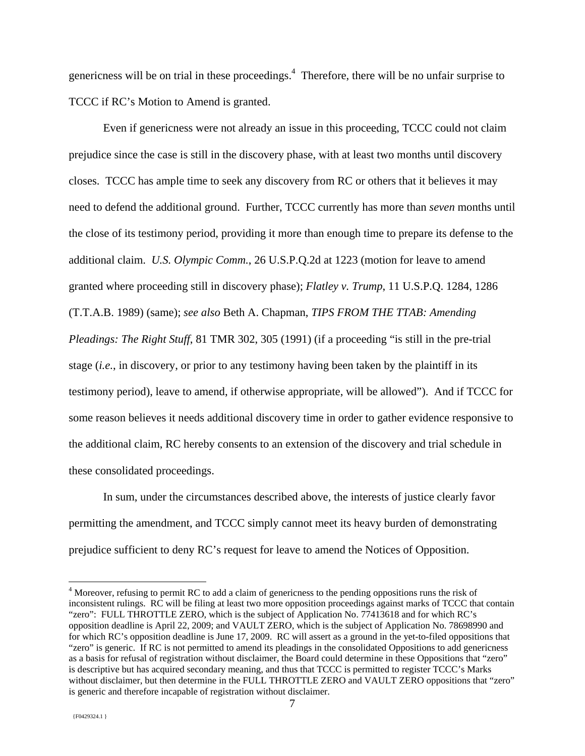genericness will be on trial in these proceedings.[4] Therefore, there will be no unfair surprise to TCCC if RC's Motion to Amend is granted.

Even if genericness were not already an issue in this proceeding, TCCC could not claim prejudice since the case is still in the discovery phase, with at least two months until discovery closes. TCCC has ample time to seek any discovery from RC or others that it believes it may need to defend the additional ground. Further, TCCC currently has more than *seven* months until the close of its testimony period, providing it more than enough time to prepare its defense to the additional claim. *U.S. Olympic Comm.*, 26 U.S.P.Q.2d at 1223 (motion for leave to amend granted where proceeding still in discovery phase); *Flatley v. Trump*, 11 U.S.P.Q. 1284, 1286 (T.T.A.B. 1989) (same); *see also* Beth A. Chapman, *TIPS FROM THE TTAB: Amending Pleadings: The Right Stuff*, 81 TMR 302, 305 (1991) (if a proceeding "is still in the pre-trial stage (*i.e.*, in discovery, or prior to any testimony having been taken by the plaintiff in its testimony period), leave to amend, if otherwise appropriate, will be allowed"). And if TCCC for some reason believes it needs additional discovery time in order to gather evidence responsive to the additional claim, RC hereby consents to an extension of the discovery and trial schedule in these consolidated proceedings.

In sum, under the circumstances described above, the interests of justice clearly favor permitting the amendment, and TCCC simply cannot meet its heavy burden of demonstrating prejudice sufficient to deny RC's request for leave to amend the Notices of Opposition.

---

[4] Moreover, refusing to permit RC to add a claim of genericness to the pending oppositions runs the risk of inconsistent rulings. RC will be filing at least two more opposition proceedings against marks of TCCC that contain "zero": FULL THROTTLE ZERO, which is the subject of Application No. 77413618 and for which RC's opposition deadline is April 22, 2009; and VAULT ZERO, which is the subject of Application No. 78698990 and for which RC's opposition deadline is June 17, 2009. RC will assert as a ground in the yet-to-filed oppositions that "zero" is generic. If RC is not permitted to amend its pleadings in the consolidated Oppositions to add genericness as a basis for refusal of registration without disclaimer, the Board could determine in these Oppositions that "zero" is descriptive but has acquired secondary meaning, and thus that TCCC is permitted to register TCCC's Marks without disclaimer, but then determine in the FULL THROTTLE ZERO and VAULT ZERO oppositions that "zero" is generic and therefore incapable of registration without disclaimer.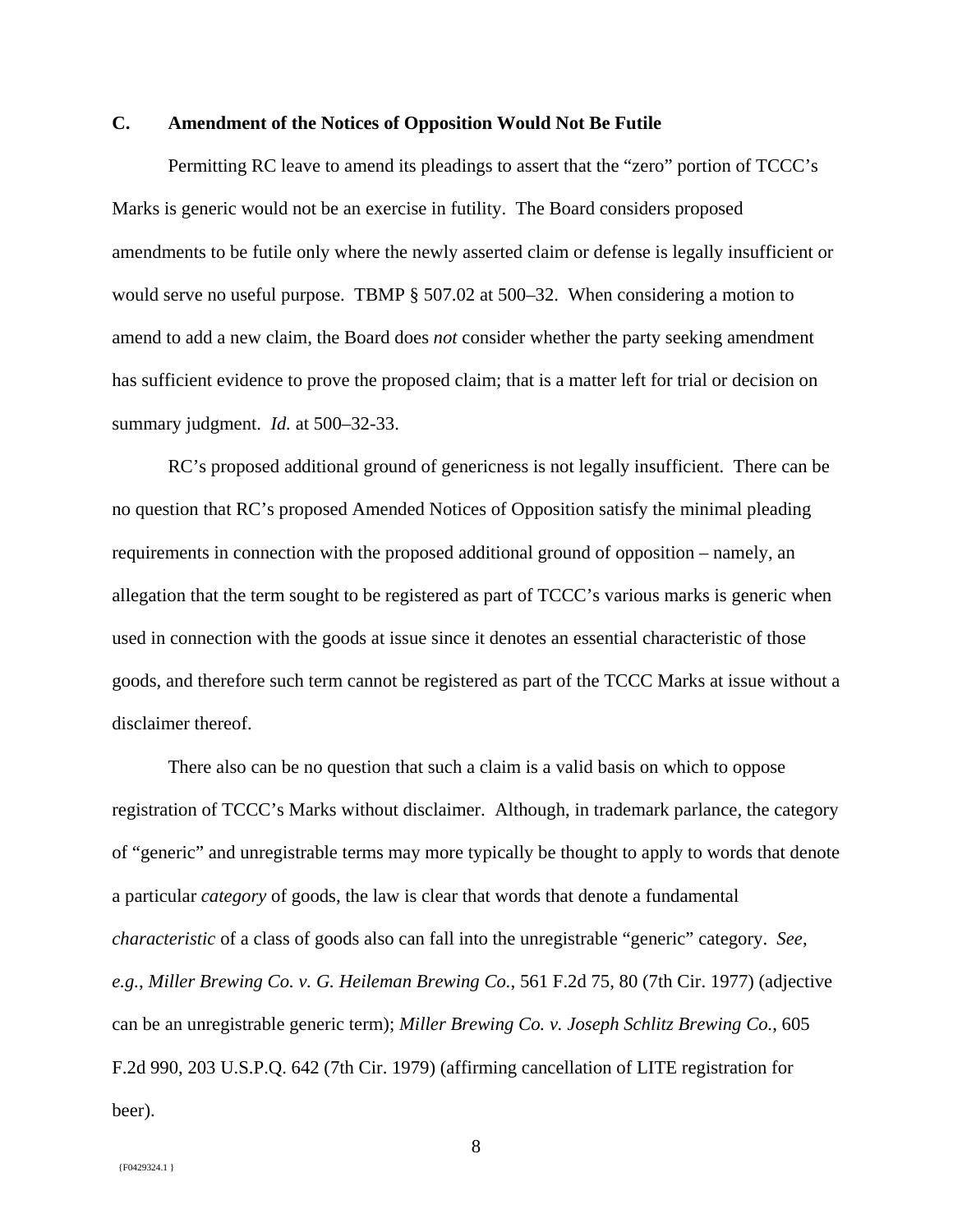### C. Amendment of the Notices of Opposition Would Not Be Futile

Permitting RC leave to amend its pleadings to assert that the "zero" portion of TCCC's Marks is generic would not be an exercise in futility. The Board considers proposed amendments to be futile only where the newly asserted claim or defense is legally insufficient or would serve no useful purpose. TBMP § 507.02 at 500–32. When considering a motion to amend to add a new claim, the Board does *not* consider whether the party seeking amendment has sufficient evidence to prove the proposed claim; that is a matter left for trial or decision on summary judgment. *Id.* at 500–32-33.

RC's proposed additional ground of genericness is not legally insufficient. There can be no question that RC's proposed Amended Notices of Opposition satisfy the minimal pleading requirements in connection with the proposed additional ground of opposition – namely, an allegation that the term sought to be registered as part of TCCC's various marks is generic when used in connection with the goods at issue since it denotes an essential characteristic of those goods, and therefore such term cannot be registered as part of the TCCC Marks at issue without a disclaimer thereof.

There also can be no question that such a claim is a valid basis on which to oppose registration of TCCC's Marks without disclaimer. Although, in trademark parlance, the category of "generic" and unregistrable terms may more typically be thought to apply to words that denote a particular *category* of goods, the law is clear that words that denote a fundamental *characteristic* of a class of goods also can fall into the unregistrable "generic" category. *See, e.g.*, *Miller Brewing Co. v. G. Heileman Brewing Co.*, 561 F.2d 75, 80 (7th Cir. 1977) (adjective can be an unregistrable generic term); *Miller Brewing Co. v. Joseph Schlitz Brewing Co.*, 605 F.2d 990, 203 U.S.P.Q. 642 (7th Cir. 1979) (affirming cancellation of LITE registration for beer).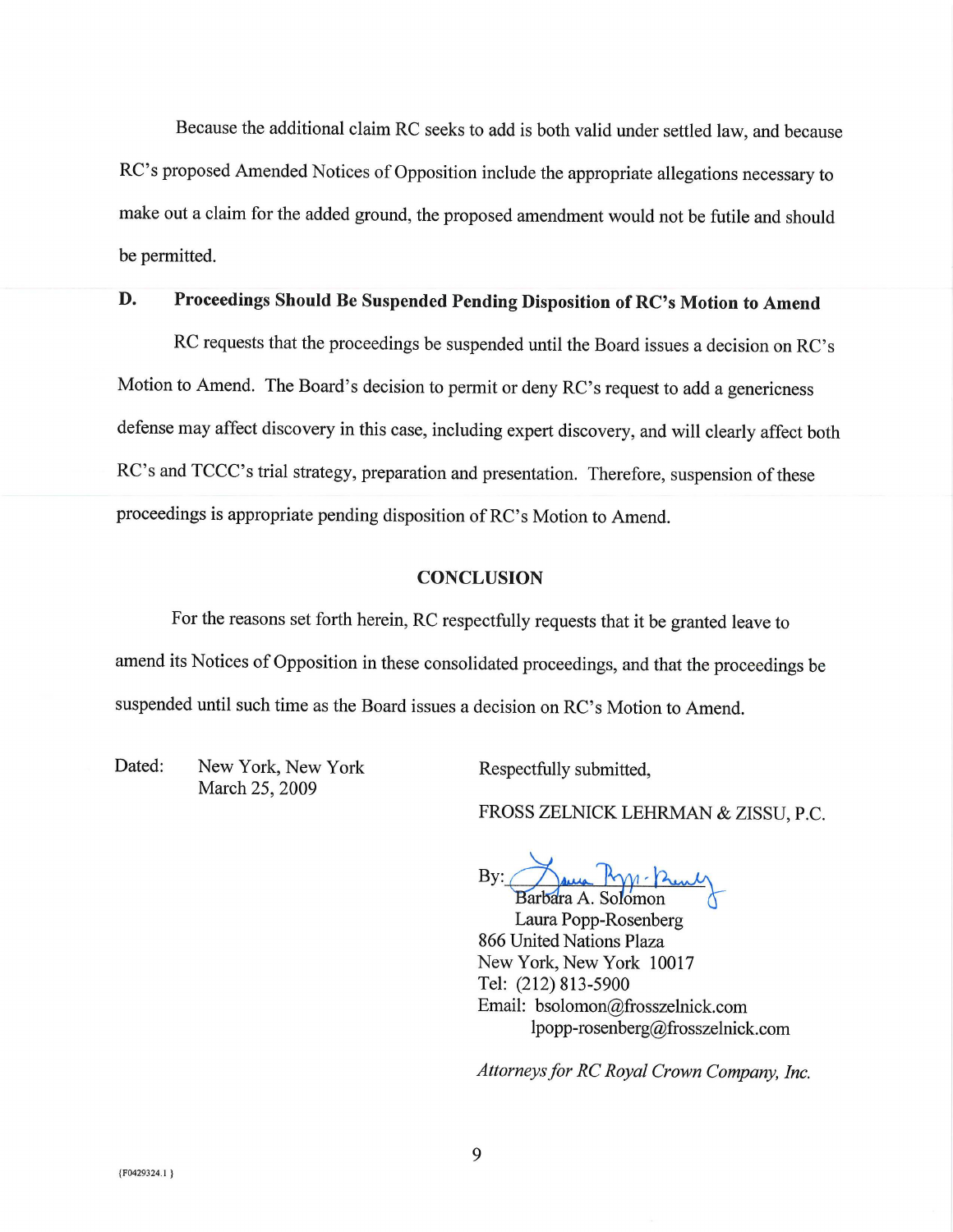Because the additional claim RC seeks to add is both valid under settled law, and because RC's proposed Amended Notices of Opposition include the appropriate allegations necessary to make out a claim for the added ground, the proposed amendment would not be futile and should be permitted.

## D. Proceedings Should Be Suspended Pending Disposition of RC's Motion to Amend

RC requests that the proceedings be suspended until the Board issues a decision on RC's Motion to Amend. The Board's decision to permit or deny RC's request to add a genericness defense may affect discovery in this case, including expert discovery, and will clearly affect both RC's and TCCC's trial strategy, preparation and presentation. Therefore, suspension of these proceedings is appropriate pending disposition of RC's Motion to Amend.

## CONCLUSION

For the reasons set forth herein, RC respectfully requests that it be granted leave to amend its Notices of Opposition in these consolidated proceedings, and that the proceedings be suspended until such time as the Board issues a decision on RC's Motion to Amend.

Dated: New York, New York
March 25, 2009

Respectfully submitted,

FROSS ZELNICK LEHRMAN & ZISSU, P.C.

By: Barbara A. Solomon
Laura Popp-Rosenberg
866 United Nations Plaza
New York, New York 10017
Tel: (212) 813-5900
Email: bsolomon@frosszelnick.com
lpopp-rosenberg@frosszelnick.com

*Attorneys for RC Royal Crown Company, Inc.*

{F0429324.1 }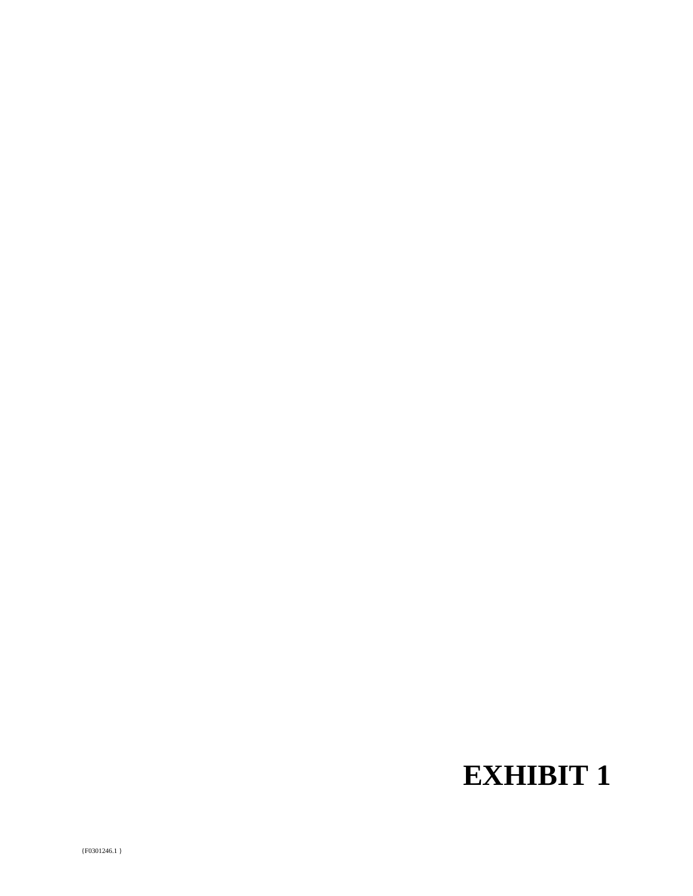# EXHIBIT 1

{F0301246.1 }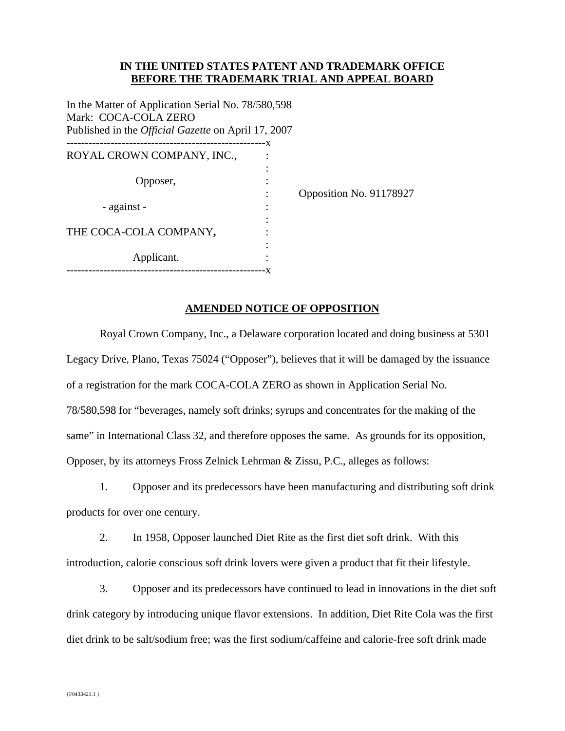**IN THE UNITED STATES PATENT AND TRADEMARK OFFICE**
**BEFORE THE TRADEMARK TRIAL AND APPEAL BOARD**

In the Matter of Application Serial No. 78/580,598
Mark: COCA-COLA ZERO
Published in the *Official Gazette* on April 17, 2007

| | | |
|---|---|---|
| ROYAL CROWN COMPANY, INC., | : | |
| Opposer, | : | |
| | : | Opposition No. 91178927 |
| - against - | : | |
| THE COCA-COLA COMPANY**,** | : | |
| Applicant. | : | |

## AMENDED NOTICE OF OPPOSITION

Royal Crown Company, Inc., a Delaware corporation located and doing business at 5301 Legacy Drive, Plano, Texas 75024 ("Opposer"), believes that it will be damaged by the issuance of a registration for the mark COCA-COLA ZERO as shown in Application Serial No. 78/580,598 for "beverages, namely soft drinks; syrups and concentrates for the making of the same" in International Class 32, and therefore opposes the same. As grounds for its opposition, Opposer, by its attorneys Fross Zelnick Lehrman & Zissu, P.C., alleges as follows:

1. Opposer and its predecessors have been manufacturing and distributing soft drink products for over one century.

2. In 1958, Opposer launched Diet Rite as the first diet soft drink. With this introduction, calorie conscious soft drink lovers were given a product that fit their lifestyle.

3. Opposer and its predecessors have continued to lead in innovations in the diet soft drink category by introducing unique flavor extensions. In addition, Diet Rite Cola was the first diet drink to be salt/sodium free; was the first sodium/caffeine and calorie-free soft drink made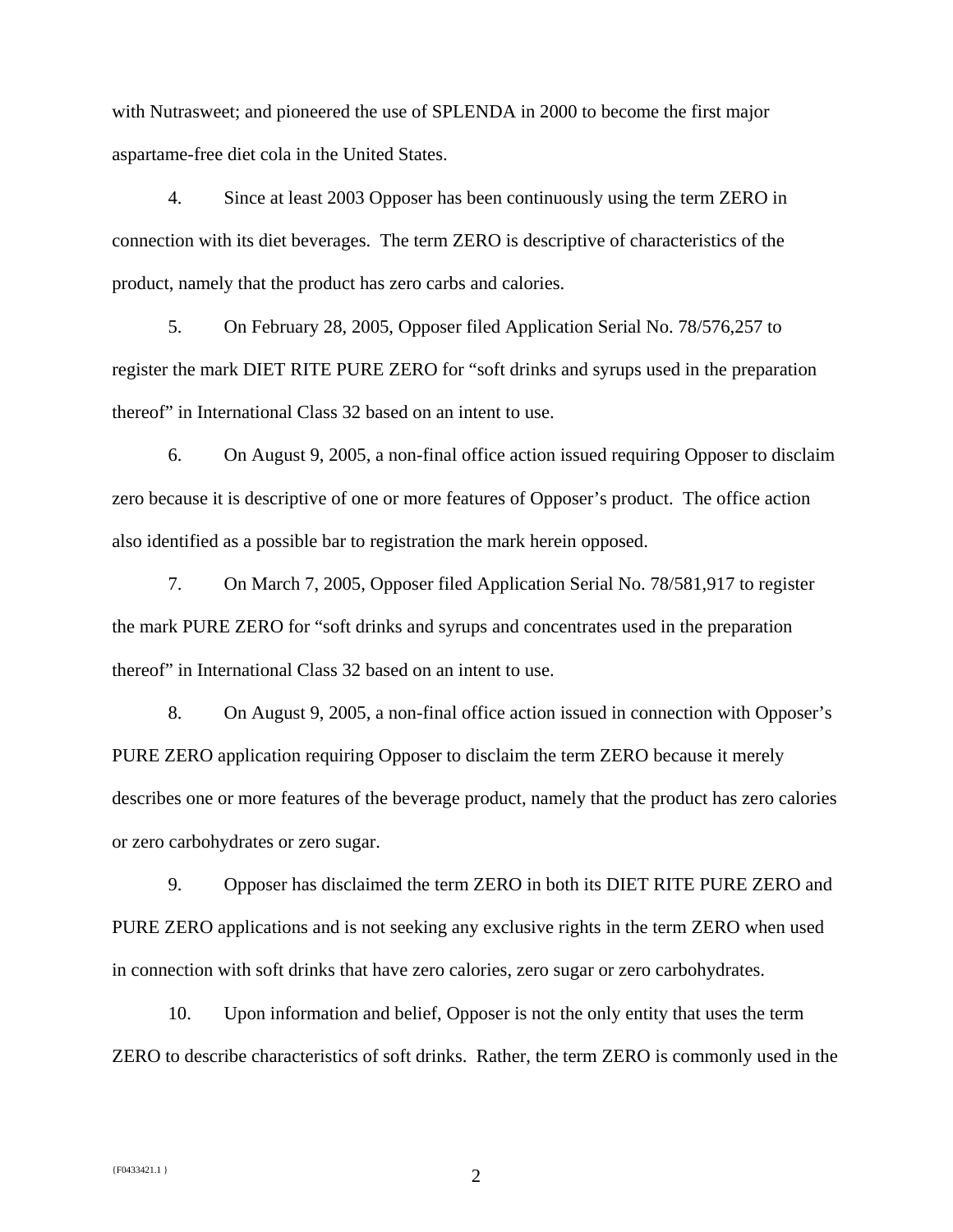with Nutrasweet; and pioneered the use of SPLENDA in 2000 to become the first major aspartame-free diet cola in the United States.

4. Since at least 2003 Opposer has been continuously using the term ZERO in connection with its diet beverages. The term ZERO is descriptive of characteristics of the product, namely that the product has zero carbs and calories.

5. On February 28, 2005, Opposer filed Application Serial No. 78/576,257 to register the mark DIET RITE PURE ZERO for "soft drinks and syrups used in the preparation thereof" in International Class 32 based on an intent to use.

6. On August 9, 2005, a non-final office action issued requiring Opposer to disclaim zero because it is descriptive of one or more features of Opposer's product. The office action also identified as a possible bar to registration the mark herein opposed.

7. On March 7, 2005, Opposer filed Application Serial No. 78/581,917 to register the mark PURE ZERO for "soft drinks and syrups and concentrates used in the preparation thereof" in International Class 32 based on an intent to use.

8. On August 9, 2005, a non-final office action issued in connection with Opposer's PURE ZERO application requiring Opposer to disclaim the term ZERO because it merely describes one or more features of the beverage product, namely that the product has zero calories or zero carbohydrates or zero sugar.

9. Opposer has disclaimed the term ZERO in both its DIET RITE PURE ZERO and PURE ZERO applications and is not seeking any exclusive rights in the term ZERO when used in connection with soft drinks that have zero calories, zero sugar or zero carbohydrates.

10. Upon information and belief, Opposer is not the only entity that uses the term ZERO to describe characteristics of soft drinks. Rather, the term ZERO is commonly used in the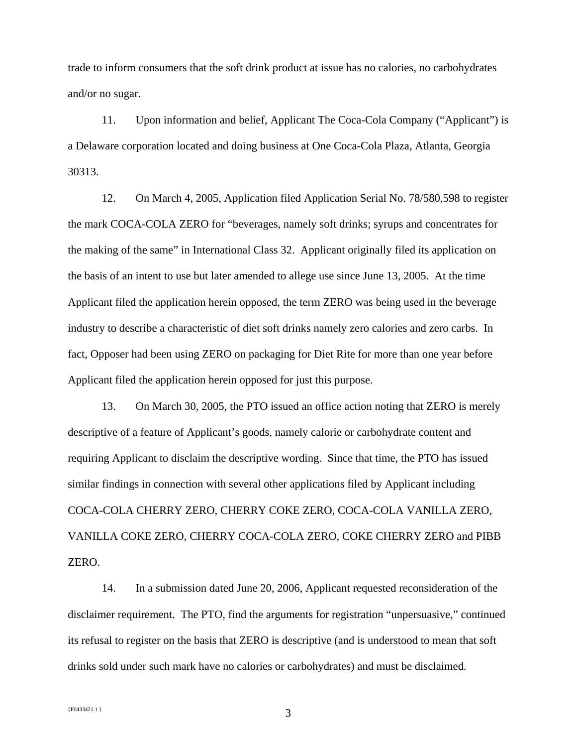trade to inform consumers that the soft drink product at issue has no calories, no carbohydrates and/or no sugar.

11. Upon information and belief, Applicant The Coca-Cola Company ("Applicant") is a Delaware corporation located and doing business at One Coca-Cola Plaza, Atlanta, Georgia 30313.

12. On March 4, 2005, Application filed Application Serial No. 78/580,598 to register the mark COCA-COLA ZERO for "beverages, namely soft drinks; syrups and concentrates for the making of the same" in International Class 32. Applicant originally filed its application on the basis of an intent to use but later amended to allege use since June 13, 2005. At the time Applicant filed the application herein opposed, the term ZERO was being used in the beverage industry to describe a characteristic of diet soft drinks namely zero calories and zero carbs. In fact, Opposer had been using ZERO on packaging for Diet Rite for more than one year before Applicant filed the application herein opposed for just this purpose.

13. On March 30, 2005, the PTO issued an office action noting that ZERO is merely descriptive of a feature of Applicant's goods, namely calorie or carbohydrate content and requiring Applicant to disclaim the descriptive wording. Since that time, the PTO has issued similar findings in connection with several other applications filed by Applicant including COCA-COLA CHERRY ZERO, CHERRY COKE ZERO, COCA-COLA VANILLA ZERO, VANILLA COKE ZERO, CHERRY COCA-COLA ZERO, COKE CHERRY ZERO and PIBB ZERO.

14. In a submission dated June 20, 2006, Applicant requested reconsideration of the disclaimer requirement. The PTO, find the arguments for registration "unpersuasive," continued its refusal to register on the basis that ZERO is descriptive (and is understood to mean that soft drinks sold under such mark have no calories or carbohydrates) and must be disclaimed.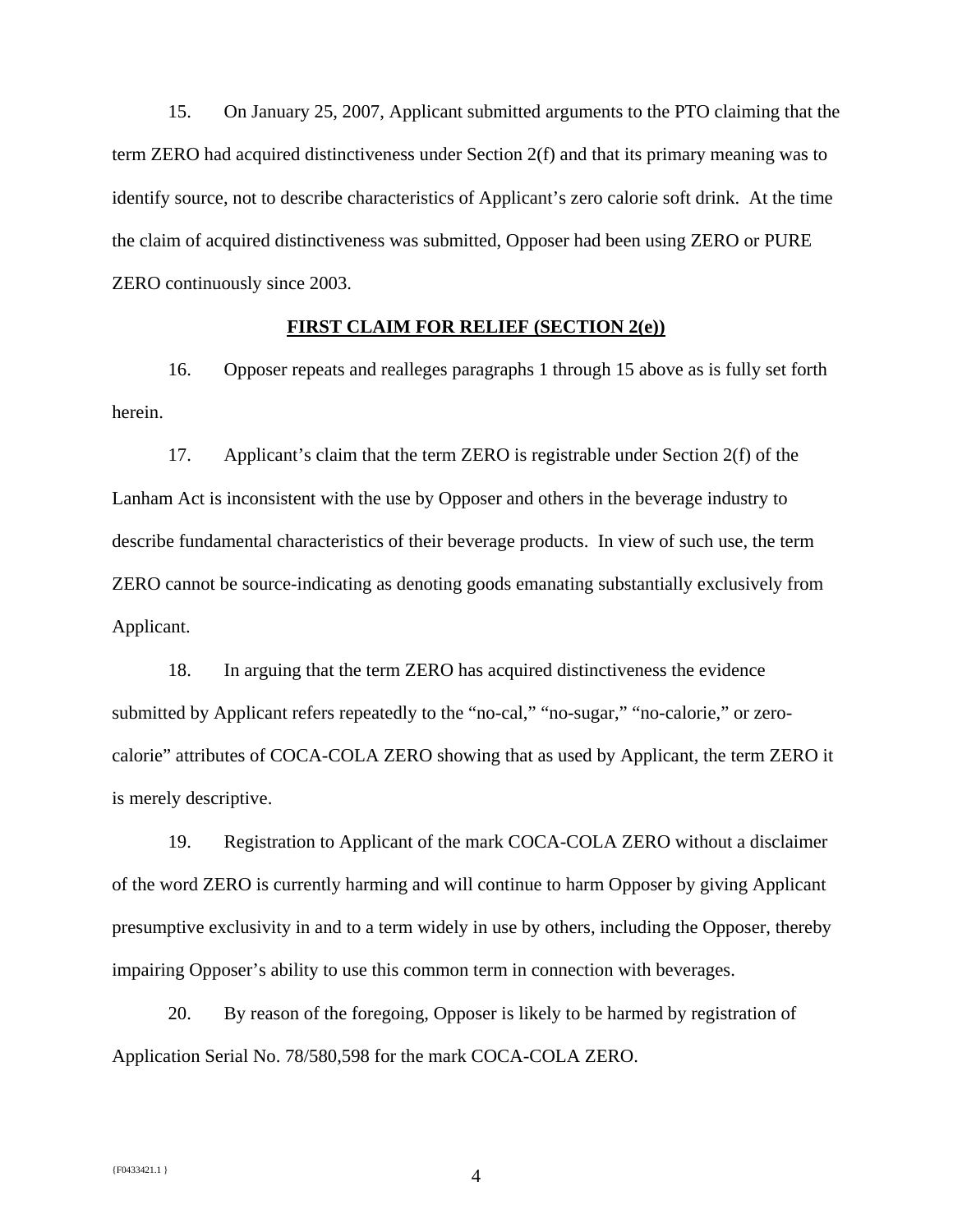15. On January 25, 2007, Applicant submitted arguments to the PTO claiming that the term ZERO had acquired distinctiveness under Section 2(f) and that its primary meaning was to identify source, not to describe characteristics of Applicant's zero calorie soft drink. At the time the claim of acquired distinctiveness was submitted, Opposer had been using ZERO or PURE ZERO continuously since 2003.

**FIRST CLAIM FOR RELIEF (SECTION 2(e))**

16. Opposer repeats and realleges paragraphs 1 through 15 above as is fully set forth herein.

17. Applicant's claim that the term ZERO is registrable under Section 2(f) of the Lanham Act is inconsistent with the use by Opposer and others in the beverage industry to describe fundamental characteristics of their beverage products. In view of such use, the term ZERO cannot be source-indicating as denoting goods emanating substantially exclusively from Applicant.

18. In arguing that the term ZERO has acquired distinctiveness the evidence submitted by Applicant refers repeatedly to the "no-cal," "no-sugar," "no-calorie," or zero-calorie" attributes of COCA-COLA ZERO showing that as used by Applicant, the term ZERO it is merely descriptive.

19. Registration to Applicant of the mark COCA-COLA ZERO without a disclaimer of the word ZERO is currently harming and will continue to harm Opposer by giving Applicant presumptive exclusivity in and to a term widely in use by others, including the Opposer, thereby impairing Opposer's ability to use this common term in connection with beverages.

20. By reason of the foregoing, Opposer is likely to be harmed by registration of Application Serial No. 78/580,598 for the mark COCA-COLA ZERO.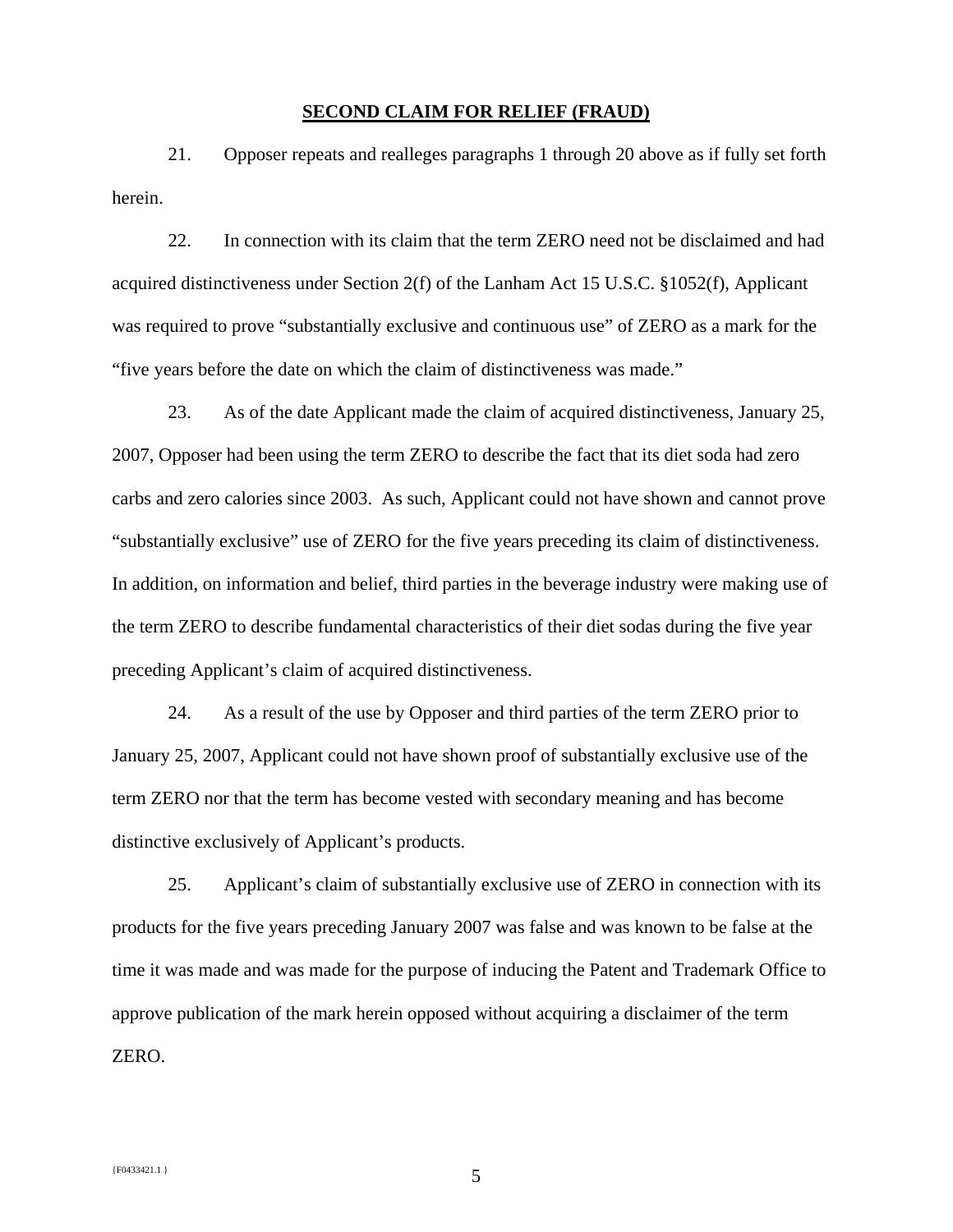## SECOND CLAIM FOR RELIEF (FRAUD)

21. Opposer repeats and realleges paragraphs 1 through 20 above as if fully set forth herein.

22. In connection with its claim that the term ZERO need not be disclaimed and had acquired distinctiveness under Section 2(f) of the Lanham Act 15 U.S.C. §1052(f), Applicant was required to prove "substantially exclusive and continuous use" of ZERO as a mark for the "five years before the date on which the claim of distinctiveness was made."

23. As of the date Applicant made the claim of acquired distinctiveness, January 25, 2007, Opposer had been using the term ZERO to describe the fact that its diet soda had zero carbs and zero calories since 2003. As such, Applicant could not have shown and cannot prove "substantially exclusive" use of ZERO for the five years preceding its claim of distinctiveness. In addition, on information and belief, third parties in the beverage industry were making use of the term ZERO to describe fundamental characteristics of their diet sodas during the five year preceding Applicant's claim of acquired distinctiveness.

24. As a result of the use by Opposer and third parties of the term ZERO prior to January 25, 2007, Applicant could not have shown proof of substantially exclusive use of the term ZERO nor that the term has become vested with secondary meaning and has become distinctive exclusively of Applicant's products.

25. Applicant's claim of substantially exclusive use of ZERO in connection with its products for the five years preceding January 2007 was false and was known to be false at the time it was made and was made for the purpose of inducing the Patent and Trademark Office to approve publication of the mark herein opposed without acquiring a disclaimer of the term ZERO.

{F0433421.1 }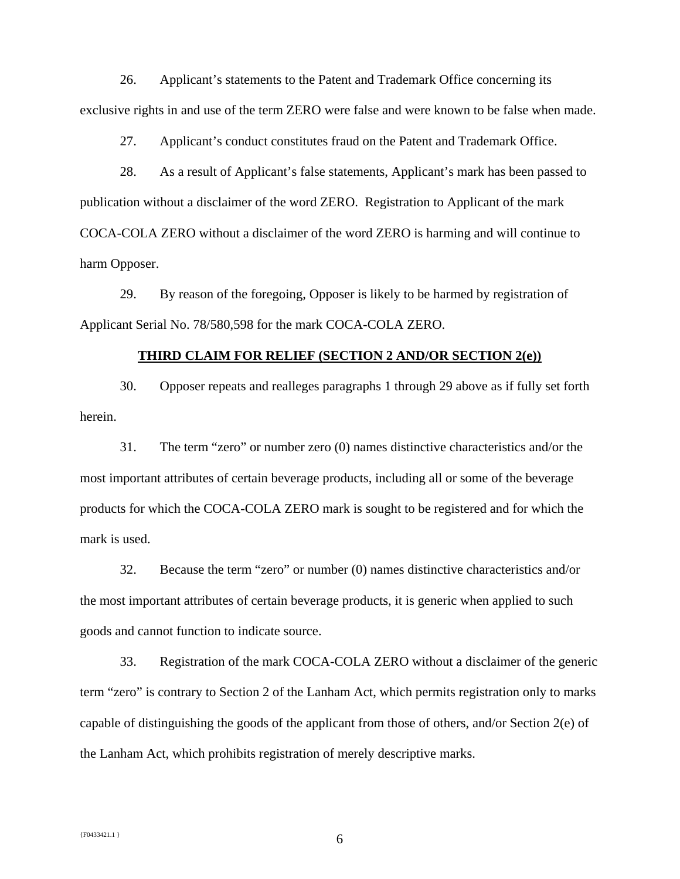26. Applicant's statements to the Patent and Trademark Office concerning its exclusive rights in and use of the term ZERO were false and were known to be false when made.

27. Applicant's conduct constitutes fraud on the Patent and Trademark Office.

28. As a result of Applicant's false statements, Applicant's mark has been passed to publication without a disclaimer of the word ZERO. Registration to Applicant of the mark COCA-COLA ZERO without a disclaimer of the word ZERO is harming and will continue to harm Opposer.

29. By reason of the foregoing, Opposer is likely to be harmed by registration of Applicant Serial No. 78/580,598 for the mark COCA-COLA ZERO.

**THIRD CLAIM FOR RELIEF (SECTION 2 AND/OR SECTION 2(e))**

30. Opposer repeats and realleges paragraphs 1 through 29 above as if fully set forth herein.

31. The term "zero" or number zero (0) names distinctive characteristics and/or the most important attributes of certain beverage products, including all or some of the beverage products for which the COCA-COLA ZERO mark is sought to be registered and for which the mark is used.

32. Because the term "zero" or number (0) names distinctive characteristics and/or the most important attributes of certain beverage products, it is generic when applied to such goods and cannot function to indicate source.

33. Registration of the mark COCA-COLA ZERO without a disclaimer of the generic term "zero" is contrary to Section 2 of the Lanham Act, which permits registration only to marks capable of distinguishing the goods of the applicant from those of others, and/or Section 2(e) of the Lanham Act, which prohibits registration of merely descriptive marks.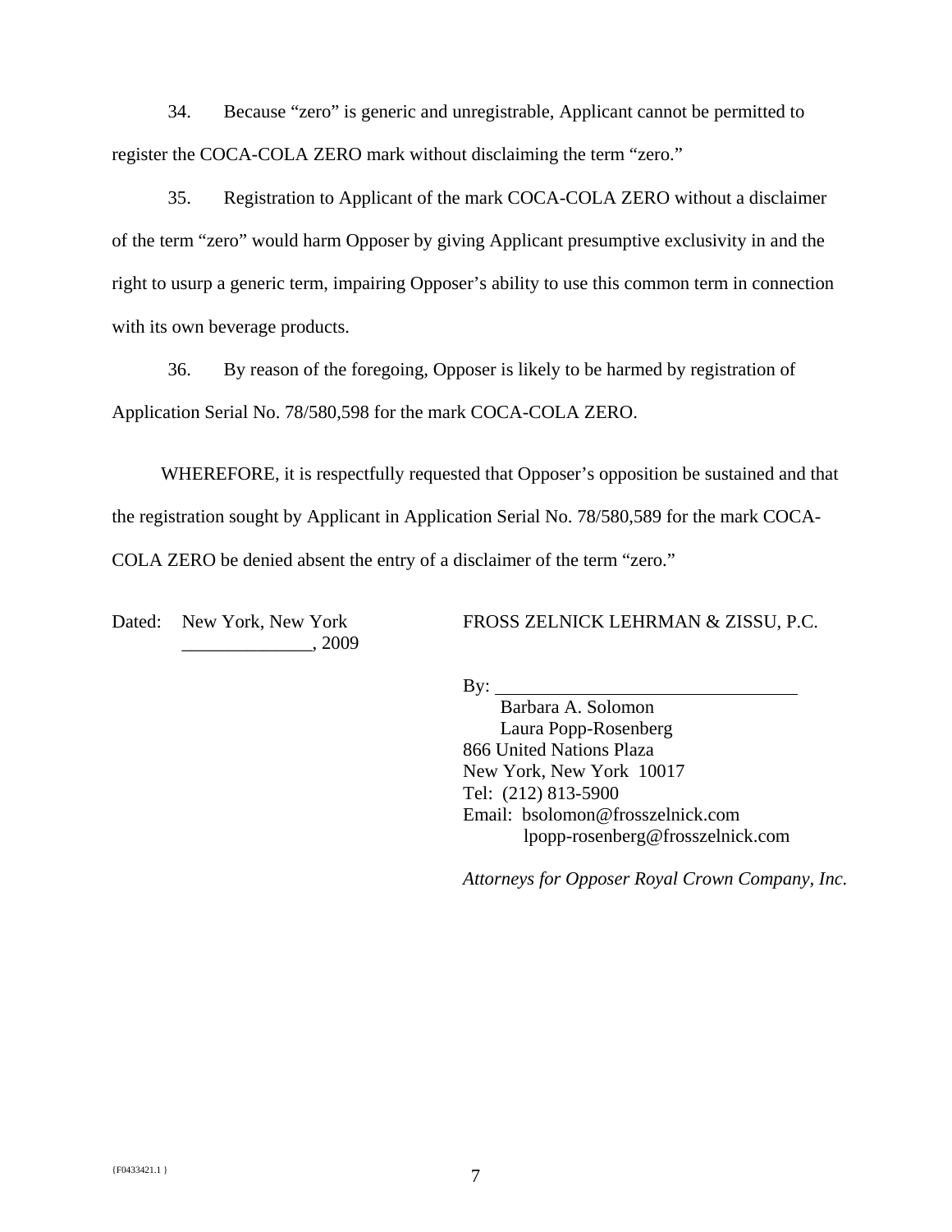34. Because "zero" is generic and unregistrable, Applicant cannot be permitted to register the COCA-COLA ZERO mark without disclaiming the term "zero."

35. Registration to Applicant of the mark COCA-COLA ZERO without a disclaimer of the term "zero" would harm Opposer by giving Applicant presumptive exclusivity in and the right to usurp a generic term, impairing Opposer's ability to use this common term in connection with its own beverage products.

36. By reason of the foregoing, Opposer is likely to be harmed by registration of Application Serial No. 78/580,598 for the mark COCA-COLA ZERO.

WHEREFORE, it is respectfully requested that Opposer's opposition be sustained and that the registration sought by Applicant in Application Serial No. 78/580,589 for the mark COCA-COLA ZERO be denied absent the entry of a disclaimer of the term "zero."

Dated: New York, New York
______________, 2009

FROSS ZELNICK LEHRMAN & ZISSU, P.C.

By: ________________________________
Barbara A. Solomon
Laura Popp-Rosenberg
866 United Nations Plaza
New York, New York 10017
Tel: (212) 813-5900
Email: bsolomon@frosszelnick.com
lpopp-rosenberg@frosszelnick.com

*Attorneys for Opposer Royal Crown Company, Inc.*

{F0433421.1 }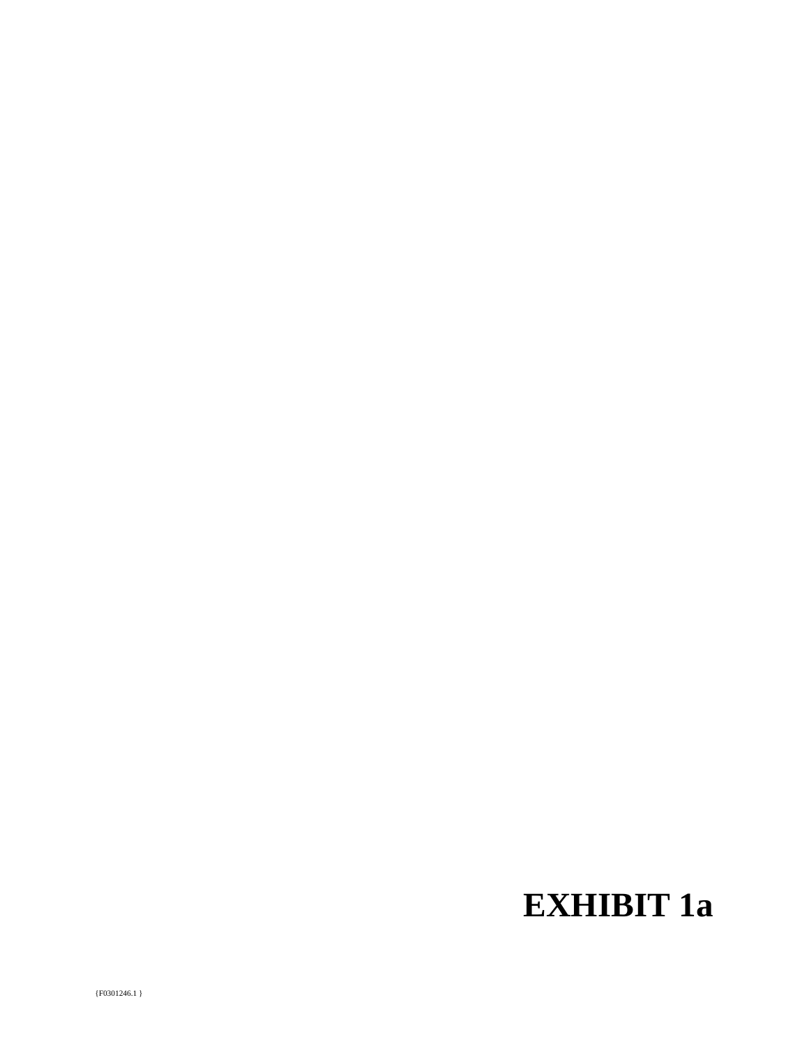# EXHIBIT 1a

{F0301246.1 }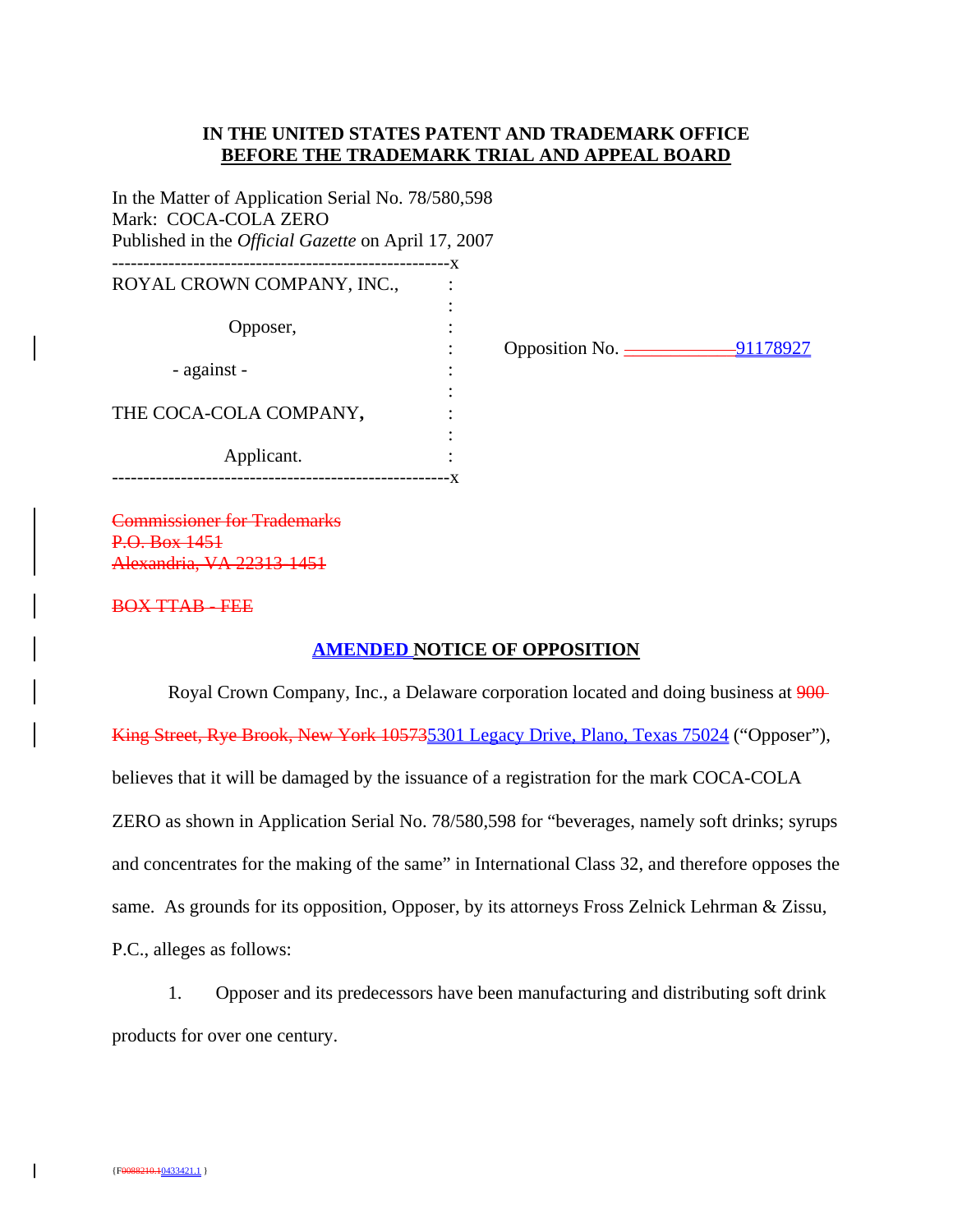**IN THE UNITED STATES PATENT AND TRADEMARK OFFICE**
**BEFORE THE TRADEMARK TRIAL AND APPEAL BOARD**

In the Matter of Application Serial No. 78/580,598
Mark: COCA-COLA ZERO
Published in the *Official Gazette* on April 17, 2007

| | | |
|---|---|---|
| ROYAL CROWN COMPANY, INC., | : | |
| | : | |
| Opposer, | : | |
| | : | Opposition No. ~~____________~~91178927 |
| - against - | : | |
| | : | |
| THE COCA-COLA COMPANY, | : | |
| | : | |
| Applicant. | : | |

~~Commissioner for Trademarks~~
~~P.O. Box 1451~~
~~Alexandria, VA 22313-1451~~

~~BOX TTAB - FEE~~

## AMENDED NOTICE OF OPPOSITION

Royal Crown Company, Inc., a Delaware corporation located and doing business at ~~900 King Street, Rye Brook, New York 10573~~5301 Legacy Drive, Plano, Texas 75024 ("Opposer"), believes that it will be damaged by the issuance of a registration for the mark COCA-COLA ZERO as shown in Application Serial No. 78/580,598 for "beverages, namely soft drinks; syrups and concentrates for the making of the same" in International Class 32, and therefore opposes the same. As grounds for its opposition, Opposer, by its attorneys Fross Zelnick Lehrman & Zissu, P.C., alleges as follows:

1. Opposer and its predecessors have been manufacturing and distributing soft drink products for over one century.

{F~~0088210.1~~0433421.1 }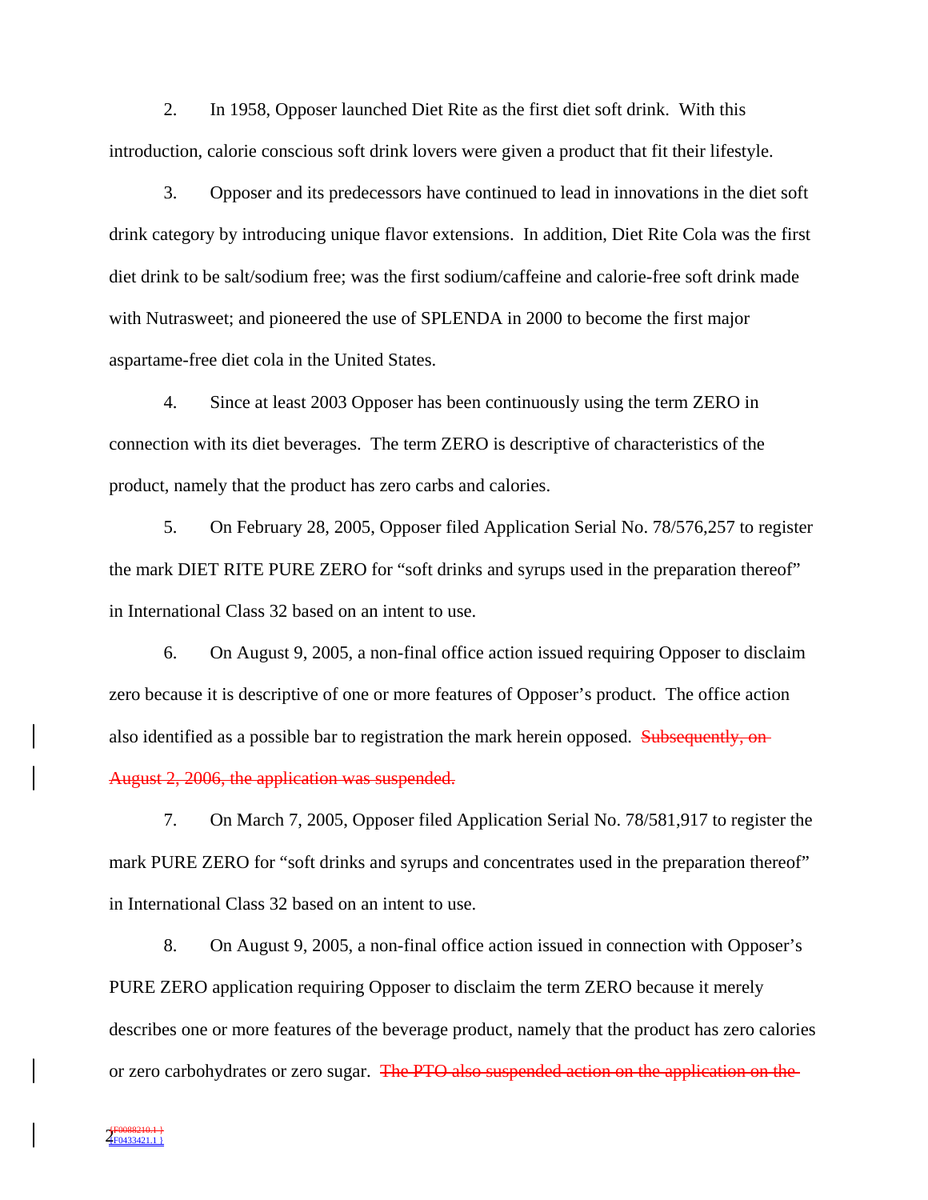2. In 1958, Opposer launched Diet Rite as the first diet soft drink. With this introduction, calorie conscious soft drink lovers were given a product that fit their lifestyle.

3. Opposer and its predecessors have continued to lead in innovations in the diet soft drink category by introducing unique flavor extensions. In addition, Diet Rite Cola was the first diet drink to be salt/sodium free; was the first sodium/caffeine and calorie-free soft drink made with Nutrasweet; and pioneered the use of SPLENDA in 2000 to become the first major aspartame-free diet cola in the United States.

4. Since at least 2003 Opposer has been continuously using the term ZERO in connection with its diet beverages. The term ZERO is descriptive of characteristics of the product, namely that the product has zero carbs and calories.

5. On February 28, 2005, Opposer filed Application Serial No. 78/576,257 to register the mark DIET RITE PURE ZERO for "soft drinks and syrups used in the preparation thereof" in International Class 32 based on an intent to use.

6. On August 9, 2005, a non-final office action issued requiring Opposer to disclaim zero because it is descriptive of one or more features of Opposer's product. The office action also identified as a possible bar to registration the mark herein opposed. ~~Subsequently, on August 2, 2006, the application was suspended.~~

7. On March 7, 2005, Opposer filed Application Serial No. 78/581,917 to register the mark PURE ZERO for "soft drinks and syrups and concentrates used in the preparation thereof" in International Class 32 based on an intent to use.

8. On August 9, 2005, a non-final office action issued in connection with Opposer's PURE ZERO application requiring Opposer to disclaim the term ZERO because it merely describes one or more features of the beverage product, namely that the product has zero calories or zero carbohydrates or zero sugar. ~~The PTO also suspended action on the application on the~~

~~{F0088210.1 }~~
{F0433421.1 }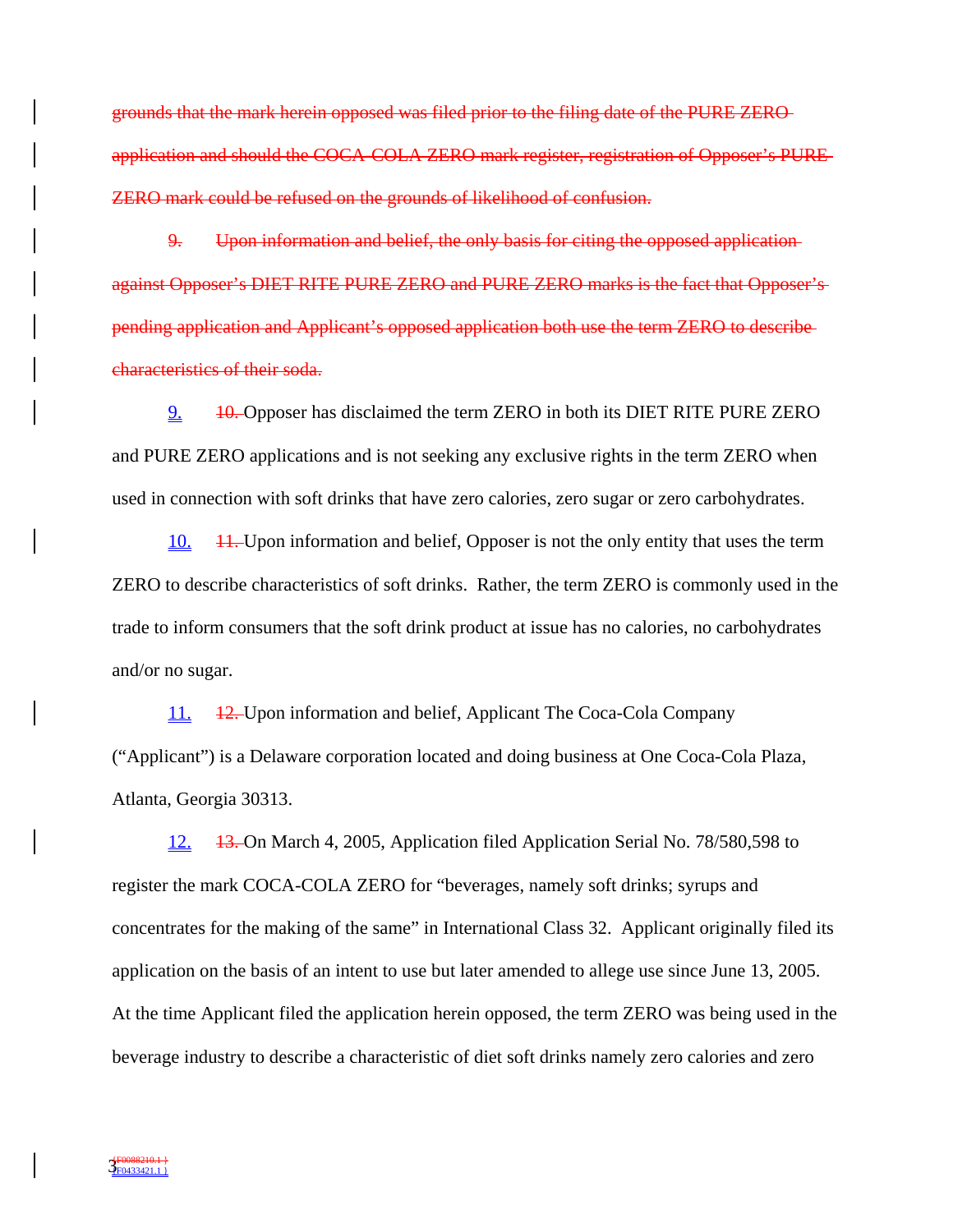~~grounds that the mark herein opposed was filed prior to the filing date of the PURE ZERO application and should the COCA-COLA ZERO mark register, registration of Opposer's PURE ZERO mark could be refused on the grounds of likelihood of confusion.~~

~~9. Upon information and belief, the only basis for citing the opposed application against Opposer's DIET RITE PURE ZERO and PURE ZERO marks is the fact that Opposer's pending application and Applicant's opposed application both use the term ZERO to describe characteristics of their soda.~~

9. ~~10.~~ Opposer has disclaimed the term ZERO in both its DIET RITE PURE ZERO and PURE ZERO applications and is not seeking any exclusive rights in the term ZERO when used in connection with soft drinks that have zero calories, zero sugar or zero carbohydrates.

10. ~~11.~~ Upon information and belief, Opposer is not the only entity that uses the term ZERO to describe characteristics of soft drinks. Rather, the term ZERO is commonly used in the trade to inform consumers that the soft drink product at issue has no calories, no carbohydrates and/or no sugar.

11. ~~12.~~ Upon information and belief, Applicant The Coca-Cola Company ("Applicant") is a Delaware corporation located and doing business at One Coca-Cola Plaza, Atlanta, Georgia 30313.

12. ~~13.~~ On March 4, 2005, Application filed Application Serial No. 78/580,598 to register the mark COCA-COLA ZERO for "beverages, namely soft drinks; syrups and concentrates for the making of the same" in International Class 32. Applicant originally filed its application on the basis of an intent to use but later amended to allege use since June 13, 2005. At the time Applicant filed the application herein opposed, the term ZERO was being used in the beverage industry to describe a characteristic of diet soft drinks namely zero calories and zero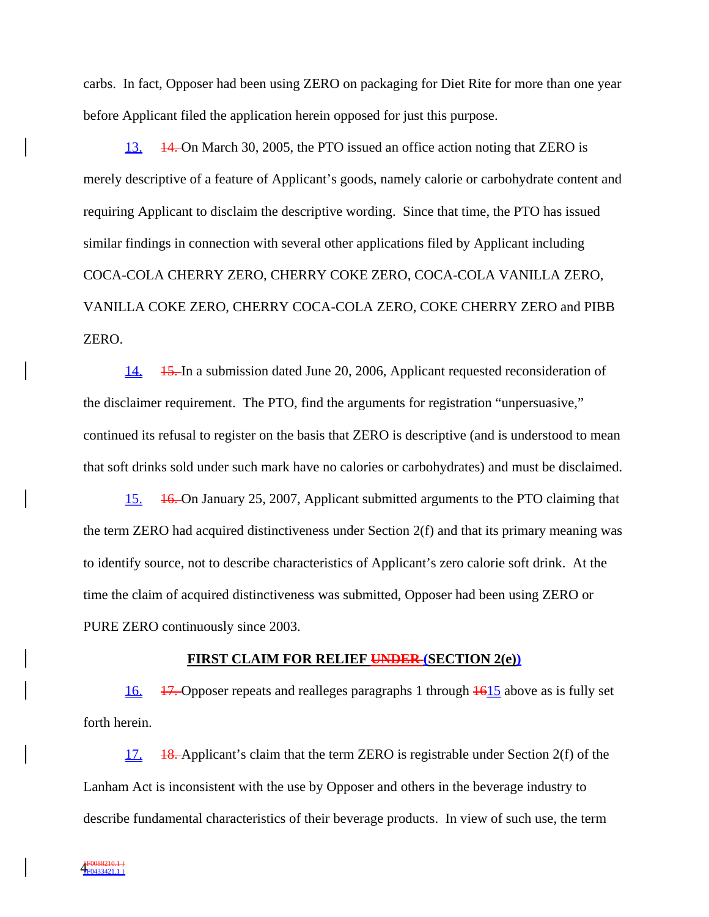carbs. In fact, Opposer had been using ZERO on packaging for Diet Rite for more than one year before Applicant filed the application herein opposed for just this purpose.

13. ~~14.~~ On March 30, 2005, the PTO issued an office action noting that ZERO is merely descriptive of a feature of Applicant's goods, namely calorie or carbohydrate content and requiring Applicant to disclaim the descriptive wording. Since that time, the PTO has issued similar findings in connection with several other applications filed by Applicant including COCA-COLA CHERRY ZERO, CHERRY COKE ZERO, COCA-COLA VANILLA ZERO, VANILLA COKE ZERO, CHERRY COCA-COLA ZERO, COKE CHERRY ZERO and PIBB ZERO.

14. ~~15.~~ In a submission dated June 20, 2006, Applicant requested reconsideration of the disclaimer requirement. The PTO, find the arguments for registration "unpersuasive," continued its refusal to register on the basis that ZERO is descriptive (and is understood to mean that soft drinks sold under such mark have no calories or carbohydrates) and must be disclaimed.

15. ~~16.~~ On January 25, 2007, Applicant submitted arguments to the PTO claiming that the term ZERO had acquired distinctiveness under Section 2(f) and that its primary meaning was to identify source, not to describe characteristics of Applicant's zero calorie soft drink. At the time the claim of acquired distinctiveness was submitted, Opposer had been using ZERO or PURE ZERO continuously since 2003.

**FIRST CLAIM FOR RELIEF ~~UNDER~~ (SECTION 2(e))**

16. ~~17.~~ Opposer repeats and realleges paragraphs 1 through ~~16~~15 above as is fully set forth herein.

17. ~~18.~~ Applicant's claim that the term ZERO is registrable under Section 2(f) of the Lanham Act is inconsistent with the use by Opposer and others in the beverage industry to describe fundamental characteristics of their beverage products. In view of such use, the term

~~{F0088210.1 }~~
{F0433421.1 }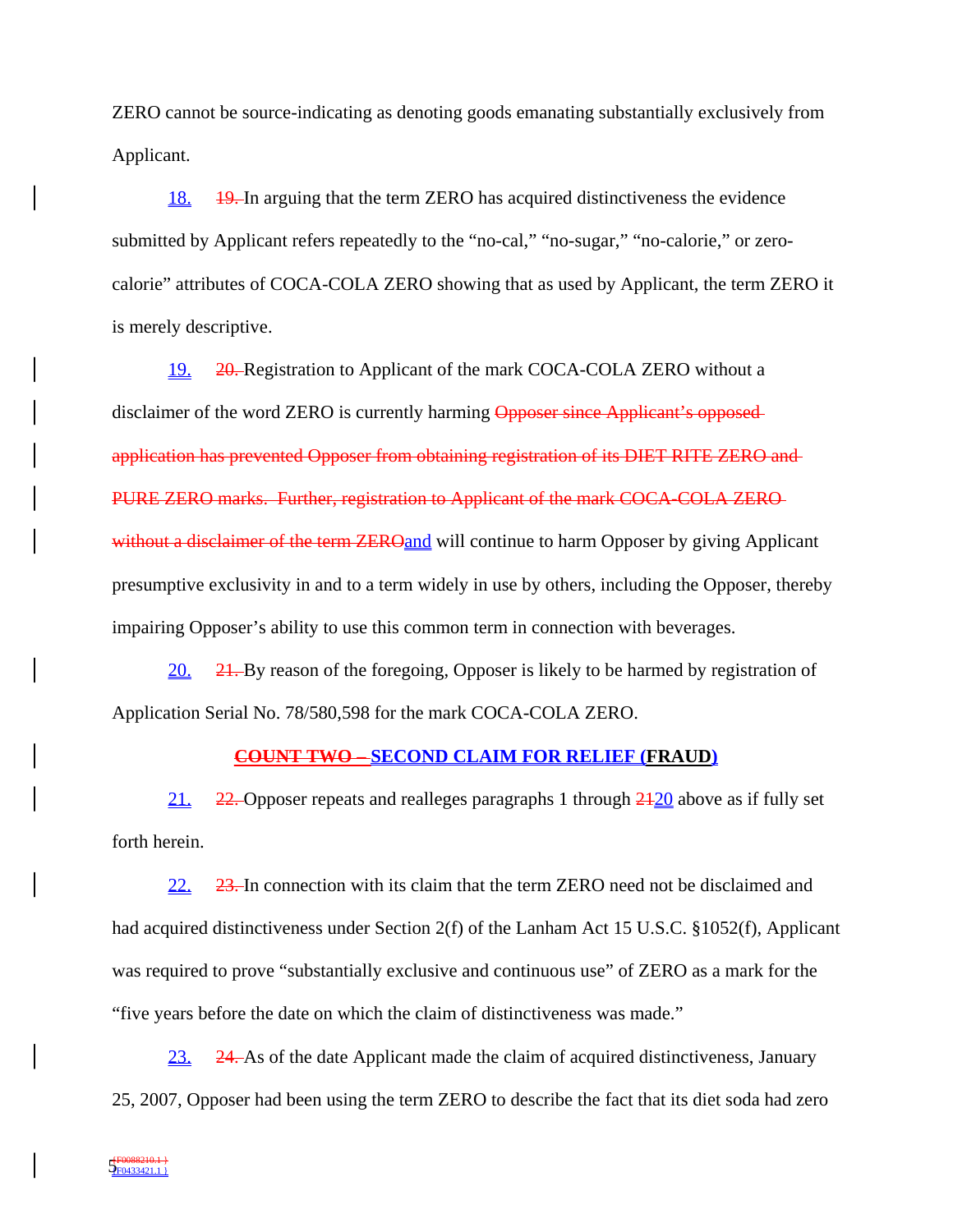ZERO cannot be source-indicating as denoting goods emanating substantially exclusively from Applicant.

18. ~~19.~~ In arguing that the term ZERO has acquired distinctiveness the evidence submitted by Applicant refers repeatedly to the "no-cal," "no-sugar," "no-calorie," or zero-calorie" attributes of COCA-COLA ZERO showing that as used by Applicant, the term ZERO it is merely descriptive.

19. ~~20.~~ Registration to Applicant of the mark COCA-COLA ZERO without a disclaimer of the word ZERO is currently harming ~~Opposer since Applicant's opposed application has prevented Opposer from obtaining registration of its DIET RITE ZERO and PURE ZERO marks. Further, registration to Applicant of the mark COCA-COLA ZERO without a disclaimer of the term ZERO~~and will continue to harm Opposer by giving Applicant presumptive exclusivity in and to a term widely in use by others, including the Opposer, thereby impairing Opposer's ability to use this common term in connection with beverages.

20. ~~21.~~ By reason of the foregoing, Opposer is likely to be harmed by registration of Application Serial No. 78/580,598 for the mark COCA-COLA ZERO.

## ~~COUNT TWO –~~ SECOND CLAIM FOR RELIEF (FRAUD)

21. ~~22.~~ Opposer repeats and realleges paragraphs 1 through ~~21~~20 above as if fully set forth herein.

22. ~~23.~~ In connection with its claim that the term ZERO need not be disclaimed and had acquired distinctiveness under Section 2(f) of the Lanham Act 15 U.S.C. §1052(f), Applicant was required to prove "substantially exclusive and continuous use" of ZERO as a mark for the "five years before the date on which the claim of distinctiveness was made."

23. ~~24.~~ As of the date Applicant made the claim of acquired distinctiveness, January 25, 2007, Opposer had been using the term ZERO to describe the fact that its diet soda had zero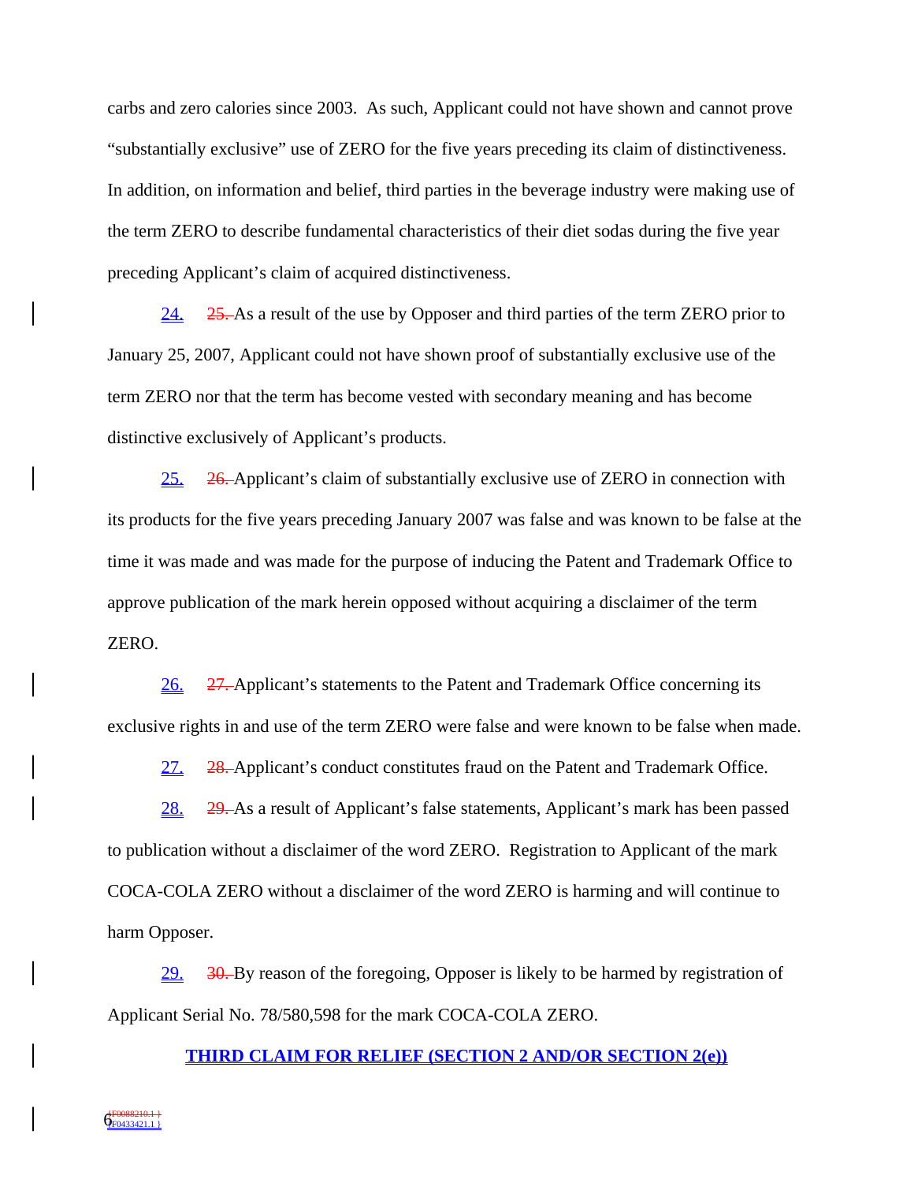carbs and zero calories since 2003. As such, Applicant could not have shown and cannot prove "substantially exclusive" use of ZERO for the five years preceding its claim of distinctiveness. In addition, on information and belief, third parties in the beverage industry were making use of the term ZERO to describe fundamental characteristics of their diet sodas during the five year preceding Applicant's claim of acquired distinctiveness.

24. ~~25.~~ As a result of the use by Opposer and third parties of the term ZERO prior to January 25, 2007, Applicant could not have shown proof of substantially exclusive use of the term ZERO nor that the term has become vested with secondary meaning and has become distinctive exclusively of Applicant's products.

25. ~~26.~~ Applicant's claim of substantially exclusive use of ZERO in connection with its products for the five years preceding January 2007 was false and was known to be false at the time it was made and was made for the purpose of inducing the Patent and Trademark Office to approve publication of the mark herein opposed without acquiring a disclaimer of the term ZERO.

26. ~~27.~~ Applicant's statements to the Patent and Trademark Office concerning its exclusive rights in and use of the term ZERO were false and were known to be false when made.

27. ~~28.~~ Applicant's conduct constitutes fraud on the Patent and Trademark Office.

28. ~~29.~~ As a result of Applicant's false statements, Applicant's mark has been passed to publication without a disclaimer of the word ZERO. Registration to Applicant of the mark COCA-COLA ZERO without a disclaimer of the word ZERO is harming and will continue to harm Opposer.

29. ~~30.~~ By reason of the foregoing, Opposer is likely to be harmed by registration of Applicant Serial No. 78/580,598 for the mark COCA-COLA ZERO.

**THIRD CLAIM FOR RELIEF (SECTION 2 AND/OR SECTION 2(e))**

~~{F0088210.1 }~~
{F0433421.1 }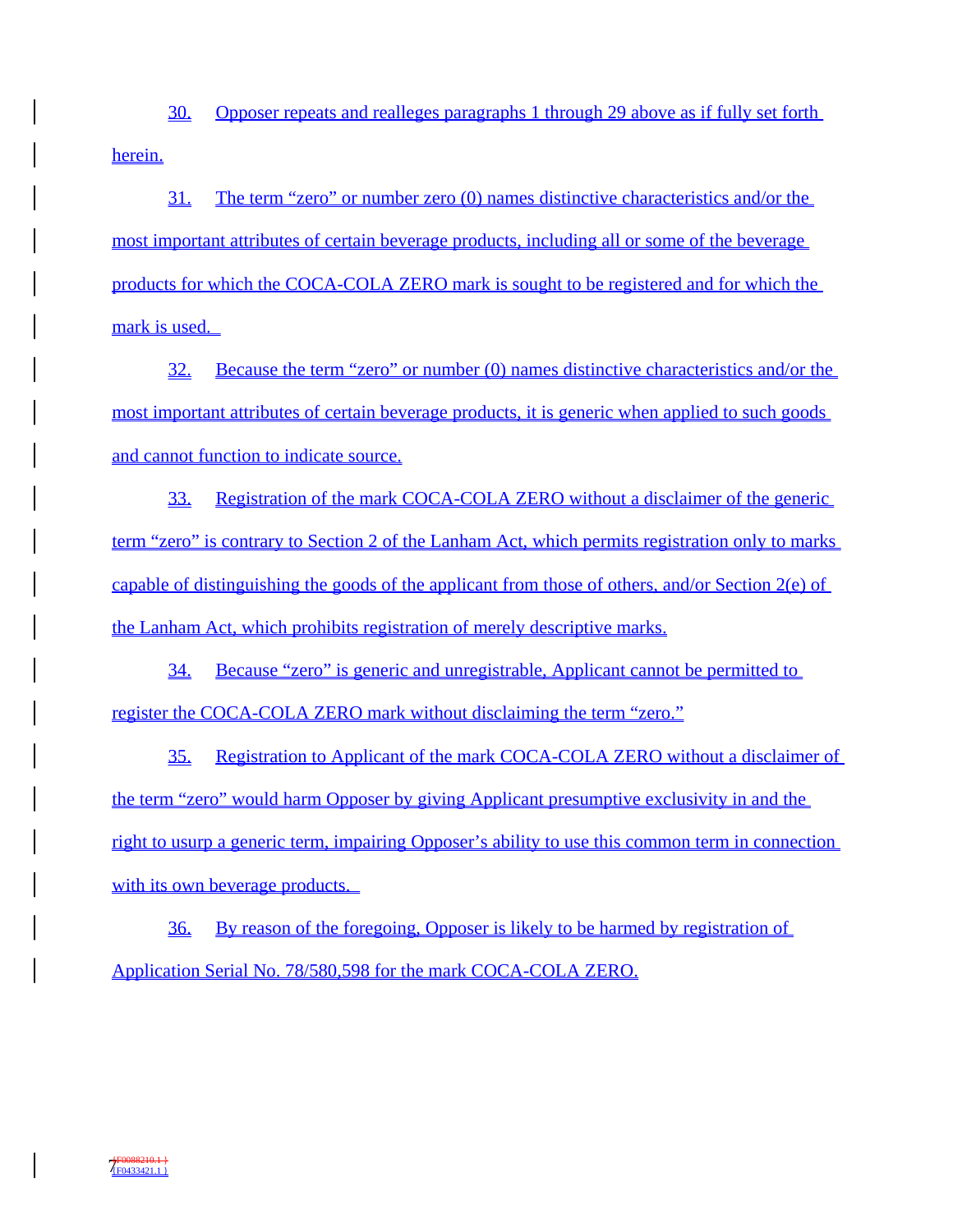30. Opposer repeats and realleges paragraphs 1 through 29 above as if fully set forth herein.

31. The term “zero” or number zero (0) names distinctive characteristics and/or the most important attributes of certain beverage products, including all or some of the beverage products for which the COCA-COLA ZERO mark is sought to be registered and for which the mark is used.

32. Because the term “zero” or number (0) names distinctive characteristics and/or the most important attributes of certain beverage products, it is generic when applied to such goods and cannot function to indicate source.

33. Registration of the mark COCA-COLA ZERO without a disclaimer of the generic term “zero” is contrary to Section 2 of the Lanham Act, which permits registration only to marks capable of distinguishing the goods of the applicant from those of others, and/or Section 2(e) of the Lanham Act, which prohibits registration of merely descriptive marks.

34. Because “zero” is generic and unregistrable, Applicant cannot be permitted to register the COCA-COLA ZERO mark without disclaiming the term “zero.”

35. Registration to Applicant of the mark COCA-COLA ZERO without a disclaimer of the term “zero” would harm Opposer by giving Applicant presumptive exclusivity in and the right to usurp a generic term, impairing Opposer’s ability to use this common term in connection with its own beverage products.

36. By reason of the foregoing, Opposer is likely to be harmed by registration of Application Serial No. 78/580,598 for the mark COCA-COLA ZERO.

{F0088210.1 }
{F0433421.1 }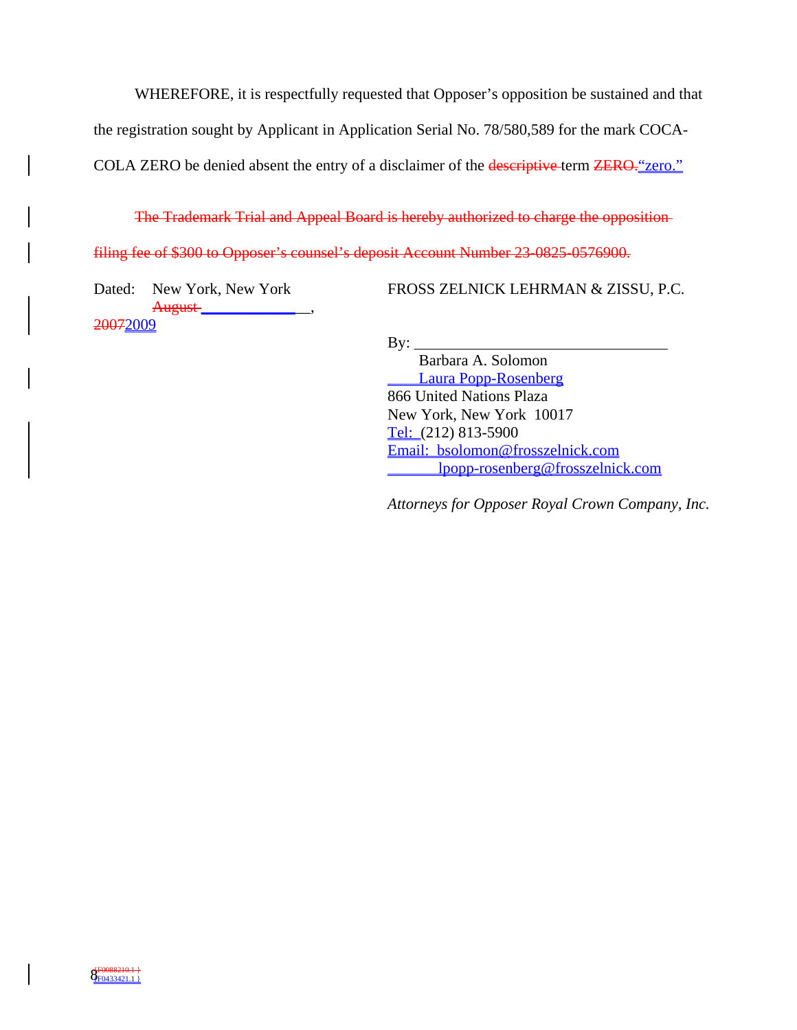WHEREFORE, it is respectfully requested that Opposer's opposition be sustained and that the registration sought by Applicant in Application Serial No. 78/580,589 for the mark COCA-COLA ZERO be denied absent the entry of a disclaimer of the ~~descriptive~~ term ~~ZERO.~~ "zero."

~~The Trademark Trial and Appeal Board is hereby authorized to charge the opposition filing fee of $300 to Opposer's counsel's deposit Account Number 23-0825-0576900.~~

Dated: New York, New York
~~August~~ ____________, ~~2007~~ 2009

FROSS ZELNICK LEHRMAN & ZISSU, P.C.

By: ________________________________

Barbara A. Solomon
Laura Popp-Rosenberg
866 United Nations Plaza
New York, New York 10017
Tel: (212) 813-5900
Email: bsolomon@frosszelnick.com
lpopp-rosenberg@frosszelnick.com

*Attorneys for Opposer Royal Crown Company, Inc.*

~~{F0088210.1 }~~ {F0433421.1 }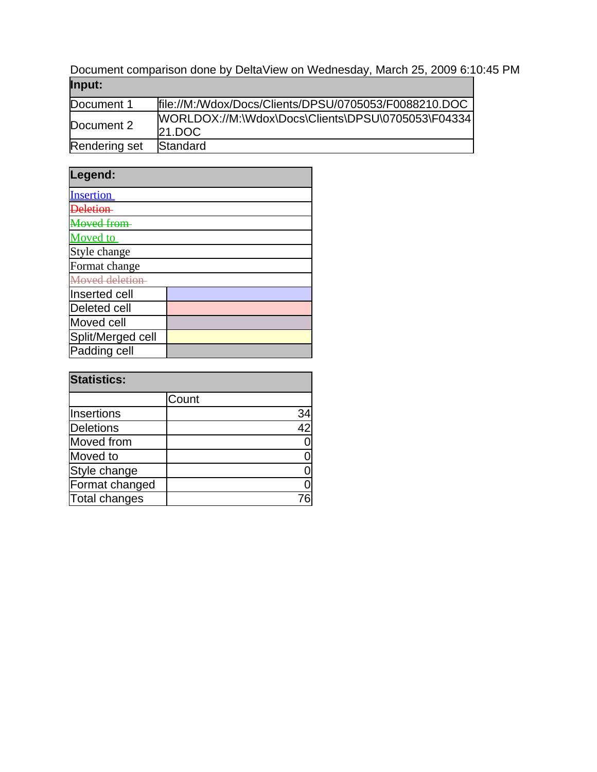Document comparison done by DeltaView on Wednesday, March 25, 2009 6:10:45 PM

| Input: | |
|---|---|
| Document 1 | file://M:/Wdox/Docs/Clients/DPSU/0705053/F0088210.DOC |
| Document 2 | WORLDOX://M:\Wdox\Docs\Clients\DPSU\0705053\F0433421.DOC |
| Rendering set | Standard |

| Legend: | |
|---|---|
| Insertion | |
| ~~Deletion~~ | |
| ~~Moved from~~ | |
| Moved to | |
| Style change | |
| Format change | |
| ~~Moved deletion~~ | |
| Inserted cell | |
| Deleted cell | |
| Moved cell | |
| Split/Merged cell | |
| Padding cell | |

| Statistics: | |
|---|---|
| | Count |
| Insertions | 34 |
| Deletions | 42 |
| Moved from | 0 |
| Moved to | 0 |
| Style change | 0 |
| Format changed | 0 |
| Total changes | 76 |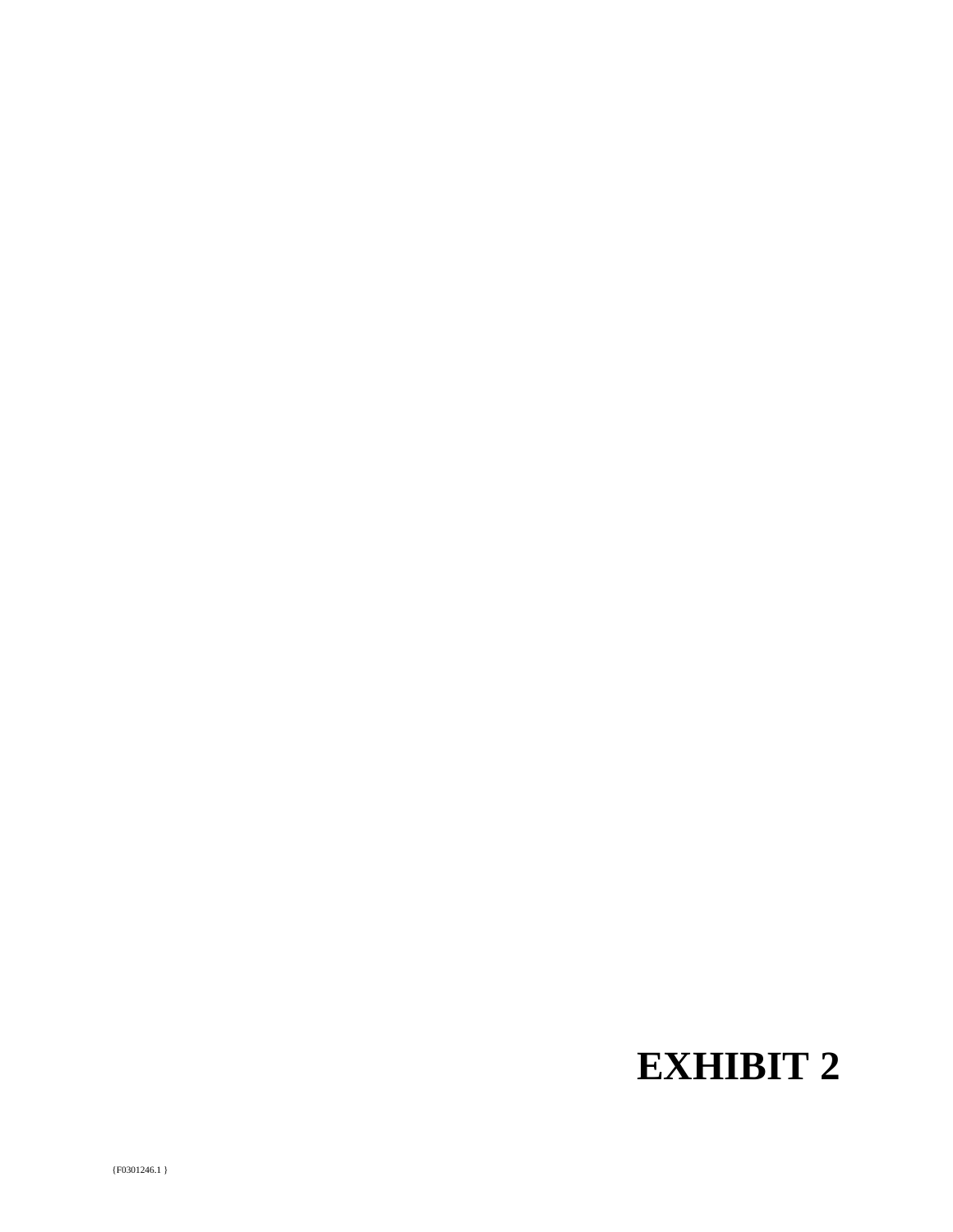# EXHIBIT 2

{F0301246.1 }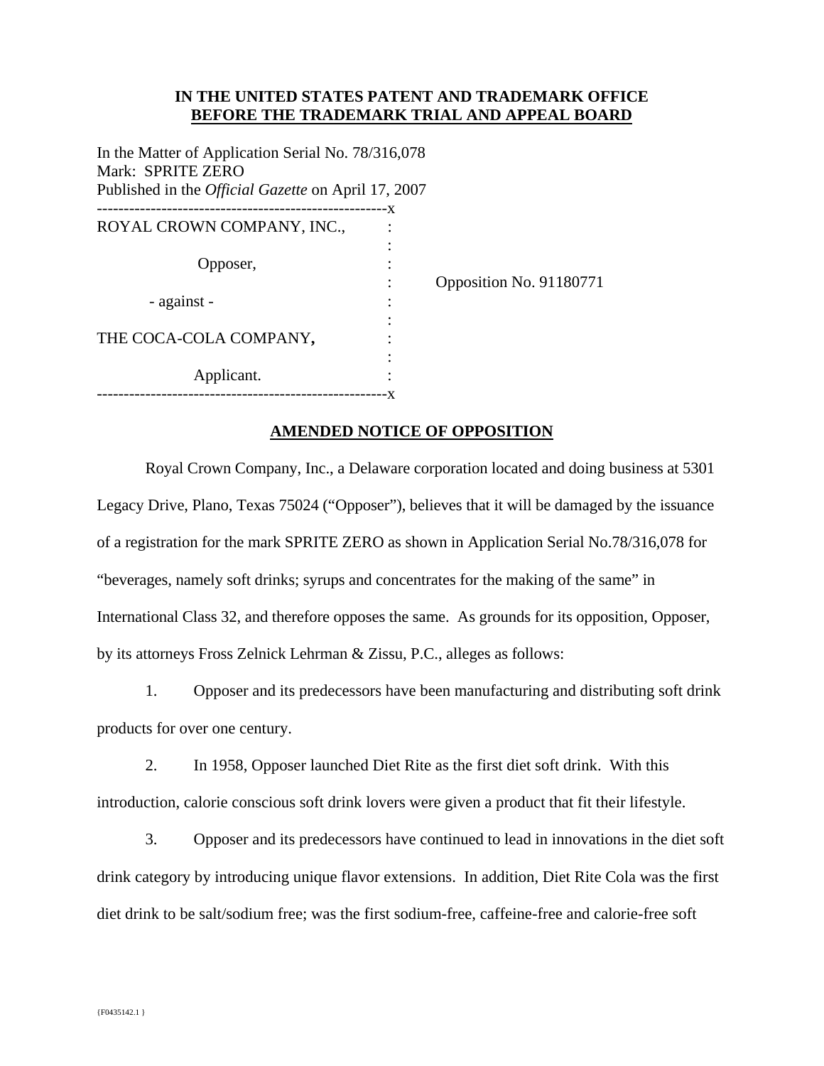**IN THE UNITED STATES PATENT AND TRADEMARK OFFICE**
**BEFORE THE TRADEMARK TRIAL AND APPEAL BOARD**

In the Matter of Application Serial No. 78/316,078
Mark: SPRITE ZERO
Published in the *Official Gazette* on April 17, 2007

```
------------------------------------------------------x
ROYAL CROWN COMPANY, INC.,              :
                                        :
            Opposer,                    :
                                        :     Opposition No. 91180771
      - against -                       :
                                        :
THE COCA-COLA COMPANY,                  :
                                        :
            Applicant.                  :
------------------------------------------------------x
```

**AMENDED NOTICE OF OPPOSITION**

Royal Crown Company, Inc., a Delaware corporation located and doing business at 5301 Legacy Drive, Plano, Texas 75024 ("Opposer"), believes that it will be damaged by the issuance of a registration for the mark SPRITE ZERO as shown in Application Serial No.78/316,078 for "beverages, namely soft drinks; syrups and concentrates for the making of the same" in International Class 32, and therefore opposes the same. As grounds for its opposition, Opposer, by its attorneys Fross Zelnick Lehrman & Zissu, P.C., alleges as follows:

1. Opposer and its predecessors have been manufacturing and distributing soft drink products for over one century.

2. In 1958, Opposer launched Diet Rite as the first diet soft drink. With this introduction, calorie conscious soft drink lovers were given a product that fit their lifestyle.

3. Opposer and its predecessors have continued to lead in innovations in the diet soft drink category by introducing unique flavor extensions. In addition, Diet Rite Cola was the first diet drink to be salt/sodium free; was the first sodium-free, caffeine-free and calorie-free soft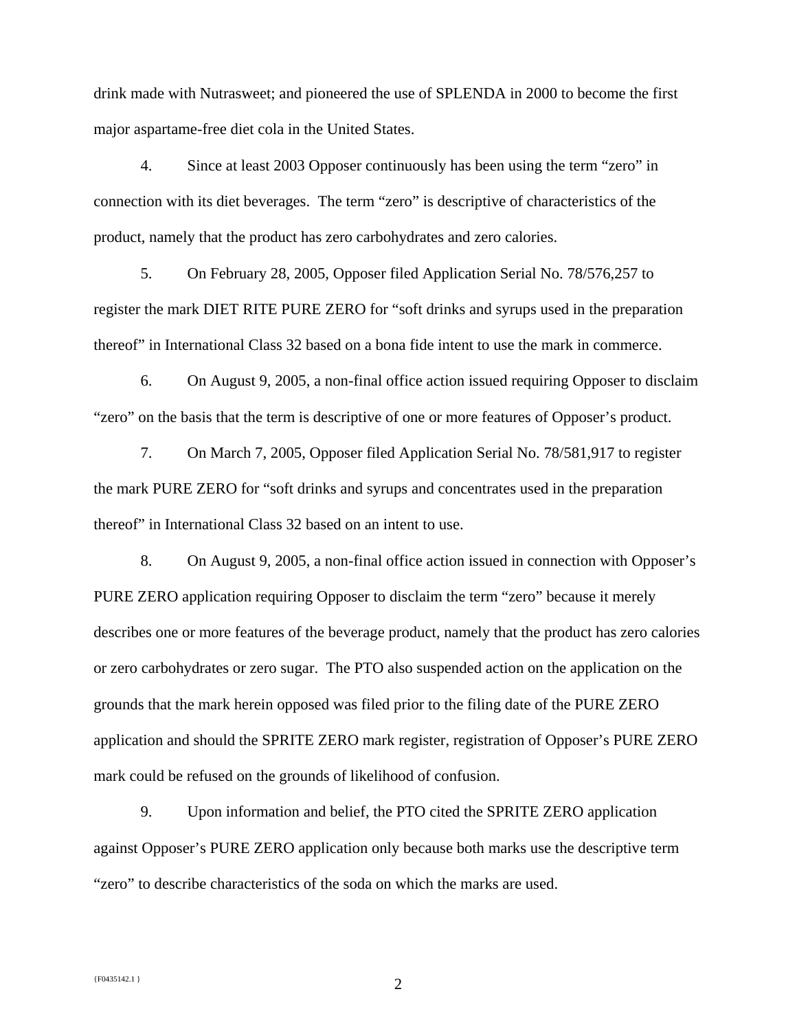drink made with Nutrasweet; and pioneered the use of SPLENDA in 2000 to become the first major aspartame-free diet cola in the United States.

4. Since at least 2003 Opposer continuously has been using the term "zero" in connection with its diet beverages. The term "zero" is descriptive of characteristics of the product, namely that the product has zero carbohydrates and zero calories.

5. On February 28, 2005, Opposer filed Application Serial No. 78/576,257 to register the mark DIET RITE PURE ZERO for "soft drinks and syrups used in the preparation thereof" in International Class 32 based on a bona fide intent to use the mark in commerce.

6. On August 9, 2005, a non-final office action issued requiring Opposer to disclaim "zero" on the basis that the term is descriptive of one or more features of Opposer's product.

7. On March 7, 2005, Opposer filed Application Serial No. 78/581,917 to register the mark PURE ZERO for "soft drinks and syrups and concentrates used in the preparation thereof" in International Class 32 based on an intent to use.

8. On August 9, 2005, a non-final office action issued in connection with Opposer's PURE ZERO application requiring Opposer to disclaim the term "zero" because it merely describes one or more features of the beverage product, namely that the product has zero calories or zero carbohydrates or zero sugar. The PTO also suspended action on the application on the grounds that the mark herein opposed was filed prior to the filing date of the PURE ZERO application and should the SPRITE ZERO mark register, registration of Opposer's PURE ZERO mark could be refused on the grounds of likelihood of confusion.

9. Upon information and belief, the PTO cited the SPRITE ZERO application against Opposer's PURE ZERO application only because both marks use the descriptive term "zero" to describe characteristics of the soda on which the marks are used.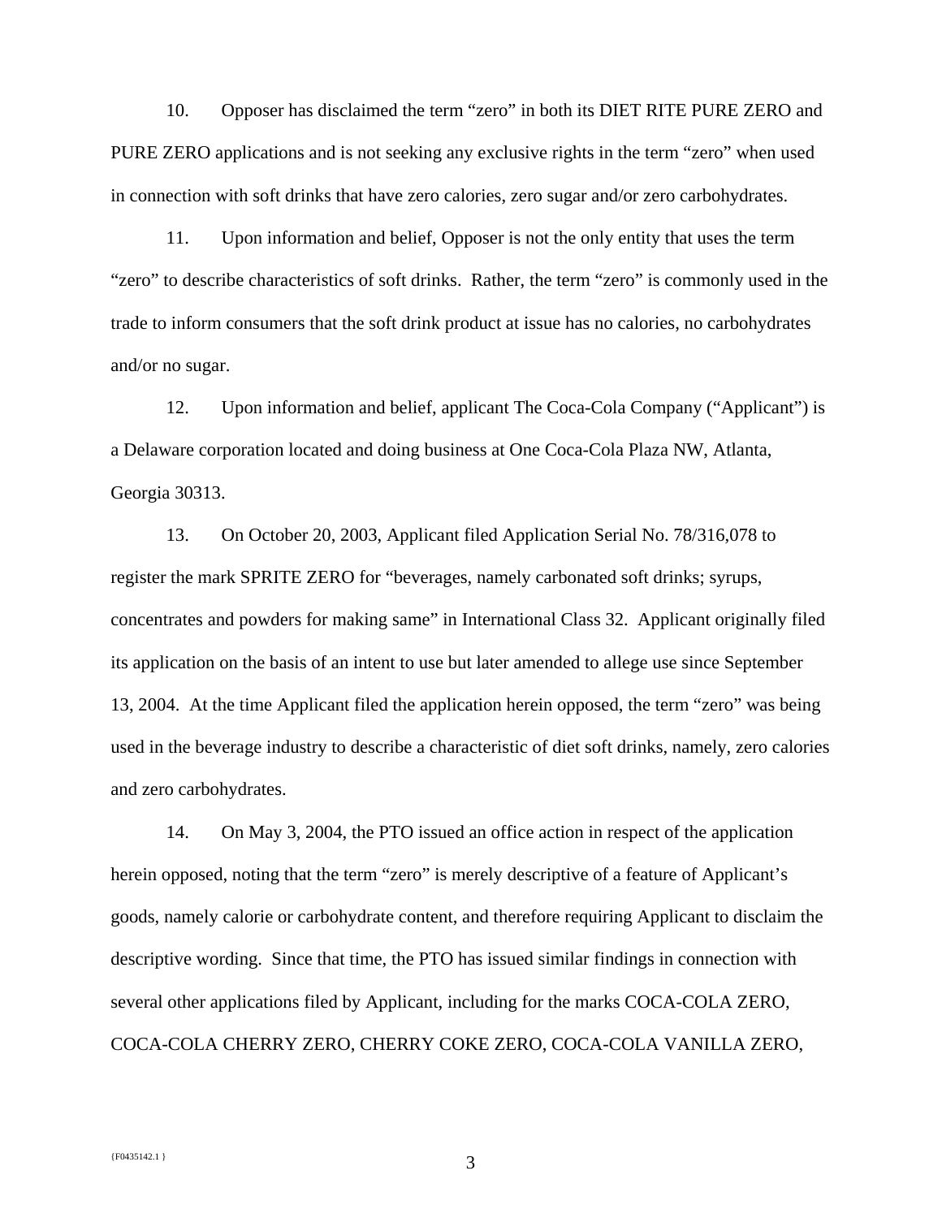10. Opposer has disclaimed the term "zero" in both its DIET RITE PURE ZERO and PURE ZERO applications and is not seeking any exclusive rights in the term "zero" when used in connection with soft drinks that have zero calories, zero sugar and/or zero carbohydrates.

11. Upon information and belief, Opposer is not the only entity that uses the term "zero" to describe characteristics of soft drinks. Rather, the term "zero" is commonly used in the trade to inform consumers that the soft drink product at issue has no calories, no carbohydrates and/or no sugar.

12. Upon information and belief, applicant The Coca-Cola Company ("Applicant") is a Delaware corporation located and doing business at One Coca-Cola Plaza NW, Atlanta, Georgia 30313.

13. On October 20, 2003, Applicant filed Application Serial No. 78/316,078 to register the mark SPRITE ZERO for "beverages, namely carbonated soft drinks; syrups, concentrates and powders for making same" in International Class 32. Applicant originally filed its application on the basis of an intent to use but later amended to allege use since September 13, 2004. At the time Applicant filed the application herein opposed, the term "zero" was being used in the beverage industry to describe a characteristic of diet soft drinks, namely, zero calories and zero carbohydrates.

14. On May 3, 2004, the PTO issued an office action in respect of the application herein opposed, noting that the term "zero" is merely descriptive of a feature of Applicant's goods, namely calorie or carbohydrate content, and therefore requiring Applicant to disclaim the descriptive wording. Since that time, the PTO has issued similar findings in connection with several other applications filed by Applicant, including for the marks COCA-COLA ZERO, COCA-COLA CHERRY ZERO, CHERRY COKE ZERO, COCA-COLA VANILLA ZERO,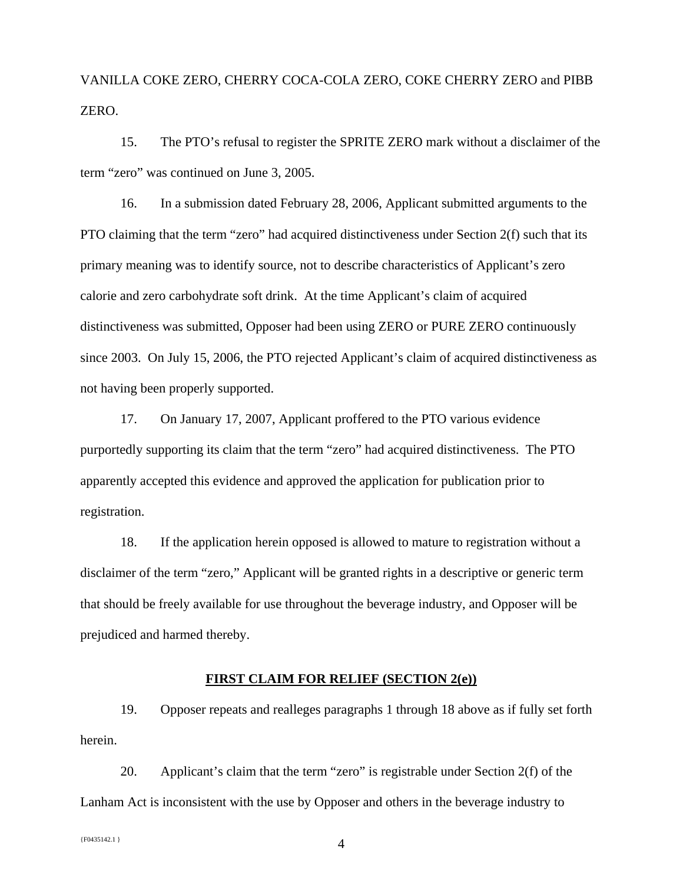VANILLA COKE ZERO, CHERRY COCA-COLA ZERO, COKE CHERRY ZERO and PIBB ZERO.

15. The PTO's refusal to register the SPRITE ZERO mark without a disclaimer of the term "zero" was continued on June 3, 2005.

16. In a submission dated February 28, 2006, Applicant submitted arguments to the PTO claiming that the term "zero" had acquired distinctiveness under Section 2(f) such that its primary meaning was to identify source, not to describe characteristics of Applicant's zero calorie and zero carbohydrate soft drink. At the time Applicant's claim of acquired distinctiveness was submitted, Opposer had been using ZERO or PURE ZERO continuously since 2003. On July 15, 2006, the PTO rejected Applicant's claim of acquired distinctiveness as not having been properly supported.

17. On January 17, 2007, Applicant proffered to the PTO various evidence purportedly supporting its claim that the term "zero" had acquired distinctiveness. The PTO apparently accepted this evidence and approved the application for publication prior to registration.

18. If the application herein opposed is allowed to mature to registration without a disclaimer of the term "zero," Applicant will be granted rights in a descriptive or generic term that should be freely available for use throughout the beverage industry, and Opposer will be prejudiced and harmed thereby.

**FIRST CLAIM FOR RELIEF (SECTION 2(e))**

19. Opposer repeats and realleges paragraphs 1 through 18 above as if fully set forth herein.

20. Applicant's claim that the term "zero" is registrable under Section 2(f) of the Lanham Act is inconsistent with the use by Opposer and others in the beverage industry to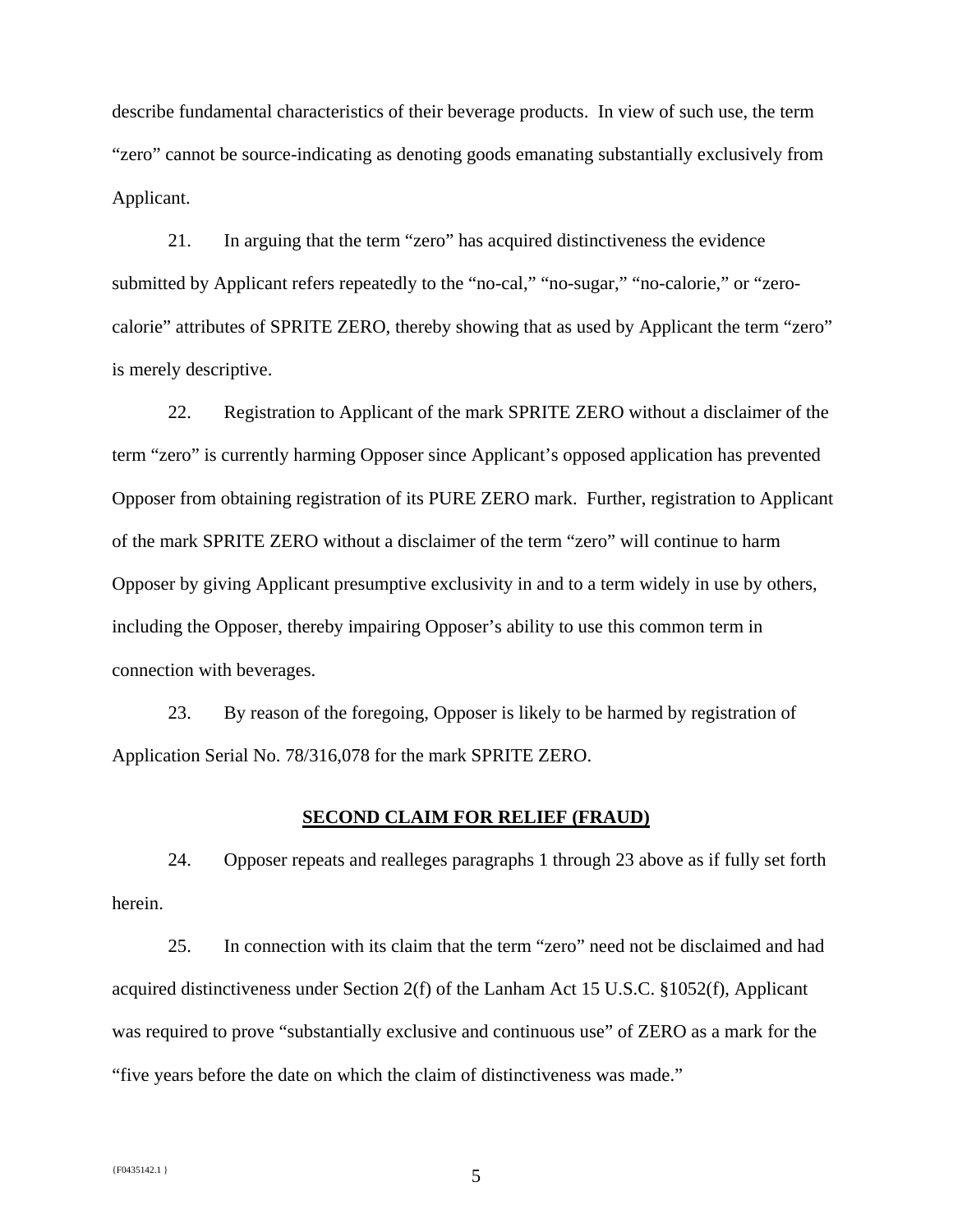describe fundamental characteristics of their beverage products. In view of such use, the term "zero" cannot be source-indicating as denoting goods emanating substantially exclusively from Applicant.

21. In arguing that the term "zero" has acquired distinctiveness the evidence submitted by Applicant refers repeatedly to the "no-cal," "no-sugar," "no-calorie," or "zero-calorie" attributes of SPRITE ZERO, thereby showing that as used by Applicant the term "zero" is merely descriptive.

22. Registration to Applicant of the mark SPRITE ZERO without a disclaimer of the term "zero" is currently harming Opposer since Applicant's opposed application has prevented Opposer from obtaining registration of its PURE ZERO mark. Further, registration to Applicant of the mark SPRITE ZERO without a disclaimer of the term "zero" will continue to harm Opposer by giving Applicant presumptive exclusivity in and to a term widely in use by others, including the Opposer, thereby impairing Opposer's ability to use this common term in connection with beverages.

23. By reason of the foregoing, Opposer is likely to be harmed by registration of Application Serial No. 78/316,078 for the mark SPRITE ZERO.

**SECOND CLAIM FOR RELIEF (FRAUD)**

24. Opposer repeats and realleges paragraphs 1 through 23 above as if fully set forth herein.

25. In connection with its claim that the term "zero" need not be disclaimed and had acquired distinctiveness under Section 2(f) of the Lanham Act 15 U.S.C. §1052(f), Applicant was required to prove "substantially exclusive and continuous use" of ZERO as a mark for the "five years before the date on which the claim of distinctiveness was made."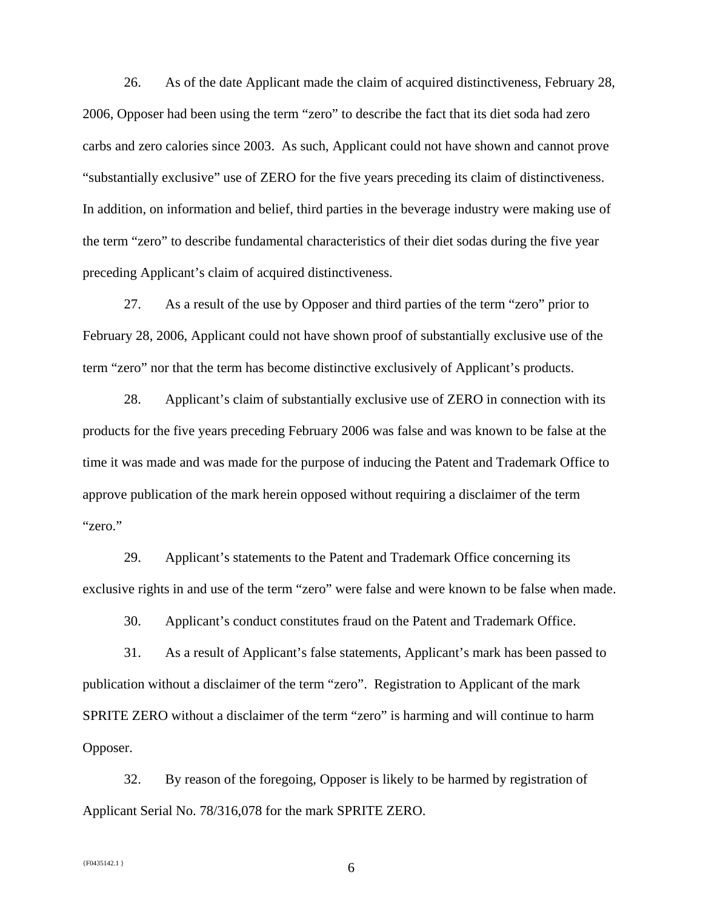26. As of the date Applicant made the claim of acquired distinctiveness, February 28, 2006, Opposer had been using the term “zero” to describe the fact that its diet soda had zero carbs and zero calories since 2003. As such, Applicant could not have shown and cannot prove “substantially exclusive” use of ZERO for the five years preceding its claim of distinctiveness. In addition, on information and belief, third parties in the beverage industry were making use of the term “zero” to describe fundamental characteristics of their diet sodas during the five year preceding Applicant’s claim of acquired distinctiveness.

27. As a result of the use by Opposer and third parties of the term “zero” prior to February 28, 2006, Applicant could not have shown proof of substantially exclusive use of the term “zero” nor that the term has become distinctive exclusively of Applicant’s products.

28. Applicant’s claim of substantially exclusive use of ZERO in connection with its products for the five years preceding February 2006 was false and was known to be false at the time it was made and was made for the purpose of inducing the Patent and Trademark Office to approve publication of the mark herein opposed without requiring a disclaimer of the term “zero.”

29. Applicant’s statements to the Patent and Trademark Office concerning its exclusive rights in and use of the term “zero” were false and were known to be false when made.

30. Applicant’s conduct constitutes fraud on the Patent and Trademark Office.

31. As a result of Applicant’s false statements, Applicant’s mark has been passed to publication without a disclaimer of the term “zero”. Registration to Applicant of the mark SPRITE ZERO without a disclaimer of the term “zero” is harming and will continue to harm Opposer.

32. By reason of the foregoing, Opposer is likely to be harmed by registration of Applicant Serial No. 78/316,078 for the mark SPRITE ZERO.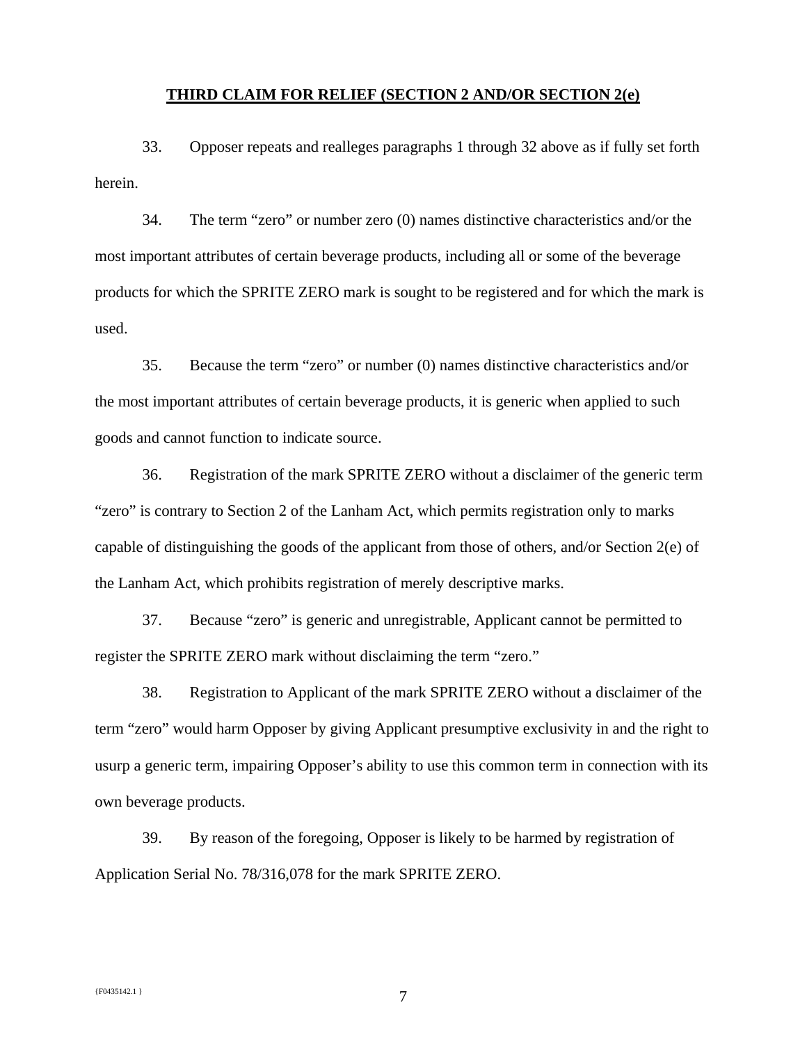**THIRD CLAIM FOR RELIEF (SECTION 2 AND/OR SECTION 2(e)**

33. Opposer repeats and realleges paragraphs 1 through 32 above as if fully set forth herein.

34. The term "zero" or number zero (0) names distinctive characteristics and/or the most important attributes of certain beverage products, including all or some of the beverage products for which the SPRITE ZERO mark is sought to be registered and for which the mark is used.

35. Because the term "zero" or number (0) names distinctive characteristics and/or the most important attributes of certain beverage products, it is generic when applied to such goods and cannot function to indicate source.

36. Registration of the mark SPRITE ZERO without a disclaimer of the generic term "zero" is contrary to Section 2 of the Lanham Act, which permits registration only to marks capable of distinguishing the goods of the applicant from those of others, and/or Section 2(e) of the Lanham Act, which prohibits registration of merely descriptive marks.

37. Because "zero" is generic and unregistrable, Applicant cannot be permitted to register the SPRITE ZERO mark without disclaiming the term "zero."

38. Registration to Applicant of the mark SPRITE ZERO without a disclaimer of the term "zero" would harm Opposer by giving Applicant presumptive exclusivity in and the right to usurp a generic term, impairing Opposer's ability to use this common term in connection with its own beverage products.

39. By reason of the foregoing, Opposer is likely to be harmed by registration of Application Serial No. 78/316,078 for the mark SPRITE ZERO.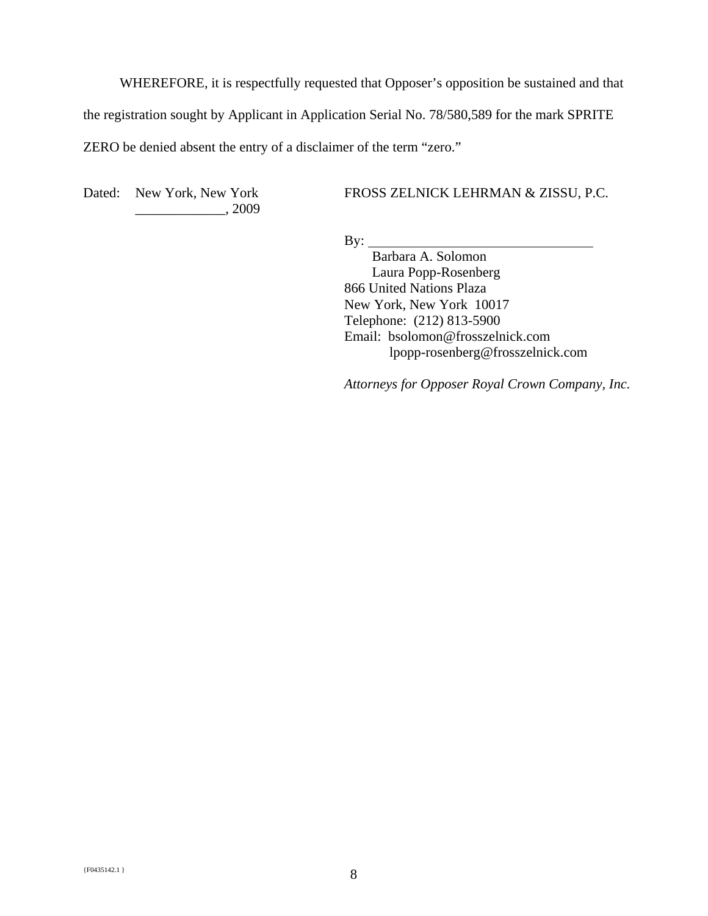WHEREFORE, it is respectfully requested that Opposer's opposition be sustained and that the registration sought by Applicant in Application Serial No. 78/580,589 for the mark SPRITE ZERO be denied absent the entry of a disclaimer of the term "zero."

Dated: New York, New York
_____________, 2009

FROSS ZELNICK LEHRMAN & ZISSU, P.C.

By: _________________________________
Barbara A. Solomon
Laura Popp-Rosenberg
866 United Nations Plaza
New York, New York 10017
Telephone: (212) 813-5900
Email: bsolomon@frosszelnick.com
lpopp-rosenberg@frosszelnick.com

*Attorneys for Opposer Royal Crown Company, Inc.*

{F0435142.1 }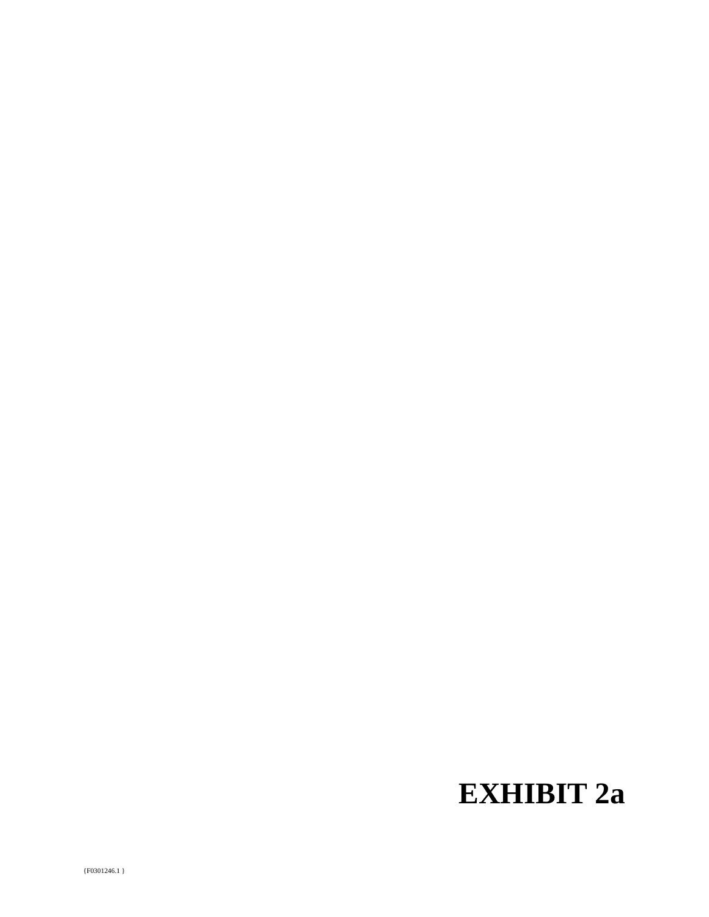# EXHIBIT 2a

{F0301246.1 }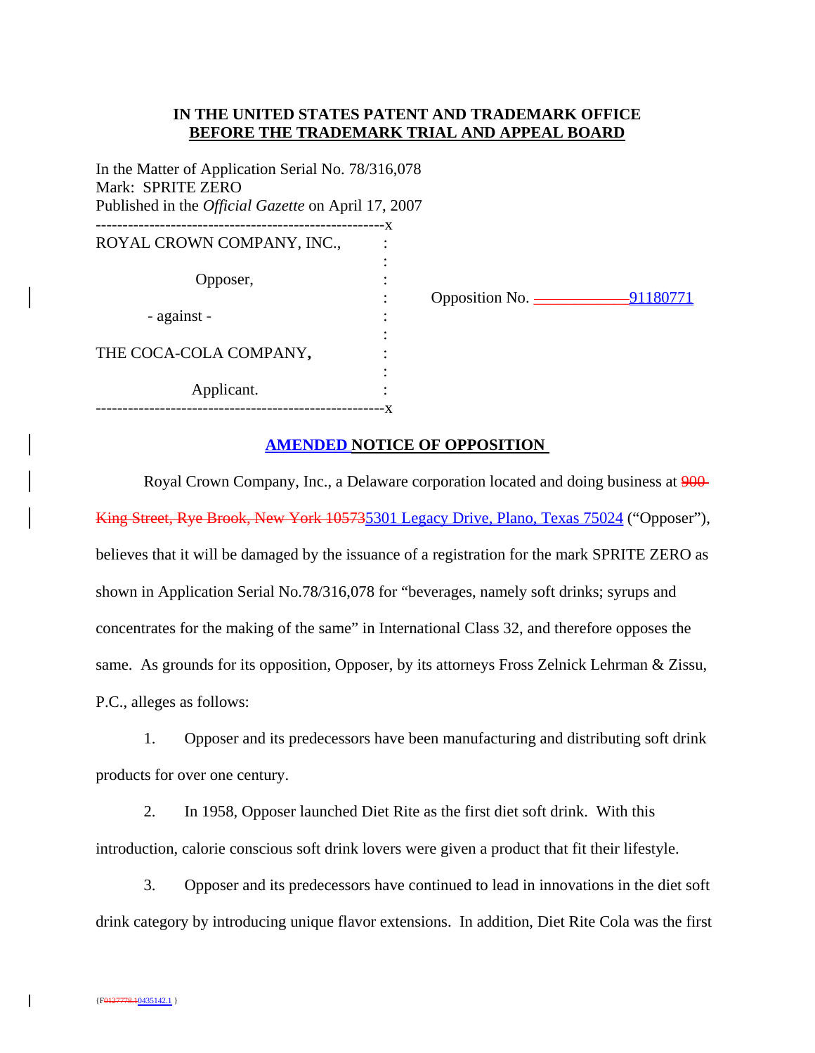**IN THE UNITED STATES PATENT AND TRADEMARK OFFICE**
**BEFORE THE TRADEMARK TRIAL AND APPEAL BOARD**

In the Matter of Application Serial No. 78/316,078
Mark: SPRITE ZERO
Published in the *Official Gazette* on April 17, 2007

| | |
|---|---|
| ROYAL CROWN COMPANY, INC., | |
| Opposer, | Opposition No. ~~____________~~ 91180771 |
| - against - | |
| THE COCA-COLA COMPANY, | |
| Applicant. | |

## AMENDED NOTICE OF OPPOSITION

Royal Crown Company, Inc., a Delaware corporation located and doing business at ~~900 King Street, Rye Brook, New York 10573~~ 5301 Legacy Drive, Plano, Texas 75024 ("Opposer"), believes that it will be damaged by the issuance of a registration for the mark SPRITE ZERO as shown in Application Serial No.78/316,078 for "beverages, namely soft drinks; syrups and concentrates for the making of the same" in International Class 32, and therefore opposes the same. As grounds for its opposition, Opposer, by its attorneys Fross Zelnick Lehrman & Zissu, P.C., alleges as follows:

1. Opposer and its predecessors have been manufacturing and distributing soft drink products for over one century.

2. In 1958, Opposer launched Diet Rite as the first diet soft drink. With this introduction, calorie conscious soft drink lovers were given a product that fit their lifestyle.

3. Opposer and its predecessors have continued to lead in innovations in the diet soft drink category by introducing unique flavor extensions. In addition, Diet Rite Cola was the first

{F~~0127778.1~~0435142.1 }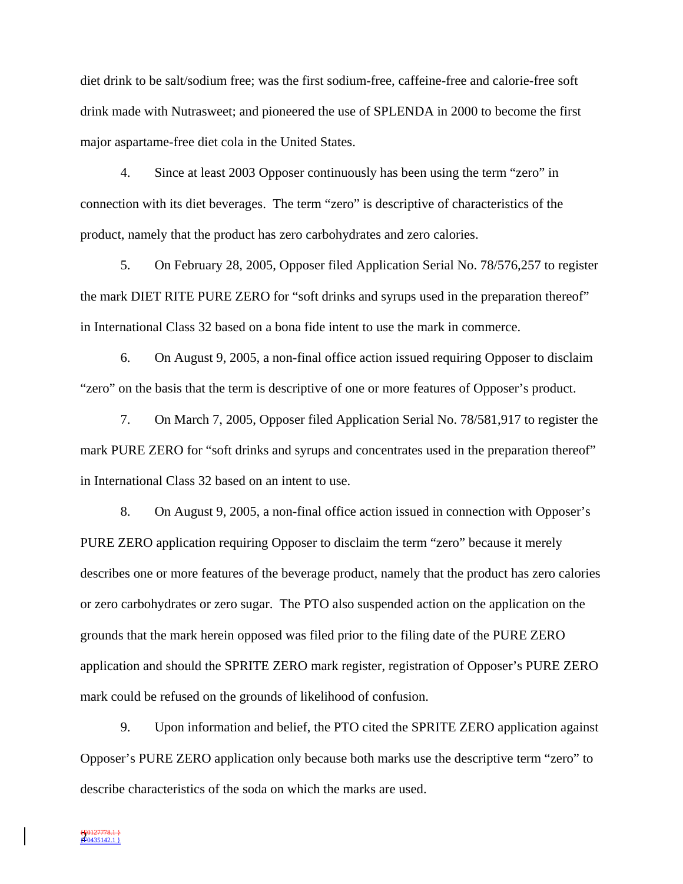diet drink to be salt/sodium free; was the first sodium-free, caffeine-free and calorie-free soft drink made with Nutrasweet; and pioneered the use of SPLENDA in 2000 to become the first major aspartame-free diet cola in the United States.

4. Since at least 2003 Opposer continuously has been using the term "zero" in connection with its diet beverages. The term "zero" is descriptive of characteristics of the product, namely that the product has zero carbohydrates and zero calories.

5. On February 28, 2005, Opposer filed Application Serial No. 78/576,257 to register the mark DIET RITE PURE ZERO for "soft drinks and syrups used in the preparation thereof" in International Class 32 based on a bona fide intent to use the mark in commerce.

6. On August 9, 2005, a non-final office action issued requiring Opposer to disclaim "zero" on the basis that the term is descriptive of one or more features of Opposer's product.

7. On March 7, 2005, Opposer filed Application Serial No. 78/581,917 to register the mark PURE ZERO for "soft drinks and syrups and concentrates used in the preparation thereof" in International Class 32 based on an intent to use.

8. On August 9, 2005, a non-final office action issued in connection with Opposer's PURE ZERO application requiring Opposer to disclaim the term "zero" because it merely describes one or more features of the beverage product, namely that the product has zero calories or zero carbohydrates or zero sugar. The PTO also suspended action on the application on the grounds that the mark herein opposed was filed prior to the filing date of the PURE ZERO application and should the SPRITE ZERO mark register, registration of Opposer's PURE ZERO mark could be refused on the grounds of likelihood of confusion.

9. Upon information and belief, the PTO cited the SPRITE ZERO application against Opposer's PURE ZERO application only because both marks use the descriptive term "zero" to describe characteristics of the soda on which the marks are used.

{50127778.1 }
{F0435142.1 }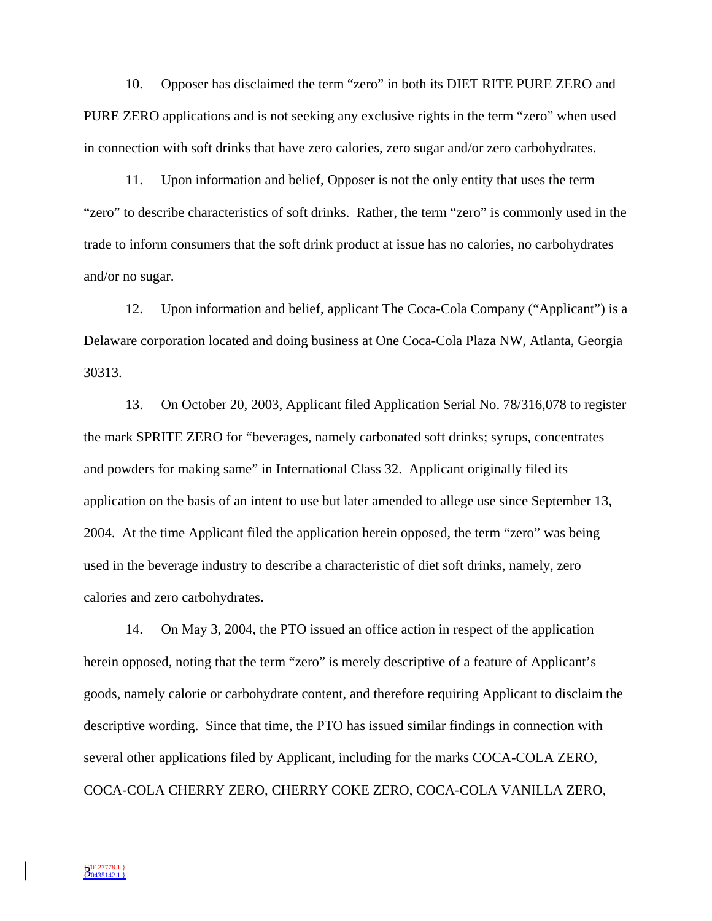10. Opposer has disclaimed the term "zero" in both its DIET RITE PURE ZERO and PURE ZERO applications and is not seeking any exclusive rights in the term "zero" when used in connection with soft drinks that have zero calories, zero sugar and/or zero carbohydrates.

11. Upon information and belief, Opposer is not the only entity that uses the term "zero" to describe characteristics of soft drinks. Rather, the term "zero" is commonly used in the trade to inform consumers that the soft drink product at issue has no calories, no carbohydrates and/or no sugar.

12. Upon information and belief, applicant The Coca-Cola Company ("Applicant") is a Delaware corporation located and doing business at One Coca-Cola Plaza NW, Atlanta, Georgia 30313.

13. On October 20, 2003, Applicant filed Application Serial No. 78/316,078 to register the mark SPRITE ZERO for "beverages, namely carbonated soft drinks; syrups, concentrates and powders for making same" in International Class 32. Applicant originally filed its application on the basis of an intent to use but later amended to allege use since September 13, 2004. At the time Applicant filed the application herein opposed, the term "zero" was being used in the beverage industry to describe a characteristic of diet soft drinks, namely, zero calories and zero carbohydrates.

14. On May 3, 2004, the PTO issued an office action in respect of the application herein opposed, noting that the term "zero" is merely descriptive of a feature of Applicant's goods, namely calorie or carbohydrate content, and therefore requiring Applicant to disclaim the descriptive wording. Since that time, the PTO has issued similar findings in connection with several other applications filed by Applicant, including for the marks COCA-COLA ZERO, COCA-COLA CHERRY ZERO, CHERRY COKE ZERO, COCA-COLA VANILLA ZERO,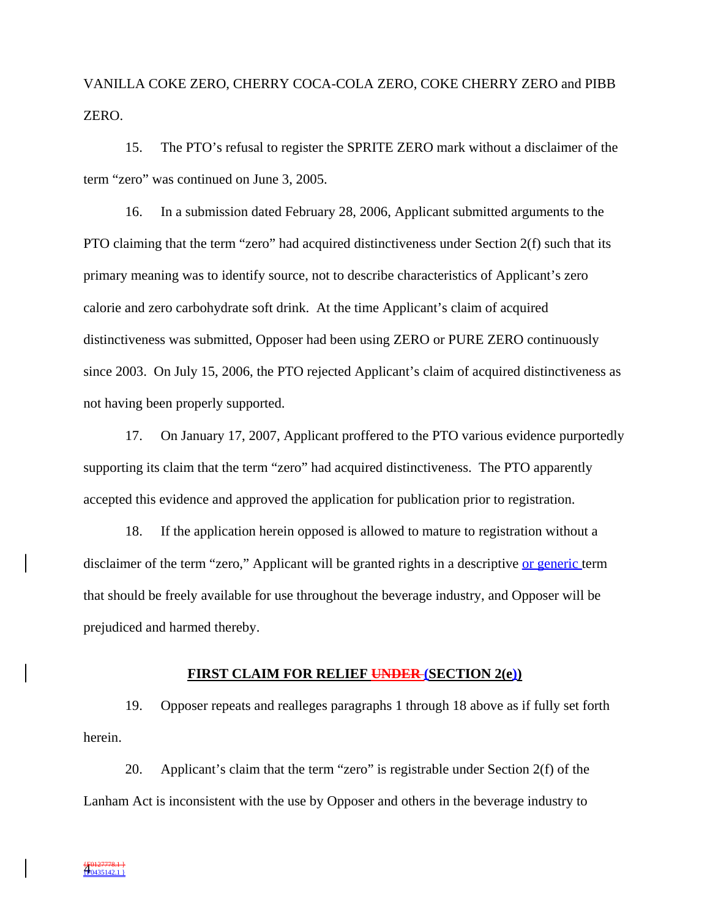VANILLA COKE ZERO, CHERRY COCA-COLA ZERO, COKE CHERRY ZERO and PIBB ZERO.

15. The PTO's refusal to register the SPRITE ZERO mark without a disclaimer of the term "zero" was continued on June 3, 2005.

16. In a submission dated February 28, 2006, Applicant submitted arguments to the PTO claiming that the term "zero" had acquired distinctiveness under Section 2(f) such that its primary meaning was to identify source, not to describe characteristics of Applicant's zero calorie and zero carbohydrate soft drink. At the time Applicant's claim of acquired distinctiveness was submitted, Opposer had been using ZERO or PURE ZERO continuously since 2003. On July 15, 2006, the PTO rejected Applicant's claim of acquired distinctiveness as not having been properly supported.

17. On January 17, 2007, Applicant proffered to the PTO various evidence purportedly supporting its claim that the term "zero" had acquired distinctiveness. The PTO apparently accepted this evidence and approved the application for publication prior to registration.

18. If the application herein opposed is allowed to mature to registration without a disclaimer of the term "zero," Applicant will be granted rights in a descriptive or generic term that should be freely available for use throughout the beverage industry, and Opposer will be prejudiced and harmed thereby.

## FIRST CLAIM FOR RELIEF ~~UNDER~~ (SECTION 2(e))

19. Opposer repeats and realleges paragraphs 1 through 18 above as if fully set forth herein.

20. Applicant's claim that the term "zero" is registrable under Section 2(f) of the Lanham Act is inconsistent with the use by Opposer and others in the beverage industry to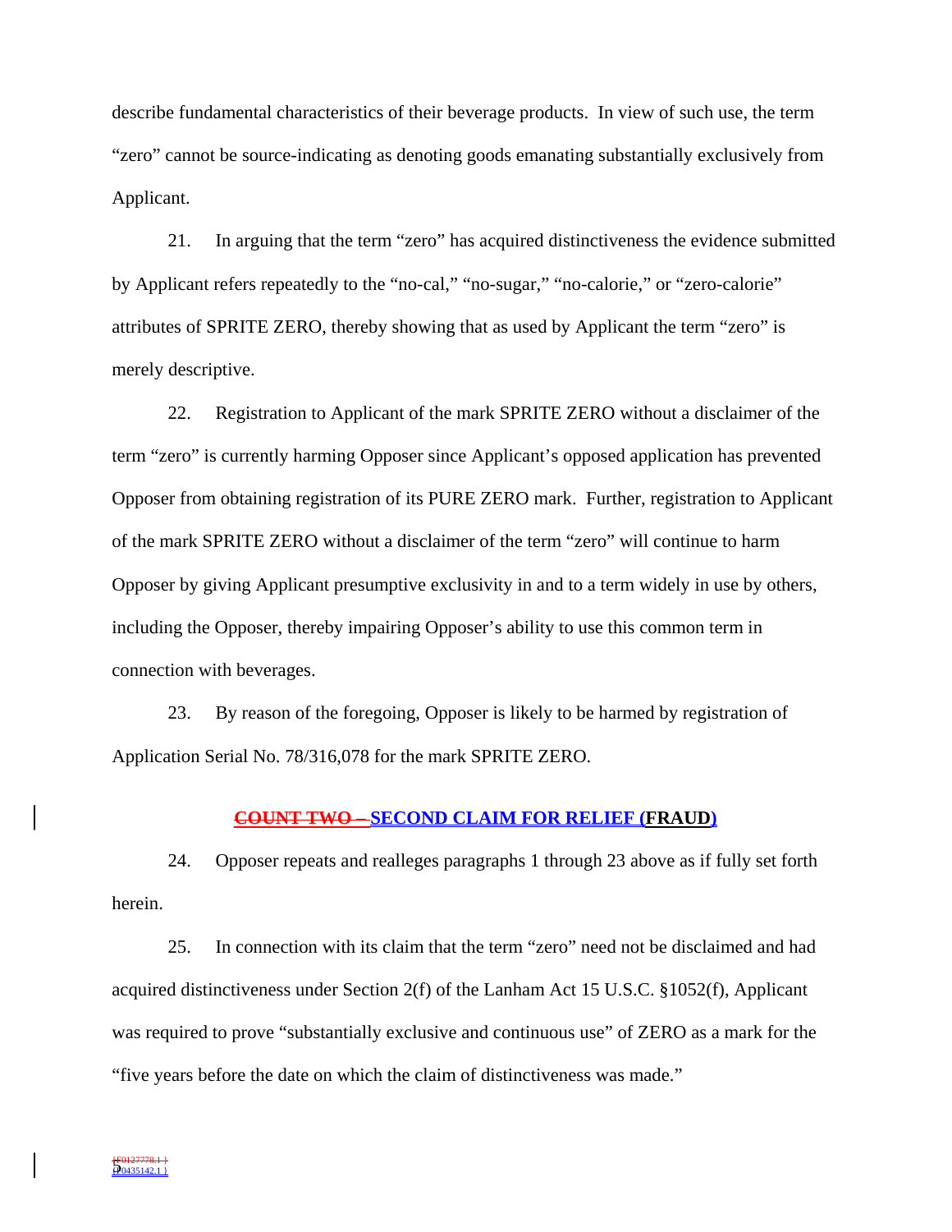describe fundamental characteristics of their beverage products. In view of such use, the term "zero" cannot be source-indicating as denoting goods emanating substantially exclusively from Applicant.

21. In arguing that the term "zero" has acquired distinctiveness the evidence submitted by Applicant refers repeatedly to the "no-cal," "no-sugar," "no-calorie," or "zero-calorie" attributes of SPRITE ZERO, thereby showing that as used by Applicant the term "zero" is merely descriptive.

22. Registration to Applicant of the mark SPRITE ZERO without a disclaimer of the term "zero" is currently harming Opposer since Applicant's opposed application has prevented Opposer from obtaining registration of its PURE ZERO mark. Further, registration to Applicant of the mark SPRITE ZERO without a disclaimer of the term "zero" will continue to harm Opposer by giving Applicant presumptive exclusivity in and to a term widely in use by others, including the Opposer, thereby impairing Opposer's ability to use this common term in connection with beverages.

23. By reason of the foregoing, Opposer is likely to be harmed by registration of Application Serial No. 78/316,078 for the mark SPRITE ZERO.

## ~~COUNT TWO –~~ SECOND CLAIM FOR RELIEF (FRAUD)

24. Opposer repeats and realleges paragraphs 1 through 23 above as if fully set forth herein.

25. In connection with its claim that the term "zero" need not be disclaimed and had acquired distinctiveness under Section 2(f) of the Lanham Act 15 U.S.C. §1052(f), Applicant was required to prove "substantially exclusive and continuous use" of ZERO as a mark for the "five years before the date on which the claim of distinctiveness was made."

~~{F0127778.1 }~~ {F0435142.1 }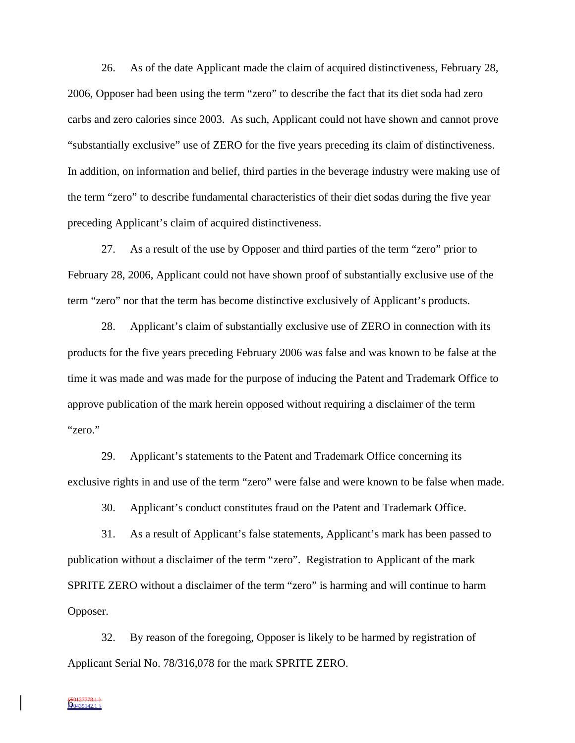26. As of the date Applicant made the claim of acquired distinctiveness, February 28, 2006, Opposer had been using the term "zero" to describe the fact that its diet soda had zero carbs and zero calories since 2003. As such, Applicant could not have shown and cannot prove "substantially exclusive" use of ZERO for the five years preceding its claim of distinctiveness. In addition, on information and belief, third parties in the beverage industry were making use of the term "zero" to describe fundamental characteristics of their diet sodas during the five year preceding Applicant's claim of acquired distinctiveness.

27. As a result of the use by Opposer and third parties of the term "zero" prior to February 28, 2006, Applicant could not have shown proof of substantially exclusive use of the term "zero" nor that the term has become distinctive exclusively of Applicant's products.

28. Applicant's claim of substantially exclusive use of ZERO in connection with its products for the five years preceding February 2006 was false and was known to be false at the time it was made and was made for the purpose of inducing the Patent and Trademark Office to approve publication of the mark herein opposed without requiring a disclaimer of the term "zero."

29. Applicant's statements to the Patent and Trademark Office concerning its exclusive rights in and use of the term "zero" were false and were known to be false when made.

30. Applicant's conduct constitutes fraud on the Patent and Trademark Office.

31. As a result of Applicant's false statements, Applicant's mark has been passed to publication without a disclaimer of the term "zero". Registration to Applicant of the mark SPRITE ZERO without a disclaimer of the term "zero" is harming and will continue to harm Opposer.

32. By reason of the foregoing, Opposer is likely to be harmed by registration of Applicant Serial No. 78/316,078 for the mark SPRITE ZERO.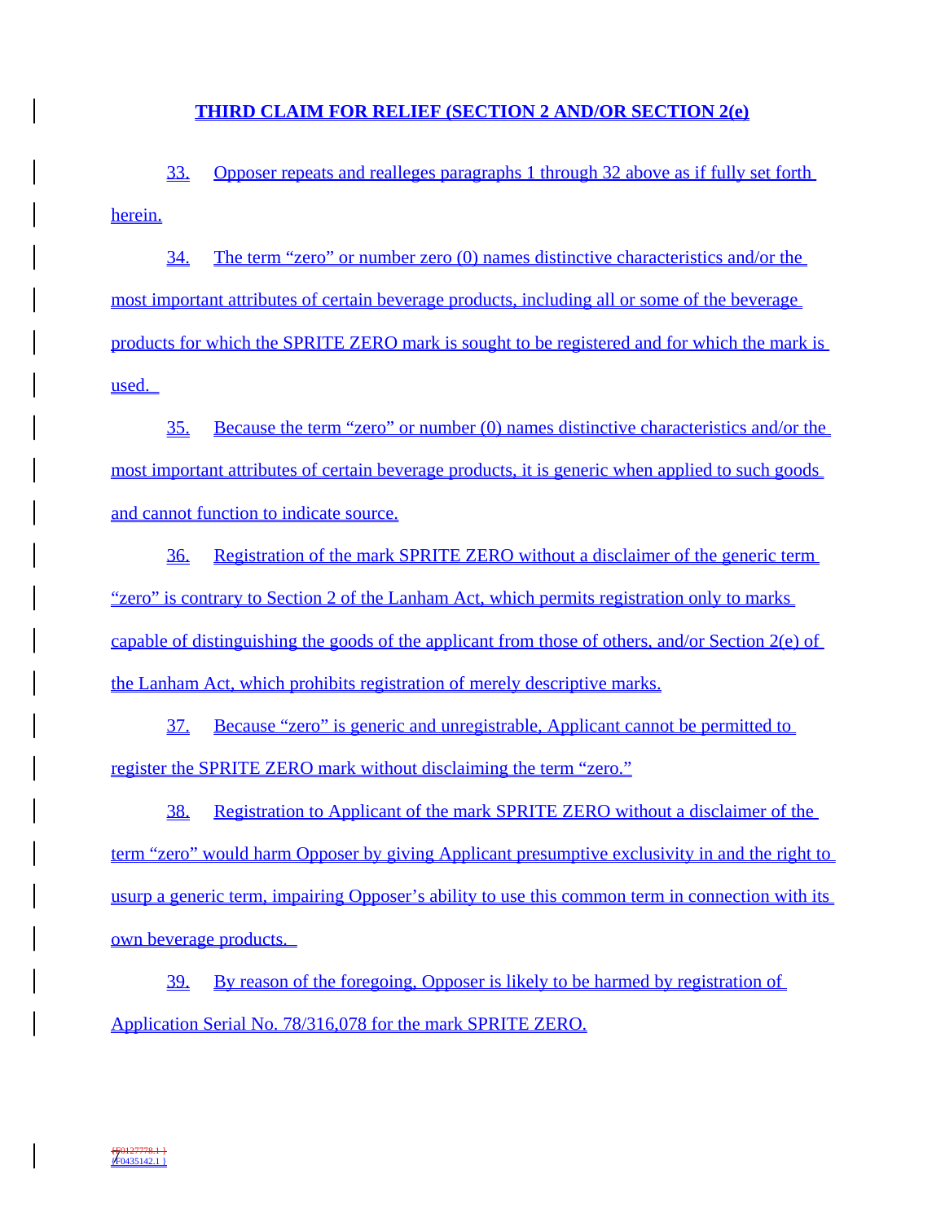## THIRD CLAIM FOR RELIEF (SECTION 2 AND/OR SECTION 2(e)

33. Opposer repeats and realleges paragraphs 1 through 32 above as if fully set forth herein.

34. The term "zero" or number zero (0) names distinctive characteristics and/or the most important attributes of certain beverage products, including all or some of the beverage products for which the SPRITE ZERO mark is sought to be registered and for which the mark is used.

35. Because the term "zero" or number (0) names distinctive characteristics and/or the most important attributes of certain beverage products, it is generic when applied to such goods and cannot function to indicate source.

36. Registration of the mark SPRITE ZERO without a disclaimer of the generic term "zero" is contrary to Section 2 of the Lanham Act, which permits registration only to marks capable of distinguishing the goods of the applicant from those of others, and/or Section 2(e) of the Lanham Act, which prohibits registration of merely descriptive marks.

37. Because "zero" is generic and unregistrable, Applicant cannot be permitted to register the SPRITE ZERO mark without disclaiming the term "zero."

38. Registration to Applicant of the mark SPRITE ZERO without a disclaimer of the term "zero" would harm Opposer by giving Applicant presumptive exclusivity in and the right to usurp a generic term, impairing Opposer's ability to use this common term in connection with its own beverage products.

39. By reason of the foregoing, Opposer is likely to be harmed by registration of Application Serial No. 78/316,078 for the mark SPRITE ZERO.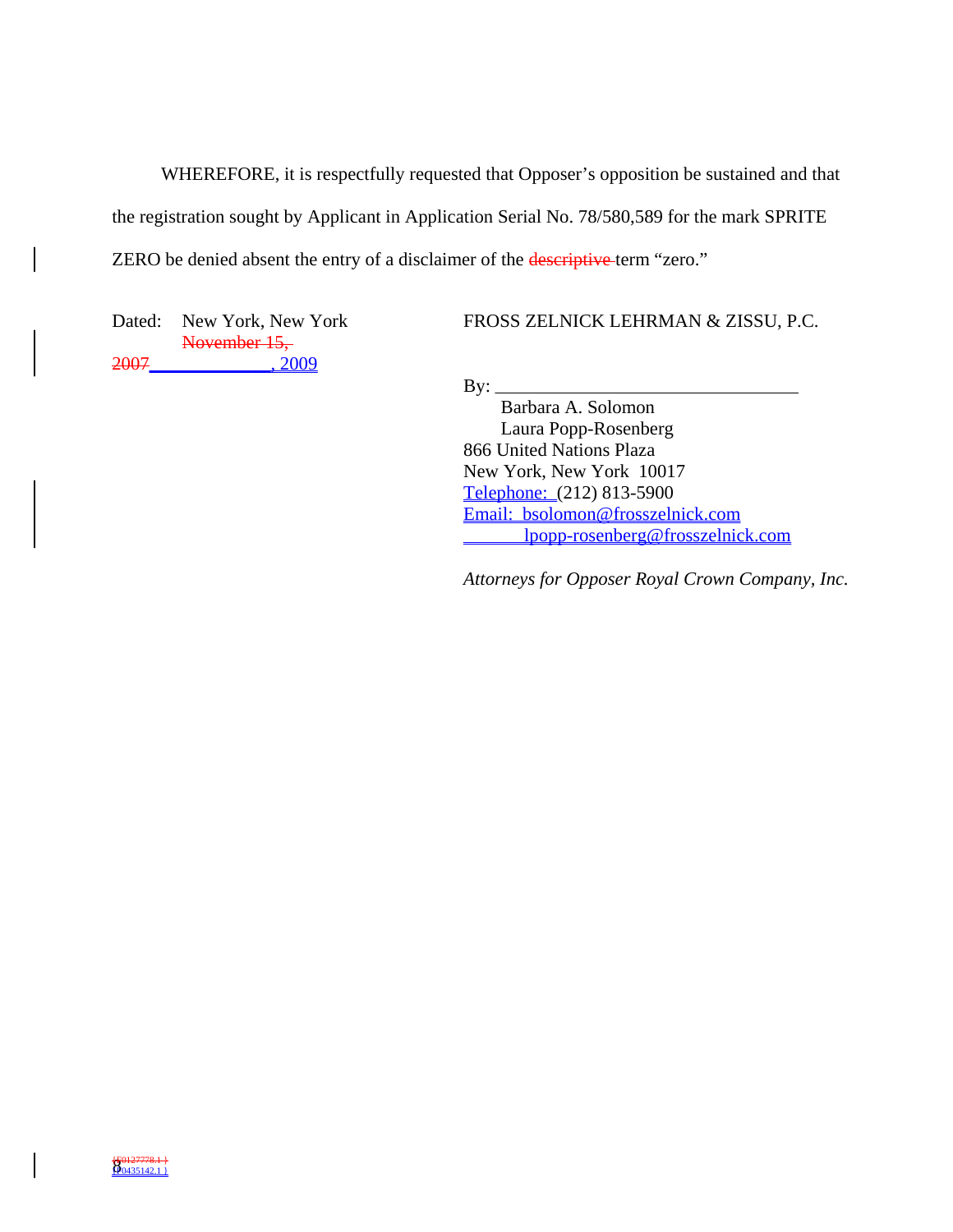WHEREFORE, it is respectfully requested that Opposer's opposition be sustained and that the registration sought by Applicant in Application Serial No. 78/580,589 for the mark SPRITE ZERO be denied absent the entry of a disclaimer of the ~~descriptive~~ term "zero."

Dated: New York, New York
~~November 15, 2007~~ _____________, 2009

FROSS ZELNICK LEHRMAN & ZISSU, P.C.

By: ________________________________
Barbara A. Solomon
Laura Popp-Rosenberg
866 United Nations Plaza
New York, New York 10017
Telephone: (212) 813-5900
Email: bsolomon@frosszelnick.com
lpopp-rosenberg@frosszelnick.com

*Attorneys for Opposer Royal Crown Company, Inc.*

~~{F0127778.1 }~~ {F0435142.1 }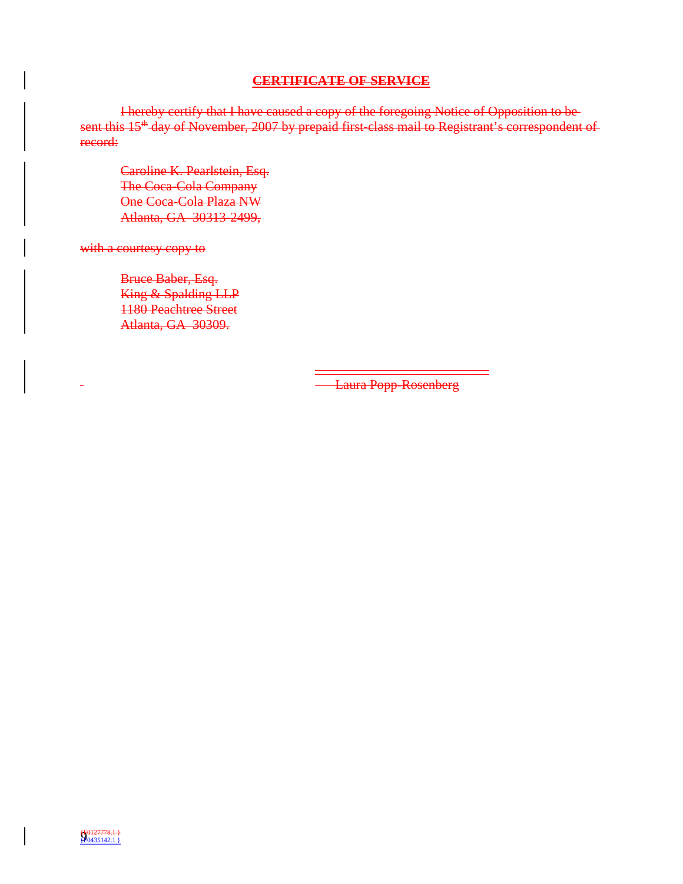## CERTIFICATE OF SERVICE

I hereby certify that I have caused a copy of the foregoing Notice of Opposition to be sent this 15th day of November, 2007 by prepaid first-class mail to Registrant's correspondent of record:

Caroline K. Pearlstein, Esq.
The Coca-Cola Company
One Coca-Cola Plaza NW
Atlanta, GA 30313-2499,

with a courtesy copy to

Bruce Baber, Esq.
King & Spalding LLP
1180 Peachtree Street
Atlanta, GA 30309.

Laura Popp-Rosenberg

{F0127778.1 }
{F0435142.1 }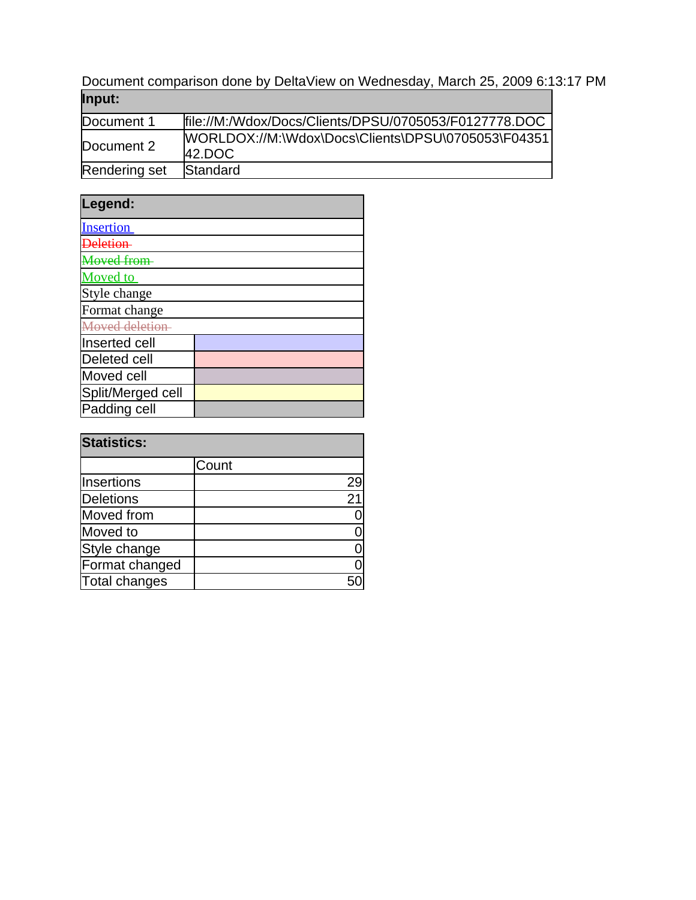Document comparison done by DeltaView on Wednesday, March 25, 2009 6:13:17 PM

| **Input:** | |
|---|---|
| Document 1 | file://M:/Wdox/Docs/Clients/DPSU/0705053/F0127778.DOC |
| Document 2 | WORLDOX://M:\Wdox\Docs\Clients\DPSU\0705053\F0435142.DOC |
| Rendering set | Standard |

| **Legend:** | |
|---|---|
| Insertion | |
| ~~Deletion~~ | |
| ~~Moved from~~ | |
| Moved to | |
| Style change | |
| Format change | |
| ~~Moved deletion~~ | |
| Inserted cell | |
| Deleted cell | |
| Moved cell | |
| Split/Merged cell | |
| Padding cell | |

| **Statistics:** | |
|---|---|
| | Count |
| Insertions | 29 |
| Deletions | 21 |
| Moved from | 0 |
| Moved to | 0 |
| Style change | 0 |
| Format changed | 0 |
| Total changes | 50 |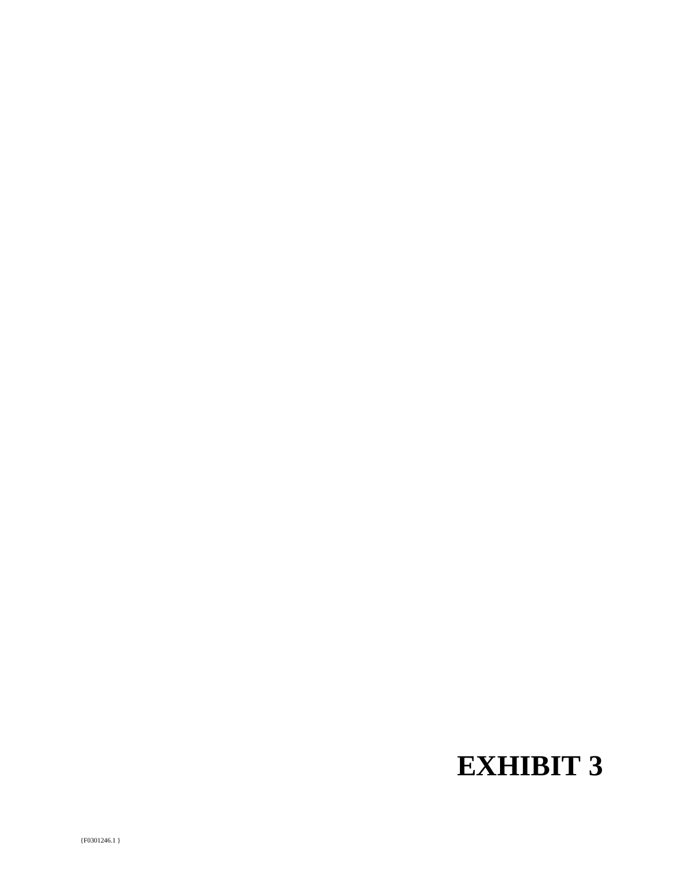# EXHIBIT 3

{F0301246.1 }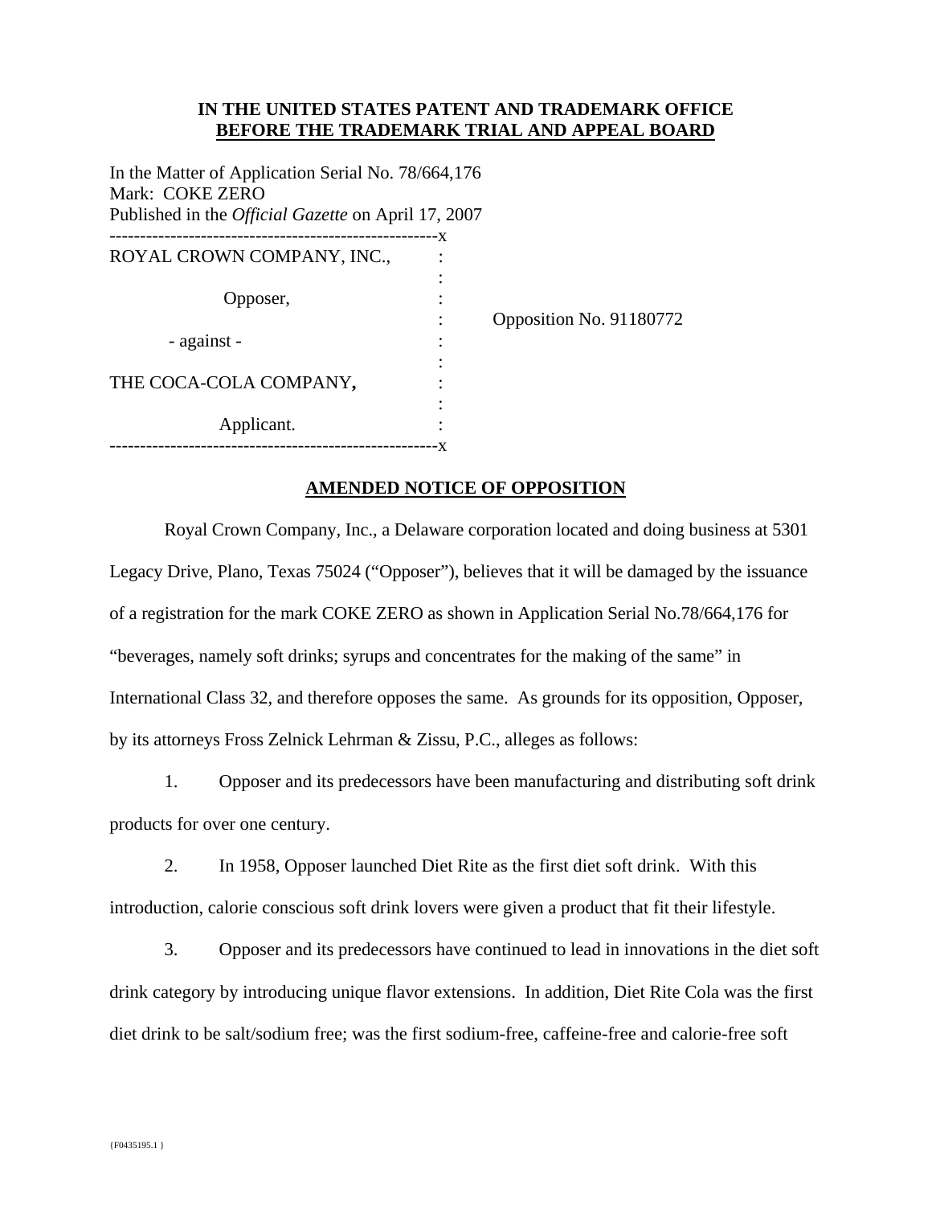**IN THE UNITED STATES PATENT AND TRADEMARK OFFICE**
**BEFORE THE TRADEMARK TRIAL AND APPEAL BOARD**

In the Matter of Application Serial No. 78/664,176
Mark: COKE ZERO
Published in the *Official Gazette* on April 17, 2007

| | | |
|---|---|---|
| ROYAL CROWN COMPANY, INC., | : | |
| Opposer, | : | |
| - against - | : | Opposition No. 91180772 |
| THE COCA-COLA COMPANY, | : | |
| Applicant. | : | |

**AMENDED NOTICE OF OPPOSITION**

Royal Crown Company, Inc., a Delaware corporation located and doing business at 5301 Legacy Drive, Plano, Texas 75024 ("Opposer"), believes that it will be damaged by the issuance of a registration for the mark COKE ZERO as shown in Application Serial No.78/664,176 for "beverages, namely soft drinks; syrups and concentrates for the making of the same" in International Class 32, and therefore opposes the same. As grounds for its opposition, Opposer, by its attorneys Fross Zelnick Lehrman & Zissu, P.C., alleges as follows:

1. Opposer and its predecessors have been manufacturing and distributing soft drink products for over one century.

2. In 1958, Opposer launched Diet Rite as the first diet soft drink. With this introduction, calorie conscious soft drink lovers were given a product that fit their lifestyle.

3. Opposer and its predecessors have continued to lead in innovations in the diet soft drink category by introducing unique flavor extensions. In addition, Diet Rite Cola was the first diet drink to be salt/sodium free; was the first sodium-free, caffeine-free and calorie-free soft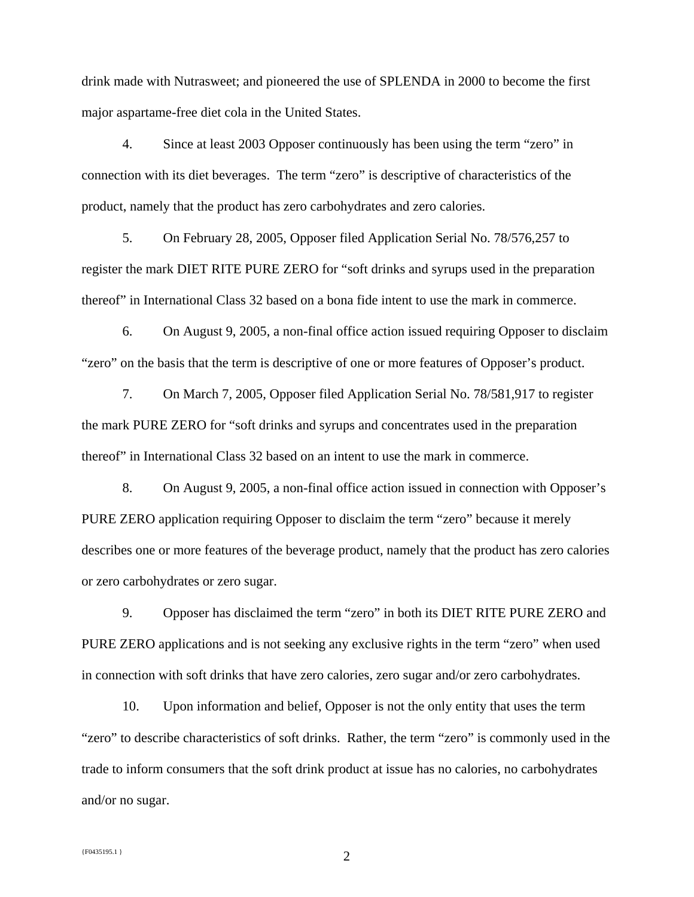drink made with Nutrasweet; and pioneered the use of SPLENDA in 2000 to become the first major aspartame-free diet cola in the United States.

4. Since at least 2003 Opposer continuously has been using the term "zero" in connection with its diet beverages. The term "zero" is descriptive of characteristics of the product, namely that the product has zero carbohydrates and zero calories.

5. On February 28, 2005, Opposer filed Application Serial No. 78/576,257 to register the mark DIET RITE PURE ZERO for "soft drinks and syrups used in the preparation thereof" in International Class 32 based on a bona fide intent to use the mark in commerce.

6. On August 9, 2005, a non-final office action issued requiring Opposer to disclaim "zero" on the basis that the term is descriptive of one or more features of Opposer's product.

7. On March 7, 2005, Opposer filed Application Serial No. 78/581,917 to register the mark PURE ZERO for "soft drinks and syrups and concentrates used in the preparation thereof" in International Class 32 based on an intent to use the mark in commerce.

8. On August 9, 2005, a non-final office action issued in connection with Opposer's PURE ZERO application requiring Opposer to disclaim the term "zero" because it merely describes one or more features of the beverage product, namely that the product has zero calories or zero carbohydrates or zero sugar.

9. Opposer has disclaimed the term "zero" in both its DIET RITE PURE ZERO and PURE ZERO applications and is not seeking any exclusive rights in the term "zero" when used in connection with soft drinks that have zero calories, zero sugar and/or zero carbohydrates.

10. Upon information and belief, Opposer is not the only entity that uses the term "zero" to describe characteristics of soft drinks. Rather, the term "zero" is commonly used in the trade to inform consumers that the soft drink product at issue has no calories, no carbohydrates and/or no sugar.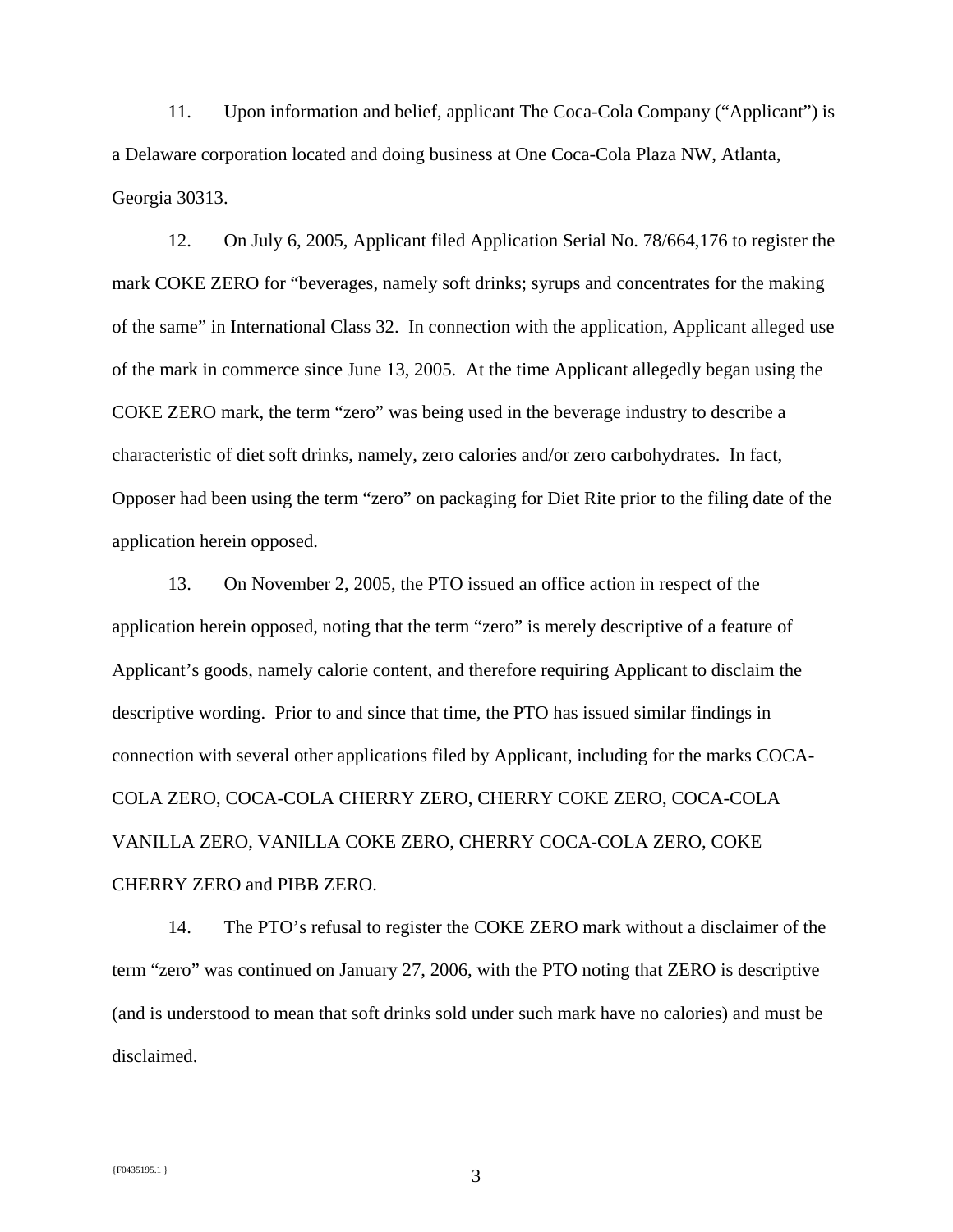11. Upon information and belief, applicant The Coca-Cola Company ("Applicant") is a Delaware corporation located and doing business at One Coca-Cola Plaza NW, Atlanta, Georgia 30313.

12. On July 6, 2005, Applicant filed Application Serial No. 78/664,176 to register the mark COKE ZERO for "beverages, namely soft drinks; syrups and concentrates for the making of the same" in International Class 32. In connection with the application, Applicant alleged use of the mark in commerce since June 13, 2005. At the time Applicant allegedly began using the COKE ZERO mark, the term "zero" was being used in the beverage industry to describe a characteristic of diet soft drinks, namely, zero calories and/or zero carbohydrates. In fact, Opposer had been using the term "zero" on packaging for Diet Rite prior to the filing date of the application herein opposed.

13. On November 2, 2005, the PTO issued an office action in respect of the application herein opposed, noting that the term "zero" is merely descriptive of a feature of Applicant's goods, namely calorie content, and therefore requiring Applicant to disclaim the descriptive wording. Prior to and since that time, the PTO has issued similar findings in connection with several other applications filed by Applicant, including for the marks COCA-COLA ZERO, COCA-COLA CHERRY ZERO, CHERRY COKE ZERO, COCA-COLA VANILLA ZERO, VANILLA COKE ZERO, CHERRY COCA-COLA ZERO, COKE CHERRY ZERO and PIBB ZERO.

14. The PTO's refusal to register the COKE ZERO mark without a disclaimer of the term "zero" was continued on January 27, 2006, with the PTO noting that ZERO is descriptive (and is understood to mean that soft drinks sold under such mark have no calories) and must be disclaimed.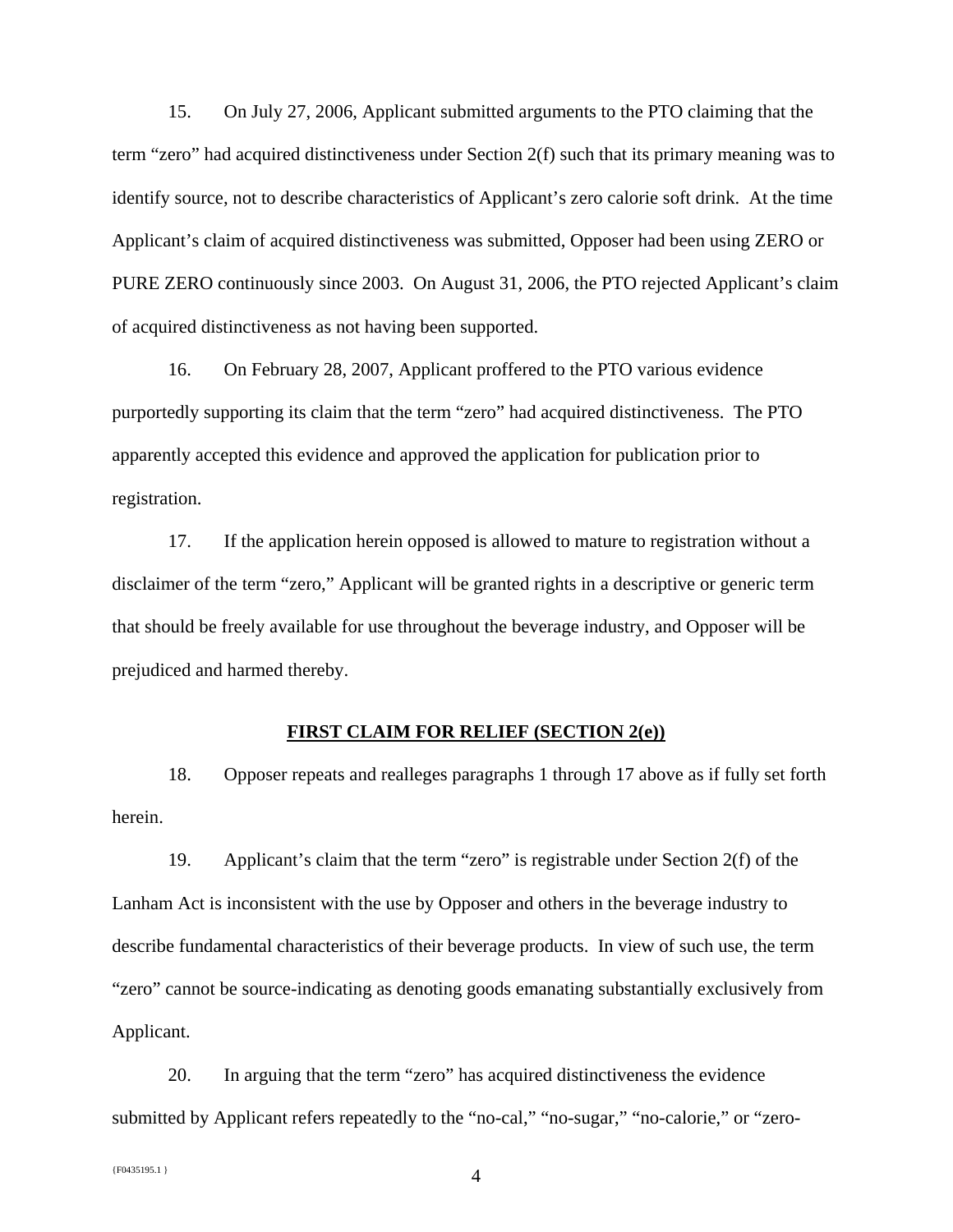15. On July 27, 2006, Applicant submitted arguments to the PTO claiming that the term "zero" had acquired distinctiveness under Section 2(f) such that its primary meaning was to identify source, not to describe characteristics of Applicant's zero calorie soft drink. At the time Applicant's claim of acquired distinctiveness was submitted, Opposer had been using ZERO or PURE ZERO continuously since 2003. On August 31, 2006, the PTO rejected Applicant's claim of acquired distinctiveness as not having been supported.

16. On February 28, 2007, Applicant proffered to the PTO various evidence purportedly supporting its claim that the term "zero" had acquired distinctiveness. The PTO apparently accepted this evidence and approved the application for publication prior to registration.

17. If the application herein opposed is allowed to mature to registration without a disclaimer of the term "zero," Applicant will be granted rights in a descriptive or generic term that should be freely available for use throughout the beverage industry, and Opposer will be prejudiced and harmed thereby.

**FIRST CLAIM FOR RELIEF (SECTION 2(e))**

18. Opposer repeats and realleges paragraphs 1 through 17 above as if fully set forth herein.

19. Applicant's claim that the term "zero" is registrable under Section 2(f) of the Lanham Act is inconsistent with the use by Opposer and others in the beverage industry to describe fundamental characteristics of their beverage products. In view of such use, the term "zero" cannot be source-indicating as denoting goods emanating substantially exclusively from Applicant.

20. In arguing that the term "zero" has acquired distinctiveness the evidence submitted by Applicant refers repeatedly to the "no-cal," "no-sugar," "no-calorie," or "zero-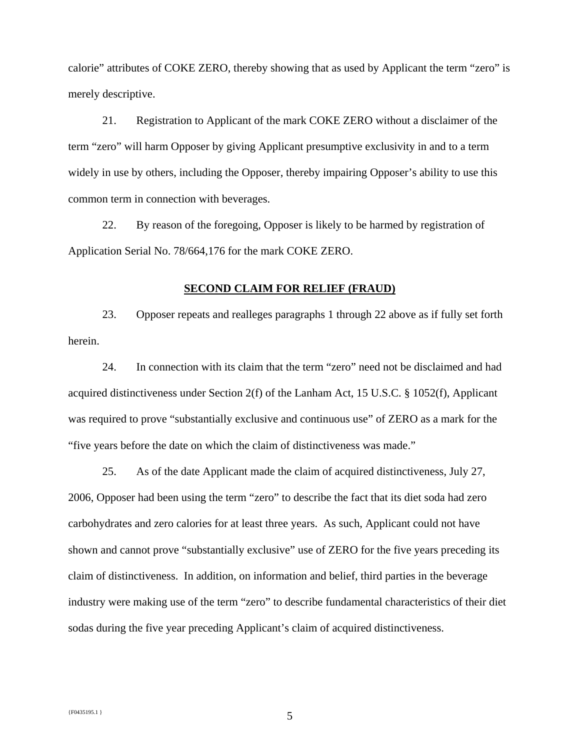calorie" attributes of COKE ZERO, thereby showing that as used by Applicant the term "zero" is merely descriptive.

21. Registration to Applicant of the mark COKE ZERO without a disclaimer of the term "zero" will harm Opposer by giving Applicant presumptive exclusivity in and to a term widely in use by others, including the Opposer, thereby impairing Opposer's ability to use this common term in connection with beverages.

22. By reason of the foregoing, Opposer is likely to be harmed by registration of Application Serial No. 78/664,176 for the mark COKE ZERO.

**SECOND CLAIM FOR RELIEF (FRAUD)**

23. Opposer repeats and realleges paragraphs 1 through 22 above as if fully set forth herein.

24. In connection with its claim that the term "zero" need not be disclaimed and had acquired distinctiveness under Section 2(f) of the Lanham Act, 15 U.S.C. § 1052(f), Applicant was required to prove "substantially exclusive and continuous use" of ZERO as a mark for the "five years before the date on which the claim of distinctiveness was made."

25. As of the date Applicant made the claim of acquired distinctiveness, July 27, 2006, Opposer had been using the term "zero" to describe the fact that its diet soda had zero carbohydrates and zero calories for at least three years. As such, Applicant could not have shown and cannot prove "substantially exclusive" use of ZERO for the five years preceding its claim of distinctiveness. In addition, on information and belief, third parties in the beverage industry were making use of the term "zero" to describe fundamental characteristics of their diet sodas during the five year preceding Applicant's claim of acquired distinctiveness.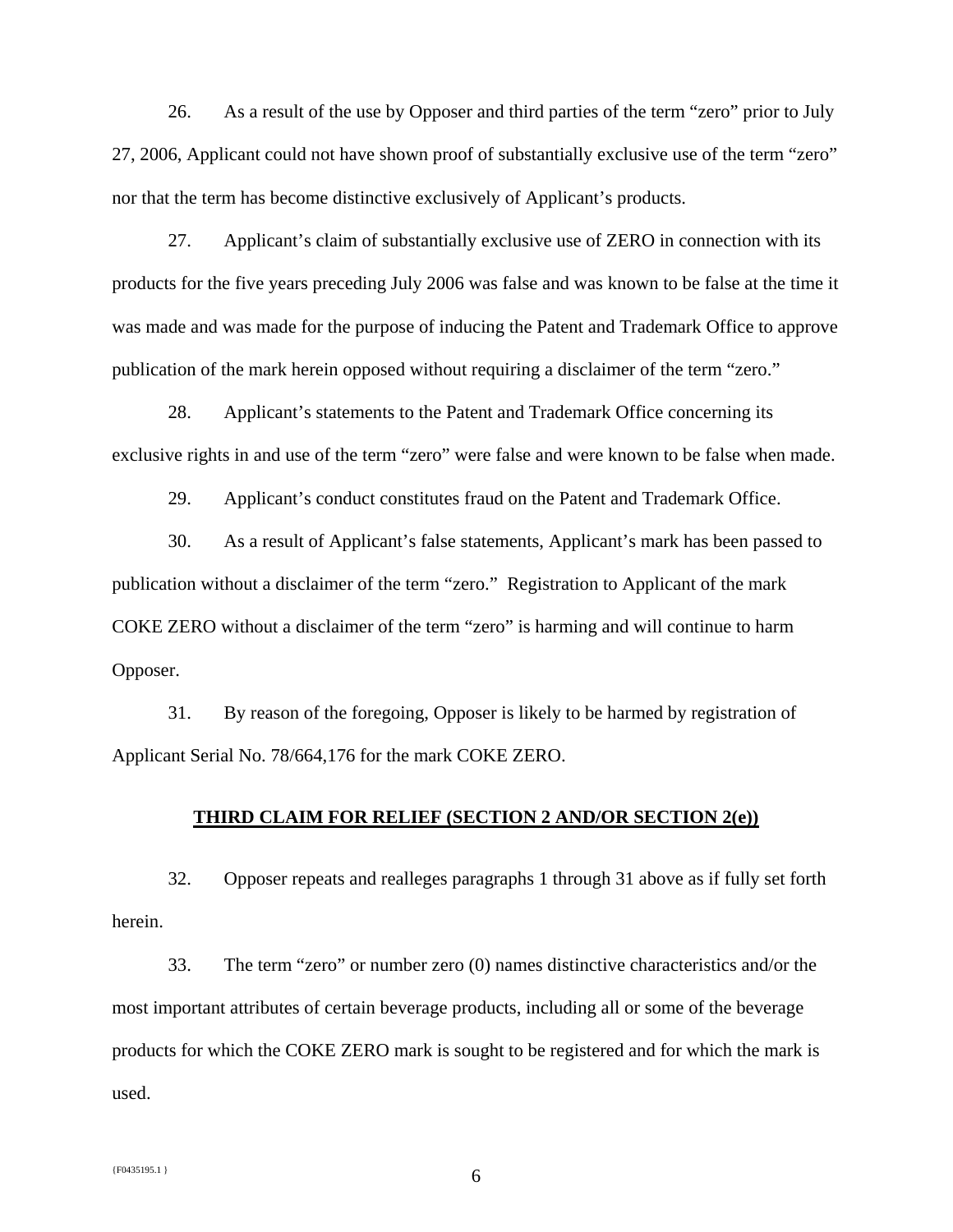26. As a result of the use by Opposer and third parties of the term "zero" prior to July 27, 2006, Applicant could not have shown proof of substantially exclusive use of the term "zero" nor that the term has become distinctive exclusively of Applicant's products.

27. Applicant's claim of substantially exclusive use of ZERO in connection with its products for the five years preceding July 2006 was false and was known to be false at the time it was made and was made for the purpose of inducing the Patent and Trademark Office to approve publication of the mark herein opposed without requiring a disclaimer of the term "zero."

28. Applicant's statements to the Patent and Trademark Office concerning its exclusive rights in and use of the term "zero" were false and were known to be false when made.

29. Applicant's conduct constitutes fraud on the Patent and Trademark Office.

30. As a result of Applicant's false statements, Applicant's mark has been passed to publication without a disclaimer of the term "zero." Registration to Applicant of the mark COKE ZERO without a disclaimer of the term "zero" is harming and will continue to harm Opposer.

31. By reason of the foregoing, Opposer is likely to be harmed by registration of Applicant Serial No. 78/664,176 for the mark COKE ZERO.

**THIRD CLAIM FOR RELIEF (SECTION 2 AND/OR SECTION 2(e))**

32. Opposer repeats and realleges paragraphs 1 through 31 above as if fully set forth herein.

33. The term "zero" or number zero (0) names distinctive characteristics and/or the most important attributes of certain beverage products, including all or some of the beverage products for which the COKE ZERO mark is sought to be registered and for which the mark is used.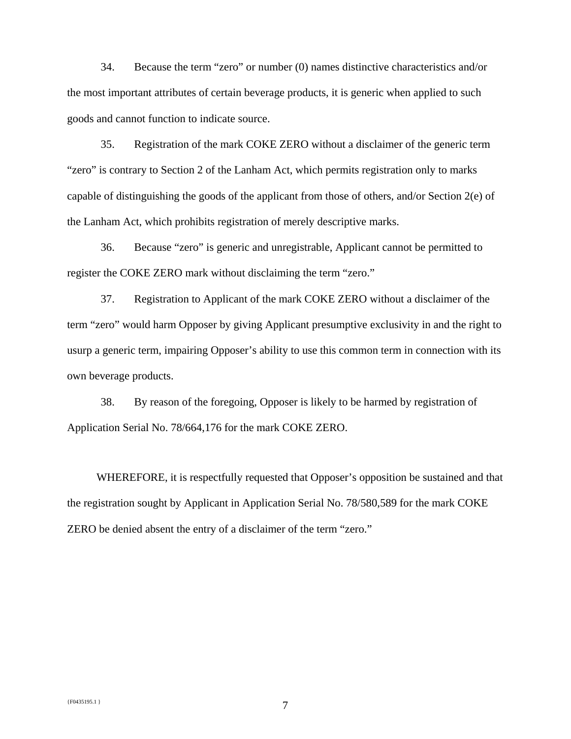34. Because the term "zero" or number (0) names distinctive characteristics and/or the most important attributes of certain beverage products, it is generic when applied to such goods and cannot function to indicate source.

35. Registration of the mark COKE ZERO without a disclaimer of the generic term "zero" is contrary to Section 2 of the Lanham Act, which permits registration only to marks capable of distinguishing the goods of the applicant from those of others, and/or Section 2(e) of the Lanham Act, which prohibits registration of merely descriptive marks.

36. Because "zero" is generic and unregistrable, Applicant cannot be permitted to register the COKE ZERO mark without disclaiming the term "zero."

37. Registration to Applicant of the mark COKE ZERO without a disclaimer of the term "zero" would harm Opposer by giving Applicant presumptive exclusivity in and the right to usurp a generic term, impairing Opposer's ability to use this common term in connection with its own beverage products.

38. By reason of the foregoing, Opposer is likely to be harmed by registration of Application Serial No. 78/664,176 for the mark COKE ZERO.

WHEREFORE, it is respectfully requested that Opposer's opposition be sustained and that the registration sought by Applicant in Application Serial No. 78/580,589 for the mark COKE ZERO be denied absent the entry of a disclaimer of the term "zero."

{F0435195.1 }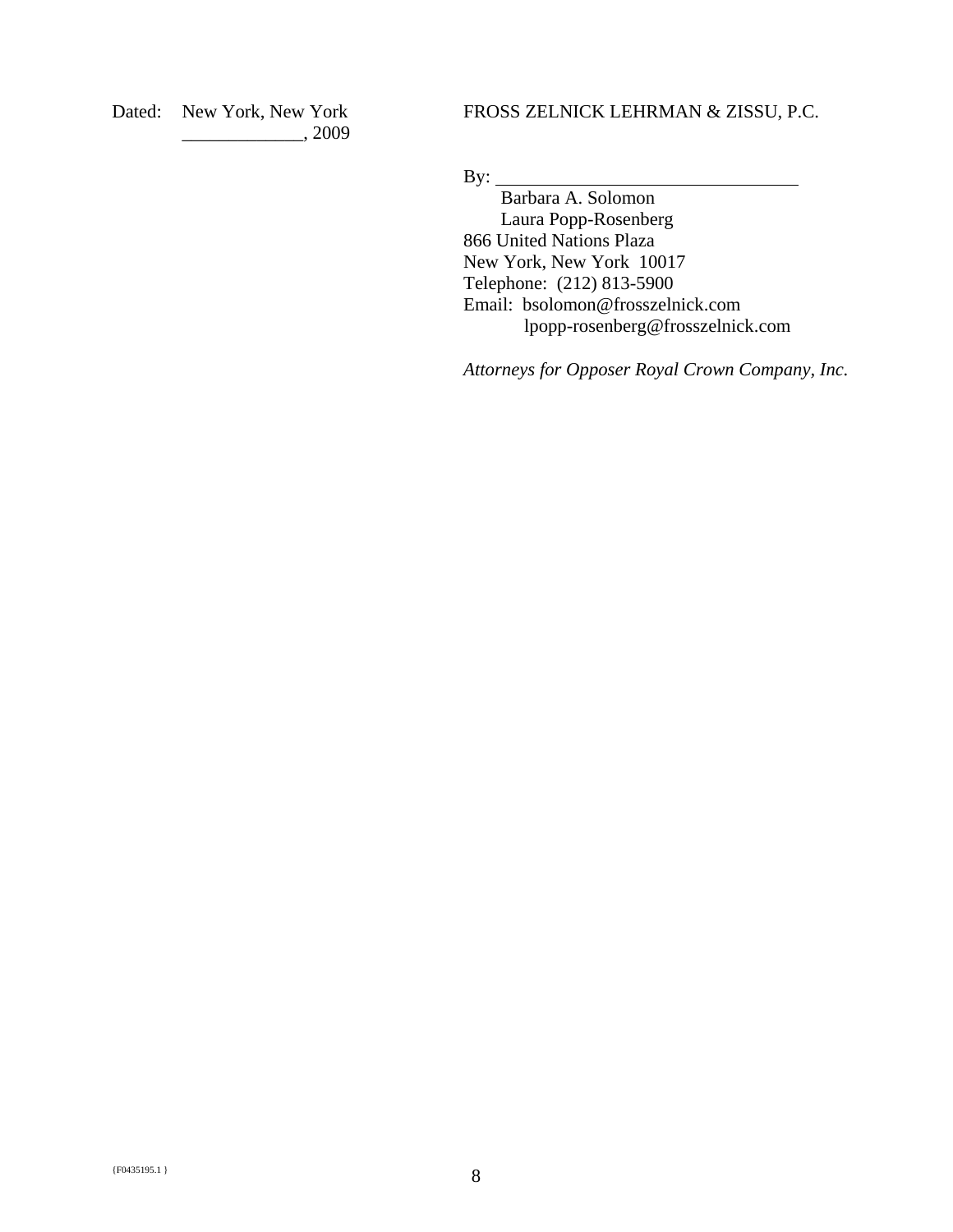Dated: New York, New York
_____________, 2009

FROSS ZELNICK LEHRMAN & ZISSU, P.C.

By: ________________________________

Barbara A. Solomon
Laura Popp-Rosenberg
866 United Nations Plaza
New York, New York 10017
Telephone: (212) 813-5900
Email: bsolomon@frosszelnick.com
lpopp-rosenberg@frosszelnick.com

*Attorneys for Opposer Royal Crown Company, Inc.*

{F0435195.1 }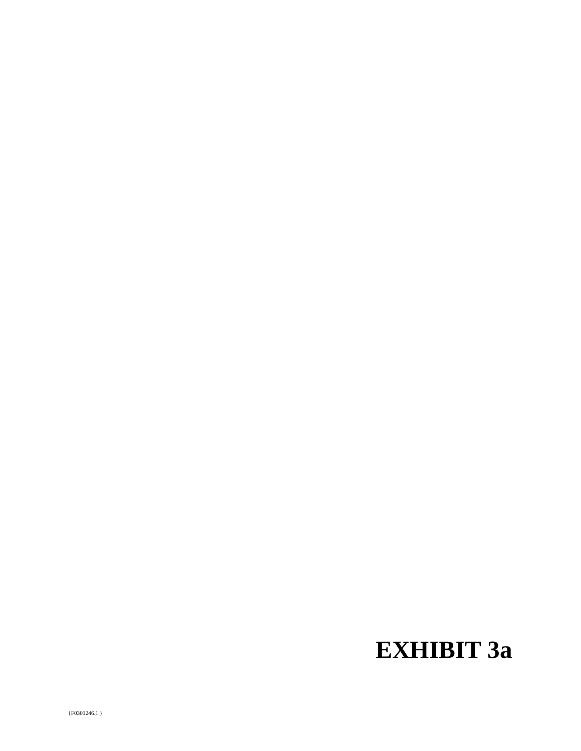# EXHIBIT 3a

{F0301246.1 }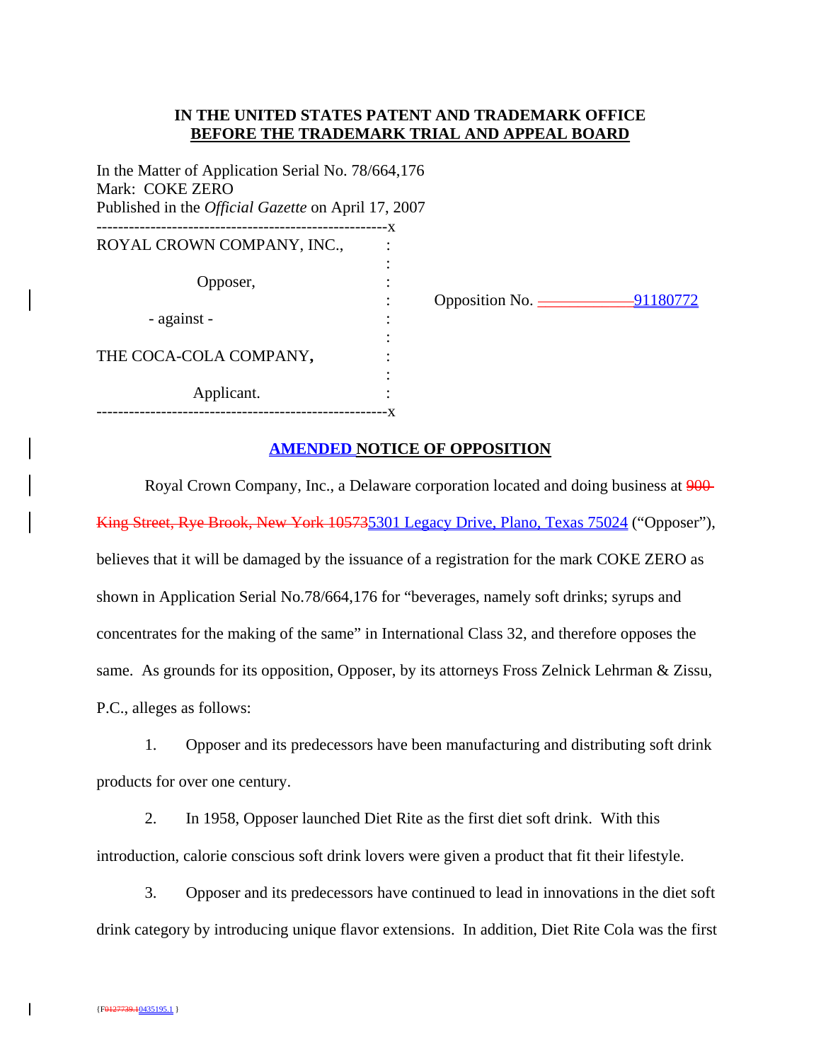**IN THE UNITED STATES PATENT AND TRADEMARK OFFICE**
**BEFORE THE TRADEMARK TRIAL AND APPEAL BOARD**

In the Matter of Application Serial No. 78/664,176
Mark: COKE ZERO
Published in the *Official Gazette* on April 17, 2007

| | |
|---|---|
| ROYAL CROWN COMPANY, INC., Opposer, - against - THE COCA-COLA COMPANY, Applicant. | Opposition No. ~~\_\_\_\_\_\_\_\_\_\_\_~~ 91180772 |

## AMENDED NOTICE OF OPPOSITION

Royal Crown Company, Inc., a Delaware corporation located and doing business at ~~900 King Street, Rye Brook, New York 10573~~5301 Legacy Drive, Plano, Texas 75024 ("Opposer"), believes that it will be damaged by the issuance of a registration for the mark COKE ZERO as shown in Application Serial No.78/664,176 for "beverages, namely soft drinks; syrups and concentrates for the making of the same" in International Class 32, and therefore opposes the same. As grounds for its opposition, Opposer, by its attorneys Fross Zelnick Lehrman & Zissu, P.C., alleges as follows:

1. Opposer and its predecessors have been manufacturing and distributing soft drink products for over one century.

2. In 1958, Opposer launched Diet Rite as the first diet soft drink. With this introduction, calorie conscious soft drink lovers were given a product that fit their lifestyle.

3. Opposer and its predecessors have continued to lead in innovations in the diet soft drink category by introducing unique flavor extensions. In addition, Diet Rite Cola was the first

{F~~0127739.1~~0435195.1 }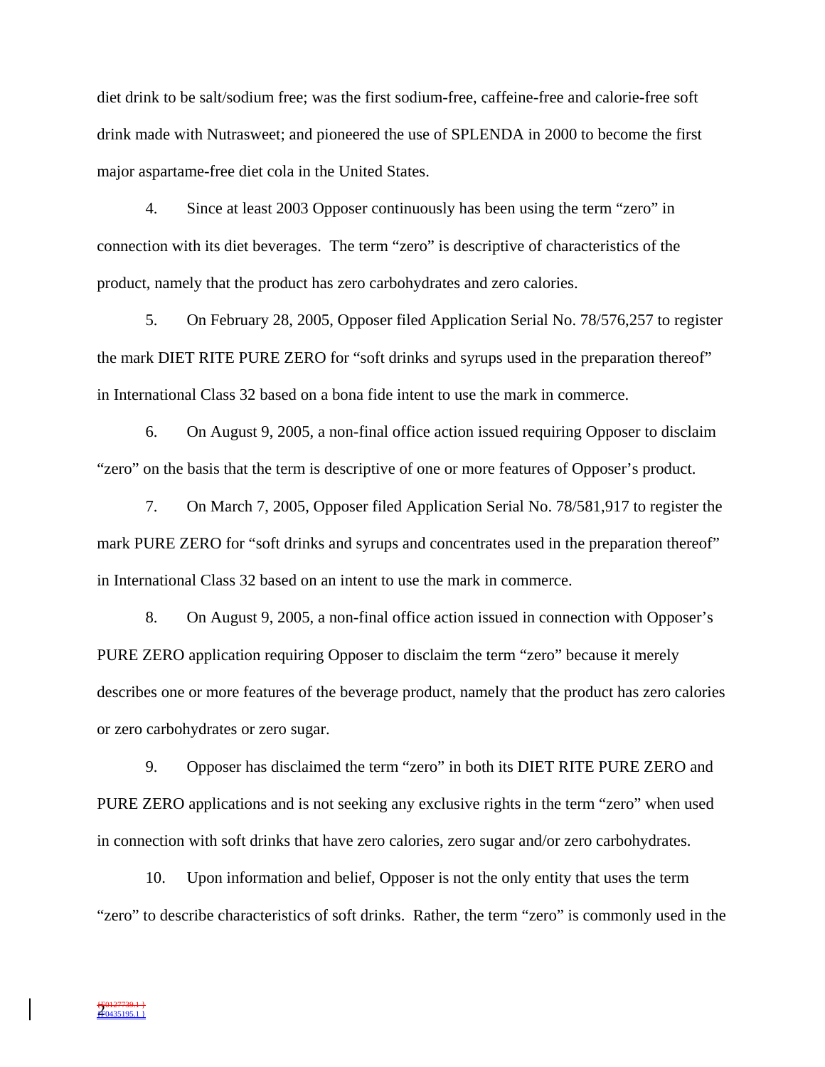diet drink to be salt/sodium free; was the first sodium-free, caffeine-free and calorie-free soft drink made with Nutrasweet; and pioneered the use of SPLENDA in 2000 to become the first major aspartame-free diet cola in the United States.

4. Since at least 2003 Opposer continuously has been using the term "zero" in connection with its diet beverages. The term "zero" is descriptive of characteristics of the product, namely that the product has zero carbohydrates and zero calories.

5. On February 28, 2005, Opposer filed Application Serial No. 78/576,257 to register the mark DIET RITE PURE ZERO for "soft drinks and syrups used in the preparation thereof" in International Class 32 based on a bona fide intent to use the mark in commerce.

6. On August 9, 2005, a non-final office action issued requiring Opposer to disclaim "zero" on the basis that the term is descriptive of one or more features of Opposer's product.

7. On March 7, 2005, Opposer filed Application Serial No. 78/581,917 to register the mark PURE ZERO for "soft drinks and syrups and concentrates used in the preparation thereof" in International Class 32 based on an intent to use the mark in commerce.

8. On August 9, 2005, a non-final office action issued in connection with Opposer's PURE ZERO application requiring Opposer to disclaim the term "zero" because it merely describes one or more features of the beverage product, namely that the product has zero calories or zero carbohydrates or zero sugar.

9. Opposer has disclaimed the term "zero" in both its DIET RITE PURE ZERO and PURE ZERO applications and is not seeking any exclusive rights in the term "zero" when used in connection with soft drinks that have zero calories, zero sugar and/or zero carbohydrates.

10. Upon information and belief, Opposer is not the only entity that uses the term "zero" to describe characteristics of soft drinks. Rather, the term "zero" is commonly used in the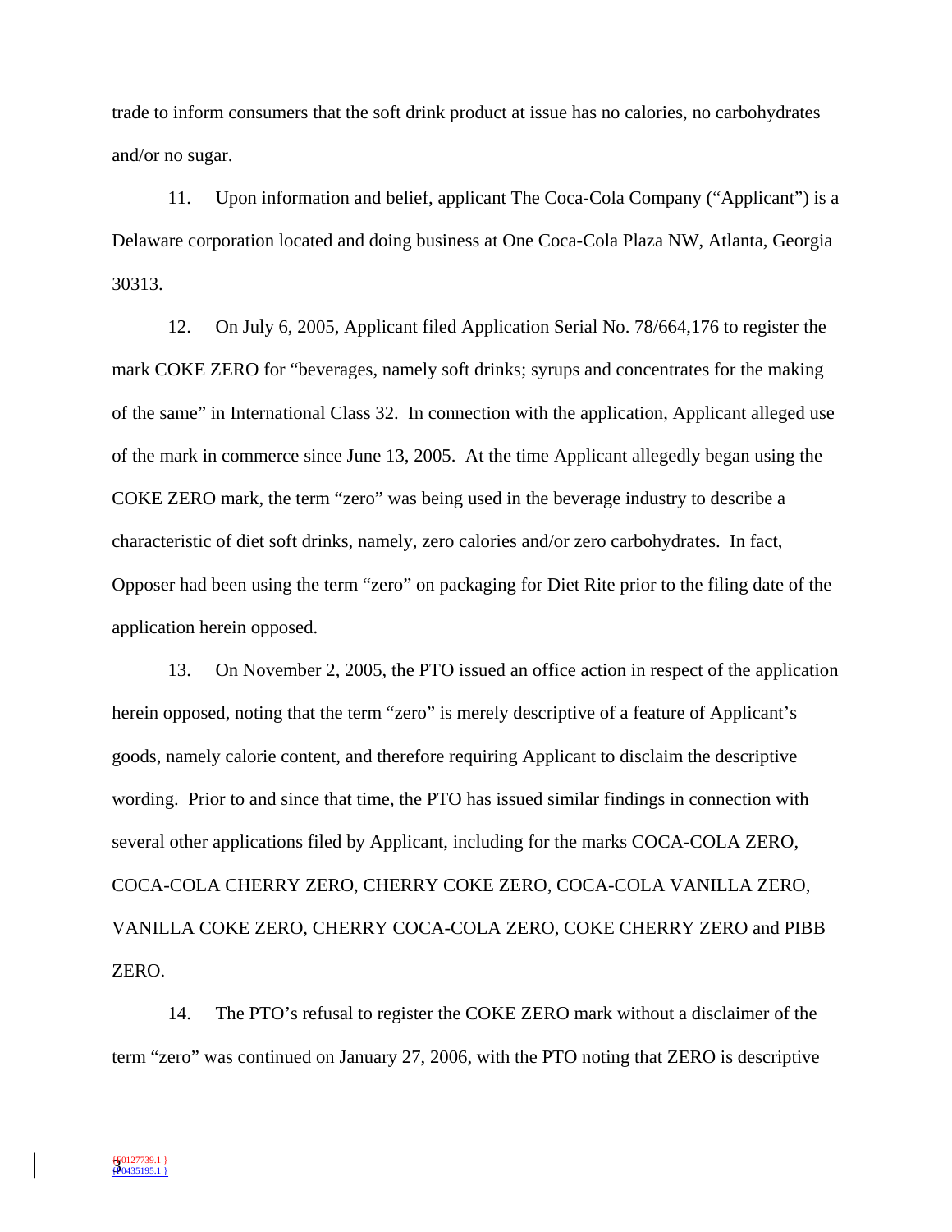trade to inform consumers that the soft drink product at issue has no calories, no carbohydrates and/or no sugar.

11. Upon information and belief, applicant The Coca-Cola Company ("Applicant") is a Delaware corporation located and doing business at One Coca-Cola Plaza NW, Atlanta, Georgia 30313.

12. On July 6, 2005, Applicant filed Application Serial No. 78/664,176 to register the mark COKE ZERO for "beverages, namely soft drinks; syrups and concentrates for the making of the same" in International Class 32. In connection with the application, Applicant alleged use of the mark in commerce since June 13, 2005. At the time Applicant allegedly began using the COKE ZERO mark, the term "zero" was being used in the beverage industry to describe a characteristic of diet soft drinks, namely, zero calories and/or zero carbohydrates. In fact, Opposer had been using the term "zero" on packaging for Diet Rite prior to the filing date of the application herein opposed.

13. On November 2, 2005, the PTO issued an office action in respect of the application herein opposed, noting that the term "zero" is merely descriptive of a feature of Applicant's goods, namely calorie content, and therefore requiring Applicant to disclaim the descriptive wording. Prior to and since that time, the PTO has issued similar findings in connection with several other applications filed by Applicant, including for the marks COCA-COLA ZERO, COCA-COLA CHERRY ZERO, CHERRY COKE ZERO, COCA-COLA VANILLA ZERO, VANILLA COKE ZERO, CHERRY COCA-COLA ZERO, COKE CHERRY ZERO and PIBB ZERO.

14. The PTO's refusal to register the COKE ZERO mark without a disclaimer of the term "zero" was continued on January 27, 2006, with the PTO noting that ZERO is descriptive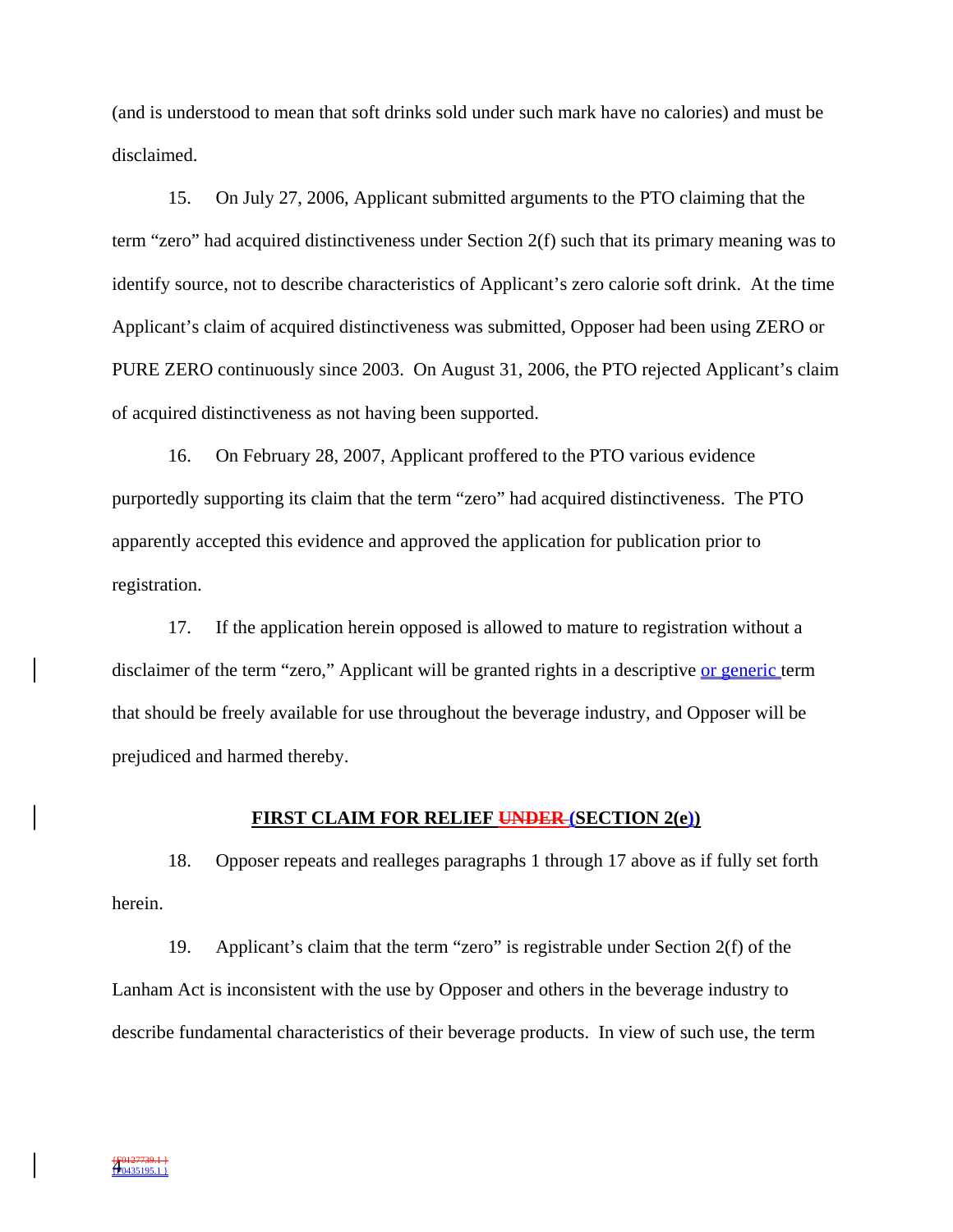(and is understood to mean that soft drinks sold under such mark have no calories) and must be disclaimed.

15. On July 27, 2006, Applicant submitted arguments to the PTO claiming that the term "zero" had acquired distinctiveness under Section 2(f) such that its primary meaning was to identify source, not to describe characteristics of Applicant's zero calorie soft drink. At the time Applicant's claim of acquired distinctiveness was submitted, Opposer had been using ZERO or PURE ZERO continuously since 2003. On August 31, 2006, the PTO rejected Applicant's claim of acquired distinctiveness as not having been supported.

16. On February 28, 2007, Applicant proffered to the PTO various evidence purportedly supporting its claim that the term "zero" had acquired distinctiveness. The PTO apparently accepted this evidence and approved the application for publication prior to registration.

17. If the application herein opposed is allowed to mature to registration without a disclaimer of the term "zero," Applicant will be granted rights in a descriptive or generic term that should be freely available for use throughout the beverage industry, and Opposer will be prejudiced and harmed thereby.

**FIRST CLAIM FOR RELIEF ~~UNDER~~ (SECTION 2(e))**

18. Opposer repeats and realleges paragraphs 1 through 17 above as if fully set forth herein.

19. Applicant's claim that the term "zero" is registrable under Section 2(f) of the Lanham Act is inconsistent with the use by Opposer and others in the beverage industry to describe fundamental characteristics of their beverage products. In view of such use, the term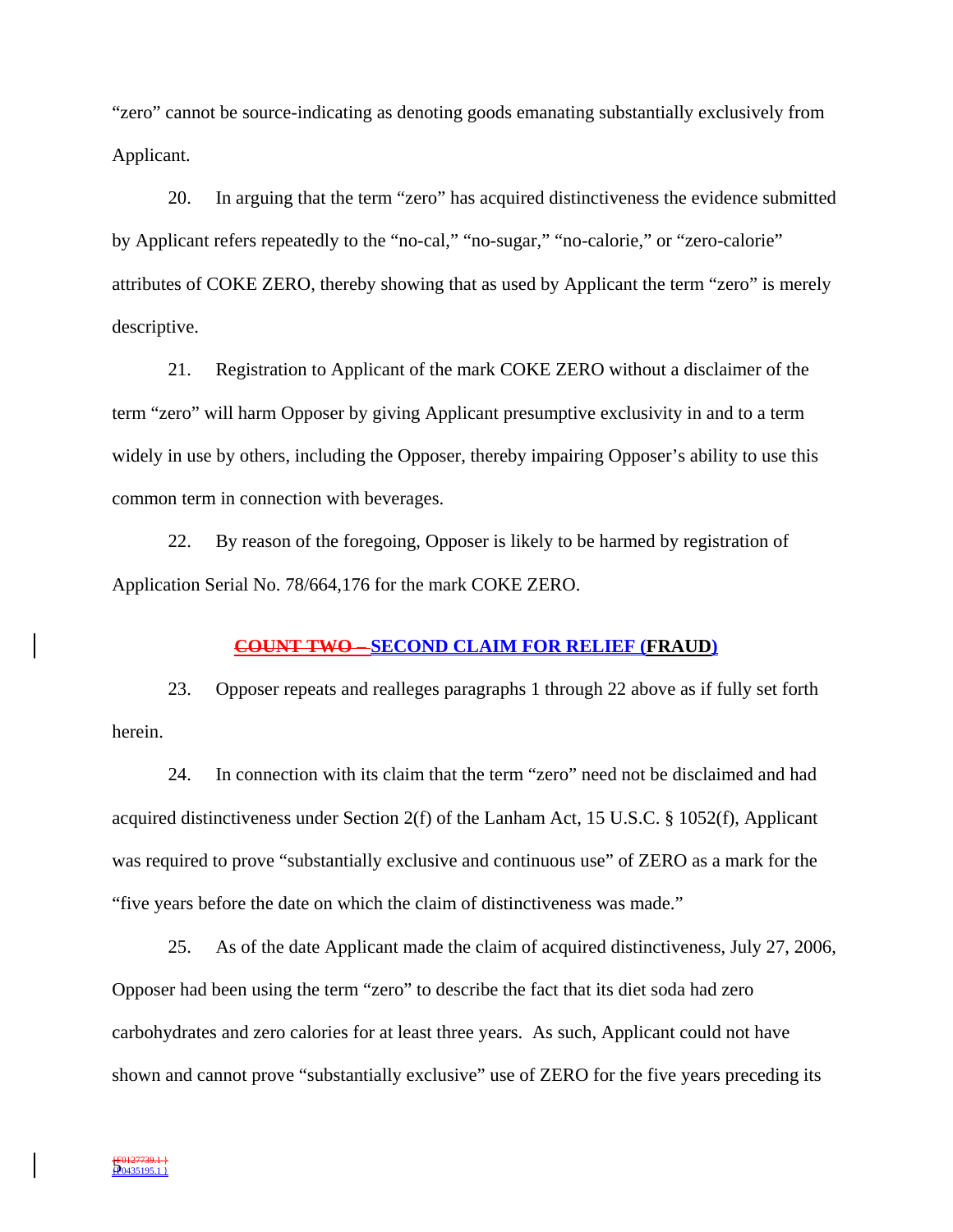"zero" cannot be source-indicating as denoting goods emanating substantially exclusively from Applicant.

20. In arguing that the term "zero" has acquired distinctiveness the evidence submitted by Applicant refers repeatedly to the "no-cal," "no-sugar," "no-calorie," or "zero-calorie" attributes of COKE ZERO, thereby showing that as used by Applicant the term "zero" is merely descriptive.

21. Registration to Applicant of the mark COKE ZERO without a disclaimer of the term "zero" will harm Opposer by giving Applicant presumptive exclusivity in and to a term widely in use by others, including the Opposer, thereby impairing Opposer's ability to use this common term in connection with beverages.

22. By reason of the foregoing, Opposer is likely to be harmed by registration of Application Serial No. 78/664,176 for the mark COKE ZERO.

## ~~COUNT TWO –~~ SECOND CLAIM FOR RELIEF (FRAUD)

23. Opposer repeats and realleges paragraphs 1 through 22 above as if fully set forth herein.

24. In connection with its claim that the term "zero" need not be disclaimed and had acquired distinctiveness under Section 2(f) of the Lanham Act, 15 U.S.C. § 1052(f), Applicant was required to prove "substantially exclusive and continuous use" of ZERO as a mark for the "five years before the date on which the claim of distinctiveness was made."

25. As of the date Applicant made the claim of acquired distinctiveness, July 27, 2006, Opposer had been using the term "zero" to describe the fact that its diet soda had zero carbohydrates and zero calories for at least three years. As such, Applicant could not have shown and cannot prove "substantially exclusive" use of ZERO for the five years preceding its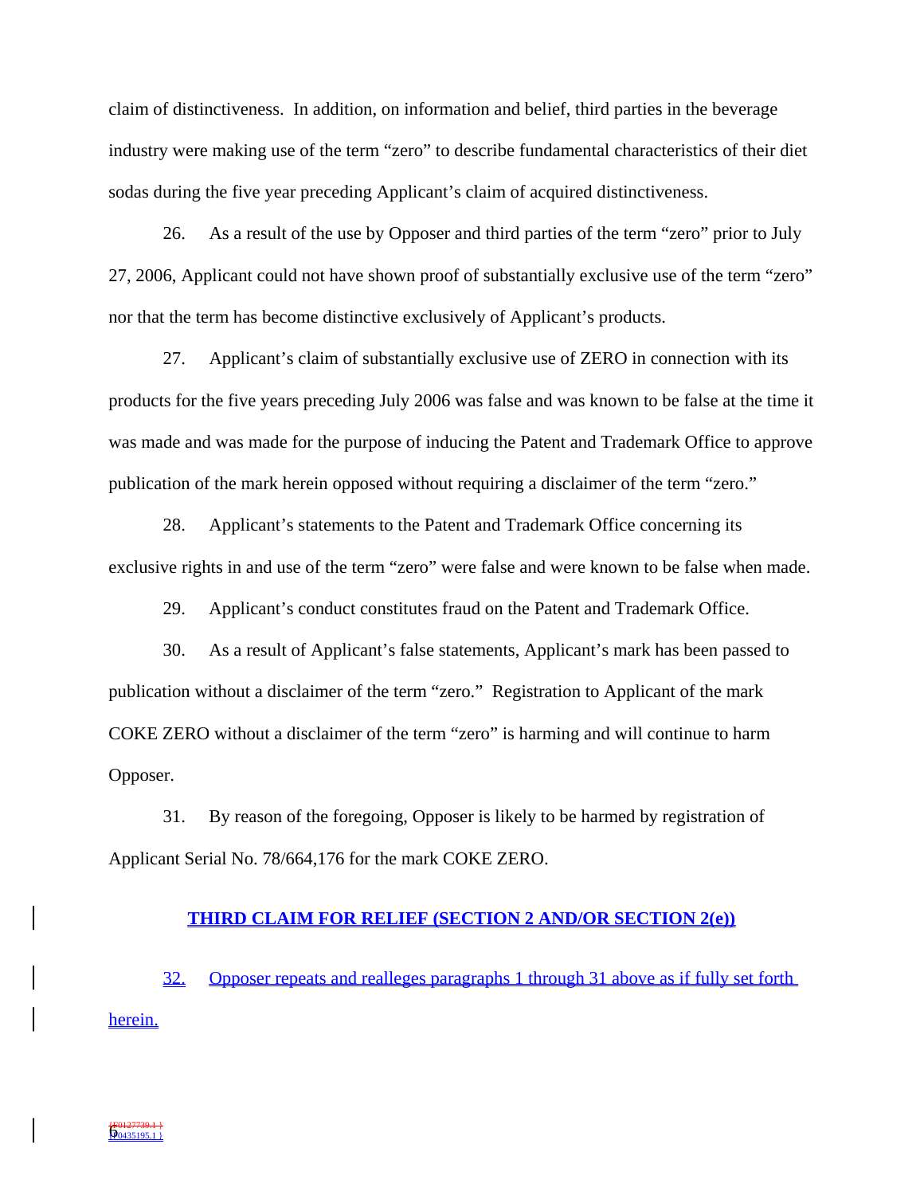claim of distinctiveness. In addition, on information and belief, third parties in the beverage industry were making use of the term "zero" to describe fundamental characteristics of their diet sodas during the five year preceding Applicant's claim of acquired distinctiveness.

26. As a result of the use by Opposer and third parties of the term "zero" prior to July 27, 2006, Applicant could not have shown proof of substantially exclusive use of the term "zero" nor that the term has become distinctive exclusively of Applicant's products.

27. Applicant's claim of substantially exclusive use of ZERO in connection with its products for the five years preceding July 2006 was false and was known to be false at the time it was made and was made for the purpose of inducing the Patent and Trademark Office to approve publication of the mark herein opposed without requiring a disclaimer of the term "zero."

28. Applicant's statements to the Patent and Trademark Office concerning its exclusive rights in and use of the term "zero" were false and were known to be false when made.

29. Applicant's conduct constitutes fraud on the Patent and Trademark Office.

30. As a result of Applicant's false statements, Applicant's mark has been passed to publication without a disclaimer of the term "zero." Registration to Applicant of the mark COKE ZERO without a disclaimer of the term "zero" is harming and will continue to harm Opposer.

31. By reason of the foregoing, Opposer is likely to be harmed by registration of Applicant Serial No. 78/664,176 for the mark COKE ZERO.

**THIRD CLAIM FOR RELIEF (SECTION 2 AND/OR SECTION 2(e))**

32. Opposer repeats and realleges paragraphs 1 through 31 above as if fully set forth herein.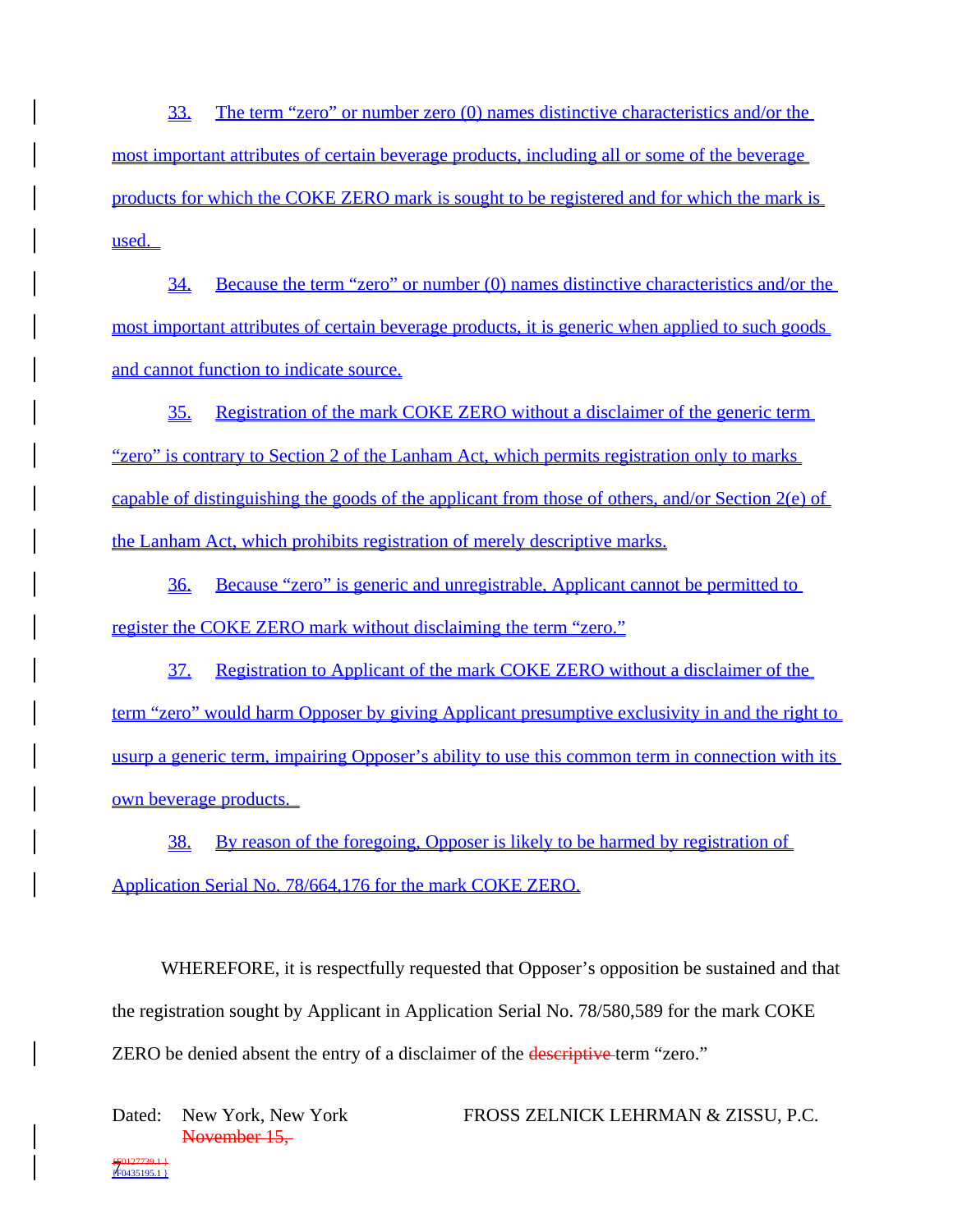33. The term "zero" or number zero (0) names distinctive characteristics and/or the most important attributes of certain beverage products, including all or some of the beverage products for which the COKE ZERO mark is sought to be registered and for which the mark is used.

34. Because the term "zero" or number (0) names distinctive characteristics and/or the most important attributes of certain beverage products, it is generic when applied to such goods and cannot function to indicate source.

35. Registration of the mark COKE ZERO without a disclaimer of the generic term "zero" is contrary to Section 2 of the Lanham Act, which permits registration only to marks capable of distinguishing the goods of the applicant from those of others, and/or Section 2(e) of the Lanham Act, which prohibits registration of merely descriptive marks.

36. Because "zero" is generic and unregistrable, Applicant cannot be permitted to register the COKE ZERO mark without disclaiming the term "zero."

37. Registration to Applicant of the mark COKE ZERO without a disclaimer of the term "zero" would harm Opposer by giving Applicant presumptive exclusivity in and the right to usurp a generic term, impairing Opposer's ability to use this common term in connection with its own beverage products.

38. By reason of the foregoing, Opposer is likely to be harmed by registration of Application Serial No. 78/664,176 for the mark COKE ZERO.

WHEREFORE, it is respectfully requested that Opposer's opposition be sustained and that the registration sought by Applicant in Application Serial No. 78/580,589 for the mark COKE ZERO be denied absent the entry of a disclaimer of the ~~descriptive~~ term "zero."

Dated: New York, New York ~~November 15,~~

FROSS ZELNICK LEHRMAN & ZISSU, P.C.

~~{F0127739.1 }~~
{F0435195.1 }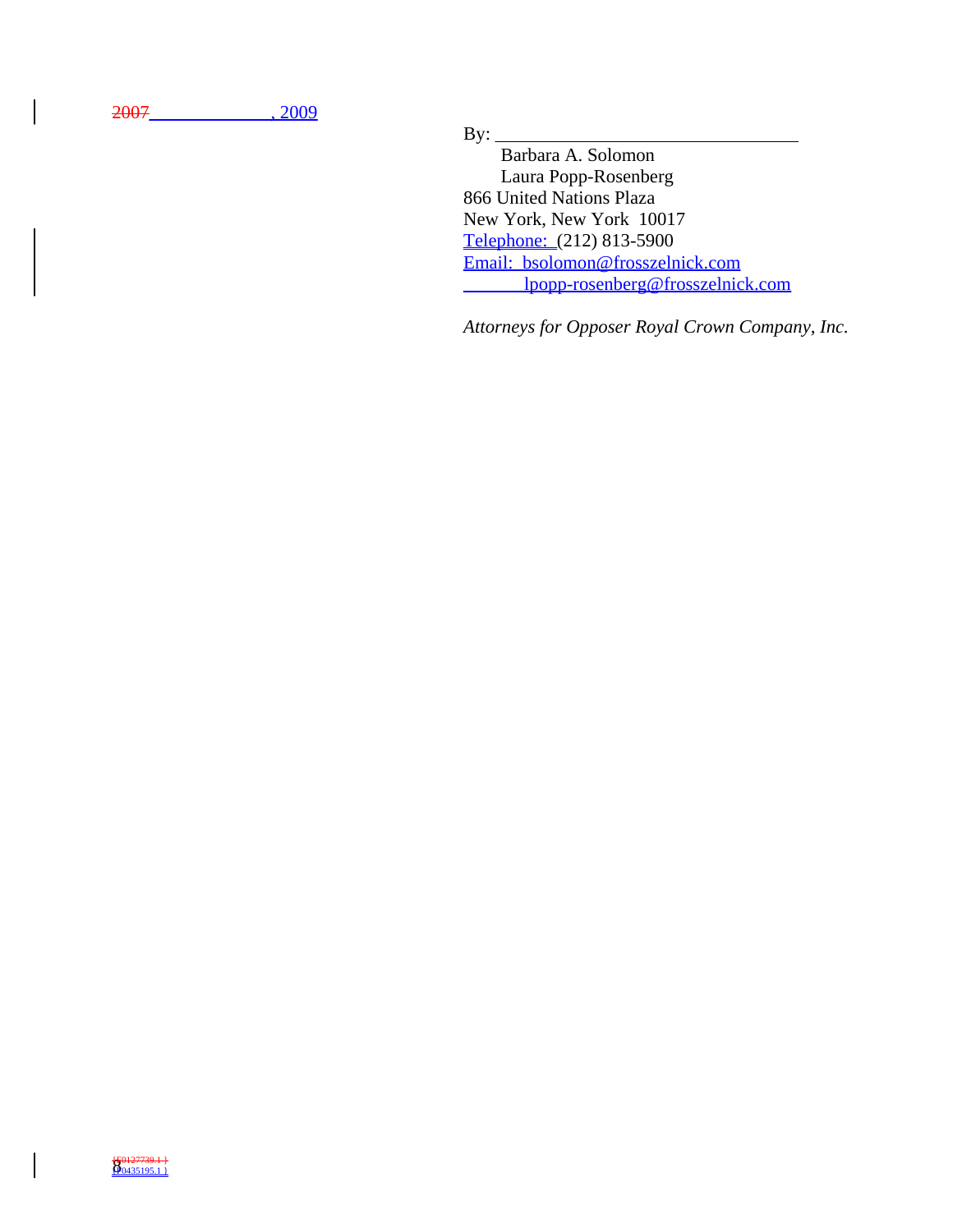~~2007~~ \_\_\_\_\_\_\_\_\_\_\_\_\_\_, 2009

By: \_\_\_\_\_\_\_\_\_\_\_\_\_\_\_\_\_\_\_\_\_\_\_\_\_\_\_\_\_\_\_\_

Barbara A. Solomon
Laura Popp-Rosenberg
866 United Nations Plaza
New York, New York 10017
Telephone: (212) 813-5900
Email: bsolomon@frosszelnick.com
lpopp-rosenberg@frosszelnick.com

*Attorneys for Opposer Royal Crown Company, Inc.*

~~{F0127739.1 }~~
{F0435195.1 }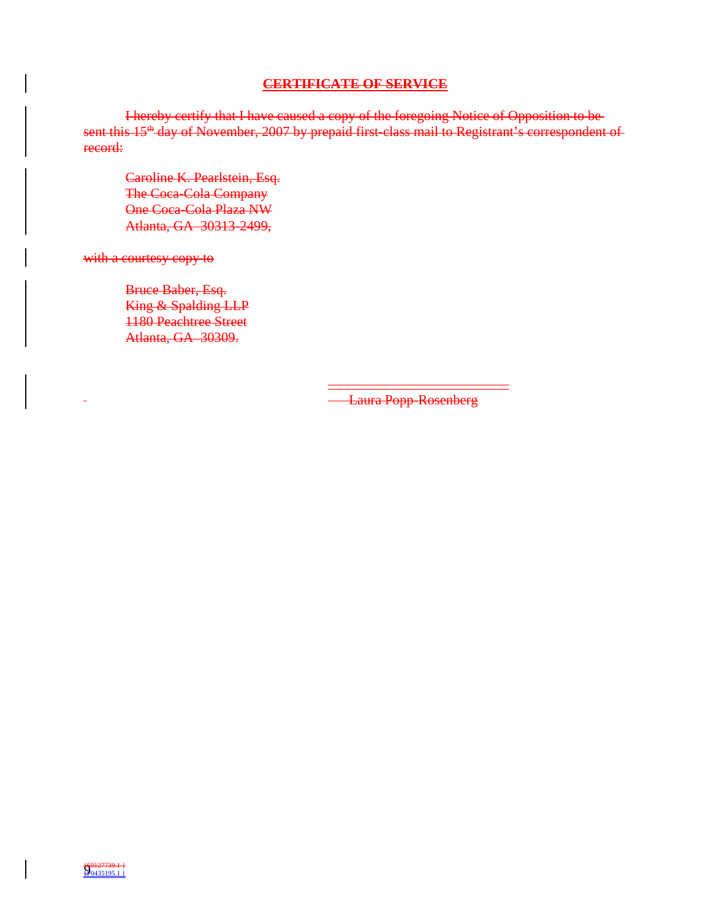## CERTIFICATE OF SERVICE

I hereby certify that I have caused a copy of the foregoing Notice of Opposition to be sent this 15th day of November, 2007 by prepaid first-class mail to Registrant's correspondent of record:

Caroline K. Pearlstein, Esq.
The Coca-Cola Company
One Coca-Cola Plaza NW
Atlanta, GA 30313-2499,

with a courtesy copy to

Bruce Baber, Esq.
King & Spalding LLP
1180 Peachtree Street
Atlanta, GA 30309.

Laura Popp-Rosenberg

{F0127739.1 }
{F0435195.1 }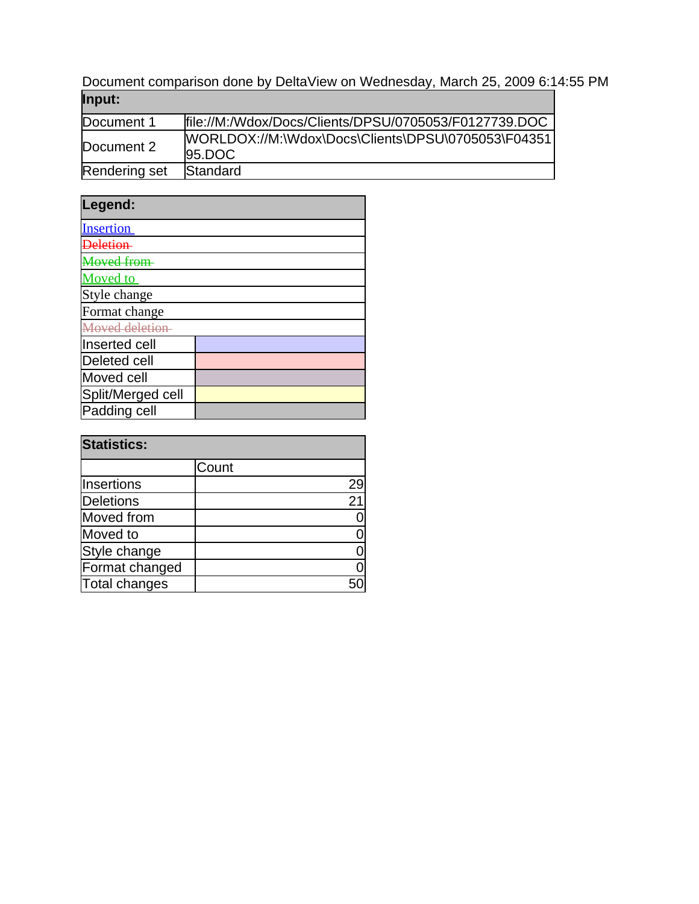Document comparison done by DeltaView on Wednesday, March 25, 2009 6:14:55 PM

| Input: | |
|---|---|
| Document 1 | file://M:/Wdox/Docs/Clients/DPSU/0705053/F0127739.DOC |
| Document 2 | WORLDOX://M:\Wdox\Docs\Clients\DPSU\0705053\F0435195.DOC |
| Rendering set | Standard |

| Legend: | |
|---|---|
| Insertion | |
| ~~Deletion~~ | |
| ~~Moved from~~ | |
| Moved to | |
| Style change | |
| Format change | |
| ~~Moved deletion~~ | |
| Inserted cell | |
| Deleted cell | |
| Moved cell | |
| Split/Merged cell | |
| Padding cell | |

| Statistics: | |
|---|---|
| | Count |
| Insertions | 29 |
| Deletions | 21 |
| Moved from | 0 |
| Moved to | 0 |
| Style change | 0 |
| Format changed | 0 |
| Total changes | 50 |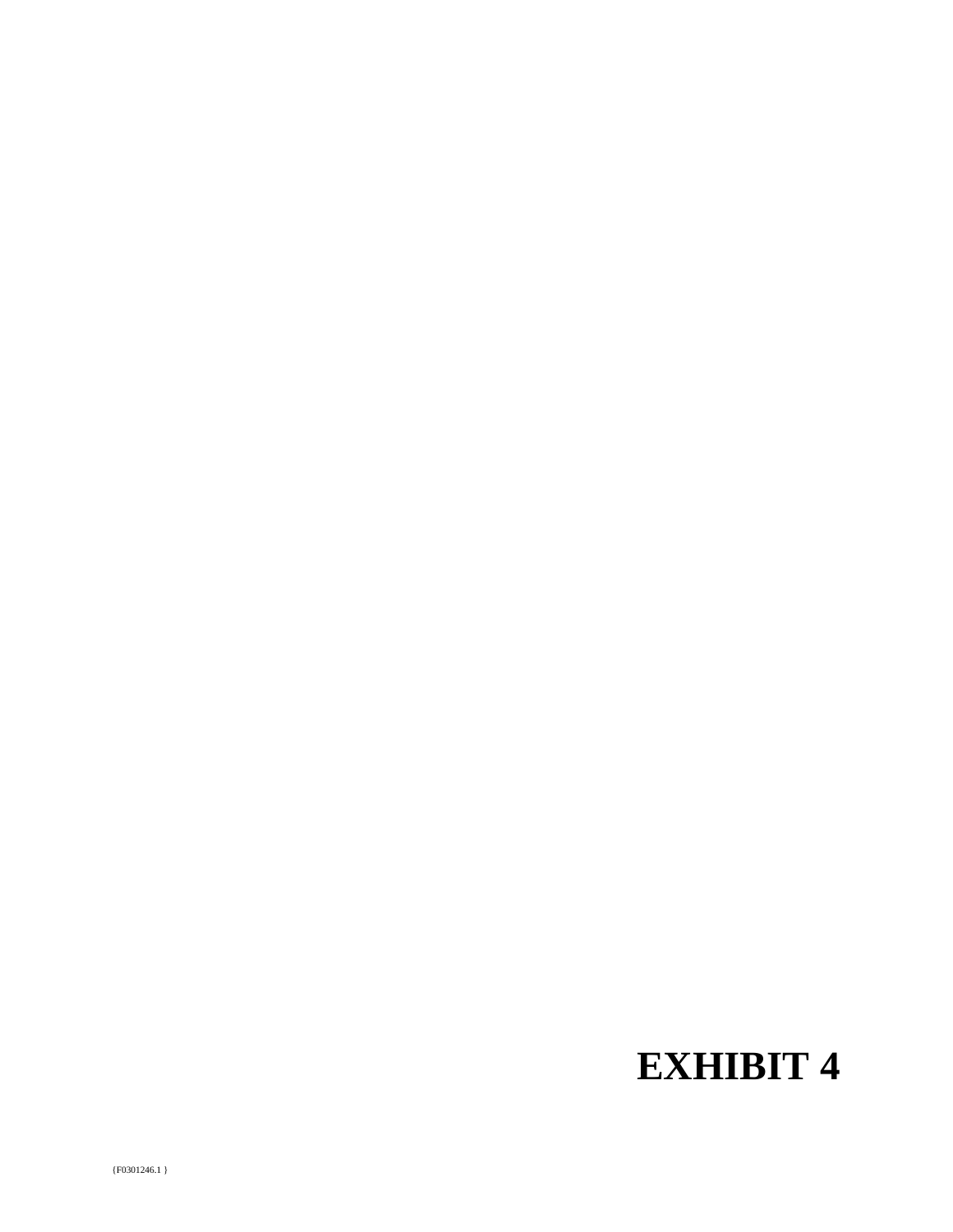# EXHIBIT 4

{F0301246.1 }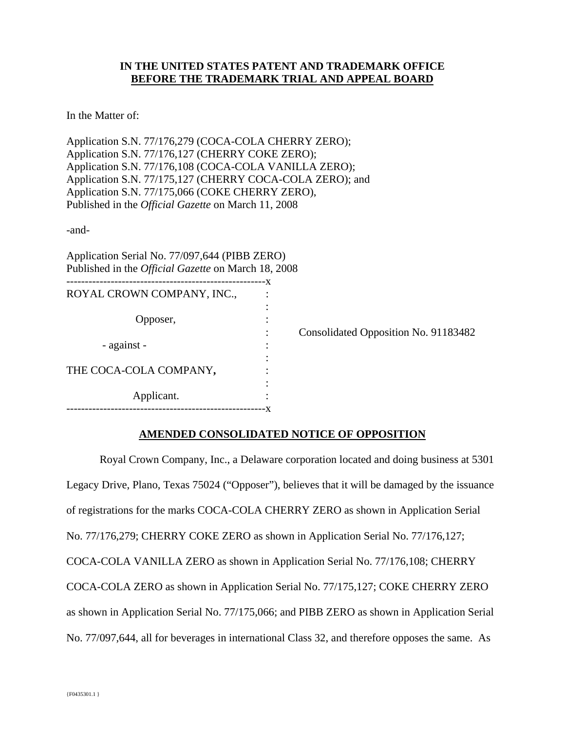**IN THE UNITED STATES PATENT AND TRADEMARK OFFICE**
**BEFORE THE TRADEMARK TRIAL AND APPEAL BOARD**

In the Matter of:

Application S.N. 77/176,279 (COCA-COLA CHERRY ZERO);
Application S.N. 77/176,127 (CHERRY COKE ZERO);
Application S.N. 77/176,108 (COCA-COLA VANILLA ZERO);
Application S.N. 77/175,127 (CHERRY COCA-COLA ZERO); and
Application S.N. 77/175,066 (COKE CHERRY ZERO),
Published in the *Official Gazette* on March 11, 2008

-and-

Application Serial No. 77/097,644 (PIBB ZERO)
Published in the *Official Gazette* on March 18, 2008

------------------------------------------------------x

ROYAL CROWN COMPANY, INC., :
:
Opposer, :
: Consolidated Opposition No. 91183482
\- against - :
:
THE COCA-COLA COMPANY, :
:
Applicant. :

------------------------------------------------------x

## AMENDED CONSOLIDATED NOTICE OF OPPOSITION

Royal Crown Company, Inc., a Delaware corporation located and doing business at 5301 Legacy Drive, Plano, Texas 75024 ("Opposer"), believes that it will be damaged by the issuance of registrations for the marks COCA-COLA CHERRY ZERO as shown in Application Serial No. 77/176,279; CHERRY COKE ZERO as shown in Application Serial No. 77/176,127; COCA-COLA VANILLA ZERO as shown in Application Serial No. 77/176,108; CHERRY COCA-COLA ZERO as shown in Application Serial No. 77/175,127; COKE CHERRY ZERO as shown in Application Serial No. 77/175,066; and PIBB ZERO as shown in Application Serial No. 77/097,644, all for beverages in international Class 32, and therefore opposes the same. As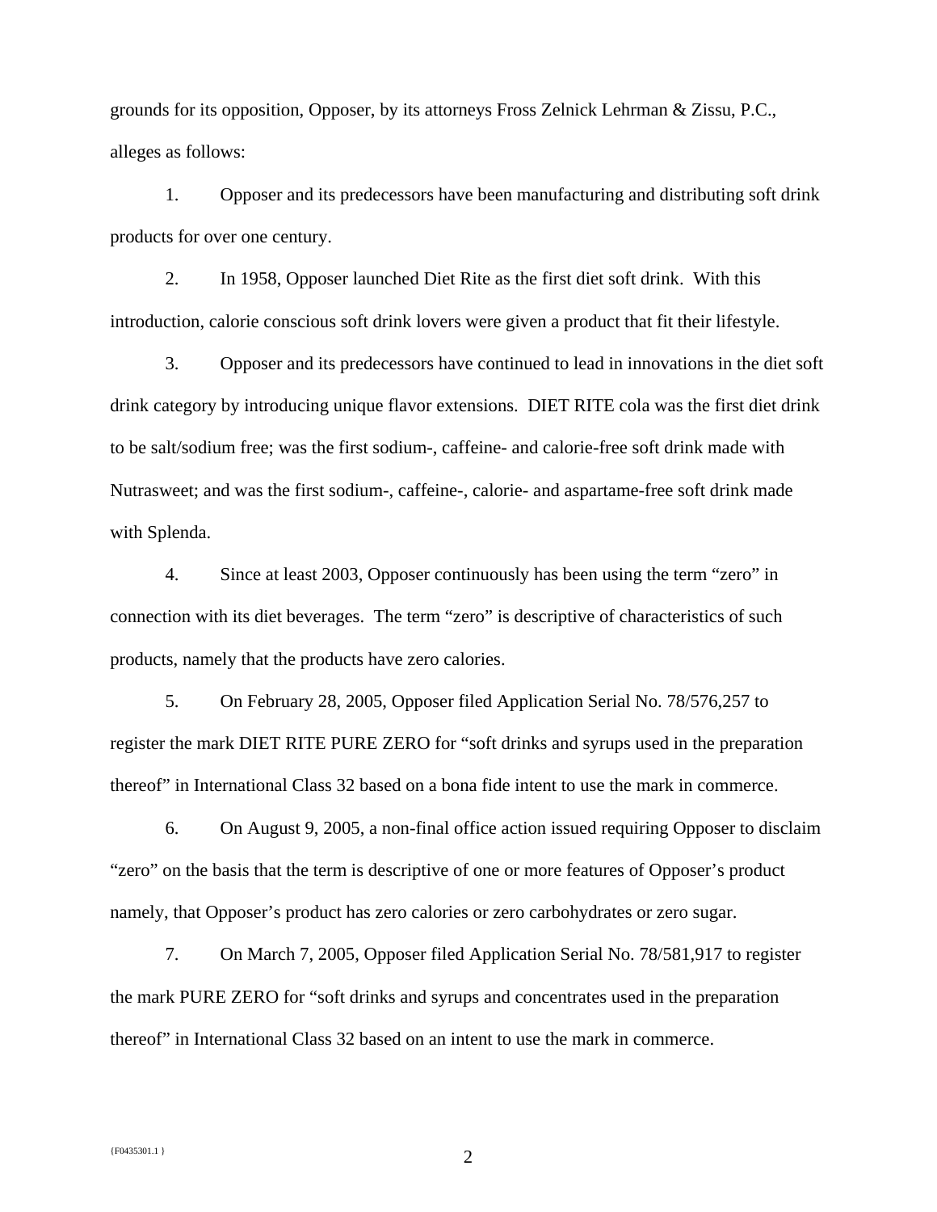grounds for its opposition, Opposer, by its attorneys Fross Zelnick Lehrman & Zissu, P.C., alleges as follows:

1. Opposer and its predecessors have been manufacturing and distributing soft drink products for over one century.

2. In 1958, Opposer launched Diet Rite as the first diet soft drink. With this introduction, calorie conscious soft drink lovers were given a product that fit their lifestyle.

3. Opposer and its predecessors have continued to lead in innovations in the diet soft drink category by introducing unique flavor extensions. DIET RITE cola was the first diet drink to be salt/sodium free; was the first sodium-, caffeine- and calorie-free soft drink made with Nutrasweet; and was the first sodium-, caffeine-, calorie- and aspartame-free soft drink made with Splenda.

4. Since at least 2003, Opposer continuously has been using the term "zero" in connection with its diet beverages. The term "zero" is descriptive of characteristics of such products, namely that the products have zero calories.

5. On February 28, 2005, Opposer filed Application Serial No. 78/576,257 to register the mark DIET RITE PURE ZERO for "soft drinks and syrups used in the preparation thereof" in International Class 32 based on a bona fide intent to use the mark in commerce.

6. On August 9, 2005, a non-final office action issued requiring Opposer to disclaim "zero" on the basis that the term is descriptive of one or more features of Opposer's product namely, that Opposer's product has zero calories or zero carbohydrates or zero sugar.

7. On March 7, 2005, Opposer filed Application Serial No. 78/581,917 to register the mark PURE ZERO for "soft drinks and syrups and concentrates used in the preparation thereof" in International Class 32 based on an intent to use the mark in commerce.

{F0435301.1 }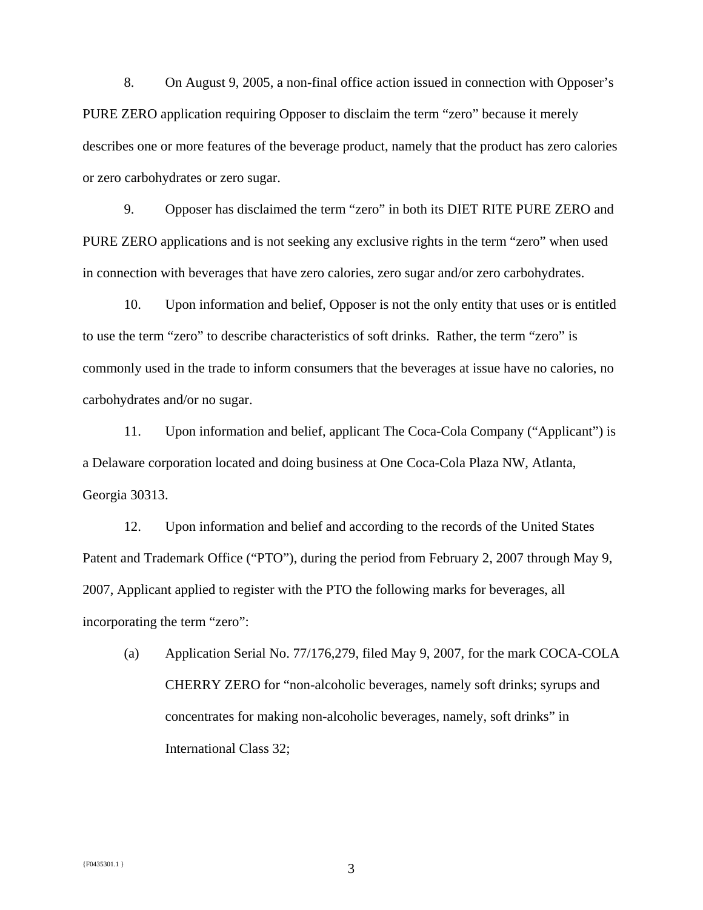8. On August 9, 2005, a non-final office action issued in connection with Opposer's PURE ZERO application requiring Opposer to disclaim the term "zero" because it merely describes one or more features of the beverage product, namely that the product has zero calories or zero carbohydrates or zero sugar.

9. Opposer has disclaimed the term "zero" in both its DIET RITE PURE ZERO and PURE ZERO applications and is not seeking any exclusive rights in the term "zero" when used in connection with beverages that have zero calories, zero sugar and/or zero carbohydrates.

10. Upon information and belief, Opposer is not the only entity that uses or is entitled to use the term "zero" to describe characteristics of soft drinks. Rather, the term "zero" is commonly used in the trade to inform consumers that the beverages at issue have no calories, no carbohydrates and/or no sugar.

11. Upon information and belief, applicant The Coca-Cola Company ("Applicant") is a Delaware corporation located and doing business at One Coca-Cola Plaza NW, Atlanta, Georgia 30313.

12. Upon information and belief and according to the records of the United States Patent and Trademark Office ("PTO"), during the period from February 2, 2007 through May 9, 2007, Applicant applied to register with the PTO the following marks for beverages, all incorporating the term "zero":

(a) Application Serial No. 77/176,279, filed May 9, 2007, for the mark COCA-COLA CHERRY ZERO for "non-alcoholic beverages, namely soft drinks; syrups and concentrates for making non-alcoholic beverages, namely, soft drinks" in International Class 32;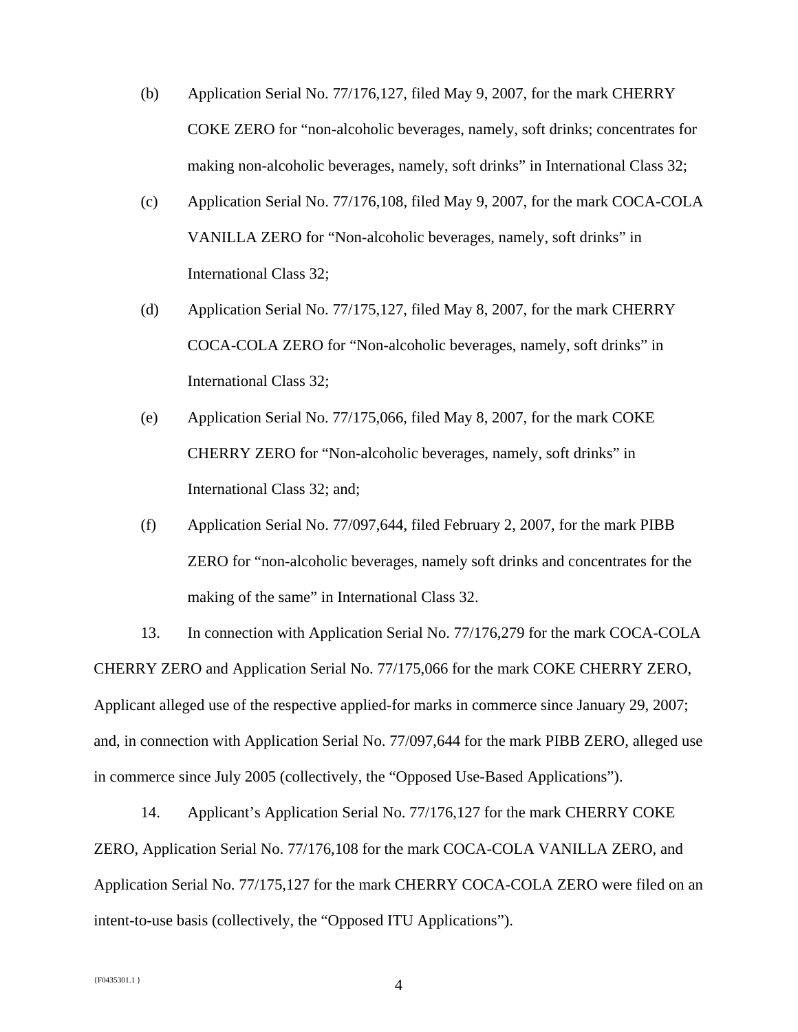(b) Application Serial No. 77/176,127, filed May 9, 2007, for the mark CHERRY COKE ZERO for "non-alcoholic beverages, namely, soft drinks; concentrates for making non-alcoholic beverages, namely, soft drinks" in International Class 32;

(c) Application Serial No. 77/176,108, filed May 9, 2007, for the mark COCA-COLA VANILLA ZERO for "Non-alcoholic beverages, namely, soft drinks" in International Class 32;

(d) Application Serial No. 77/175,127, filed May 8, 2007, for the mark CHERRY COCA-COLA ZERO for "Non-alcoholic beverages, namely, soft drinks" in International Class 32;

(e) Application Serial No. 77/175,066, filed May 8, 2007, for the mark COKE CHERRY ZERO for "Non-alcoholic beverages, namely, soft drinks" in International Class 32; and;

(f) Application Serial No. 77/097,644, filed February 2, 2007, for the mark PIBB ZERO for "non-alcoholic beverages, namely soft drinks and concentrates for the making of the same" in International Class 32.

13. In connection with Application Serial No. 77/176,279 for the mark COCA-COLA CHERRY ZERO and Application Serial No. 77/175,066 for the mark COKE CHERRY ZERO, Applicant alleged use of the respective applied-for marks in commerce since January 29, 2007; and, in connection with Application Serial No. 77/097,644 for the mark PIBB ZERO, alleged use in commerce since July 2005 (collectively, the "Opposed Use-Based Applications").

14. Applicant's Application Serial No. 77/176,127 for the mark CHERRY COKE ZERO, Application Serial No. 77/176,108 for the mark COCA-COLA VANILLA ZERO, and Application Serial No. 77/175,127 for the mark CHERRY COCA-COLA ZERO were filed on an intent-to-use basis (collectively, the "Opposed ITU Applications").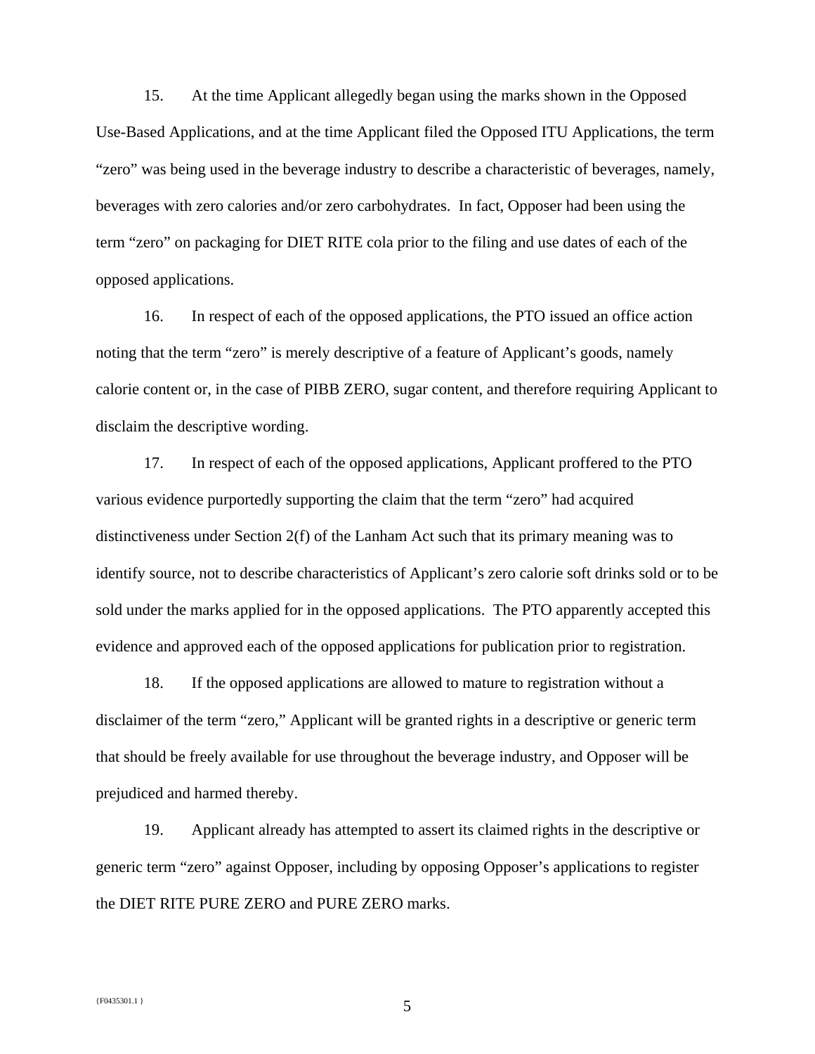15. At the time Applicant allegedly began using the marks shown in the Opposed Use-Based Applications, and at the time Applicant filed the Opposed ITU Applications, the term "zero" was being used in the beverage industry to describe a characteristic of beverages, namely, beverages with zero calories and/or zero carbohydrates. In fact, Opposer had been using the term "zero" on packaging for DIET RITE cola prior to the filing and use dates of each of the opposed applications.

16. In respect of each of the opposed applications, the PTO issued an office action noting that the term "zero" is merely descriptive of a feature of Applicant's goods, namely calorie content or, in the case of PIBB ZERO, sugar content, and therefore requiring Applicant to disclaim the descriptive wording.

17. In respect of each of the opposed applications, Applicant proffered to the PTO various evidence purportedly supporting the claim that the term "zero" had acquired distinctiveness under Section 2(f) of the Lanham Act such that its primary meaning was to identify source, not to describe characteristics of Applicant's zero calorie soft drinks sold or to be sold under the marks applied for in the opposed applications. The PTO apparently accepted this evidence and approved each of the opposed applications for publication prior to registration.

18. If the opposed applications are allowed to mature to registration without a disclaimer of the term "zero," Applicant will be granted rights in a descriptive or generic term that should be freely available for use throughout the beverage industry, and Opposer will be prejudiced and harmed thereby.

19. Applicant already has attempted to assert its claimed rights in the descriptive or generic term "zero" against Opposer, including by opposing Opposer's applications to register the DIET RITE PURE ZERO and PURE ZERO marks.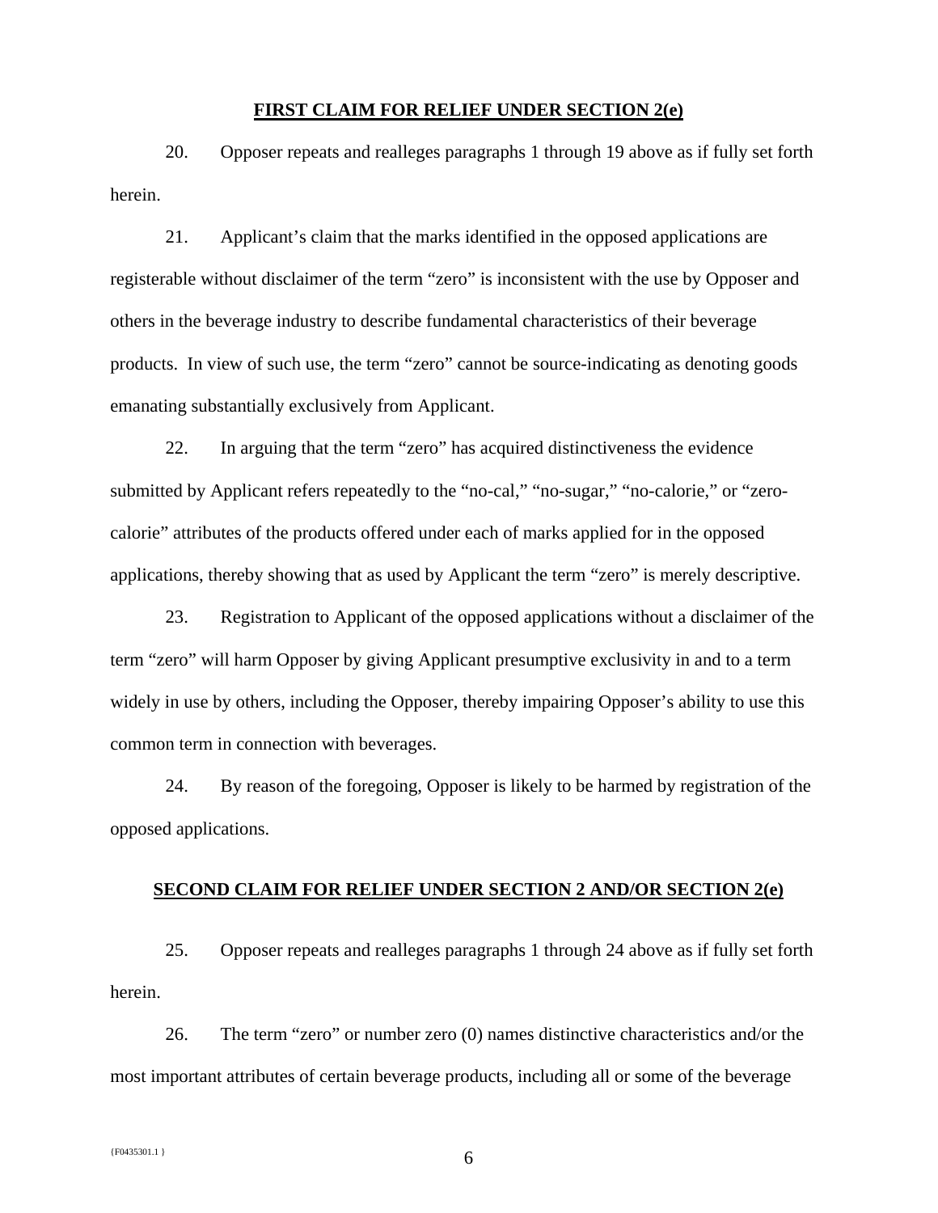## FIRST CLAIM FOR RELIEF UNDER SECTION 2(e)

20. Opposer repeats and realleges paragraphs 1 through 19 above as if fully set forth herein.

21. Applicant's claim that the marks identified in the opposed applications are registerable without disclaimer of the term "zero" is inconsistent with the use by Opposer and others in the beverage industry to describe fundamental characteristics of their beverage products. In view of such use, the term "zero" cannot be source-indicating as denoting goods emanating substantially exclusively from Applicant.

22. In arguing that the term "zero" has acquired distinctiveness the evidence submitted by Applicant refers repeatedly to the "no-cal," "no-sugar," "no-calorie," or "zero-calorie" attributes of the products offered under each of marks applied for in the opposed applications, thereby showing that as used by Applicant the term "zero" is merely descriptive.

23. Registration to Applicant of the opposed applications without a disclaimer of the term "zero" will harm Opposer by giving Applicant presumptive exclusivity in and to a term widely in use by others, including the Opposer, thereby impairing Opposer's ability to use this common term in connection with beverages.

24. By reason of the foregoing, Opposer is likely to be harmed by registration of the opposed applications.

## SECOND CLAIM FOR RELIEF UNDER SECTION 2 AND/OR SECTION 2(e)

25. Opposer repeats and realleges paragraphs 1 through 24 above as if fully set forth herein.

26. The term "zero" or number zero (0) names distinctive characteristics and/or the most important attributes of certain beverage products, including all or some of the beverage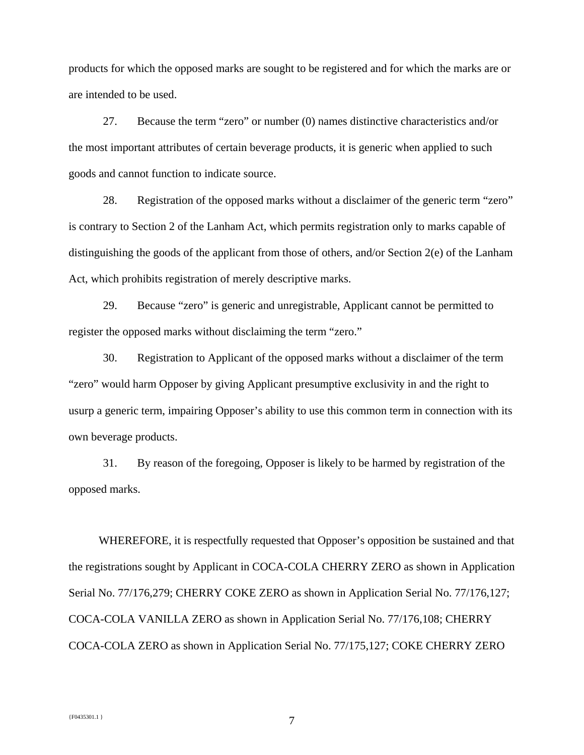products for which the opposed marks are sought to be registered and for which the marks are or are intended to be used.

27. Because the term "zero" or number (0) names distinctive characteristics and/or the most important attributes of certain beverage products, it is generic when applied to such goods and cannot function to indicate source.

28. Registration of the opposed marks without a disclaimer of the generic term "zero" is contrary to Section 2 of the Lanham Act, which permits registration only to marks capable of distinguishing the goods of the applicant from those of others, and/or Section 2(e) of the Lanham Act, which prohibits registration of merely descriptive marks.

29. Because "zero" is generic and unregistrable, Applicant cannot be permitted to register the opposed marks without disclaiming the term "zero."

30. Registration to Applicant of the opposed marks without a disclaimer of the term "zero" would harm Opposer by giving Applicant presumptive exclusivity in and the right to usurp a generic term, impairing Opposer's ability to use this common term in connection with its own beverage products.

31. By reason of the foregoing, Opposer is likely to be harmed by registration of the opposed marks.

WHEREFORE, it is respectfully requested that Opposer's opposition be sustained and that the registrations sought by Applicant in COCA-COLA CHERRY ZERO as shown in Application Serial No. 77/176,279; CHERRY COKE ZERO as shown in Application Serial No. 77/176,127; COCA-COLA VANILLA ZERO as shown in Application Serial No. 77/176,108; CHERRY COCA-COLA ZERO as shown in Application Serial No. 77/175,127; COKE CHERRY ZERO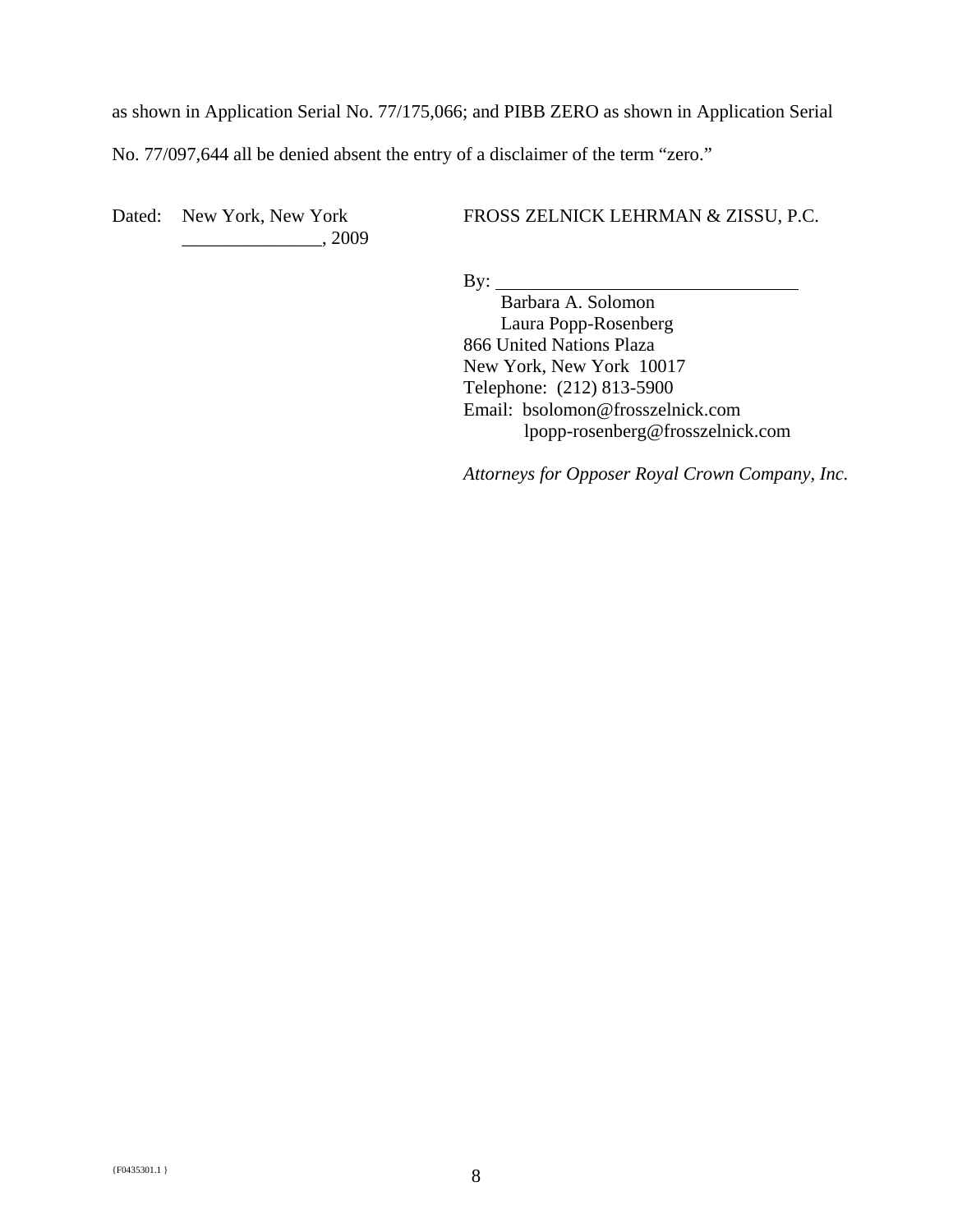as shown in Application Serial No. 77/175,066; and PIBB ZERO as shown in Application Serial No. 77/097,644 all be denied absent the entry of a disclaimer of the term “zero.”

Dated: New York, New York
_______________, 2009

FROSS ZELNICK LEHRMAN & ZISSU, P.C.

By: _________________________________
Barbara A. Solomon
Laura Popp-Rosenberg
866 United Nations Plaza
New York, New York 10017
Telephone: (212) 813-5900
Email: bsolomon@frosszelnick.com
lpopp-rosenberg@frosszelnick.com

*Attorneys for Opposer Royal Crown Company, Inc.*

{F0435301.1 }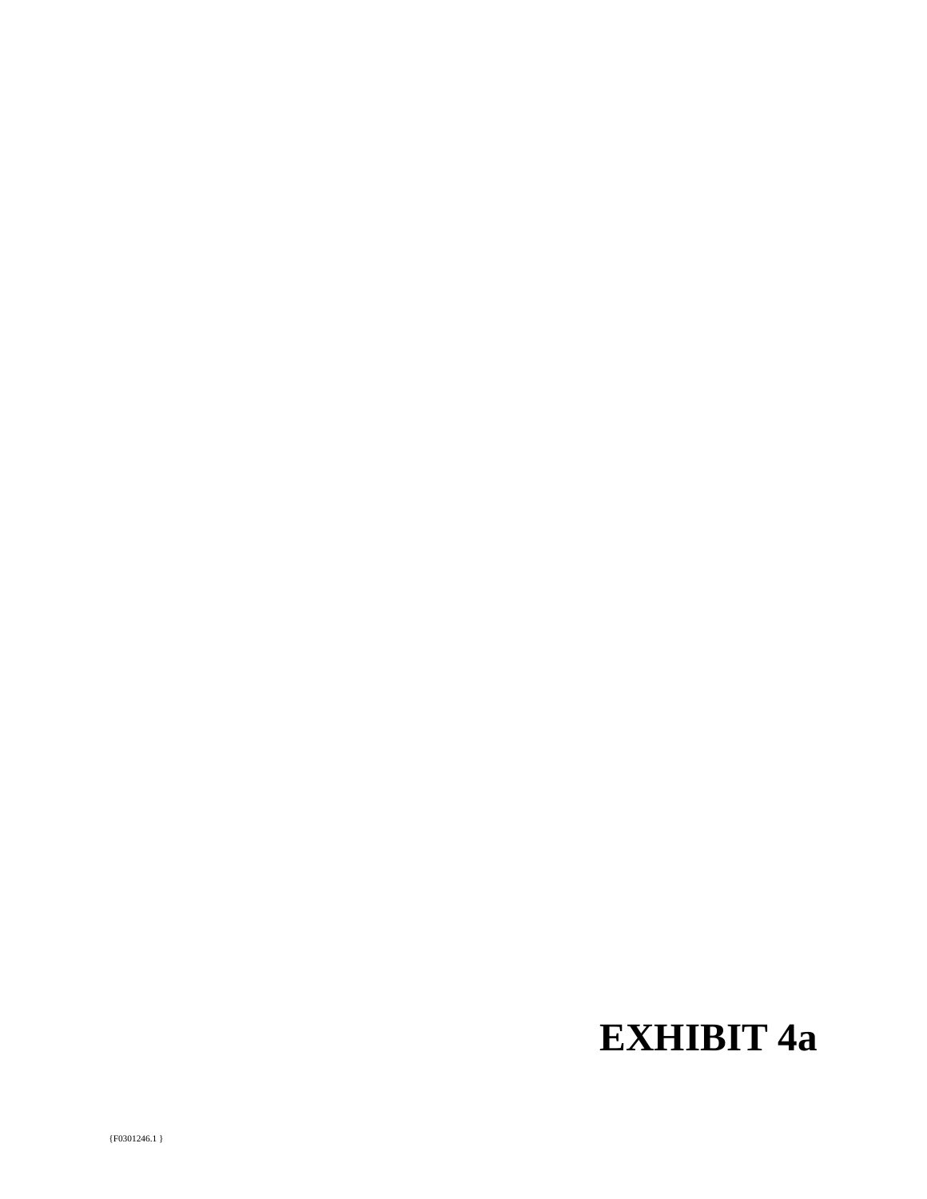# EXHIBIT 4a

{F0301246.1 }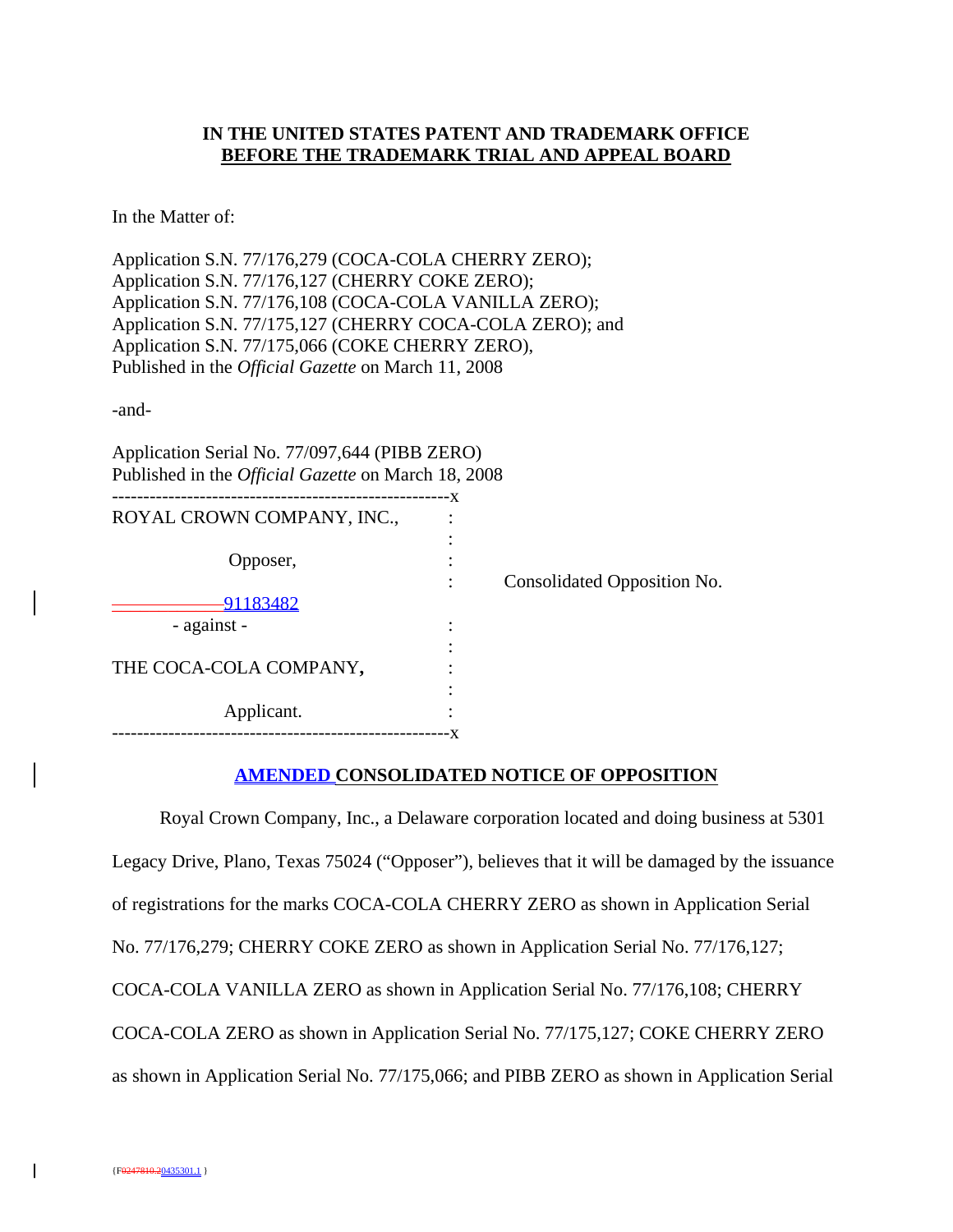**IN THE UNITED STATES PATENT AND TRADEMARK OFFICE**
**BEFORE THE TRADEMARK TRIAL AND APPEAL BOARD**

In the Matter of:

Application S.N. 77/176,279 (COCA-COLA CHERRY ZERO);
Application S.N. 77/176,127 (CHERRY COKE ZERO);
Application S.N. 77/176,108 (COCA-COLA VANILLA ZERO);
Application S.N. 77/175,127 (CHERRY COCA-COLA ZERO); and
Application S.N. 77/175,066 (COKE CHERRY ZERO),
Published in the *Official Gazette* on March 11, 2008

-and-

Application Serial No. 77/097,644 (PIBB ZERO)
Published in the *Official Gazette* on March 18, 2008

| | | |
|---|---|---|
| ROYAL CROWN COMPANY, INC., | : | |
| | : | |
| Opposer, | : | |
| | : | Consolidated Opposition No. 91183482 |
| - against - | : | |
| | : | |
| THE COCA-COLA COMPANY, | : | |
| | : | |
| Applicant. | : | |

## AMENDED CONSOLIDATED NOTICE OF OPPOSITION

Royal Crown Company, Inc., a Delaware corporation located and doing business at 5301 Legacy Drive, Plano, Texas 75024 ("Opposer"), believes that it will be damaged by the issuance of registrations for the marks COCA-COLA CHERRY ZERO as shown in Application Serial No. 77/176,279; CHERRY COKE ZERO as shown in Application Serial No. 77/176,127; COCA-COLA VANILLA ZERO as shown in Application Serial No. 77/176,108; CHERRY COCA-COLA ZERO as shown in Application Serial No. 77/175,127; COKE CHERRY ZERO as shown in Application Serial No. 77/175,066; and PIBB ZERO as shown in Application Serial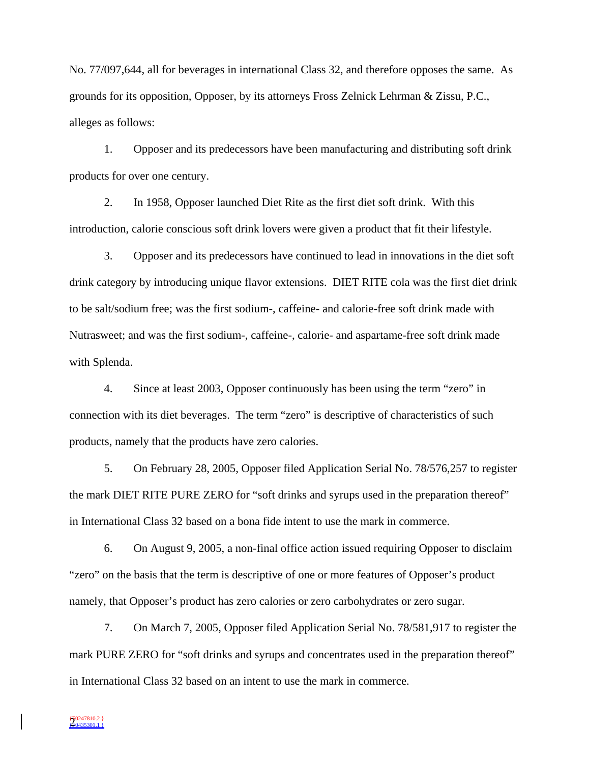No. 77/097,644, all for beverages in international Class 32, and therefore opposes the same. As grounds for its opposition, Opposer, by its attorneys Fross Zelnick Lehrman & Zissu, P.C., alleges as follows:

1. Opposer and its predecessors have been manufacturing and distributing soft drink products for over one century.

2. In 1958, Opposer launched Diet Rite as the first diet soft drink. With this introduction, calorie conscious soft drink lovers were given a product that fit their lifestyle.

3. Opposer and its predecessors have continued to lead in innovations in the diet soft drink category by introducing unique flavor extensions. DIET RITE cola was the first diet drink to be salt/sodium free; was the first sodium-, caffeine- and calorie-free soft drink made with Nutrasweet; and was the first sodium-, caffeine-, calorie- and aspartame-free soft drink made with Splenda.

4. Since at least 2003, Opposer continuously has been using the term "zero" in connection with its diet beverages. The term "zero" is descriptive of characteristics of such products, namely that the products have zero calories.

5. On February 28, 2005, Opposer filed Application Serial No. 78/576,257 to register the mark DIET RITE PURE ZERO for "soft drinks and syrups used in the preparation thereof" in International Class 32 based on a bona fide intent to use the mark in commerce.

6. On August 9, 2005, a non-final office action issued requiring Opposer to disclaim "zero" on the basis that the term is descriptive of one or more features of Opposer's product namely, that Opposer's product has zero calories or zero carbohydrates or zero sugar.

7. On March 7, 2005, Opposer filed Application Serial No. 78/581,917 to register the mark PURE ZERO for "soft drinks and syrups and concentrates used in the preparation thereof" in International Class 32 based on an intent to use the mark in commerce.

{F0247810.2 }
{F0435301.1 }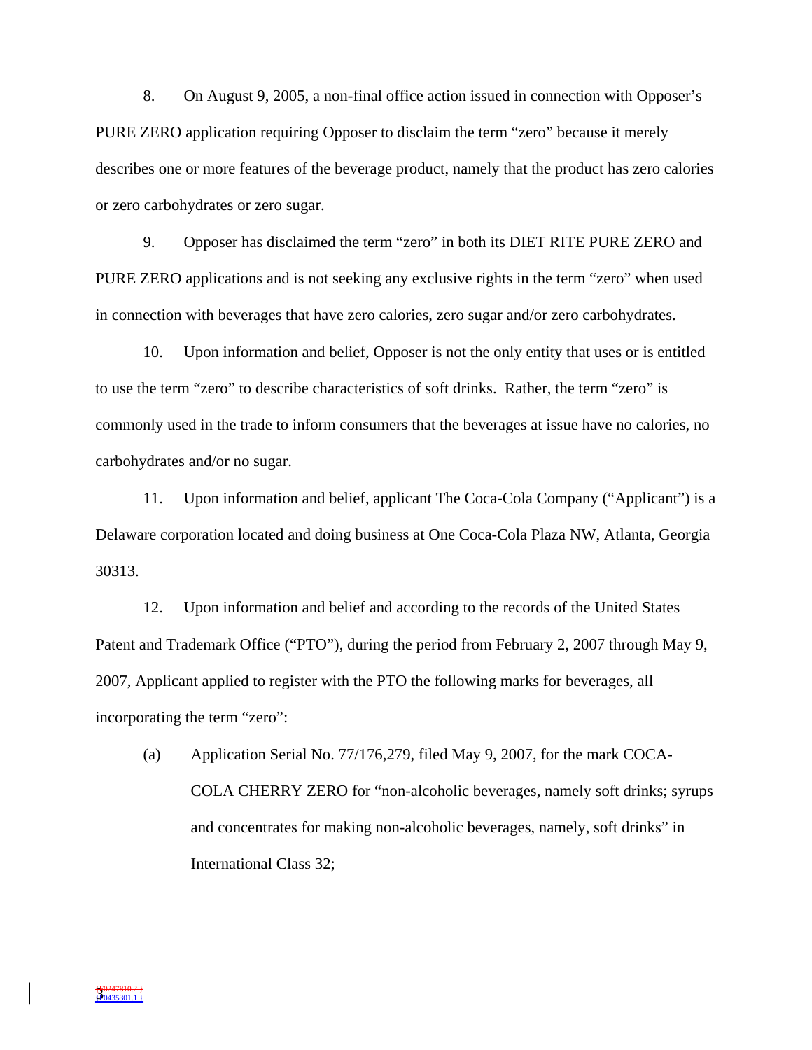8. On August 9, 2005, a non-final office action issued in connection with Opposer's PURE ZERO application requiring Opposer to disclaim the term "zero" because it merely describes one or more features of the beverage product, namely that the product has zero calories or zero carbohydrates or zero sugar.

9. Opposer has disclaimed the term "zero" in both its DIET RITE PURE ZERO and PURE ZERO applications and is not seeking any exclusive rights in the term "zero" when used in connection with beverages that have zero calories, zero sugar and/or zero carbohydrates.

10. Upon information and belief, Opposer is not the only entity that uses or is entitled to use the term "zero" to describe characteristics of soft drinks. Rather, the term "zero" is commonly used in the trade to inform consumers that the beverages at issue have no calories, no carbohydrates and/or no sugar.

11. Upon information and belief, applicant The Coca-Cola Company ("Applicant") is a Delaware corporation located and doing business at One Coca-Cola Plaza NW, Atlanta, Georgia 30313.

12. Upon information and belief and according to the records of the United States Patent and Trademark Office ("PTO"), during the period from February 2, 2007 through May 9, 2007, Applicant applied to register with the PTO the following marks for beverages, all incorporating the term "zero":

(a) Application Serial No. 77/176,279, filed May 9, 2007, for the mark COCA-COLA CHERRY ZERO for "non-alcoholic beverages, namely soft drinks; syrups and concentrates for making non-alcoholic beverages, namely, soft drinks" in International Class 32;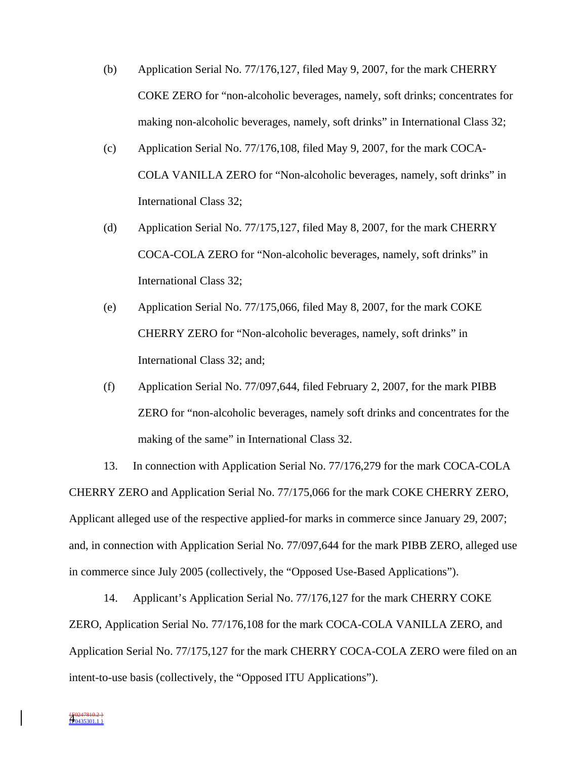(b) Application Serial No. 77/176,127, filed May 9, 2007, for the mark CHERRY COKE ZERO for "non-alcoholic beverages, namely, soft drinks; concentrates for making non-alcoholic beverages, namely, soft drinks" in International Class 32;

(c) Application Serial No. 77/176,108, filed May 9, 2007, for the mark COCA-COLA VANILLA ZERO for "Non-alcoholic beverages, namely, soft drinks" in International Class 32;

(d) Application Serial No. 77/175,127, filed May 8, 2007, for the mark CHERRY COCA-COLA ZERO for "Non-alcoholic beverages, namely, soft drinks" in International Class 32;

(e) Application Serial No. 77/175,066, filed May 8, 2007, for the mark COKE CHERRY ZERO for "Non-alcoholic beverages, namely, soft drinks" in International Class 32; and;

(f) Application Serial No. 77/097,644, filed February 2, 2007, for the mark PIBB ZERO for "non-alcoholic beverages, namely soft drinks and concentrates for the making of the same" in International Class 32.

13. In connection with Application Serial No. 77/176,279 for the mark COCA-COLA CHERRY ZERO and Application Serial No. 77/175,066 for the mark COKE CHERRY ZERO, Applicant alleged use of the respective applied-for marks in commerce since January 29, 2007; and, in connection with Application Serial No. 77/097,644 for the mark PIBB ZERO, alleged use in commerce since July 2005 (collectively, the "Opposed Use-Based Applications").

14. Applicant's Application Serial No. 77/176,127 for the mark CHERRY COKE ZERO, Application Serial No. 77/176,108 for the mark COCA-COLA VANILLA ZERO, and Application Serial No. 77/175,127 for the mark CHERRY COCA-COLA ZERO were filed on an intent-to-use basis (collectively, the "Opposed ITU Applications").

{F0247810.2 }
{F0435301.1 }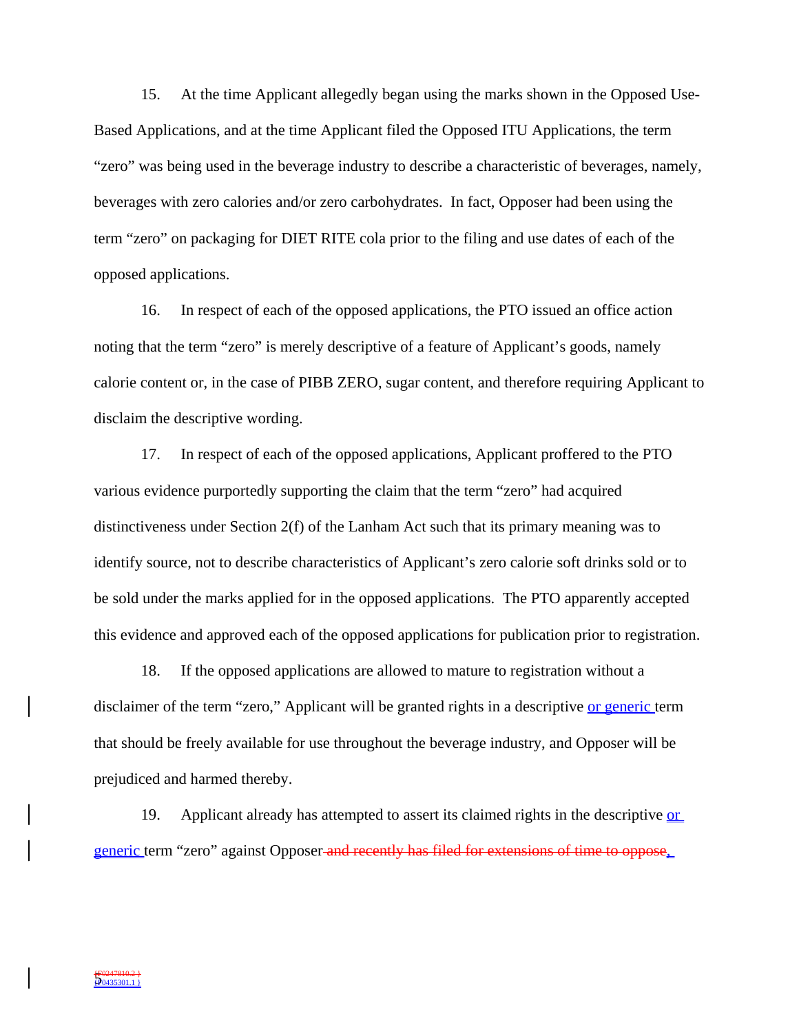15. At the time Applicant allegedly began using the marks shown in the Opposed Use-Based Applications, and at the time Applicant filed the Opposed ITU Applications, the term "zero" was being used in the beverage industry to describe a characteristic of beverages, namely, beverages with zero calories and/or zero carbohydrates. In fact, Opposer had been using the term "zero" on packaging for DIET RITE cola prior to the filing and use dates of each of the opposed applications.

16. In respect of each of the opposed applications, the PTO issued an office action noting that the term "zero" is merely descriptive of a feature of Applicant's goods, namely calorie content or, in the case of PIBB ZERO, sugar content, and therefore requiring Applicant to disclaim the descriptive wording.

17. In respect of each of the opposed applications, Applicant proffered to the PTO various evidence purportedly supporting the claim that the term "zero" had acquired distinctiveness under Section 2(f) of the Lanham Act such that its primary meaning was to identify source, not to describe characteristics of Applicant's zero calorie soft drinks sold or to be sold under the marks applied for in the opposed applications. The PTO apparently accepted this evidence and approved each of the opposed applications for publication prior to registration.

18. If the opposed applications are allowed to mature to registration without a disclaimer of the term "zero," Applicant will be granted rights in a descriptive or generic term that should be freely available for use throughout the beverage industry, and Opposer will be prejudiced and harmed thereby.

19. Applicant already has attempted to assert its claimed rights in the descriptive or generic term "zero" against Opposer ~~and recently has filed for extensions of time to oppose~~,

~~{F0247810.2 }~~
{F0435301.1 }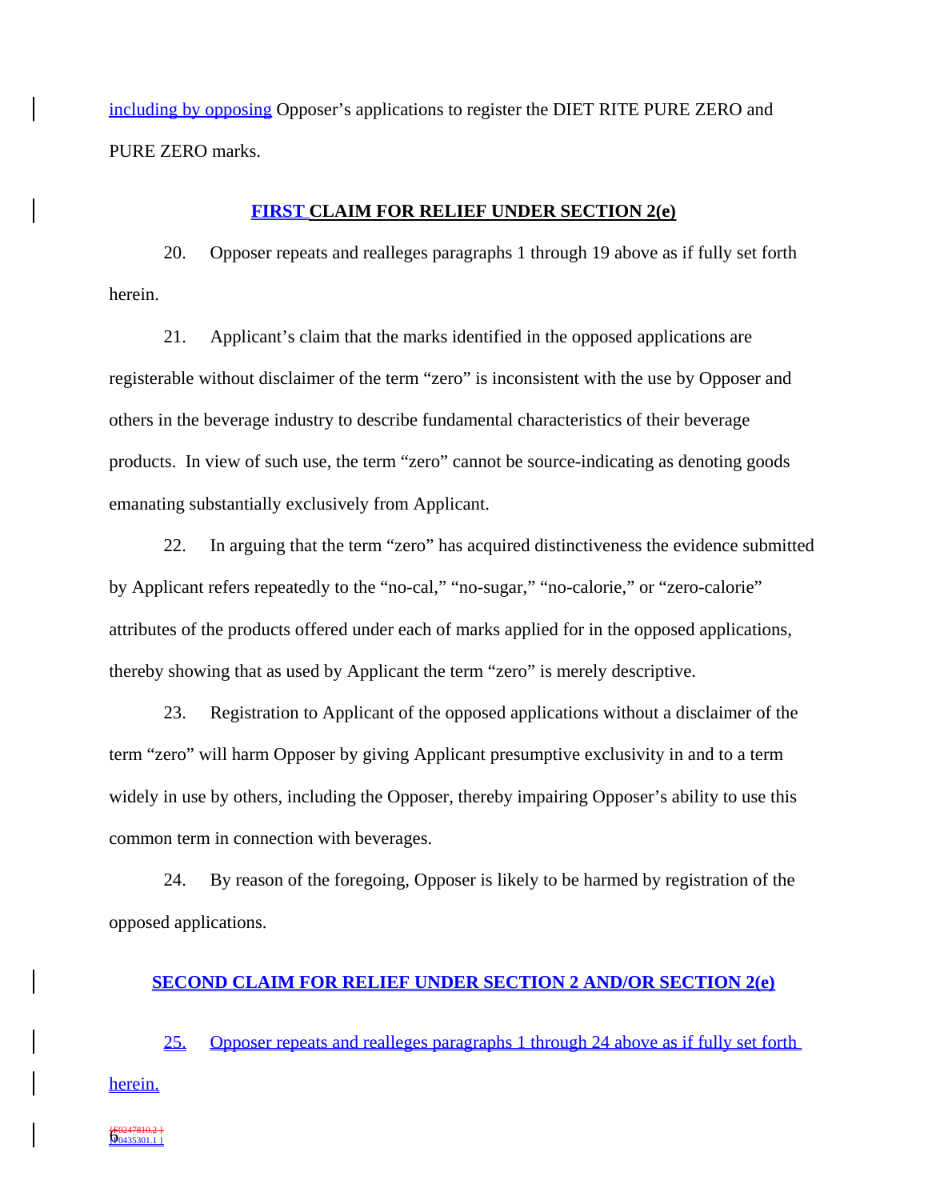including by opposing Opposer's applications to register the DIET RITE PURE ZERO and PURE ZERO marks.

## FIRST CLAIM FOR RELIEF UNDER SECTION 2(e)

20. Opposer repeats and realleges paragraphs 1 through 19 above as if fully set forth herein.

21. Applicant's claim that the marks identified in the opposed applications are registerable without disclaimer of the term "zero" is inconsistent with the use by Opposer and others in the beverage industry to describe fundamental characteristics of their beverage products. In view of such use, the term "zero" cannot be source-indicating as denoting goods emanating substantially exclusively from Applicant.

22. In arguing that the term "zero" has acquired distinctiveness the evidence submitted by Applicant refers repeatedly to the "no-cal," "no-sugar," "no-calorie," or "zero-calorie" attributes of the products offered under each of marks applied for in the opposed applications, thereby showing that as used by Applicant the term "zero" is merely descriptive.

23. Registration to Applicant of the opposed applications without a disclaimer of the term "zero" will harm Opposer by giving Applicant presumptive exclusivity in and to a term widely in use by others, including the Opposer, thereby impairing Opposer's ability to use this common term in connection with beverages.

24. By reason of the foregoing, Opposer is likely to be harmed by registration of the opposed applications.

## SECOND CLAIM FOR RELIEF UNDER SECTION 2 AND/OR SECTION 2(e)

25. Opposer repeats and realleges paragraphs 1 through 24 above as if fully set forth herein.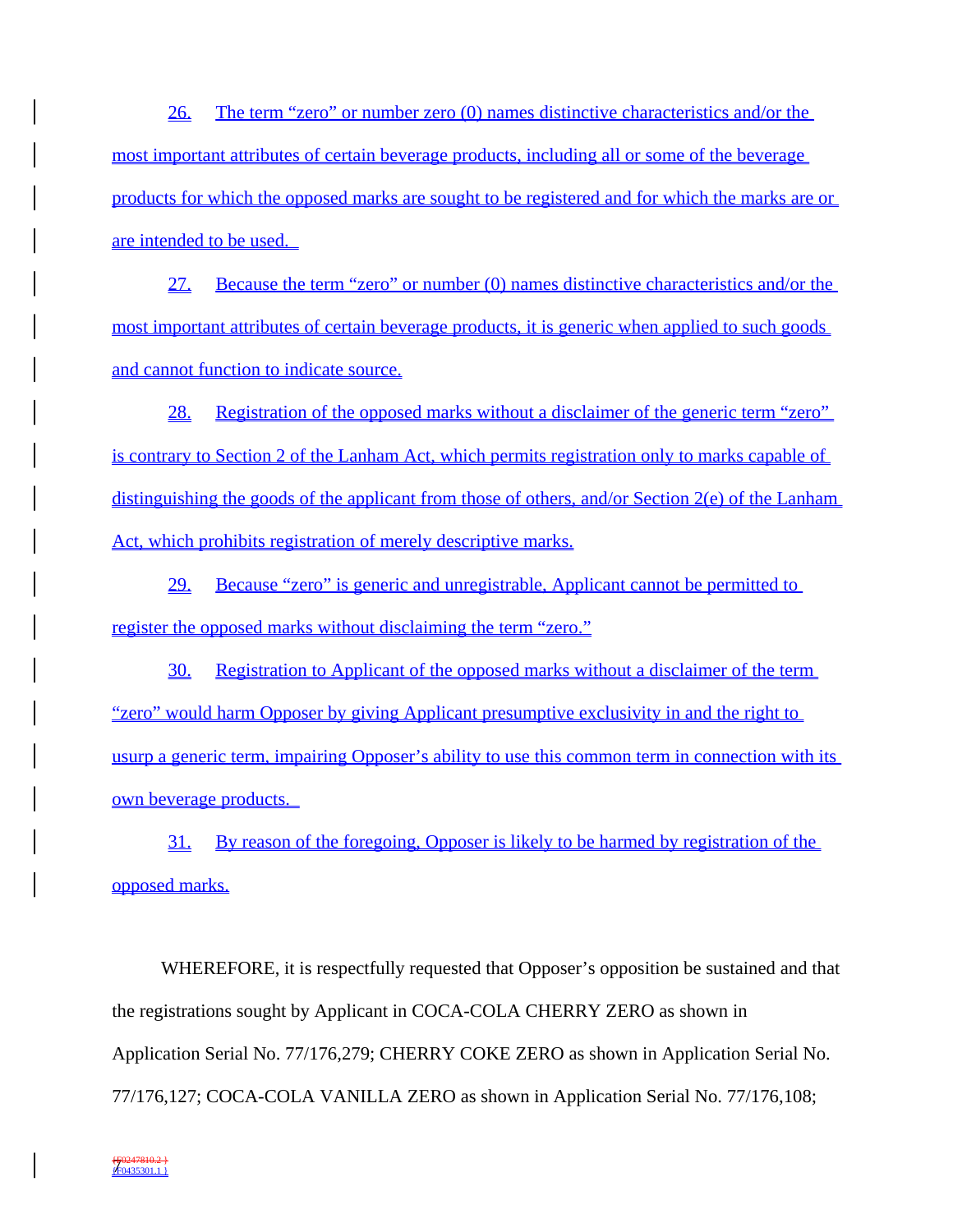26. The term "zero" or number zero (0) names distinctive characteristics and/or the most important attributes of certain beverage products, including all or some of the beverage products for which the opposed marks are sought to be registered and for which the marks are or are intended to be used.

27. Because the term "zero" or number (0) names distinctive characteristics and/or the most important attributes of certain beverage products, it is generic when applied to such goods and cannot function to indicate source.

28. Registration of the opposed marks without a disclaimer of the generic term "zero" is contrary to Section 2 of the Lanham Act, which permits registration only to marks capable of distinguishing the goods of the applicant from those of others, and/or Section 2(e) of the Lanham Act, which prohibits registration of merely descriptive marks.

29. Because "zero" is generic and unregistrable, Applicant cannot be permitted to register the opposed marks without disclaiming the term "zero."

30. Registration to Applicant of the opposed marks without a disclaimer of the term "zero" would harm Opposer by giving Applicant presumptive exclusivity in and the right to usurp a generic term, impairing Opposer's ability to use this common term in connection with its own beverage products.

31. By reason of the foregoing, Opposer is likely to be harmed by registration of the opposed marks.

WHEREFORE, it is respectfully requested that Opposer's opposition be sustained and that the registrations sought by Applicant in COCA-COLA CHERRY ZERO as shown in Application Serial No. 77/176,279; CHERRY COKE ZERO as shown in Application Serial No. 77/176,127; COCA-COLA VANILLA ZERO as shown in Application Serial No. 77/176,108;

{F0247810.2 }
{F0435301.1 }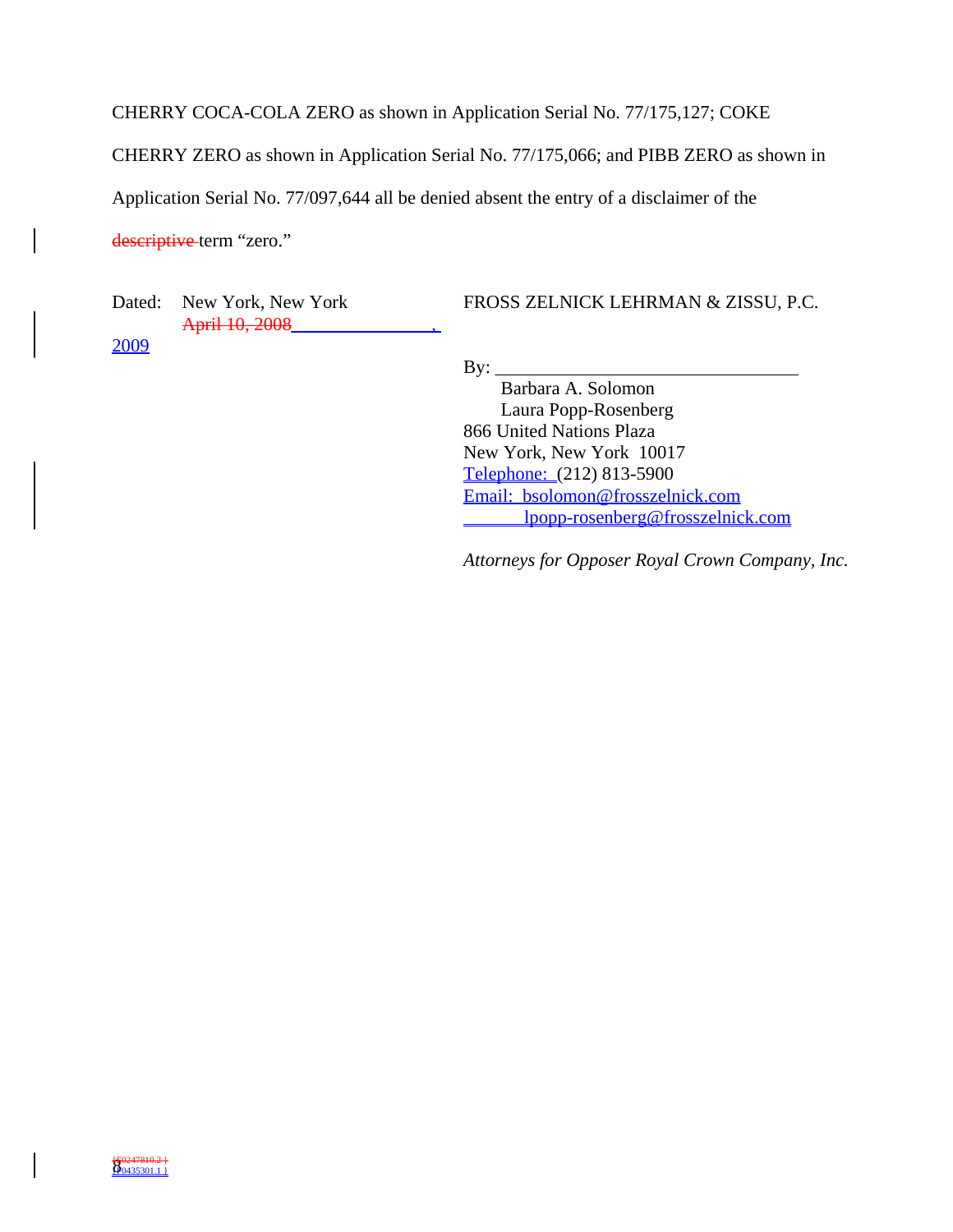CHERRY COCA-COLA ZERO as shown in Application Serial No. 77/175,127; COKE CHERRY ZERO as shown in Application Serial No. 77/175,066; and PIBB ZERO as shown in Application Serial No. 77/097,644 all be denied absent the entry of a disclaimer of the ~~descriptive~~ term "zero."

Dated: New York, New York
~~April 10, 2008~~ ______________, 2009

FROSS ZELNICK LEHRMAN & ZISSU, P.C.

By: ________________________________
Barbara A. Solomon
Laura Popp-Rosenberg
866 United Nations Plaza
New York, New York 10017
Telephone: (212) 813-5900
Email: bsolomon@frosszelnick.com
lpopp-rosenberg@frosszelnick.com

*Attorneys for Opposer Royal Crown Company, Inc.*

~~{F0247810.2 }~~
{F0435301.1 }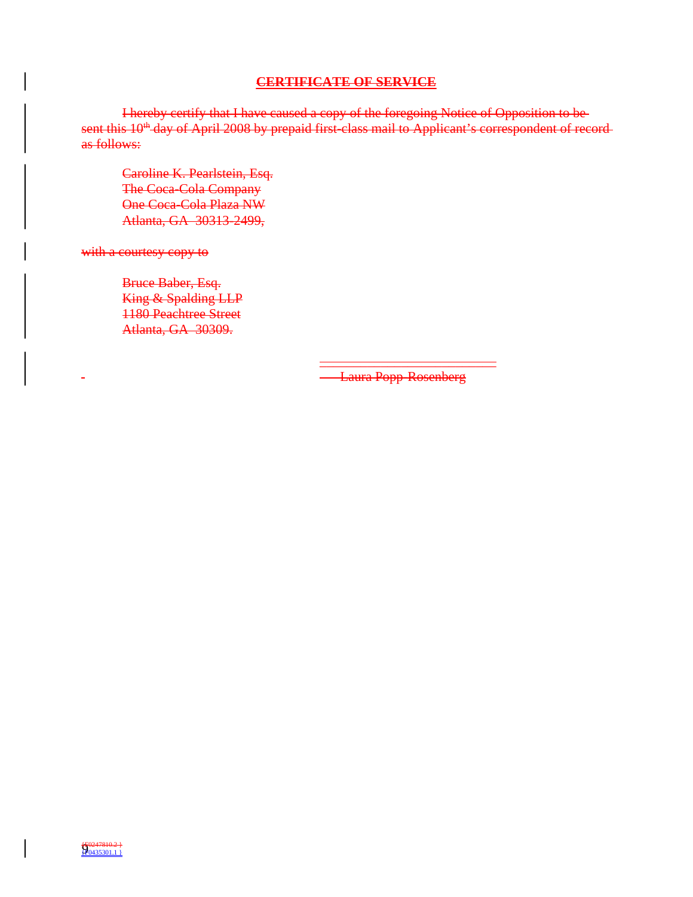## CERTIFICATE OF SERVICE

I hereby certify that I have caused a copy of the foregoing Notice of Opposition to be sent this 10th day of April 2008 by prepaid first-class mail to Applicant's correspondent of record as follows:

Caroline K. Pearlstein, Esq.
The Coca-Cola Company
One Coca-Cola Plaza NW
Atlanta, GA 30313-2499,

with a courtesy copy to

Bruce Baber, Esq.
King & Spalding LLP
1180 Peachtree Street
Atlanta, GA 30309.

Laura Popp-Rosenberg

{F0247810.2 }
{F0435301.1 }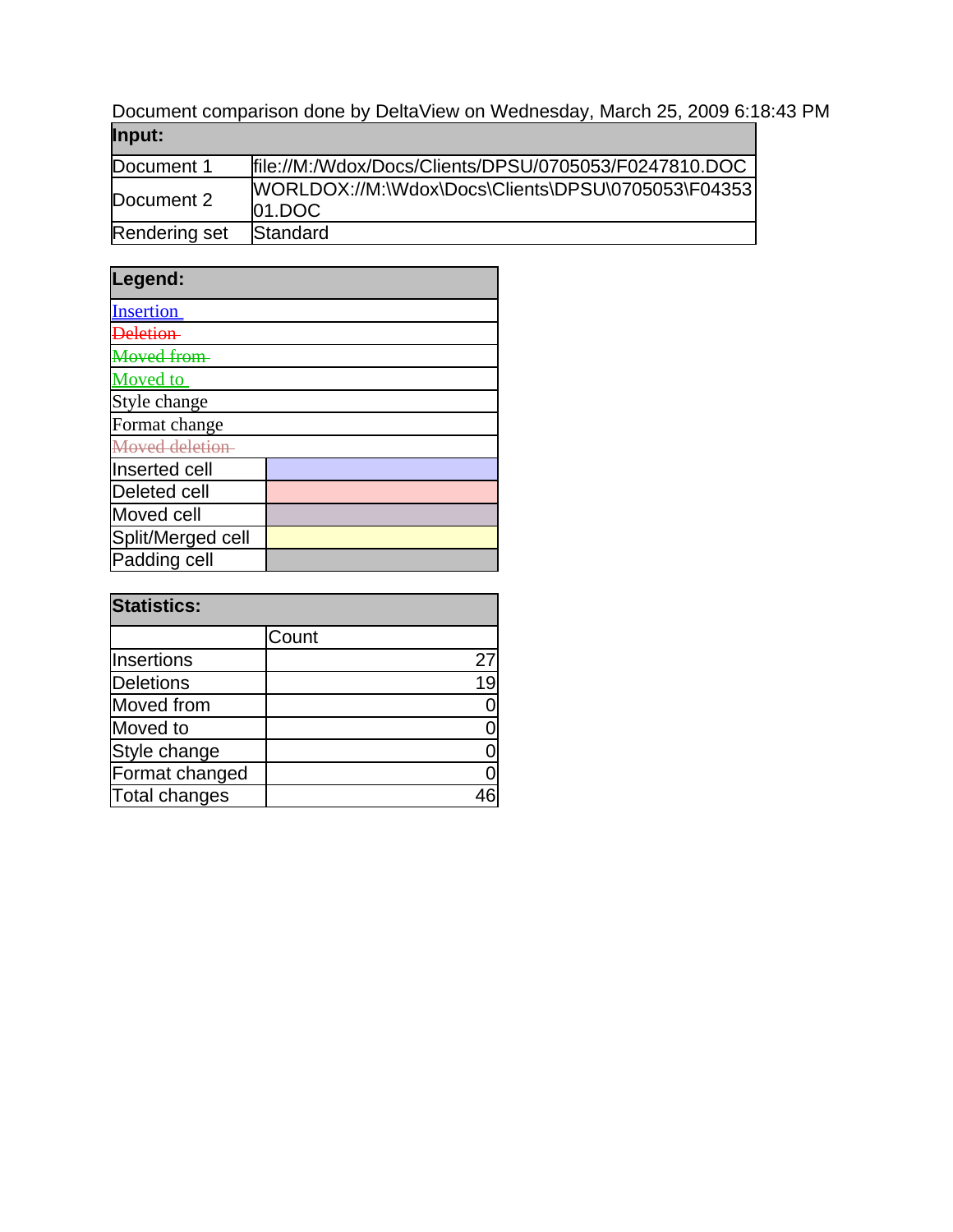Document comparison done by DeltaView on Wednesday, March 25, 2009 6:18:43 PM

| **Input:** | |
|---|---|
| Document 1 | file://M:/Wdox/Docs/Clients/DPSU/0705053/F0247810.DOC |
| Document 2 | WORLDOX://M:\Wdox\Docs\Clients\DPSU\0705053\F0435301.DOC |
| Rendering set | Standard |

| **Legend:** | |
|---|---|
| Insertion | |
| ~~Deletion~~ | |
| ~~Moved from~~ | |
| Moved to | |
| Style change | |
| Format change | |
| ~~Moved deletion~~ | |
| Inserted cell | |
| Deleted cell | |
| Moved cell | |
| Split/Merged cell | |
| Padding cell | |

| **Statistics:** | |
|---|---|
| | Count |
| Insertions | 27 |
| Deletions | 19 |
| Moved from | 0 |
| Moved to | 0 |
| Style change | 0 |
| Format changed | 0 |
| Total changes | 46 |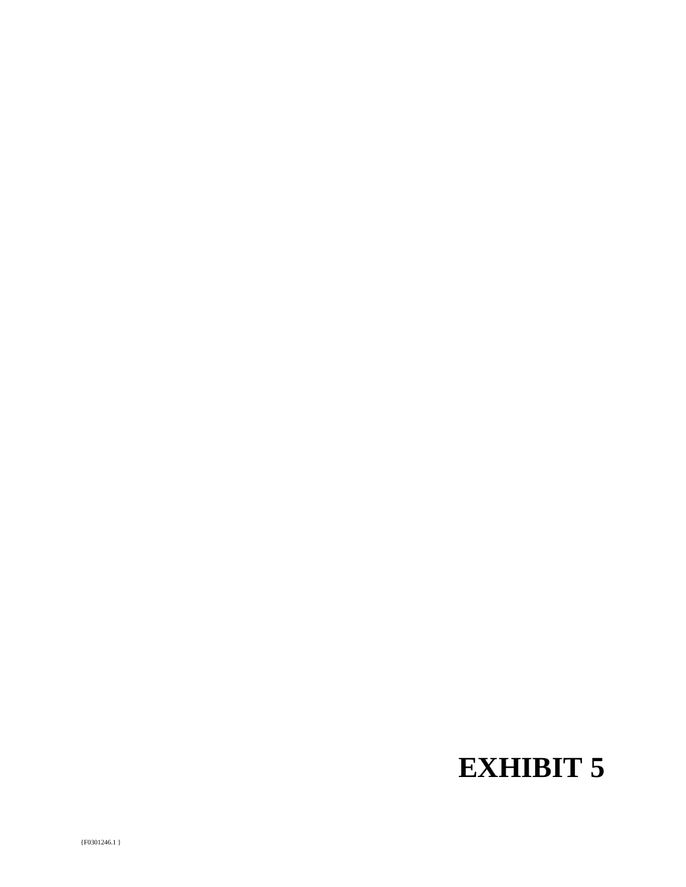# EXHIBIT 5

{F0301246.1 }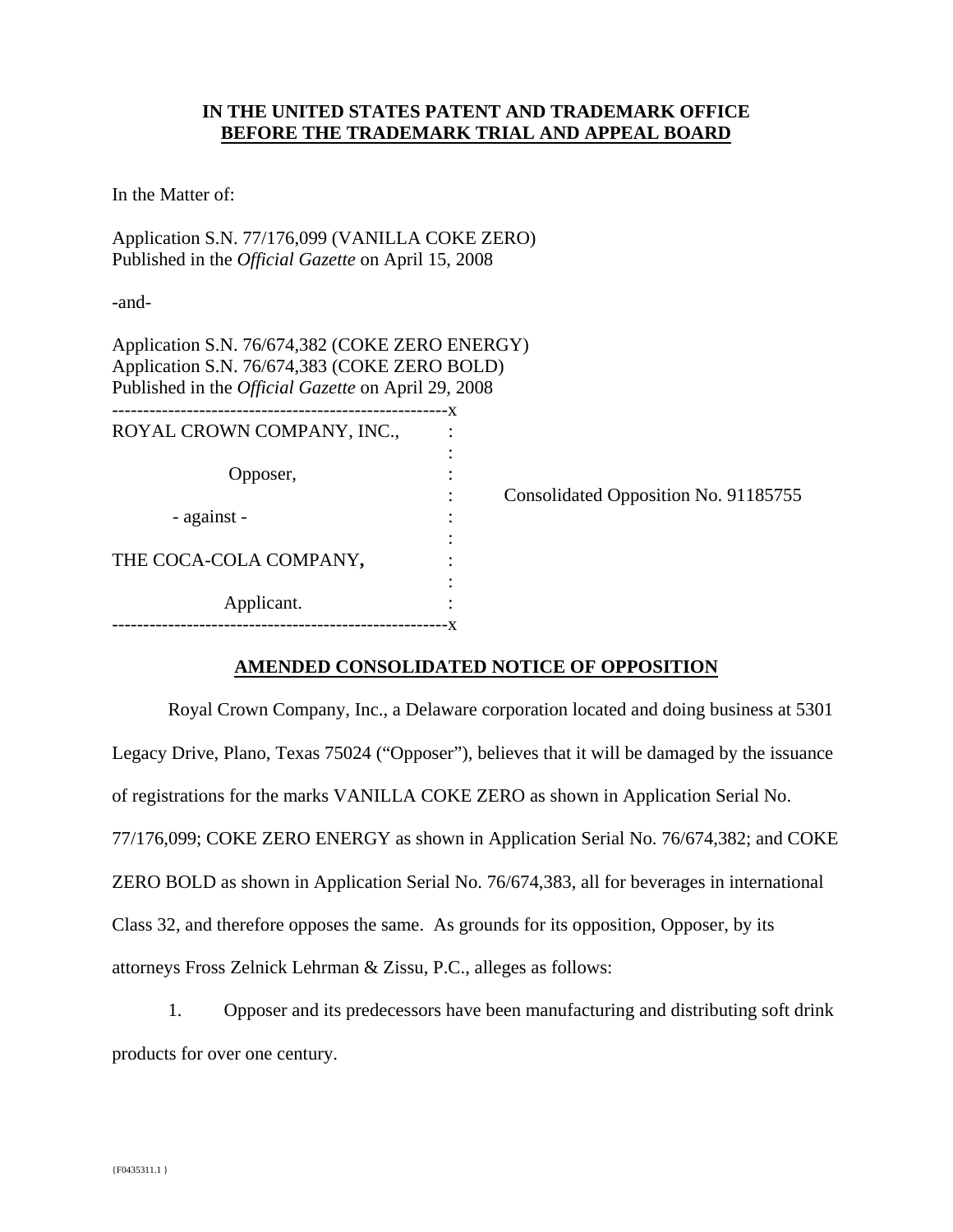**IN THE UNITED STATES PATENT AND TRADEMARK OFFICE**
**BEFORE THE TRADEMARK TRIAL AND APPEAL BOARD**

In the Matter of:

Application S.N. 77/176,099 (VANILLA COKE ZERO)
Published in the *Official Gazette* on April 15, 2008

-and-

Application S.N. 76/674,382 (COKE ZERO ENERGY)
Application S.N. 76/674,383 (COKE ZERO BOLD)
Published in the *Official Gazette* on April 29, 2008

| | |
|---|---|
| ROYAL CROWN COMPANY, INC.,<br><br>Opposer,<br><br>- against -<br><br>THE COCA-COLA COMPANY,<br><br>Applicant. | Consolidated Opposition No. 91185755 |

## AMENDED CONSOLIDATED NOTICE OF OPPOSITION

Royal Crown Company, Inc., a Delaware corporation located and doing business at 5301 Legacy Drive, Plano, Texas 75024 ("Opposer"), believes that it will be damaged by the issuance of registrations for the marks VANILLA COKE ZERO as shown in Application Serial No. 77/176,099; COKE ZERO ENERGY as shown in Application Serial No. 76/674,382; and COKE ZERO BOLD as shown in Application Serial No. 76/674,383, all for beverages in international Class 32, and therefore opposes the same. As grounds for its opposition, Opposer, by its attorneys Fross Zelnick Lehrman & Zissu, P.C., alleges as follows:

1. Opposer and its predecessors have been manufacturing and distributing soft drink products for over one century.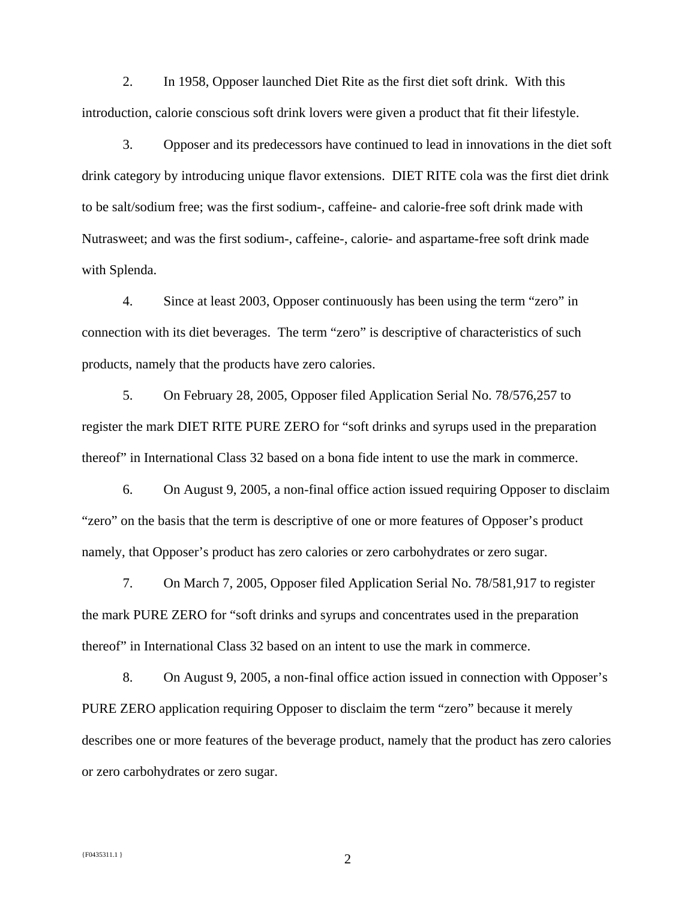2. In 1958, Opposer launched Diet Rite as the first diet soft drink. With this introduction, calorie conscious soft drink lovers were given a product that fit their lifestyle.

3. Opposer and its predecessors have continued to lead in innovations in the diet soft drink category by introducing unique flavor extensions. DIET RITE cola was the first diet drink to be salt/sodium free; was the first sodium-, caffeine- and calorie-free soft drink made with Nutrasweet; and was the first sodium-, caffeine-, calorie- and aspartame-free soft drink made with Splenda.

4. Since at least 2003, Opposer continuously has been using the term "zero" in connection with its diet beverages. The term "zero" is descriptive of characteristics of such products, namely that the products have zero calories.

5. On February 28, 2005, Opposer filed Application Serial No. 78/576,257 to register the mark DIET RITE PURE ZERO for "soft drinks and syrups used in the preparation thereof" in International Class 32 based on a bona fide intent to use the mark in commerce.

6. On August 9, 2005, a non-final office action issued requiring Opposer to disclaim "zero" on the basis that the term is descriptive of one or more features of Opposer's product namely, that Opposer's product has zero calories or zero carbohydrates or zero sugar.

7. On March 7, 2005, Opposer filed Application Serial No. 78/581,917 to register the mark PURE ZERO for "soft drinks and syrups and concentrates used in the preparation thereof" in International Class 32 based on an intent to use the mark in commerce.

8. On August 9, 2005, a non-final office action issued in connection with Opposer's PURE ZERO application requiring Opposer to disclaim the term "zero" because it merely describes one or more features of the beverage product, namely that the product has zero calories or zero carbohydrates or zero sugar.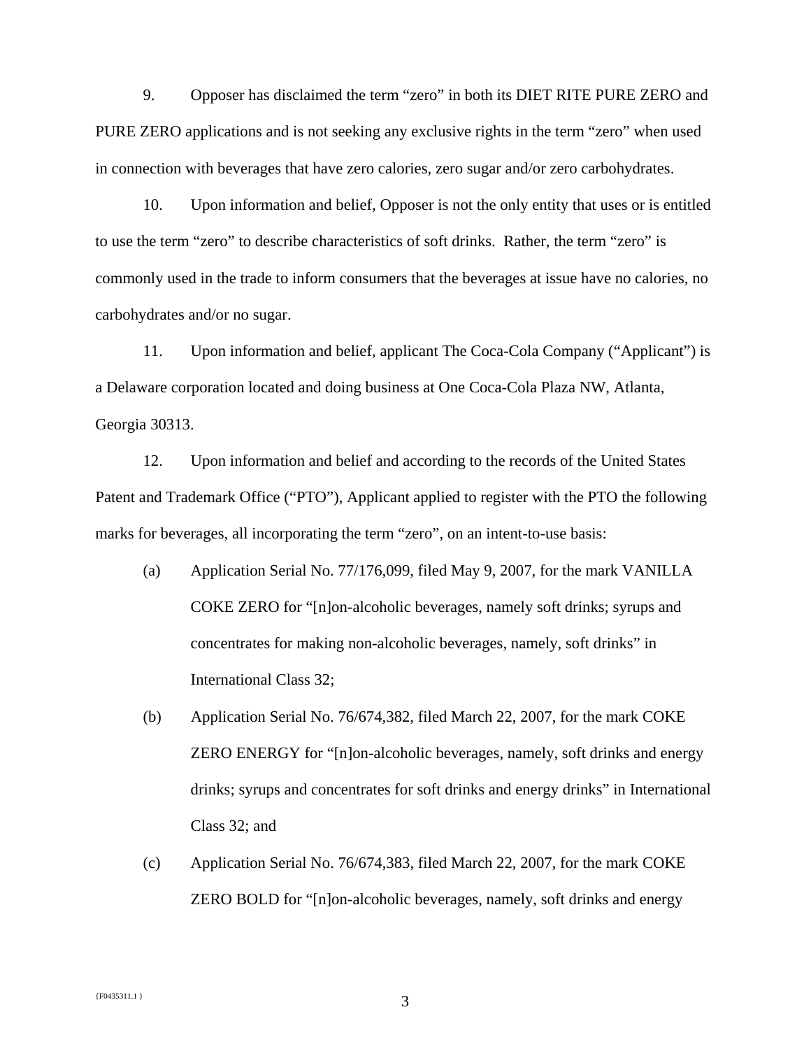9. Opposer has disclaimed the term "zero" in both its DIET RITE PURE ZERO and PURE ZERO applications and is not seeking any exclusive rights in the term "zero" when used in connection with beverages that have zero calories, zero sugar and/or zero carbohydrates.

10. Upon information and belief, Opposer is not the only entity that uses or is entitled to use the term "zero" to describe characteristics of soft drinks. Rather, the term "zero" is commonly used in the trade to inform consumers that the beverages at issue have no calories, no carbohydrates and/or no sugar.

11. Upon information and belief, applicant The Coca-Cola Company ("Applicant") is a Delaware corporation located and doing business at One Coca-Cola Plaza NW, Atlanta, Georgia 30313.

12. Upon information and belief and according to the records of the United States Patent and Trademark Office ("PTO"), Applicant applied to register with the PTO the following marks for beverages, all incorporating the term "zero", on an intent-to-use basis:

(a) Application Serial No. 77/176,099, filed May 9, 2007, for the mark VANILLA COKE ZERO for "[n]on-alcoholic beverages, namely soft drinks; syrups and concentrates for making non-alcoholic beverages, namely, soft drinks" in International Class 32;

(b) Application Serial No. 76/674,382, filed March 22, 2007, for the mark COKE ZERO ENERGY for "[n]on-alcoholic beverages, namely, soft drinks and energy drinks; syrups and concentrates for soft drinks and energy drinks" in International Class 32; and

(c) Application Serial No. 76/674,383, filed March 22, 2007, for the mark COKE ZERO BOLD for "[n]on-alcoholic beverages, namely, soft drinks and energy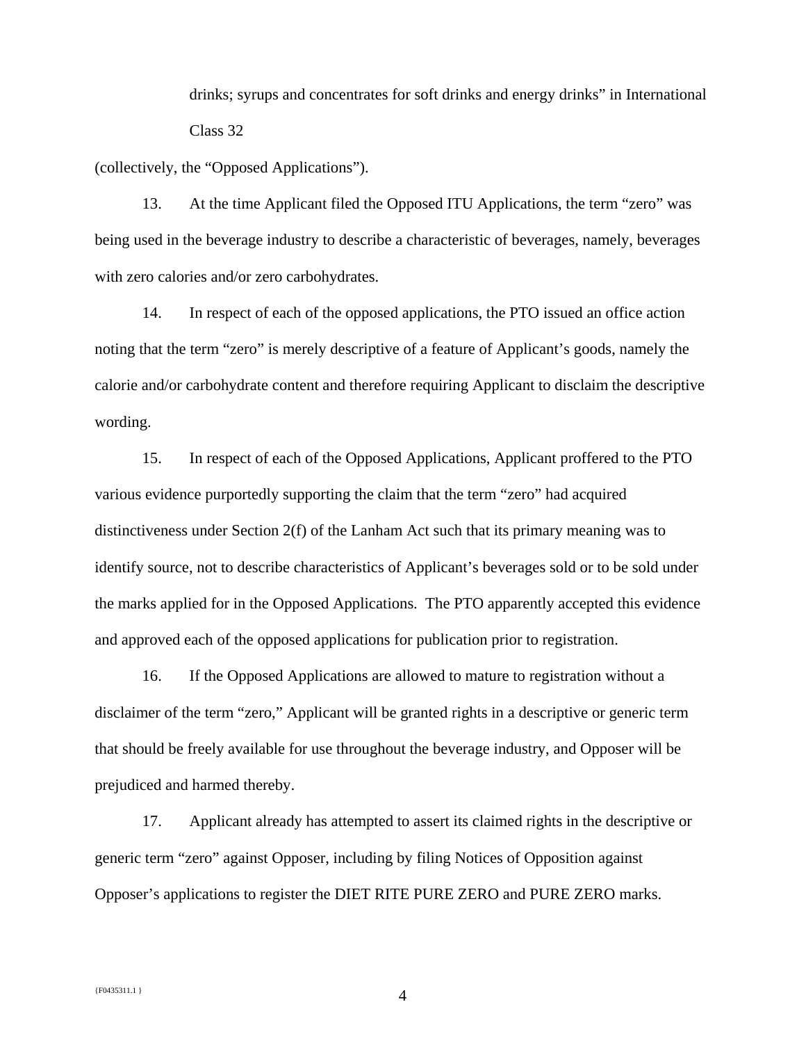drinks; syrups and concentrates for soft drinks and energy drinks" in International Class 32

(collectively, the "Opposed Applications").

13. At the time Applicant filed the Opposed ITU Applications, the term "zero" was being used in the beverage industry to describe a characteristic of beverages, namely, beverages with zero calories and/or zero carbohydrates.

14. In respect of each of the opposed applications, the PTO issued an office action noting that the term "zero" is merely descriptive of a feature of Applicant's goods, namely the calorie and/or carbohydrate content and therefore requiring Applicant to disclaim the descriptive wording.

15. In respect of each of the Opposed Applications, Applicant proffered to the PTO various evidence purportedly supporting the claim that the term "zero" had acquired distinctiveness under Section 2(f) of the Lanham Act such that its primary meaning was to identify source, not to describe characteristics of Applicant's beverages sold or to be sold under the marks applied for in the Opposed Applications. The PTO apparently accepted this evidence and approved each of the opposed applications for publication prior to registration.

16. If the Opposed Applications are allowed to mature to registration without a disclaimer of the term "zero," Applicant will be granted rights in a descriptive or generic term that should be freely available for use throughout the beverage industry, and Opposer will be prejudiced and harmed thereby.

17. Applicant already has attempted to assert its claimed rights in the descriptive or generic term "zero" against Opposer, including by filing Notices of Opposition against Opposer's applications to register the DIET RITE PURE ZERO and PURE ZERO marks.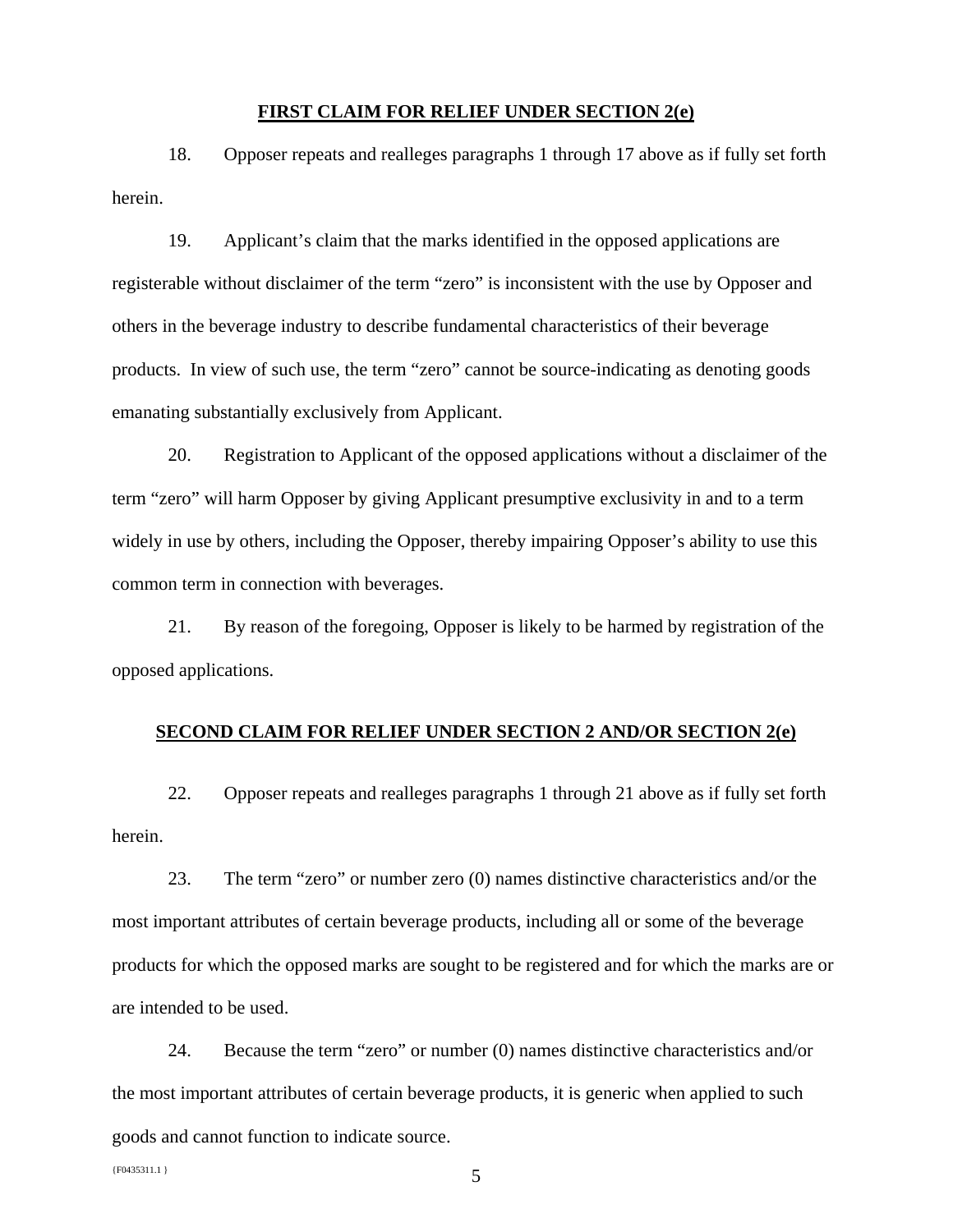**FIRST CLAIM FOR RELIEF UNDER SECTION 2(e)**

18. Opposer repeats and realleges paragraphs 1 through 17 above as if fully set forth herein.

19. Applicant's claim that the marks identified in the opposed applications are registerable without disclaimer of the term "zero" is inconsistent with the use by Opposer and others in the beverage industry to describe fundamental characteristics of their beverage products. In view of such use, the term "zero" cannot be source-indicating as denoting goods emanating substantially exclusively from Applicant.

20. Registration to Applicant of the opposed applications without a disclaimer of the term "zero" will harm Opposer by giving Applicant presumptive exclusivity in and to a term widely in use by others, including the Opposer, thereby impairing Opposer's ability to use this common term in connection with beverages.

21. By reason of the foregoing, Opposer is likely to be harmed by registration of the opposed applications.

**SECOND CLAIM FOR RELIEF UNDER SECTION 2 AND/OR SECTION 2(e)**

22. Opposer repeats and realleges paragraphs 1 through 21 above as if fully set forth herein.

23. The term "zero" or number zero (0) names distinctive characteristics and/or the most important attributes of certain beverage products, including all or some of the beverage products for which the opposed marks are sought to be registered and for which the marks are or are intended to be used.

24. Because the term "zero" or number (0) names distinctive characteristics and/or the most important attributes of certain beverage products, it is generic when applied to such goods and cannot function to indicate source.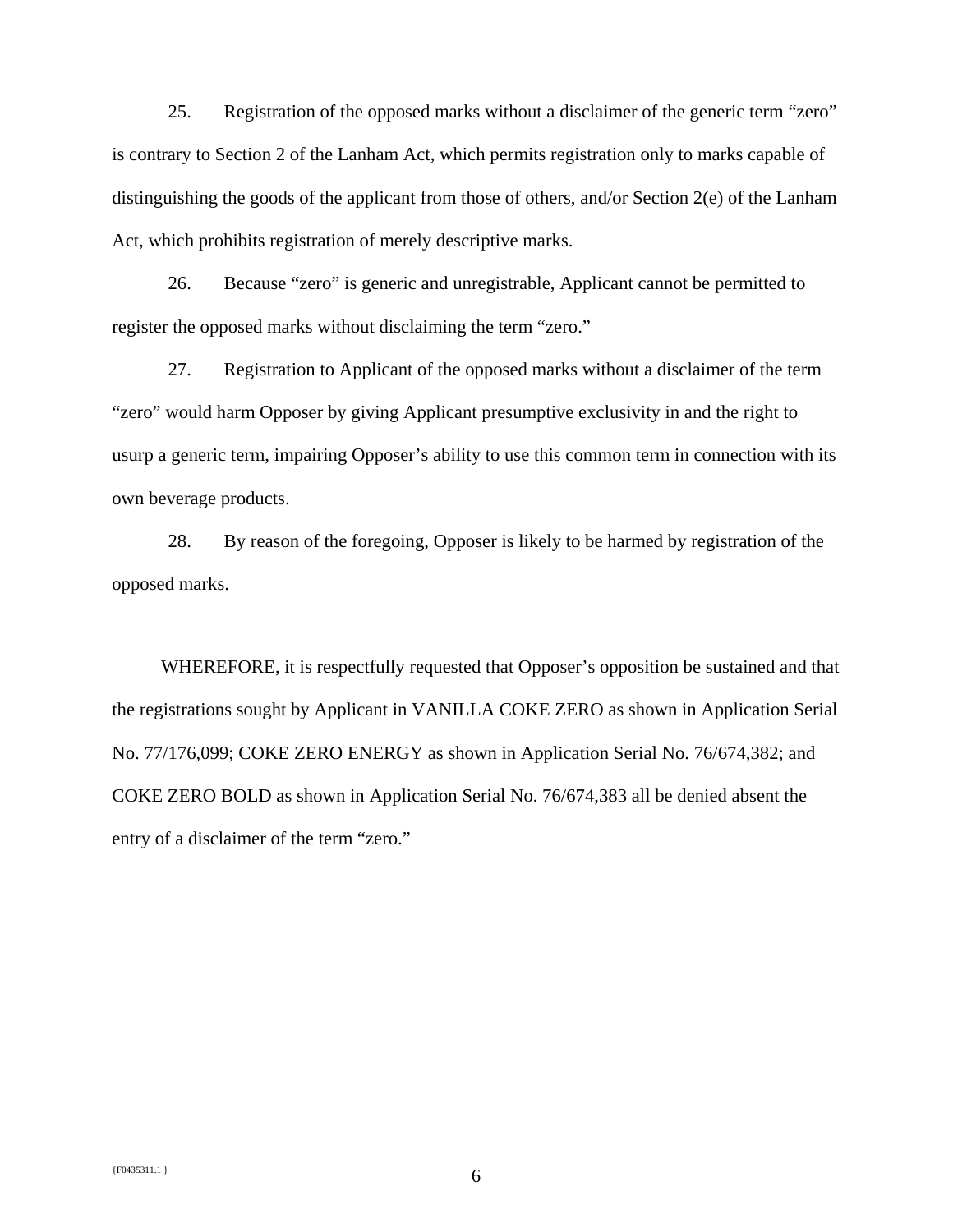25. Registration of the opposed marks without a disclaimer of the generic term "zero" is contrary to Section 2 of the Lanham Act, which permits registration only to marks capable of distinguishing the goods of the applicant from those of others, and/or Section 2(e) of the Lanham Act, which prohibits registration of merely descriptive marks.

26. Because "zero" is generic and unregistrable, Applicant cannot be permitted to register the opposed marks without disclaiming the term "zero."

27. Registration to Applicant of the opposed marks without a disclaimer of the term "zero" would harm Opposer by giving Applicant presumptive exclusivity in and the right to usurp a generic term, impairing Opposer's ability to use this common term in connection with its own beverage products.

28. By reason of the foregoing, Opposer is likely to be harmed by registration of the opposed marks.

WHEREFORE, it is respectfully requested that Opposer's opposition be sustained and that the registrations sought by Applicant in VANILLA COKE ZERO as shown in Application Serial No. 77/176,099; COKE ZERO ENERGY as shown in Application Serial No. 76/674,382; and COKE ZERO BOLD as shown in Application Serial No. 76/674,383 all be denied absent the entry of a disclaimer of the term "zero."

{F0435311.1 }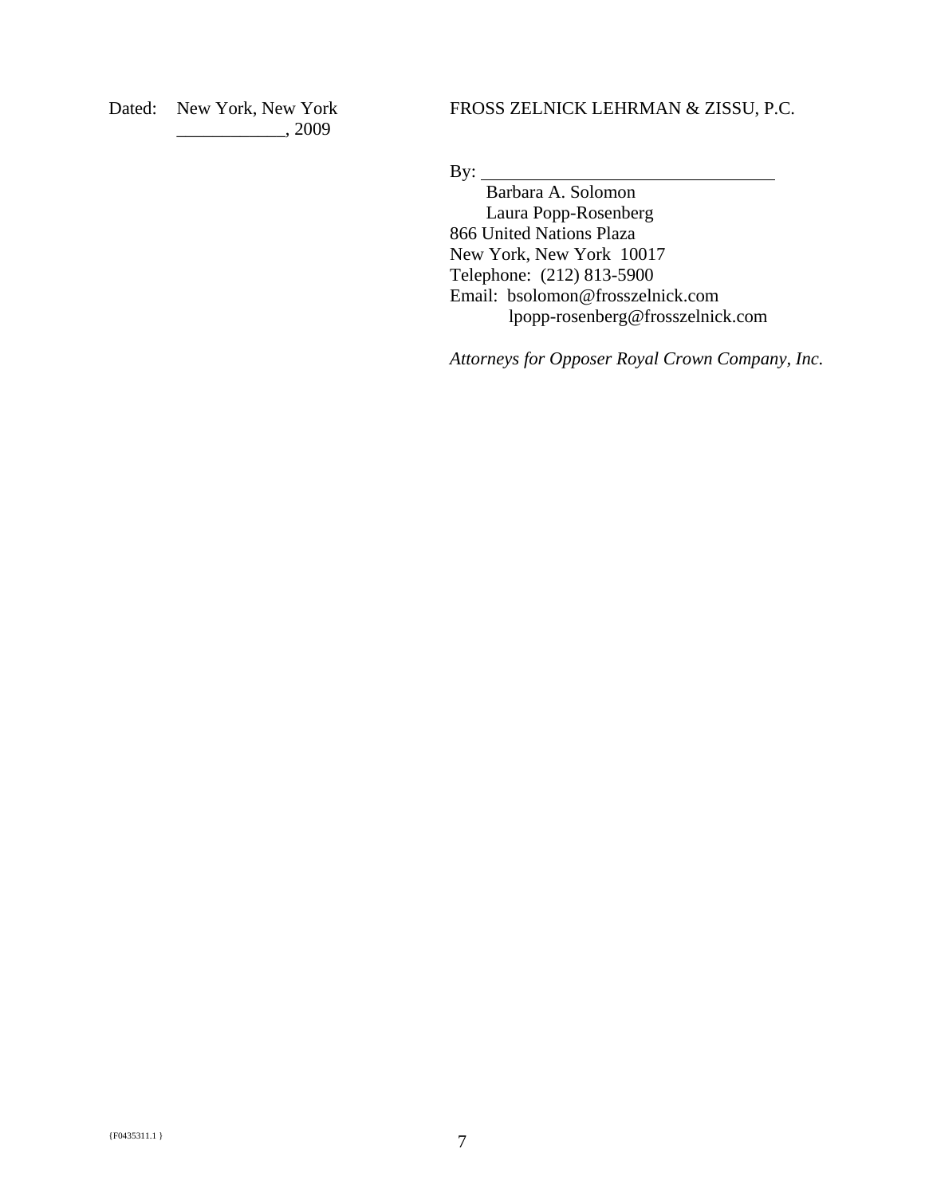Dated: New York, New York
____________, 2009

FROSS ZELNICK LEHRMAN & ZISSU, P.C.

By: ________________________________

Barbara A. Solomon
Laura Popp-Rosenberg
866 United Nations Plaza
New York, New York 10017
Telephone: (212) 813-5900
Email: bsolomon@frosszelnick.com
lpopp-rosenberg@frosszelnick.com

*Attorneys for Opposer Royal Crown Company, Inc.*

{F0435311.1 }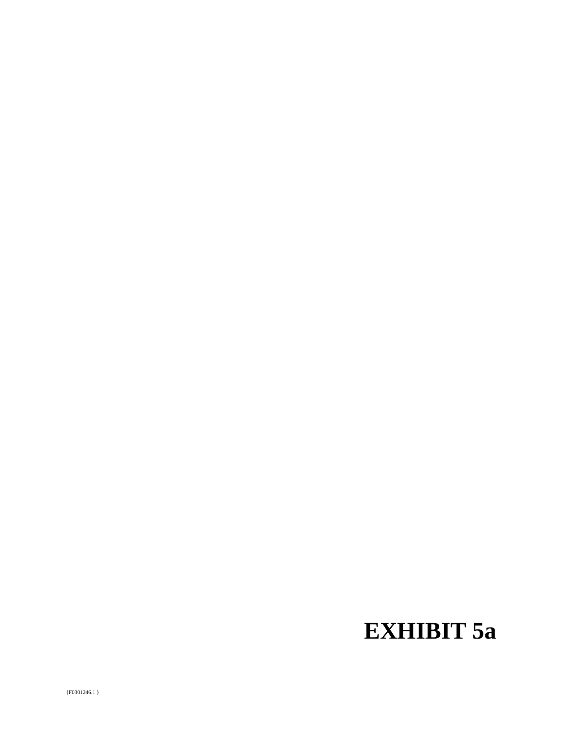# EXHIBIT 5a

{F0301246.1 }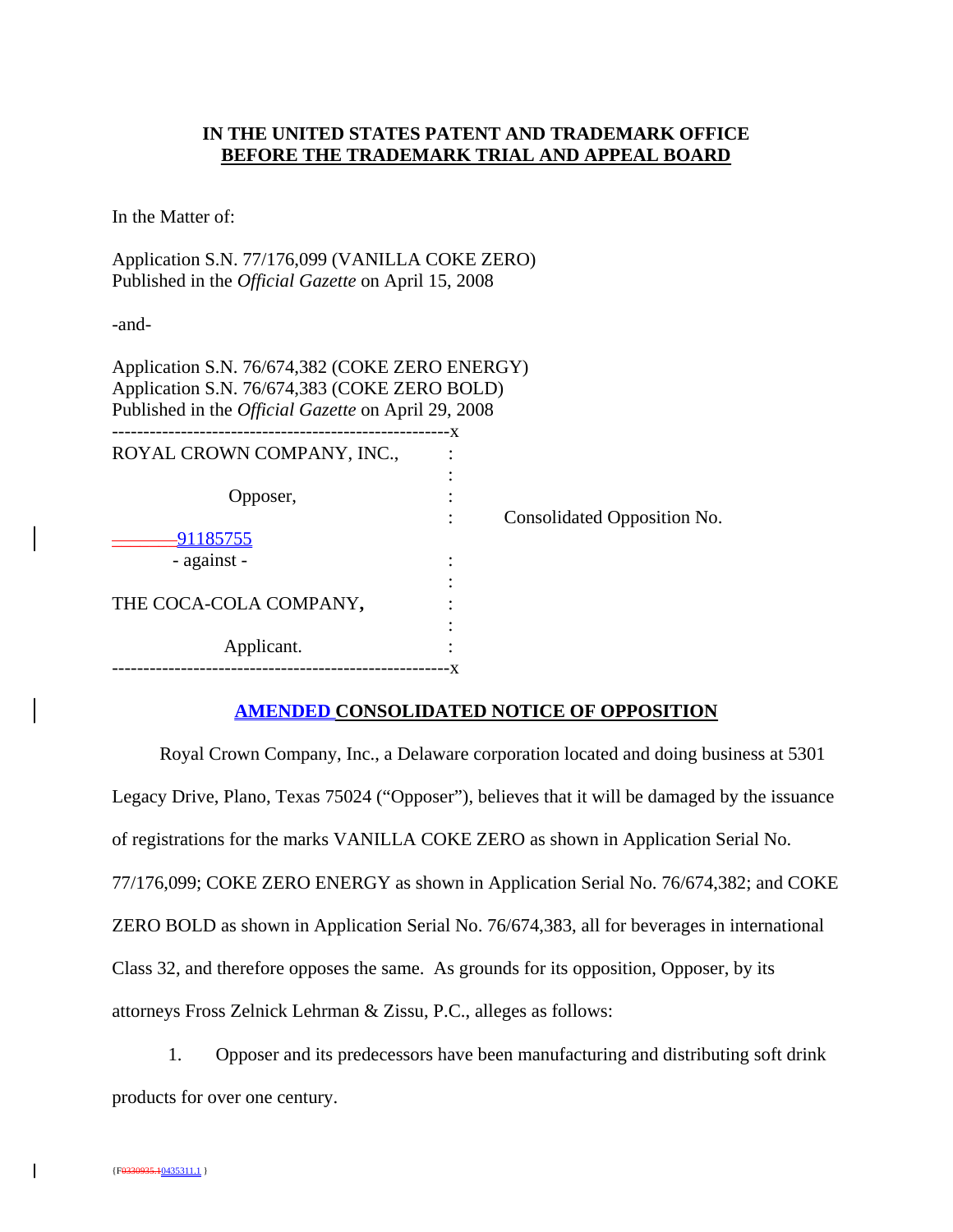**IN THE UNITED STATES PATENT AND TRADEMARK OFFICE**
**BEFORE THE TRADEMARK TRIAL AND APPEAL BOARD**

In the Matter of:

Application S.N. 77/176,099 (VANILLA COKE ZERO)
Published in the *Official Gazette* on April 15, 2008

-and-

Application S.N. 76/674,382 (COKE ZERO ENERGY)
Application S.N. 76/674,383 (COKE ZERO BOLD)
Published in the *Official Gazette* on April 29, 2008

| | | |
|---|---|---|
| ROYAL CROWN COMPANY, INC., | : | |
| | : | |
| Opposer, | : | |
| | : | Consolidated Opposition No. 91185755 |
| - against - | : | |
| | : | |
| THE COCA-COLA COMPANY, | : | |
| | : | |
| Applicant. | : | |

## AMENDED CONSOLIDATED NOTICE OF OPPOSITION

Royal Crown Company, Inc., a Delaware corporation located and doing business at 5301 Legacy Drive, Plano, Texas 75024 ("Opposer"), believes that it will be damaged by the issuance of registrations for the marks VANILLA COKE ZERO as shown in Application Serial No. 77/176,099; COKE ZERO ENERGY as shown in Application Serial No. 76/674,382; and COKE ZERO BOLD as shown in Application Serial No. 76/674,383, all for beverages in international Class 32, and therefore opposes the same. As grounds for its opposition, Opposer, by its attorneys Fross Zelnick Lehrman & Zissu, P.C., alleges as follows:

1. Opposer and its predecessors have been manufacturing and distributing soft drink products for over one century.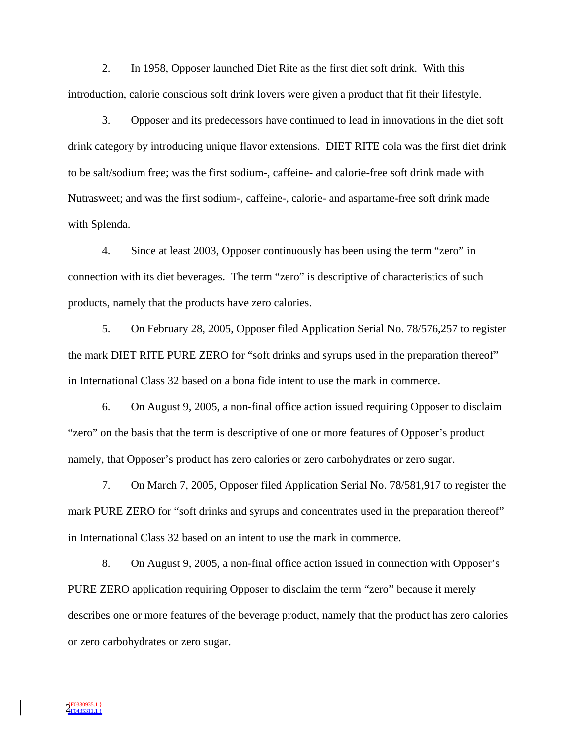2. In 1958, Opposer launched Diet Rite as the first diet soft drink. With this introduction, calorie conscious soft drink lovers were given a product that fit their lifestyle.

3. Opposer and its predecessors have continued to lead in innovations in the diet soft drink category by introducing unique flavor extensions. DIET RITE cola was the first diet drink to be salt/sodium free; was the first sodium-, caffeine- and calorie-free soft drink made with Nutrasweet; and was the first sodium-, caffeine-, calorie- and aspartame-free soft drink made with Splenda.

4. Since at least 2003, Opposer continuously has been using the term "zero" in connection with its diet beverages. The term "zero" is descriptive of characteristics of such products, namely that the products have zero calories.

5. On February 28, 2005, Opposer filed Application Serial No. 78/576,257 to register the mark DIET RITE PURE ZERO for "soft drinks and syrups used in the preparation thereof" in International Class 32 based on a bona fide intent to use the mark in commerce.

6. On August 9, 2005, a non-final office action issued requiring Opposer to disclaim "zero" on the basis that the term is descriptive of one or more features of Opposer's product namely, that Opposer's product has zero calories or zero carbohydrates or zero sugar.

7. On March 7, 2005, Opposer filed Application Serial No. 78/581,917 to register the mark PURE ZERO for "soft drinks and syrups and concentrates used in the preparation thereof" in International Class 32 based on an intent to use the mark in commerce.

8. On August 9, 2005, a non-final office action issued in connection with Opposer's PURE ZERO application requiring Opposer to disclaim the term "zero" because it merely describes one or more features of the beverage product, namely that the product has zero calories or zero carbohydrates or zero sugar.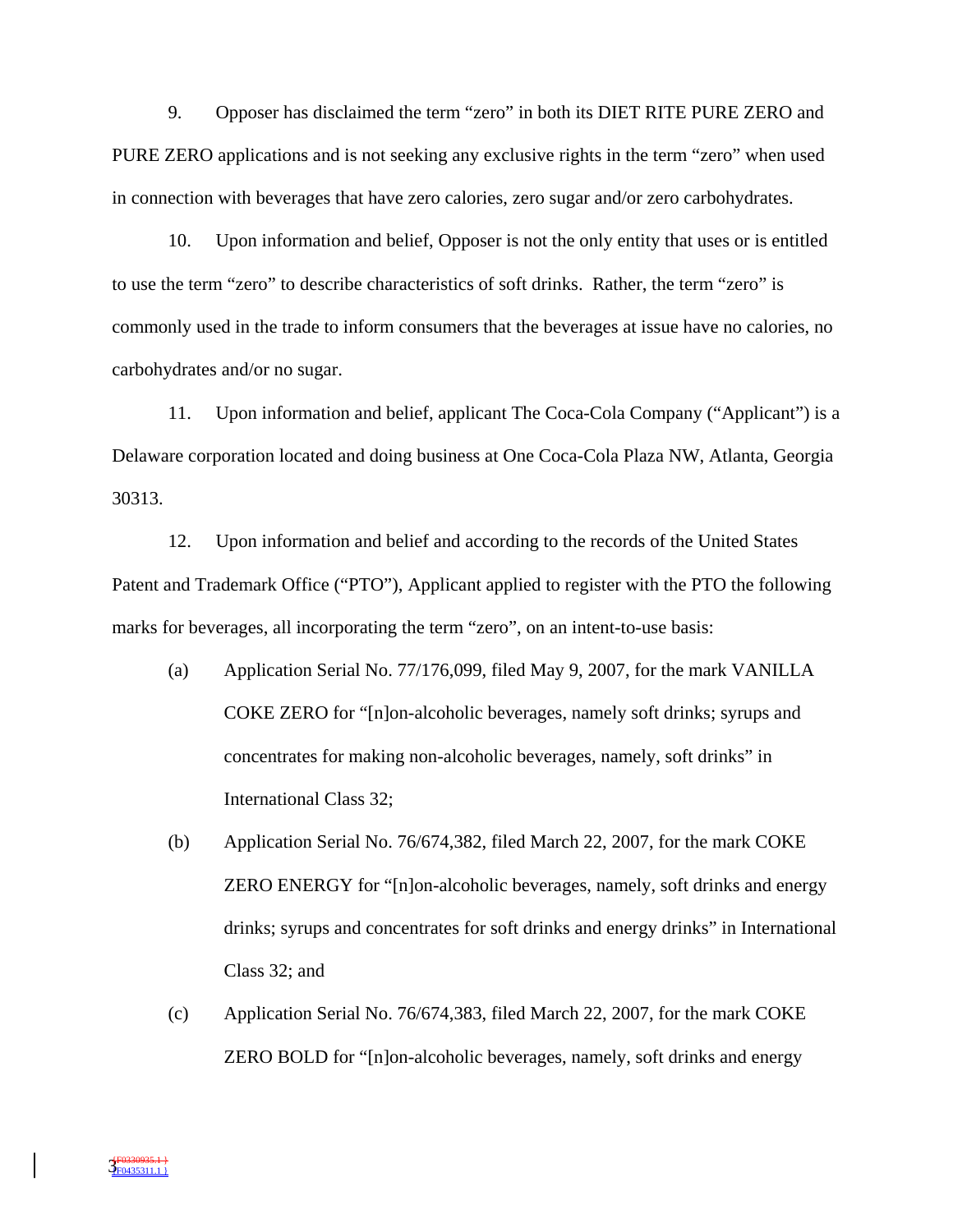9. Opposer has disclaimed the term "zero" in both its DIET RITE PURE ZERO and PURE ZERO applications and is not seeking any exclusive rights in the term "zero" when used in connection with beverages that have zero calories, zero sugar and/or zero carbohydrates.

10. Upon information and belief, Opposer is not the only entity that uses or is entitled to use the term "zero" to describe characteristics of soft drinks. Rather, the term "zero" is commonly used in the trade to inform consumers that the beverages at issue have no calories, no carbohydrates and/or no sugar.

11. Upon information and belief, applicant The Coca-Cola Company ("Applicant") is a Delaware corporation located and doing business at One Coca-Cola Plaza NW, Atlanta, Georgia 30313.

12. Upon information and belief and according to the records of the United States Patent and Trademark Office ("PTO"), Applicant applied to register with the PTO the following marks for beverages, all incorporating the term "zero", on an intent-to-use basis:

(a) Application Serial No. 77/176,099, filed May 9, 2007, for the mark VANILLA COKE ZERO for "[n]on-alcoholic beverages, namely soft drinks; syrups and concentrates for making non-alcoholic beverages, namely, soft drinks" in International Class 32;

(b) Application Serial No. 76/674,382, filed March 22, 2007, for the mark COKE ZERO ENERGY for "[n]on-alcoholic beverages, namely, soft drinks and energy drinks; syrups and concentrates for soft drinks and energy drinks" in International Class 32; and

(c) Application Serial No. 76/674,383, filed March 22, 2007, for the mark COKE ZERO BOLD for "[n]on-alcoholic beverages, namely, soft drinks and energy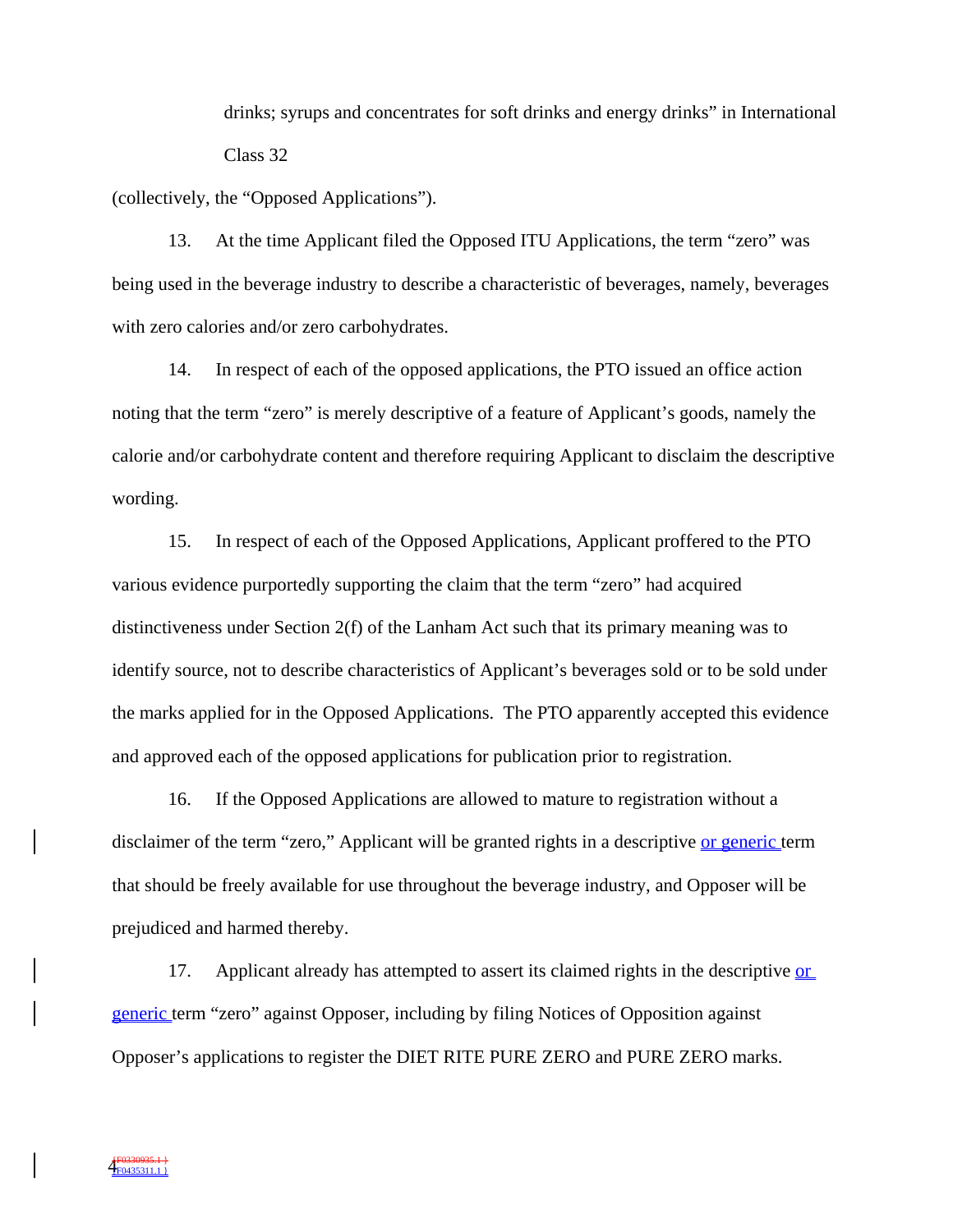drinks; syrups and concentrates for soft drinks and energy drinks" in International Class 32

(collectively, the "Opposed Applications").

13. At the time Applicant filed the Opposed ITU Applications, the term "zero" was being used in the beverage industry to describe a characteristic of beverages, namely, beverages with zero calories and/or zero carbohydrates.

14. In respect of each of the opposed applications, the PTO issued an office action noting that the term "zero" is merely descriptive of a feature of Applicant's goods, namely the calorie and/or carbohydrate content and therefore requiring Applicant to disclaim the descriptive wording.

15. In respect of each of the Opposed Applications, Applicant proffered to the PTO various evidence purportedly supporting the claim that the term "zero" had acquired distinctiveness under Section 2(f) of the Lanham Act such that its primary meaning was to identify source, not to describe characteristics of Applicant's beverages sold or to be sold under the marks applied for in the Opposed Applications. The PTO apparently accepted this evidence and approved each of the opposed applications for publication prior to registration.

16. If the Opposed Applications are allowed to mature to registration without a disclaimer of the term "zero," Applicant will be granted rights in a descriptive or generic term that should be freely available for use throughout the beverage industry, and Opposer will be prejudiced and harmed thereby.

17. Applicant already has attempted to assert its claimed rights in the descriptive or generic term "zero" against Opposer, including by filing Notices of Opposition against Opposer's applications to register the DIET RITE PURE ZERO and PURE ZERO marks.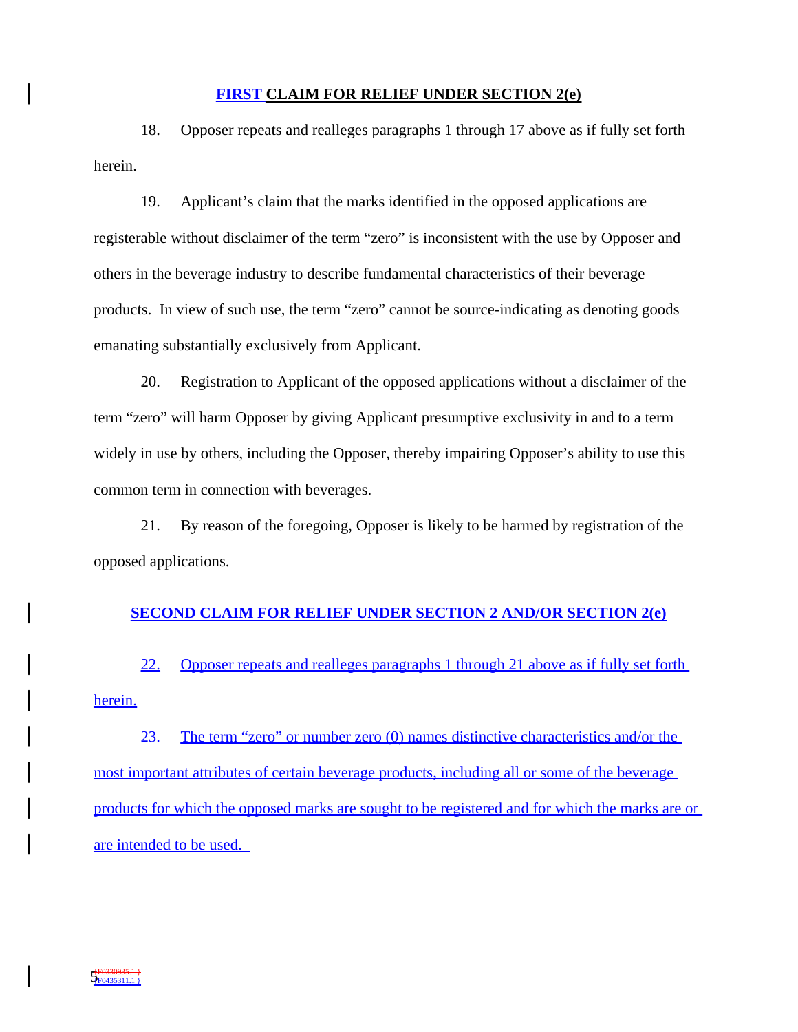## FIRST CLAIM FOR RELIEF UNDER SECTION 2(e)

18. Opposer repeats and realleges paragraphs 1 through 17 above as if fully set forth herein.

19. Applicant's claim that the marks identified in the opposed applications are registerable without disclaimer of the term "zero" is inconsistent with the use by Opposer and others in the beverage industry to describe fundamental characteristics of their beverage products. In view of such use, the term "zero" cannot be source-indicating as denoting goods emanating substantially exclusively from Applicant.

20. Registration to Applicant of the opposed applications without a disclaimer of the term "zero" will harm Opposer by giving Applicant presumptive exclusivity in and to a term widely in use by others, including the Opposer, thereby impairing Opposer's ability to use this common term in connection with beverages.

21. By reason of the foregoing, Opposer is likely to be harmed by registration of the opposed applications.

## SECOND CLAIM FOR RELIEF UNDER SECTION 2 AND/OR SECTION 2(e)

22. Opposer repeats and realleges paragraphs 1 through 21 above as if fully set forth herein.

23. The term "zero" or number zero (0) names distinctive characteristics and/or the most important attributes of certain beverage products, including all or some of the beverage products for which the opposed marks are sought to be registered and for which the marks are or are intended to be used.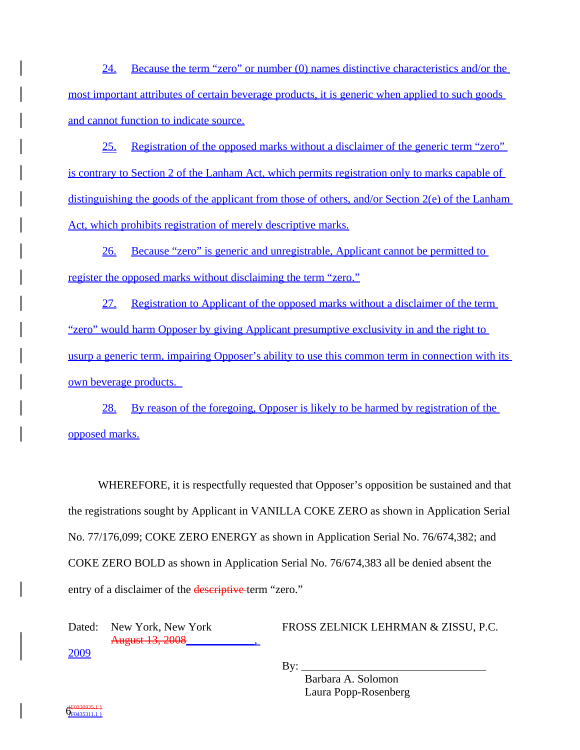24. Because the term "zero" or number (0) names distinctive characteristics and/or the most important attributes of certain beverage products, it is generic when applied to such goods and cannot function to indicate source.

25. Registration of the opposed marks without a disclaimer of the generic term "zero" is contrary to Section 2 of the Lanham Act, which permits registration only to marks capable of distinguishing the goods of the applicant from those of others, and/or Section 2(e) of the Lanham Act, which prohibits registration of merely descriptive marks.

26. Because "zero" is generic and unregistrable, Applicant cannot be permitted to register the opposed marks without disclaiming the term "zero."

27. Registration to Applicant of the opposed marks without a disclaimer of the term "zero" would harm Opposer by giving Applicant presumptive exclusivity in and the right to usurp a generic term, impairing Opposer's ability to use this common term in connection with its own beverage products.

28. By reason of the foregoing, Opposer is likely to be harmed by registration of the opposed marks.

WHEREFORE, it is respectfully requested that Opposer's opposition be sustained and that the registrations sought by Applicant in VANILLA COKE ZERO as shown in Application Serial No. 77/176,099; COKE ZERO ENERGY as shown in Application Serial No. 76/674,382; and COKE ZERO BOLD as shown in Application Serial No. 76/674,383 all be denied absent the entry of a disclaimer of the ~~descriptive~~ term "zero."

Dated: New York, New York
~~August 13, 2008~~ ____________, 2009

FROSS ZELNICK LEHRMAN & ZISSU, P.C.

By: ________________________________
Barbara A. Solomon
Laura Popp-Rosenberg

~~{F0330935.1 }~~
{F0435311.1 }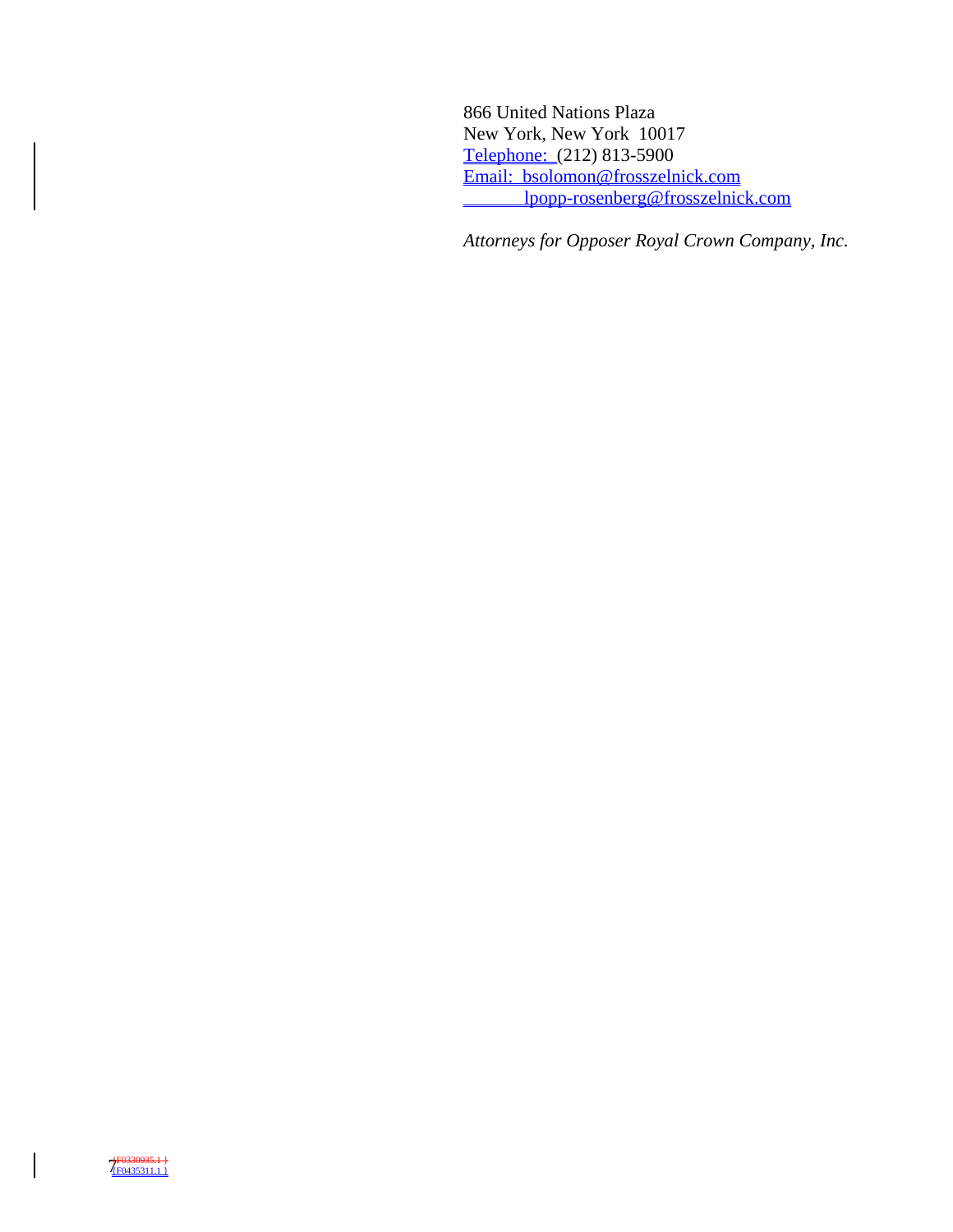866 United Nations Plaza
New York, New York 10017
Telephone: (212) 813-5900
Email: bsolomon@frosszelnick.com
lpopp-rosenberg@frosszelnick.com

*Attorneys for Opposer Royal Crown Company, Inc.*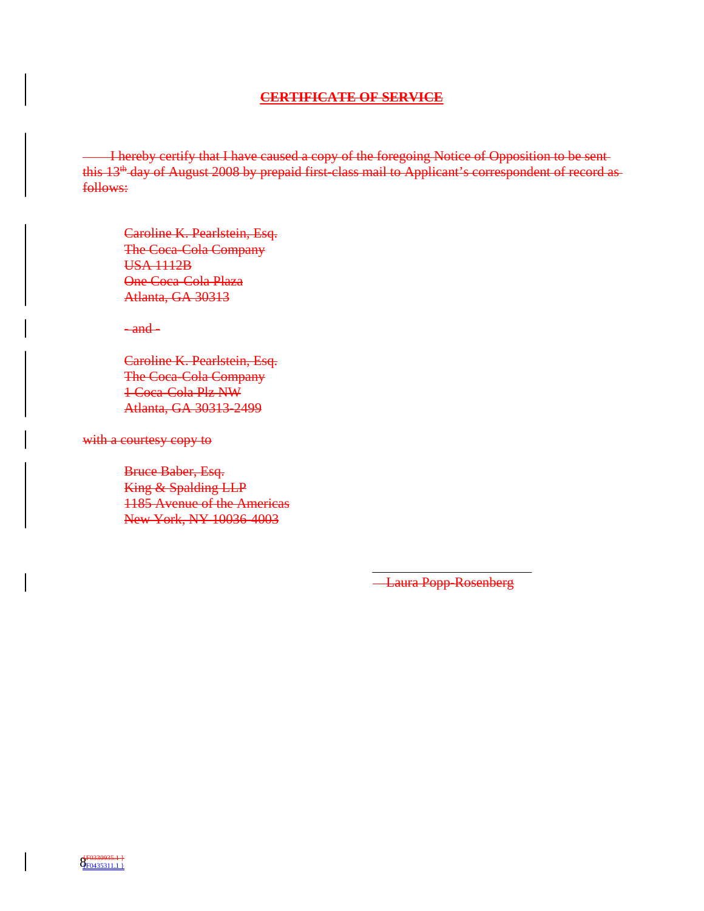## CERTIFICATE OF SERVICE

I hereby certify that I have caused a copy of the foregoing Notice of Opposition to be sent this 13th day of August 2008 by prepaid first-class mail to Applicant's correspondent of record as follows:

Caroline K. Pearlstein, Esq.
The Coca-Cola Company
USA 1112B
One Coca-Cola Plaza
Atlanta, GA 30313

\- and -

Caroline K. Pearlstein, Esq.
The Coca-Cola Company
1 Coca-Cola Plz NW
Atlanta, GA 30313-2499

with a courtesy copy to

Bruce Baber, Esq.
King & Spalding LLP
1185 Avenue of the Americas
New York, NY 10036-4003

\_\_\_\_\_\_\_\_\_\_\_\_\_\_\_\_\_\_\_\_\_\_\_\_
Laura Popp-Rosenberg

{F0330935.1 }
{F0435311.1 }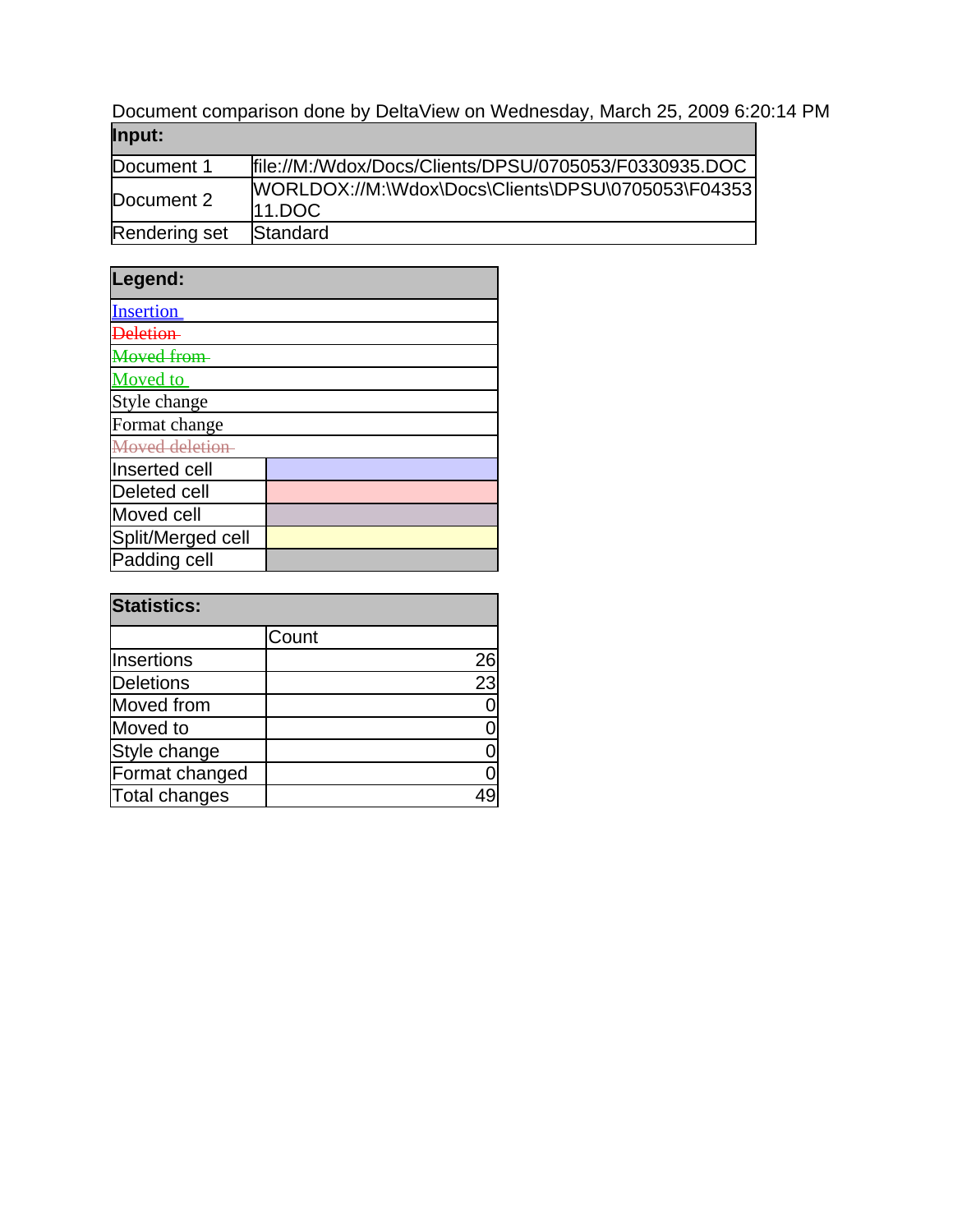Document comparison done by DeltaView on Wednesday, March 25, 2009 6:20:14 PM

| Input: | |
|---|---|
| Document 1 | file://M:/Wdox/Docs/Clients/DPSU/0705053/F0330935.DOC |
| Document 2 | WORLDOX://M:\Wdox\Docs\Clients\DPSU\0705053\F0435311.DOC |
| Rendering set | Standard |

| Legend: | |
|---|---|
| Insertion | |
| ~~Deletion~~ | |
| ~~Moved from~~ | |
| Moved to | |
| Style change | |
| Format change | |
| ~~Moved deletion~~ | |
| Inserted cell | |
| Deleted cell | |
| Moved cell | |
| Split/Merged cell | |
| Padding cell | |

| Statistics: | |
|---|---|
| | Count |
| Insertions | 26 |
| Deletions | 23 |
| Moved from | 0 |
| Moved to | 0 |
| Style change | 0 |
| Format changed | 0 |
| Total changes | 49 |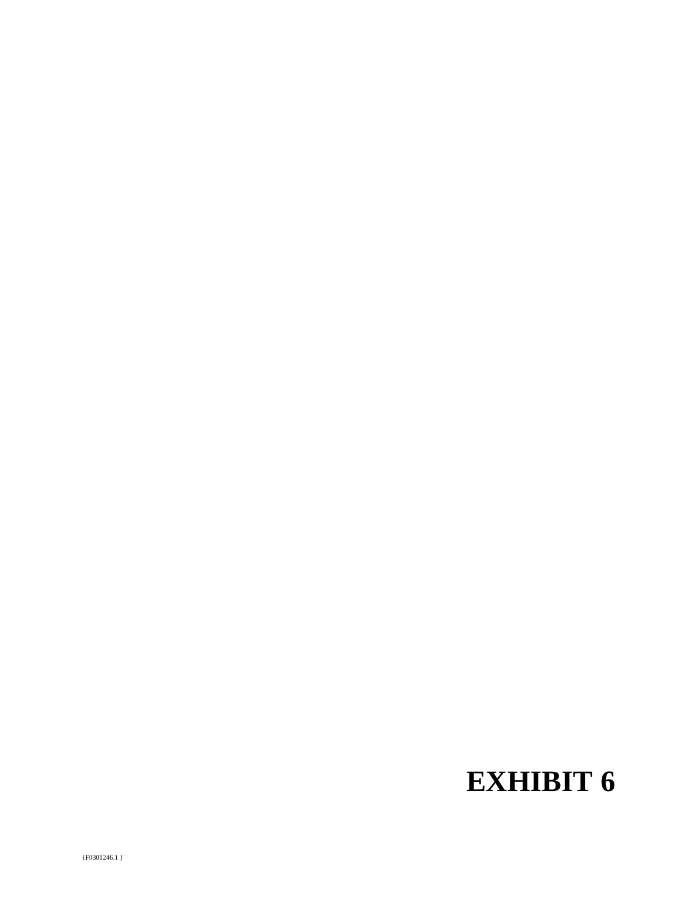# EXHIBIT 6

{F0301246.1 }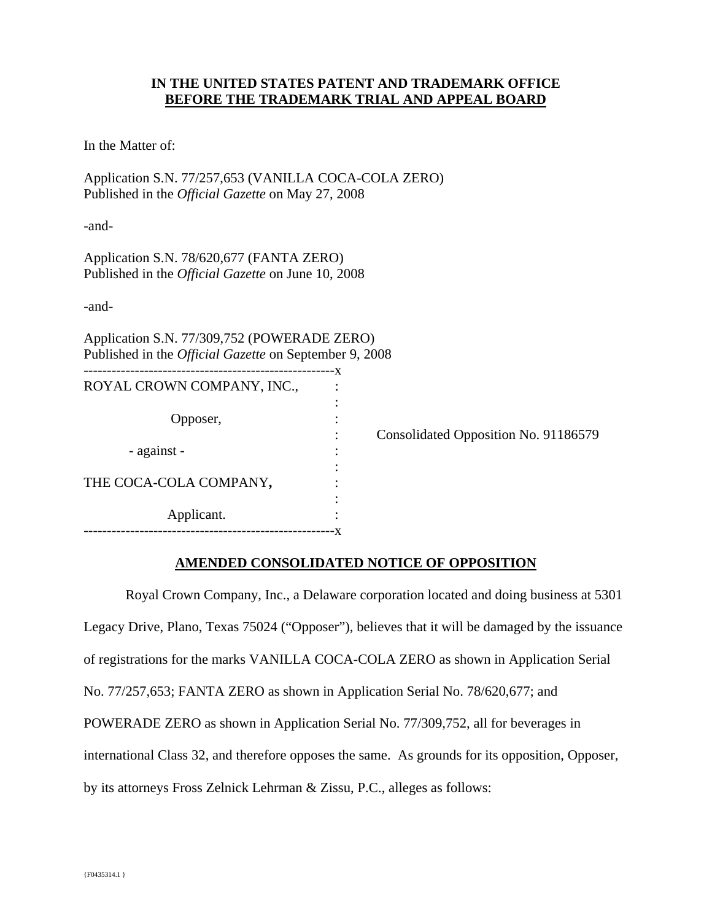**IN THE UNITED STATES PATENT AND TRADEMARK OFFICE**
**BEFORE THE TRADEMARK TRIAL AND APPEAL BOARD**

In the Matter of:

Application S.N. 77/257,653 (VANILLA COCA-COLA ZERO)
Published in the *Official Gazette* on May 27, 2008

-and-

Application S.N. 78/620,677 (FANTA ZERO)
Published in the *Official Gazette* on June 10, 2008

-and-

Application S.N. 77/309,752 (POWERADE ZERO)
Published in the *Official Gazette* on September 9, 2008

```
-----------------------------------------------------x
ROYAL CROWN COMPANY, INC.,          :
                                    :
            Opposer,                :
                                    :    Consolidated Opposition No. 91186579
      - against -                   :
                                    :
THE COCA-COLA COMPANY,              :
                                    :
            Applicant.              :
-----------------------------------------------------x
```

**AMENDED CONSOLIDATED NOTICE OF OPPOSITION**

Royal Crown Company, Inc., a Delaware corporation located and doing business at 5301 Legacy Drive, Plano, Texas 75024 ("Opposer"), believes that it will be damaged by the issuance of registrations for the marks VANILLA COCA-COLA ZERO as shown in Application Serial No. 77/257,653; FANTA ZERO as shown in Application Serial No. 78/620,677; and POWERADE ZERO as shown in Application Serial No. 77/309,752, all for beverages in international Class 32, and therefore opposes the same. As grounds for its opposition, Opposer, by its attorneys Fross Zelnick Lehrman & Zissu, P.C., alleges as follows:

{F0435314.1 }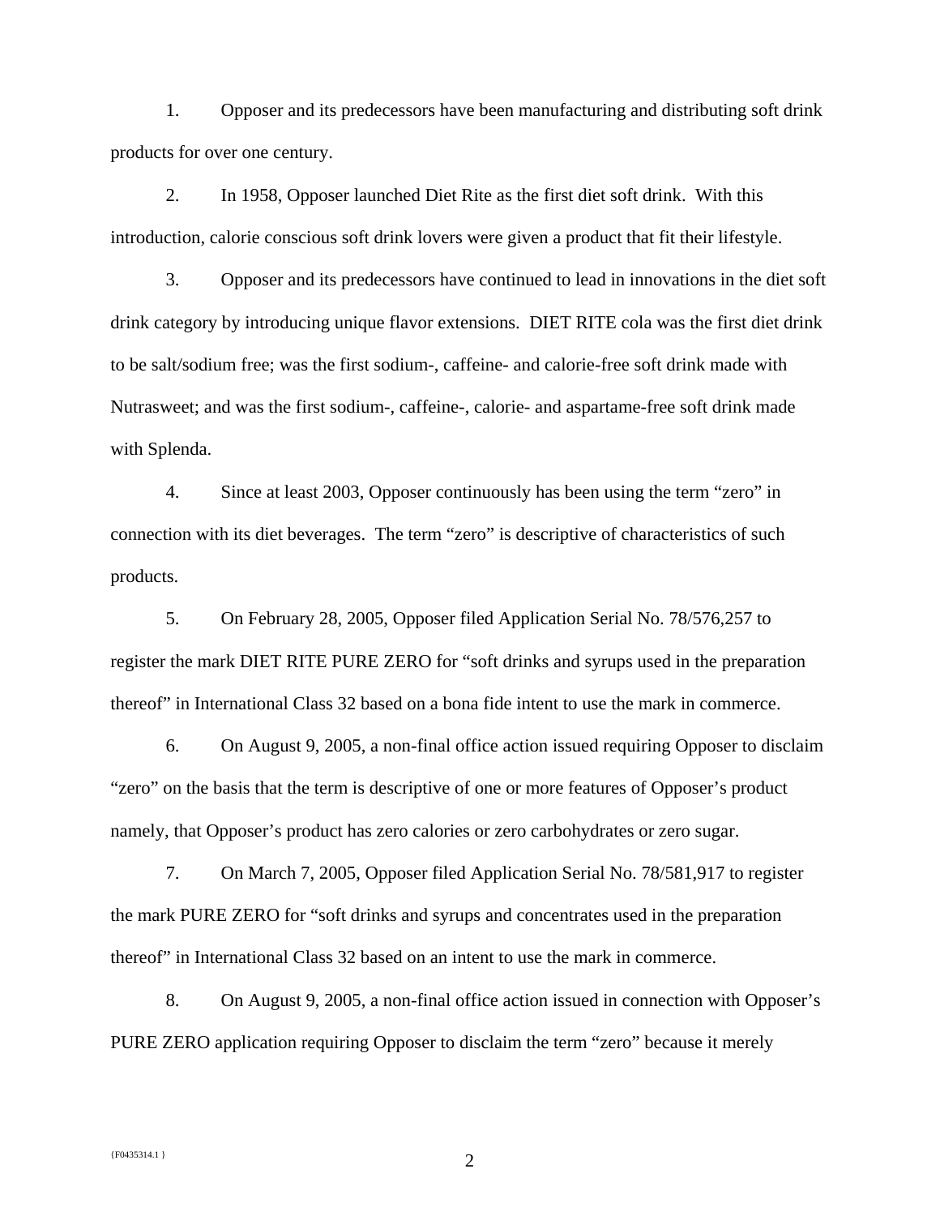1. Opposer and its predecessors have been manufacturing and distributing soft drink products for over one century.

2. In 1958, Opposer launched Diet Rite as the first diet soft drink. With this introduction, calorie conscious soft drink lovers were given a product that fit their lifestyle.

3. Opposer and its predecessors have continued to lead in innovations in the diet soft drink category by introducing unique flavor extensions. DIET RITE cola was the first diet drink to be salt/sodium free; was the first sodium-, caffeine- and calorie-free soft drink made with Nutrasweet; and was the first sodium-, caffeine-, calorie- and aspartame-free soft drink made with Splenda.

4. Since at least 2003, Opposer continuously has been using the term “zero” in connection with its diet beverages. The term “zero” is descriptive of characteristics of such products.

5. On February 28, 2005, Opposer filed Application Serial No. 78/576,257 to register the mark DIET RITE PURE ZERO for “soft drinks and syrups used in the preparation thereof” in International Class 32 based on a bona fide intent to use the mark in commerce.

6. On August 9, 2005, a non-final office action issued requiring Opposer to disclaim “zero” on the basis that the term is descriptive of one or more features of Opposer’s product namely, that Opposer’s product has zero calories or zero carbohydrates or zero sugar.

7. On March 7, 2005, Opposer filed Application Serial No. 78/581,917 to register the mark PURE ZERO for “soft drinks and syrups and concentrates used in the preparation thereof” in International Class 32 based on an intent to use the mark in commerce.

8. On August 9, 2005, a non-final office action issued in connection with Opposer’s PURE ZERO application requiring Opposer to disclaim the term “zero” because it merely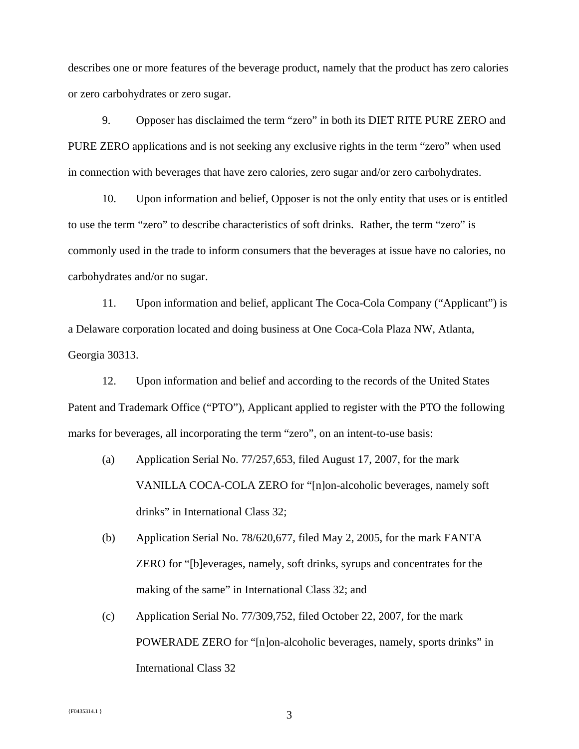describes one or more features of the beverage product, namely that the product has zero calories or zero carbohydrates or zero sugar.

9. Opposer has disclaimed the term "zero" in both its DIET RITE PURE ZERO and PURE ZERO applications and is not seeking any exclusive rights in the term "zero" when used in connection with beverages that have zero calories, zero sugar and/or zero carbohydrates.

10. Upon information and belief, Opposer is not the only entity that uses or is entitled to use the term "zero" to describe characteristics of soft drinks. Rather, the term "zero" is commonly used in the trade to inform consumers that the beverages at issue have no calories, no carbohydrates and/or no sugar.

11. Upon information and belief, applicant The Coca-Cola Company ("Applicant") is a Delaware corporation located and doing business at One Coca-Cola Plaza NW, Atlanta, Georgia 30313.

12. Upon information and belief and according to the records of the United States Patent and Trademark Office ("PTO"), Applicant applied to register with the PTO the following marks for beverages, all incorporating the term "zero", on an intent-to-use basis:

(a) Application Serial No. 77/257,653, filed August 17, 2007, for the mark VANILLA COCA-COLA ZERO for "[n]on-alcoholic beverages, namely soft drinks" in International Class 32;

(b) Application Serial No. 78/620,677, filed May 2, 2005, for the mark FANTA ZERO for "[b]everages, namely, soft drinks, syrups and concentrates for the making of the same" in International Class 32; and

(c) Application Serial No. 77/309,752, filed October 22, 2007, for the mark POWERADE ZERO for "[n]on-alcoholic beverages, namely, sports drinks" in International Class 32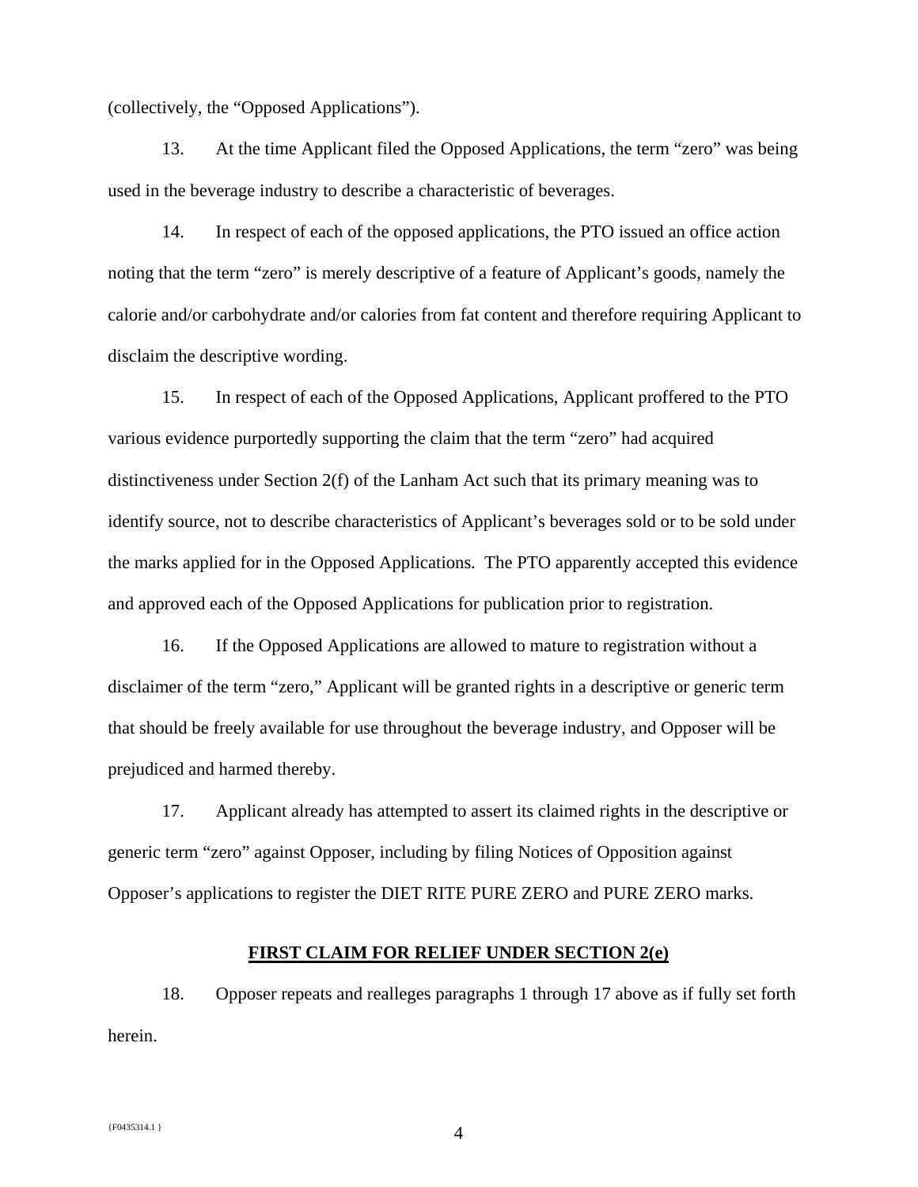(collectively, the "Opposed Applications").

13. At the time Applicant filed the Opposed Applications, the term "zero" was being used in the beverage industry to describe a characteristic of beverages.

14. In respect of each of the opposed applications, the PTO issued an office action noting that the term "zero" is merely descriptive of a feature of Applicant's goods, namely the calorie and/or carbohydrate and/or calories from fat content and therefore requiring Applicant to disclaim the descriptive wording.

15. In respect of each of the Opposed Applications, Applicant proffered to the PTO various evidence purportedly supporting the claim that the term "zero" had acquired distinctiveness under Section 2(f) of the Lanham Act such that its primary meaning was to identify source, not to describe characteristics of Applicant's beverages sold or to be sold under the marks applied for in the Opposed Applications. The PTO apparently accepted this evidence and approved each of the Opposed Applications for publication prior to registration.

16. If the Opposed Applications are allowed to mature to registration without a disclaimer of the term "zero," Applicant will be granted rights in a descriptive or generic term that should be freely available for use throughout the beverage industry, and Opposer will be prejudiced and harmed thereby.

17. Applicant already has attempted to assert its claimed rights in the descriptive or generic term "zero" against Opposer, including by filing Notices of Opposition against Opposer's applications to register the DIET RITE PURE ZERO and PURE ZERO marks.

**FIRST CLAIM FOR RELIEF UNDER SECTION 2(e)**

18. Opposer repeats and realleges paragraphs 1 through 17 above as if fully set forth herein.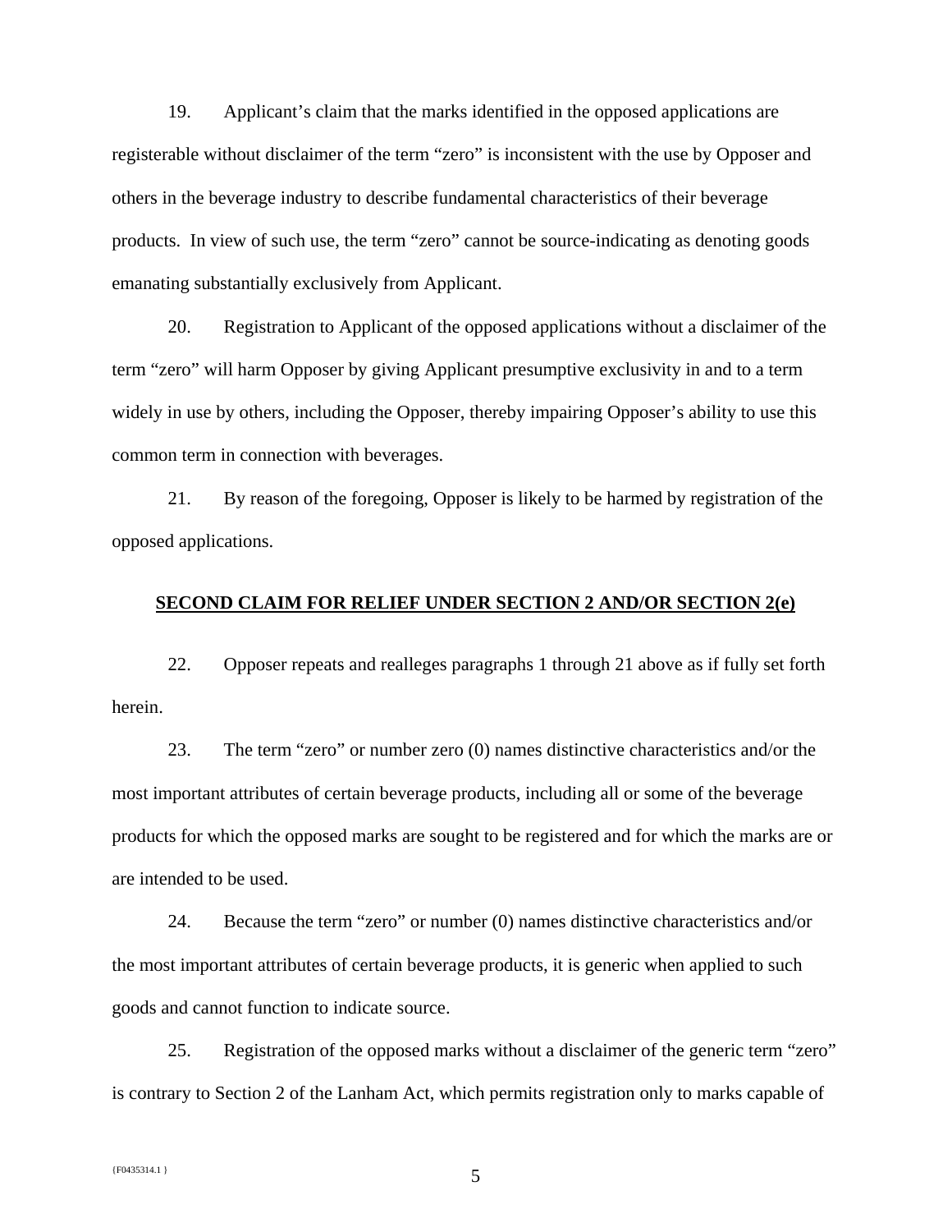19. Applicant's claim that the marks identified in the opposed applications are registerable without disclaimer of the term "zero" is inconsistent with the use by Opposer and others in the beverage industry to describe fundamental characteristics of their beverage products. In view of such use, the term "zero" cannot be source-indicating as denoting goods emanating substantially exclusively from Applicant.

20. Registration to Applicant of the opposed applications without a disclaimer of the term "zero" will harm Opposer by giving Applicant presumptive exclusivity in and to a term widely in use by others, including the Opposer, thereby impairing Opposer's ability to use this common term in connection with beverages.

21. By reason of the foregoing, Opposer is likely to be harmed by registration of the opposed applications.

**SECOND CLAIM FOR RELIEF UNDER SECTION 2 AND/OR SECTION 2(e)**

22. Opposer repeats and realleges paragraphs 1 through 21 above as if fully set forth herein.

23. The term "zero" or number zero (0) names distinctive characteristics and/or the most important attributes of certain beverage products, including all or some of the beverage products for which the opposed marks are sought to be registered and for which the marks are or are intended to be used.

24. Because the term "zero" or number (0) names distinctive characteristics and/or the most important attributes of certain beverage products, it is generic when applied to such goods and cannot function to indicate source.

25. Registration of the opposed marks without a disclaimer of the generic term "zero" is contrary to Section 2 of the Lanham Act, which permits registration only to marks capable of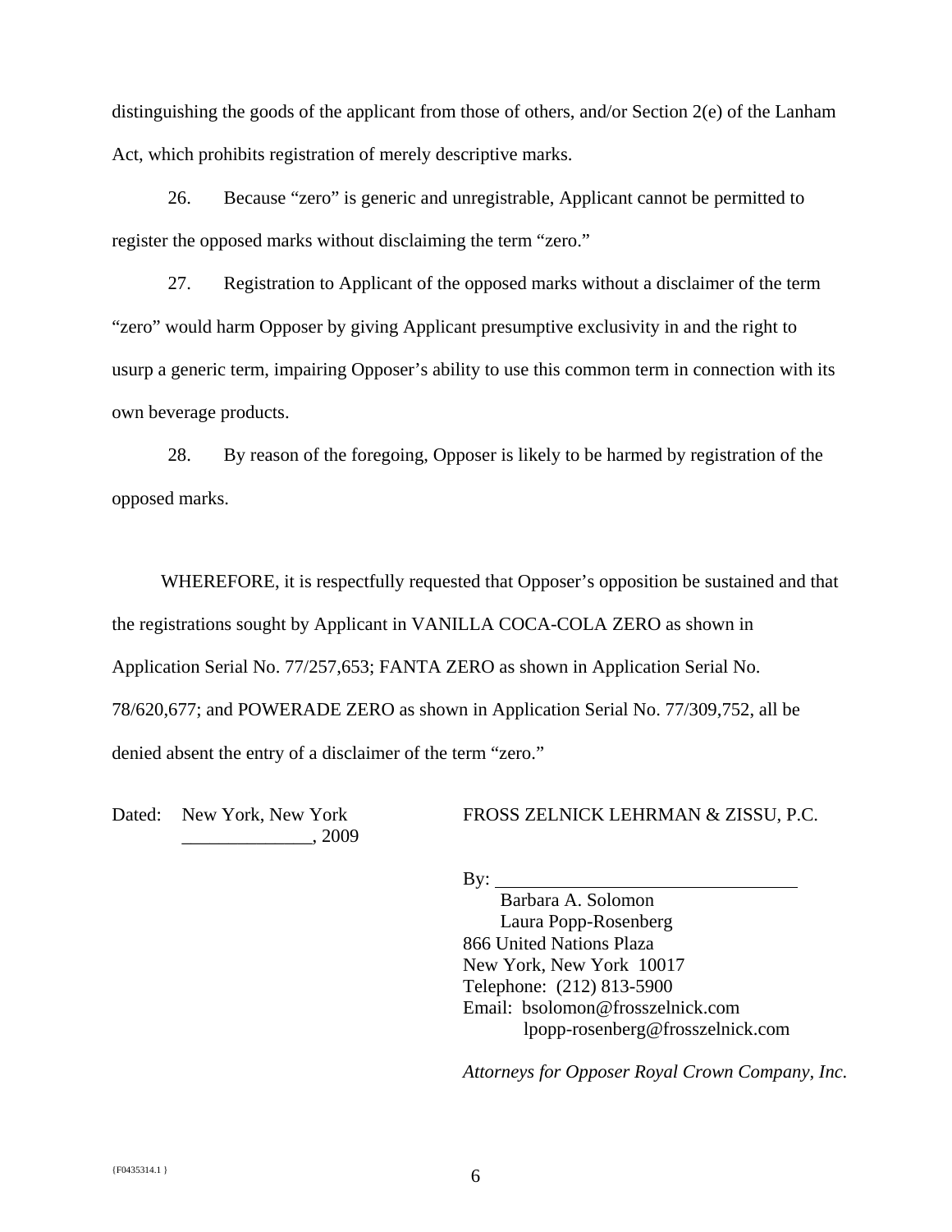distinguishing the goods of the applicant from those of others, and/or Section 2(e) of the Lanham Act, which prohibits registration of merely descriptive marks.

26. Because "zero" is generic and unregistrable, Applicant cannot be permitted to register the opposed marks without disclaiming the term "zero."

27. Registration to Applicant of the opposed marks without a disclaimer of the term "zero" would harm Opposer by giving Applicant presumptive exclusivity in and the right to usurp a generic term, impairing Opposer's ability to use this common term in connection with its own beverage products.

28. By reason of the foregoing, Opposer is likely to be harmed by registration of the opposed marks.

WHEREFORE, it is respectfully requested that Opposer's opposition be sustained and that the registrations sought by Applicant in VANILLA COCA-COLA ZERO as shown in Application Serial No. 77/257,653; FANTA ZERO as shown in Application Serial No. 78/620,677; and POWERADE ZERO as shown in Application Serial No. 77/309,752, all be denied absent the entry of a disclaimer of the term "zero."

Dated: New York, New York
______________, 2009

FROSS ZELNICK LEHRMAN & ZISSU, P.C.

By: ________________________________
Barbara A. Solomon
Laura Popp-Rosenberg
866 United Nations Plaza
New York, New York 10017
Telephone: (212) 813-5900
Email: bsolomon@frosszelnick.com
lpopp-rosenberg@frosszelnick.com

*Attorneys for Opposer Royal Crown Company, Inc.*

{F0435314.1 }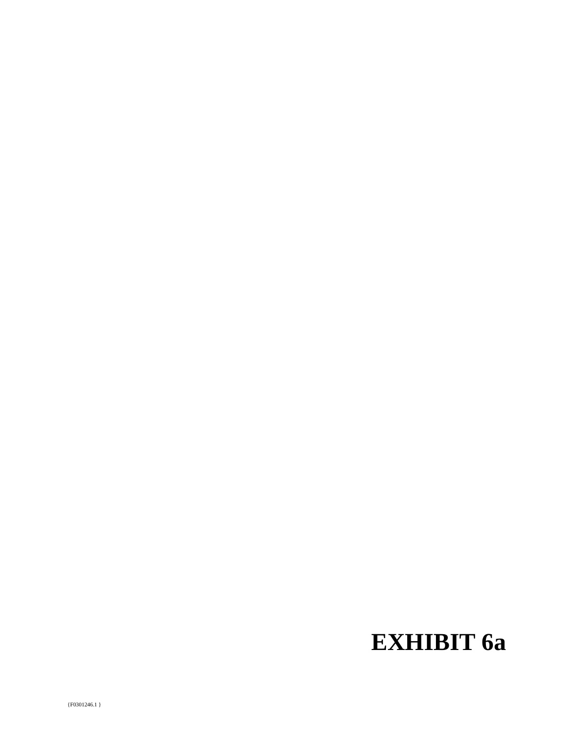# EXHIBIT 6a

{F0301246.1 }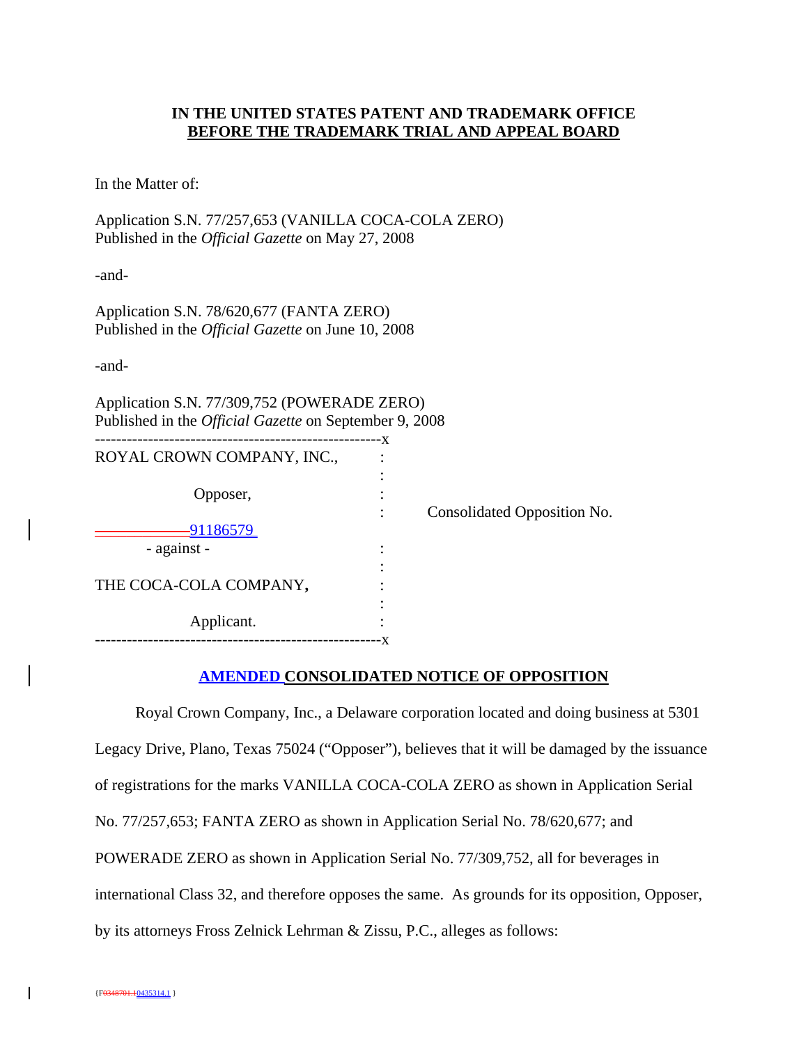**IN THE UNITED STATES PATENT AND TRADEMARK OFFICE**
**BEFORE THE TRADEMARK TRIAL AND APPEAL BOARD**

In the Matter of:

Application S.N. 77/257,653 (VANILLA COCA-COLA ZERO)
Published in the *Official Gazette* on May 27, 2008

-and-

Application S.N. 78/620,677 (FANTA ZERO)
Published in the *Official Gazette* on June 10, 2008

-and-

Application S.N. 77/309,752 (POWERADE ZERO)
Published in the *Official Gazette* on September 9, 2008

------------------------------------------------------x

ROYAL CROWN COMPANY, INC., :

Opposer, :

: Consolidated Opposition No. 91186579

- against - :

THE COCA-COLA COMPANY, :

Applicant. :

------------------------------------------------------x

**AMENDED CONSOLIDATED NOTICE OF OPPOSITION**

Royal Crown Company, Inc., a Delaware corporation located and doing business at 5301 Legacy Drive, Plano, Texas 75024 ("Opposer"), believes that it will be damaged by the issuance of registrations for the marks VANILLA COCA-COLA ZERO as shown in Application Serial No. 77/257,653; FANTA ZERO as shown in Application Serial No. 78/620,677; and POWERADE ZERO as shown in Application Serial No. 77/309,752, all for beverages in international Class 32, and therefore opposes the same. As grounds for its opposition, Opposer, by its attorneys Fross Zelnick Lehrman & Zissu, P.C., alleges as follows:

{F0348701.10435314.1 }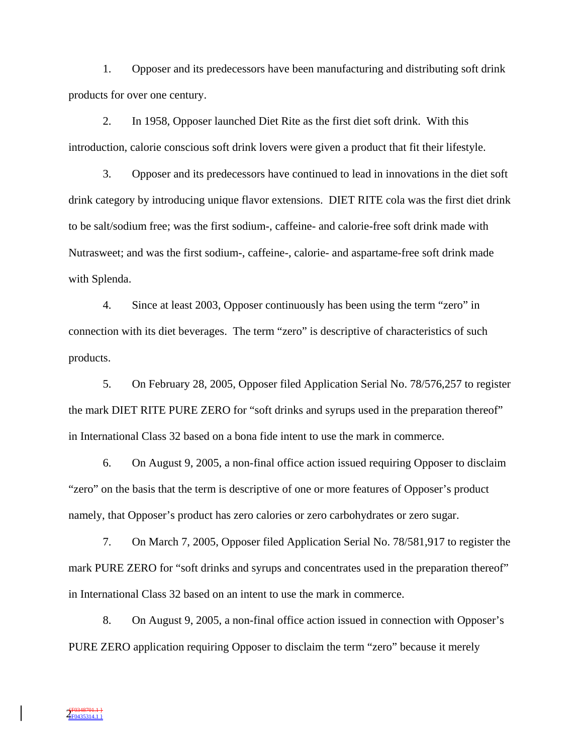1. Opposer and its predecessors have been manufacturing and distributing soft drink products for over one century.

2. In 1958, Opposer launched Diet Rite as the first diet soft drink. With this introduction, calorie conscious soft drink lovers were given a product that fit their lifestyle.

3. Opposer and its predecessors have continued to lead in innovations in the diet soft drink category by introducing unique flavor extensions. DIET RITE cola was the first diet drink to be salt/sodium free; was the first sodium-, caffeine- and calorie-free soft drink made with Nutrasweet; and was the first sodium-, caffeine-, calorie- and aspartame-free soft drink made with Splenda.

4. Since at least 2003, Opposer continuously has been using the term "zero" in connection with its diet beverages. The term "zero" is descriptive of characteristics of such products.

5. On February 28, 2005, Opposer filed Application Serial No. 78/576,257 to register the mark DIET RITE PURE ZERO for "soft drinks and syrups used in the preparation thereof" in International Class 32 based on a bona fide intent to use the mark in commerce.

6. On August 9, 2005, a non-final office action issued requiring Opposer to disclaim "zero" on the basis that the term is descriptive of one or more features of Opposer's product namely, that Opposer's product has zero calories or zero carbohydrates or zero sugar.

7. On March 7, 2005, Opposer filed Application Serial No. 78/581,917 to register the mark PURE ZERO for "soft drinks and syrups and concentrates used in the preparation thereof" in International Class 32 based on an intent to use the mark in commerce.

8. On August 9, 2005, a non-final office action issued in connection with Opposer's PURE ZERO application requiring Opposer to disclaim the term "zero" because it merely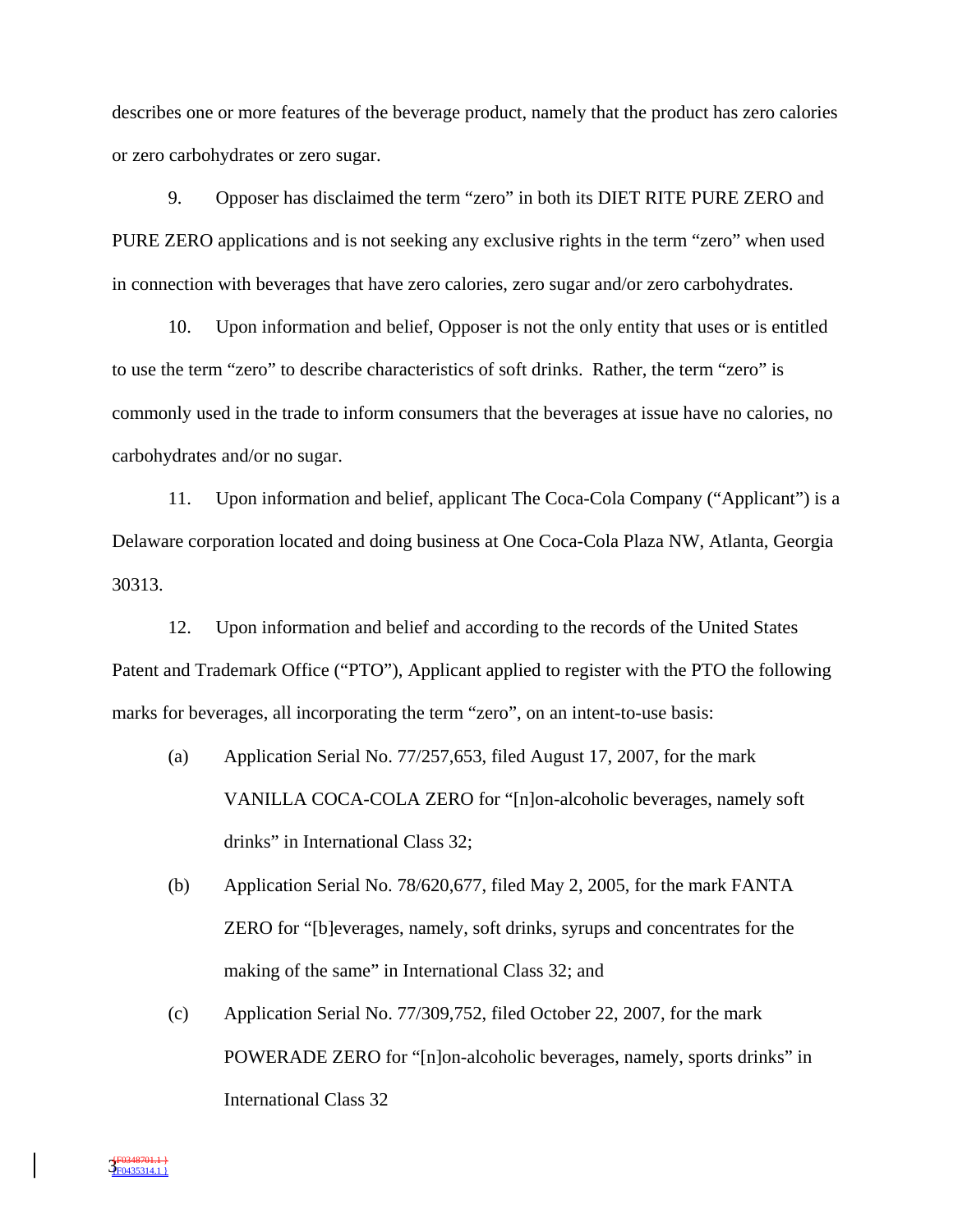describes one or more features of the beverage product, namely that the product has zero calories or zero carbohydrates or zero sugar.

9. Opposer has disclaimed the term "zero" in both its DIET RITE PURE ZERO and PURE ZERO applications and is not seeking any exclusive rights in the term "zero" when used in connection with beverages that have zero calories, zero sugar and/or zero carbohydrates.

10. Upon information and belief, Opposer is not the only entity that uses or is entitled to use the term "zero" to describe characteristics of soft drinks. Rather, the term "zero" is commonly used in the trade to inform consumers that the beverages at issue have no calories, no carbohydrates and/or no sugar.

11. Upon information and belief, applicant The Coca-Cola Company ("Applicant") is a Delaware corporation located and doing business at One Coca-Cola Plaza NW, Atlanta, Georgia 30313.

12. Upon information and belief and according to the records of the United States Patent and Trademark Office ("PTO"), Applicant applied to register with the PTO the following marks for beverages, all incorporating the term "zero", on an intent-to-use basis:

(a) Application Serial No. 77/257,653, filed August 17, 2007, for the mark VANILLA COCA-COLA ZERO for "[n]on-alcoholic beverages, namely soft drinks" in International Class 32;

(b) Application Serial No. 78/620,677, filed May 2, 2005, for the mark FANTA ZERO for "[b]everages, namely, soft drinks, syrups and concentrates for the making of the same" in International Class 32; and

(c) Application Serial No. 77/309,752, filed October 22, 2007, for the mark POWERADE ZERO for "[n]on-alcoholic beverages, namely, sports drinks" in International Class 32

{F0348701.1 }
{F0435314.1 }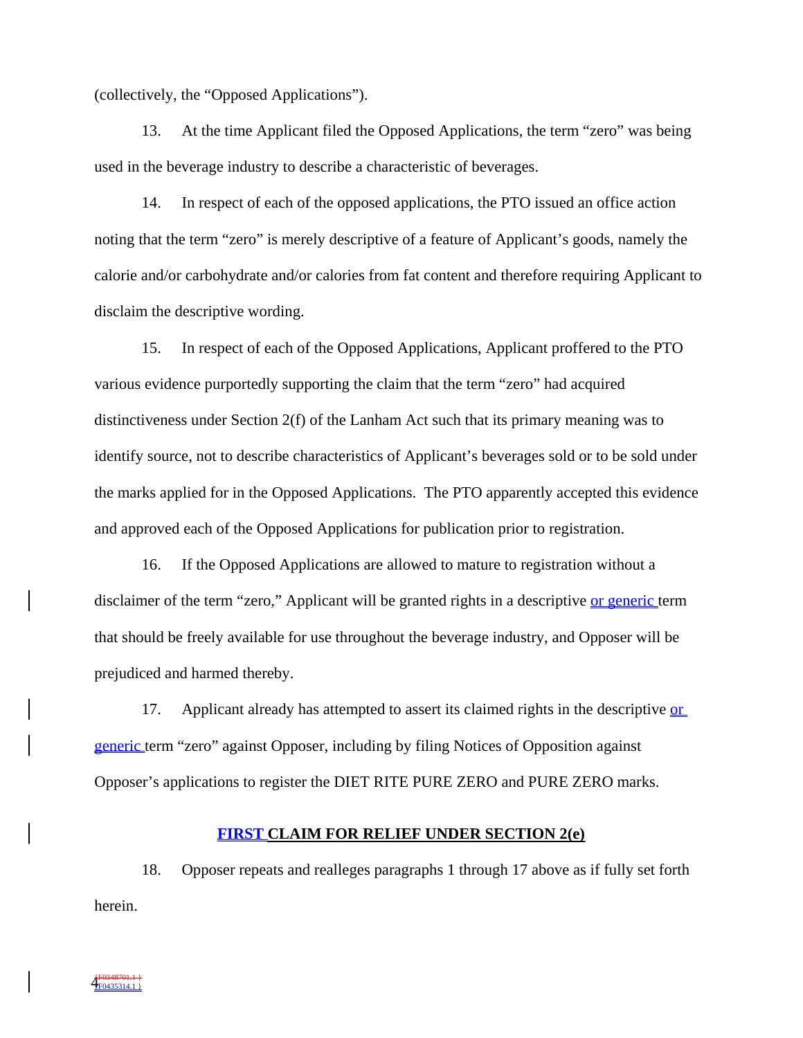(collectively, the "Opposed Applications").

13. At the time Applicant filed the Opposed Applications, the term "zero" was being used in the beverage industry to describe a characteristic of beverages.

14. In respect of each of the opposed applications, the PTO issued an office action noting that the term "zero" is merely descriptive of a feature of Applicant's goods, namely the calorie and/or carbohydrate and/or calories from fat content and therefore requiring Applicant to disclaim the descriptive wording.

15. In respect of each of the Opposed Applications, Applicant proffered to the PTO various evidence purportedly supporting the claim that the term "zero" had acquired distinctiveness under Section 2(f) of the Lanham Act such that its primary meaning was to identify source, not to describe characteristics of Applicant's beverages sold or to be sold under the marks applied for in the Opposed Applications. The PTO apparently accepted this evidence and approved each of the Opposed Applications for publication prior to registration.

16. If the Opposed Applications are allowed to mature to registration without a disclaimer of the term "zero," Applicant will be granted rights in a descriptive or generic term that should be freely available for use throughout the beverage industry, and Opposer will be prejudiced and harmed thereby.

17. Applicant already has attempted to assert its claimed rights in the descriptive or generic term "zero" against Opposer, including by filing Notices of Opposition against Opposer's applications to register the DIET RITE PURE ZERO and PURE ZERO marks.

**FIRST CLAIM FOR RELIEF UNDER SECTION 2(e)**

18. Opposer repeats and realleges paragraphs 1 through 17 above as if fully set forth herein.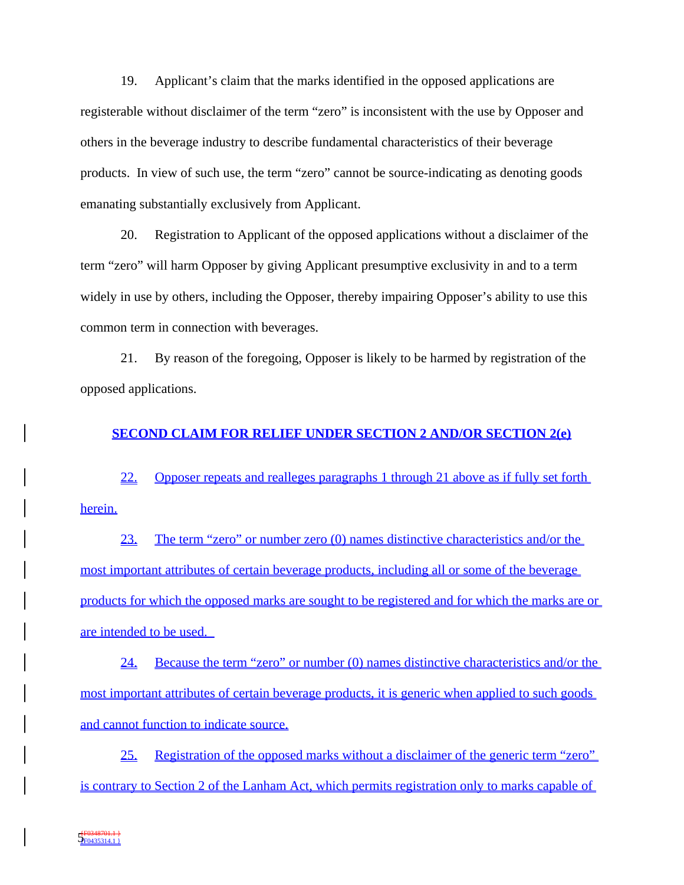19. Applicant's claim that the marks identified in the opposed applications are registerable without disclaimer of the term "zero" is inconsistent with the use by Opposer and others in the beverage industry to describe fundamental characteristics of their beverage products. In view of such use, the term "zero" cannot be source-indicating as denoting goods emanating substantially exclusively from Applicant.

20. Registration to Applicant of the opposed applications without a disclaimer of the term "zero" will harm Opposer by giving Applicant presumptive exclusivity in and to a term widely in use by others, including the Opposer, thereby impairing Opposer's ability to use this common term in connection with beverages.

21. By reason of the foregoing, Opposer is likely to be harmed by registration of the opposed applications.

**SECOND CLAIM FOR RELIEF UNDER SECTION 2 AND/OR SECTION 2(e)**

22. Opposer repeats and realleges paragraphs 1 through 21 above as if fully set forth herein.

23. The term "zero" or number zero (0) names distinctive characteristics and/or the most important attributes of certain beverage products, including all or some of the beverage products for which the opposed marks are sought to be registered and for which the marks are or are intended to be used.

24. Because the term "zero" or number (0) names distinctive characteristics and/or the most important attributes of certain beverage products, it is generic when applied to such goods and cannot function to indicate source.

25. Registration of the opposed marks without a disclaimer of the generic term "zero" is contrary to Section 2 of the Lanham Act, which permits registration only to marks capable of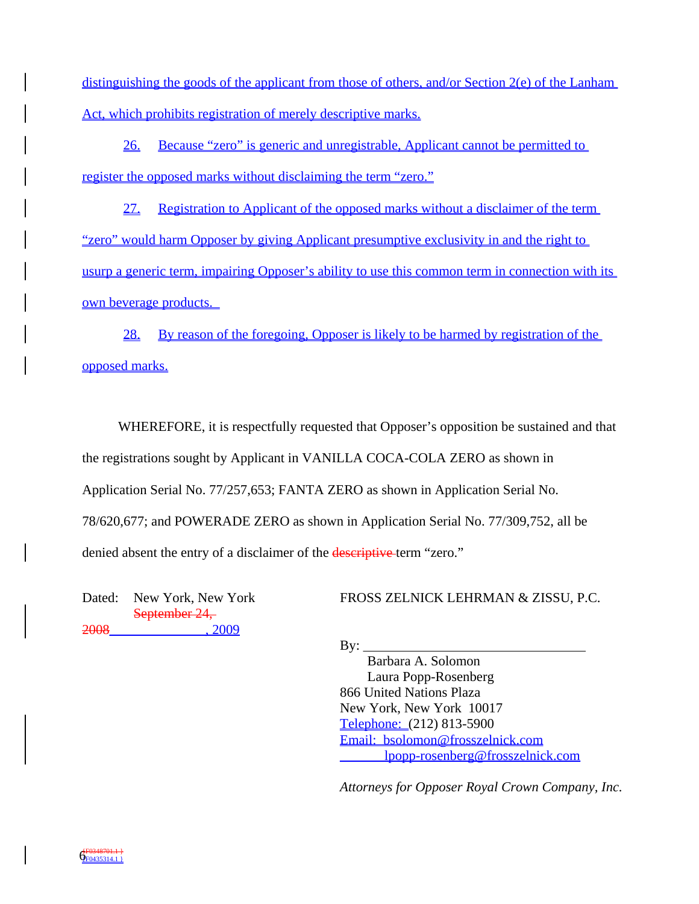distinguishing the goods of the applicant from those of others, and/or Section 2(e) of the Lanham Act, which prohibits registration of merely descriptive marks.

26. Because "zero" is generic and unregistrable, Applicant cannot be permitted to register the opposed marks without disclaiming the term "zero."

27. Registration to Applicant of the opposed marks without a disclaimer of the term "zero" would harm Opposer by giving Applicant presumptive exclusivity in and the right to usurp a generic term, impairing Opposer's ability to use this common term in connection with its own beverage products.

28. By reason of the foregoing, Opposer is likely to be harmed by registration of the opposed marks.

WHEREFORE, it is respectfully requested that Opposer's opposition be sustained and that the registrations sought by Applicant in VANILLA COCA-COLA ZERO as shown in Application Serial No. 77/257,653; FANTA ZERO as shown in Application Serial No. 78/620,677; and POWERADE ZERO as shown in Application Serial No. 77/309,752, all be denied absent the entry of a disclaimer of the ~~descriptive~~ term "zero."

Dated: New York, New York
~~September 24, 2008~~ ______________, 2009

FROSS ZELNICK LEHRMAN & ZISSU, P.C.

By: ________________________________
Barbara A. Solomon
Laura Popp-Rosenberg
866 United Nations Plaza
New York, New York 10017
Telephone: (212) 813-5900
Email: bsolomon@frosszelnick.com
lpopp-rosenberg@frosszelnick.com

*Attorneys for Opposer Royal Crown Company, Inc.*

~~{F0348701.1 }~~ {F0435314.1 }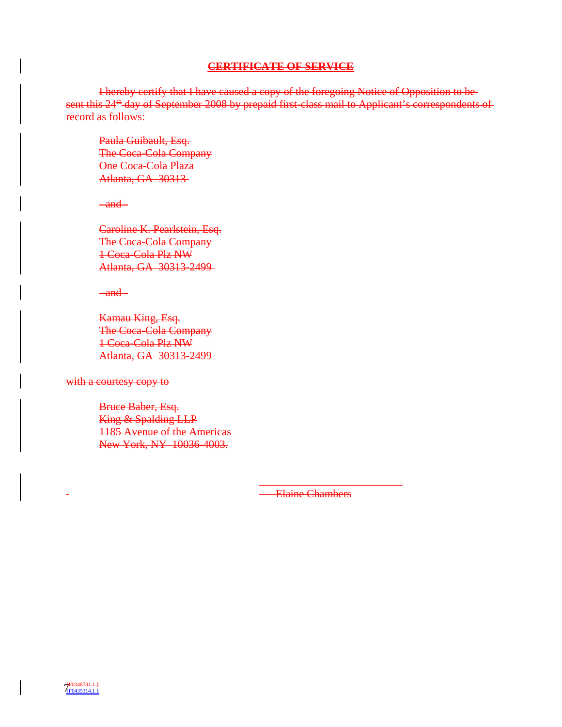## CERTIFICATE OF SERVICE

I hereby certify that I have caused a copy of the foregoing Notice of Opposition to be sent this 24[th] day of September 2008 by prepaid first-class mail to Applicant's correspondents of record as follows:

Paula Guibault, Esq.
The Coca-Cola Company
One Coca-Cola Plaza
Atlanta, GA 30313

\- and -

Caroline K. Pearlstein, Esq.
The Coca-Cola Company
1 Coca-Cola Plz NW
Atlanta, GA 30313-2499

\- and -

Kamau King, Esq.
The Coca-Cola Company
1 Coca-Cola Plz NW
Atlanta, GA 30313-2499

with a courtesy copy to

Bruce Baber, Esq.
King & Spalding LLP
1185 Avenue of the Americas
New York, NY 10036-4003.

\_\_\_\_\_\_\_\_\_\_\_\_\_\_\_\_\_\_\_\_\_\_\_\_\_\_\_\_
Elaine Chambers

{F0348701.1 }
{F0435314.1 }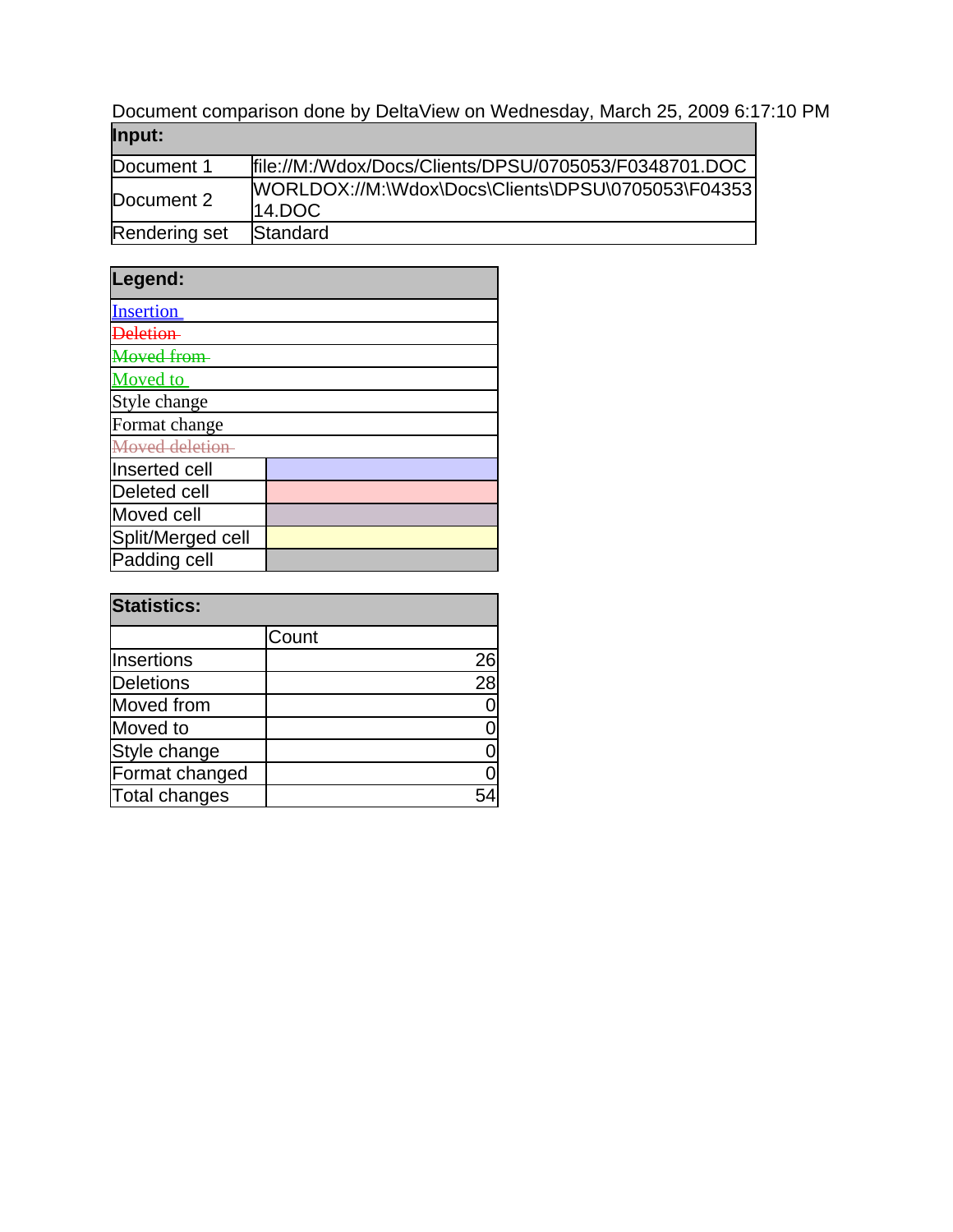Document comparison done by DeltaView on Wednesday, March 25, 2009 6:17:10 PM

| **Input:** | |
|---|---|
| Document 1 | file://M:/Wdox/Docs/Clients/DPSU/0705053/F0348701.DOC |
| Document 2 | WORLDOX://M:\Wdox\Docs\Clients\DPSU\0705053\F0435314.DOC |
| Rendering set | Standard |

| **Legend:** | |
|---|---|
| Insertion | |
| ~~Deletion~~ | |
| ~~Moved from~~ | |
| Moved to | |
| Style change | |
| Format change | |
| ~~Moved deletion~~ | |
| Inserted cell | |
| Deleted cell | |
| Moved cell | |
| Split/Merged cell | |
| Padding cell | |

| **Statistics:** | |
|---|---|
| | Count |
| Insertions | 26 |
| Deletions | 28 |
| Moved from | 0 |
| Moved to | 0 |
| Style change | 0 |
| Format changed | 0 |
| Total changes | 54 |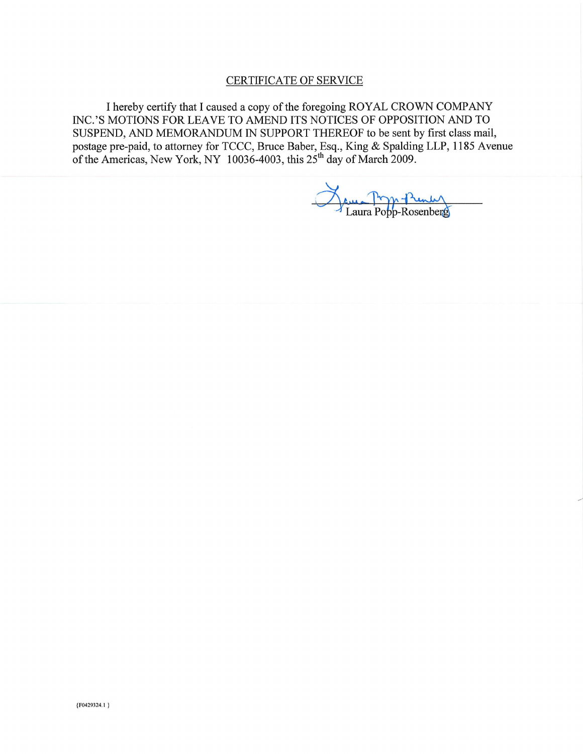CERTIFICATE OF SERVICE

I hereby certify that I caused a copy of the foregoing ROYAL CROWN COMPANY INC.'S MOTIONS FOR LEAVE TO AMEND ITS NOTICES OF OPPOSITION AND TO SUSPEND, AND MEMORANDUM IN SUPPORT THEREOF to be sent by first class mail, postage pre-paid, to attorney for TCCC, Bruce Baber, Esq., King & Spalding LLP, 1185 Avenue of the Americas, New York, NY 10036-4003, this 25th day of March 2009.

Laura Popp-Rosenberg

{F0429324.1 }